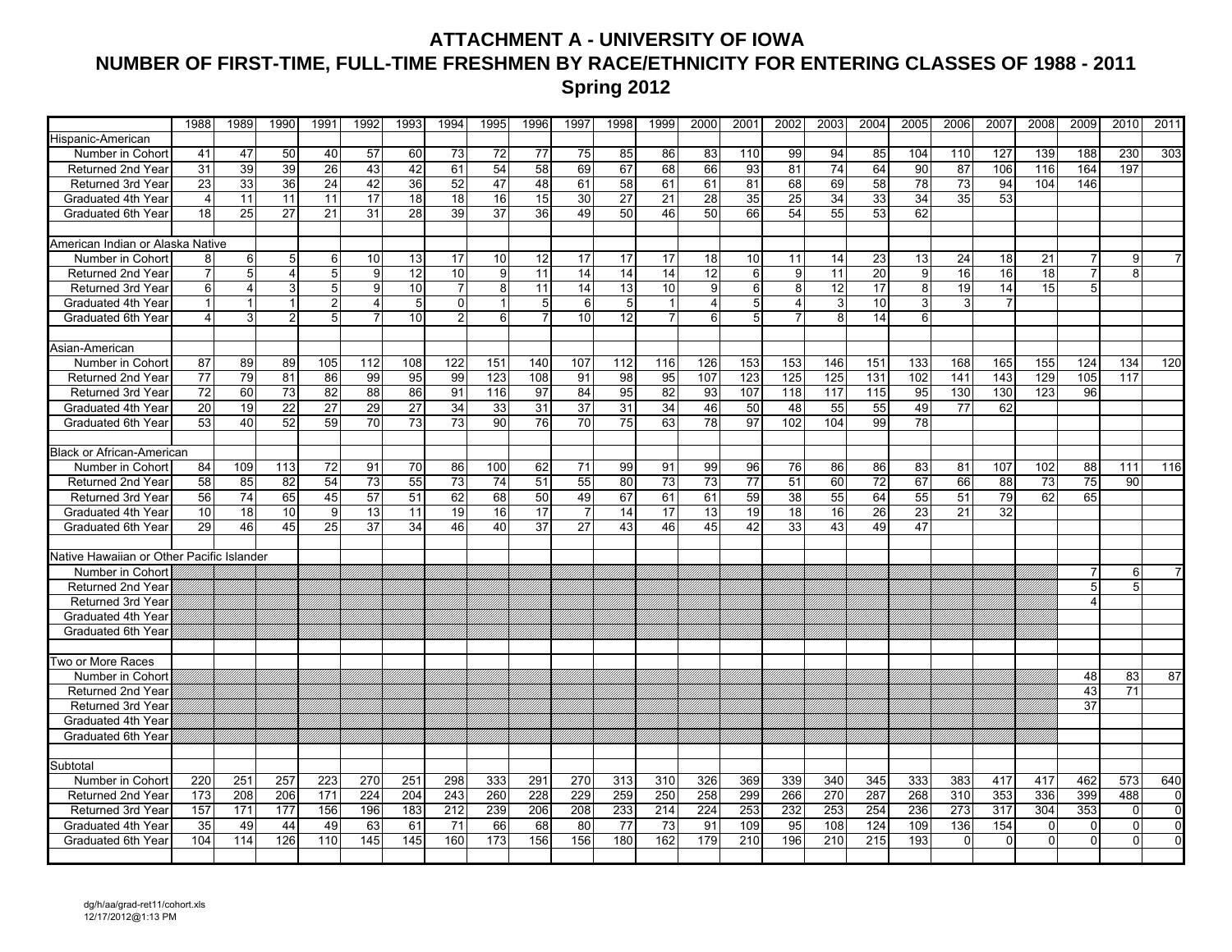# ATTACHMENT A - UNIVERSITY OF IOWA
## NUMBER OF FIRST-TIME, FULL-TIME FRESHMEN BY RACE/ETHNICITY FOR ENTERING CLASSES OF 1988 - 2011
### Spring 2012

| | 1988 | 1989 | 1990 | 1991 | 1992 | 1993 | 1994 | 1995 | 1996 | 1997 | 1998 | 1999 | 2000 | 2001 | 2002 | 2003 | 2004 | 2005 | 2006 | 2007 | 2008 | 2009 | 2010 | 2011 |
|---|---|---|---|---|---|---|---|---|---|---|---|---|---|---|---|---|---|---|---|---|---|---|---|---|
| Hispanic-American | | | | | | | | | | | | | | | | | | | | | | | | |
| Number in Cohort | 41 | 47 | 50 | 40 | 57 | 60 | 73 | 72 | 77 | 75 | 85 | 86 | 83 | 110 | 99 | 94 | 85 | 104 | 110 | 127 | 139 | 188 | 230 | 303 |
| Returned 2nd Year | 31 | 39 | 39 | 26 | 43 | 42 | 61 | 54 | 58 | 69 | 67 | 68 | 66 | 93 | 81 | 74 | 64 | 90 | 87 | 106 | 116 | 164 | 197 | |
| Returned 3rd Year | 23 | 33 | 36 | 24 | 42 | 36 | 52 | 47 | 48 | 61 | 58 | 61 | 61 | 81 | 68 | 69 | 58 | 78 | 73 | 94 | 104 | 146 | | |
| Graduated 4th Year | 4 | 11 | 11 | 11 | 17 | 18 | 18 | 16 | 15 | 30 | 27 | 21 | 28 | 35 | 25 | 34 | 33 | 34 | 35 | 53 | | | | |
| Graduated 6th Year | 18 | 25 | 27 | 21 | 31 | 28 | 39 | 37 | 36 | 49 | 50 | 46 | 50 | 66 | 54 | 55 | 53 | 62 | | | | | | |
| American Indian or Alaska Native | | | | | | | | | | | | | | | | | | | | | | | | |
| Number in Cohort | 8 | 6 | 5 | 6 | 10 | 13 | 17 | 10 | 12 | 17 | 17 | 17 | 18 | 10 | 11 | 14 | 23 | 13 | 24 | 18 | 21 | 7 | 9 | 7 |
| Returned 2nd Year | 7 | 5 | 4 | 5 | 9 | 12 | 10 | 9 | 11 | 14 | 14 | 14 | 12 | 6 | 9 | 11 | 20 | 9 | 16 | 16 | 18 | 7 | 8 | |
| Returned 3rd Year | 6 | 4 | 3 | 5 | 9 | 10 | 7 | 8 | 11 | 14 | 13 | 10 | 9 | 6 | 8 | 12 | 17 | 8 | 19 | 14 | 15 | 5 | | |
| Graduated 4th Year | 1 | 1 | 1 | 2 | 4 | 5 | 0 | 1 | 5 | 6 | 5 | 1 | 4 | 5 | 4 | 3 | 10 | 3 | 3 | 7 | | | | |
| Graduated 6th Year | 4 | 3 | 2 | 5 | 7 | 10 | 2 | 6 | 7 | 10 | 12 | 7 | 6 | 5 | 7 | 8 | 14 | 6 | | | | | | |
| Asian-American | | | | | | | | | | | | | | | | | | | | | | | | |
| Number in Cohort | 87 | 89 | 89 | 105 | 112 | 108 | 122 | 151 | 140 | 107 | 112 | 116 | 126 | 153 | 153 | 146 | 151 | 133 | 168 | 165 | 155 | 124 | 134 | 120 |
| Returned 2nd Year | 77 | 79 | 81 | 86 | 99 | 95 | 99 | 123 | 108 | 91 | 98 | 95 | 107 | 123 | 125 | 125 | 131 | 102 | 141 | 143 | 129 | 105 | 117 | |
| Returned 3rd Year | 72 | 60 | 73 | 82 | 88 | 86 | 91 | 116 | 97 | 84 | 95 | 82 | 93 | 107 | 118 | 117 | 115 | 95 | 130 | 130 | 123 | 96 | | |
| Graduated 4th Year | 20 | 19 | 22 | 27 | 29 | 27 | 34 | 33 | 31 | 37 | 31 | 34 | 46 | 50 | 48 | 55 | 55 | 49 | 77 | 62 | | | | |
| Graduated 6th Year | 53 | 40 | 52 | 59 | 70 | 73 | 73 | 90 | 76 | 70 | 75 | 63 | 78 | 97 | 102 | 104 | 99 | 78 | | | | | | |
| Black or African-American | | | | | | | | | | | | | | | | | | | | | | | | |
| Number in Cohort | 84 | 109 | 113 | 72 | 91 | 70 | 86 | 100 | 62 | 71 | 99 | 91 | 99 | 96 | 76 | 86 | 86 | 83 | 81 | 107 | 102 | 88 | 111 | 116 |
| Returned 2nd Year | 58 | 85 | 82 | 54 | 73 | 55 | 73 | 74 | 51 | 55 | 80 | 73 | 73 | 77 | 51 | 60 | 72 | 67 | 66 | 88 | 73 | 75 | 90 | |
| Returned 3rd Year | 56 | 74 | 65 | 45 | 57 | 51 | 62 | 68 | 50 | 49 | 67 | 61 | 61 | 59 | 38 | 55 | 64 | 55 | 51 | 79 | 62 | 65 | | |
| Graduated 4th Year | 10 | 18 | 10 | 9 | 13 | 11 | 19 | 16 | 17 | 7 | 14 | 17 | 13 | 19 | 18 | 16 | 26 | 23 | 21 | 32 | | | | |
| Graduated 6th Year | 29 | 46 | 45 | 25 | 37 | 34 | 46 | 40 | 37 | 27 | 43 | 46 | 45 | 42 | 33 | 43 | 49 | 47 | | | | | | |
| Native Hawaiian or Other Pacific Islander | | | | | | | | | | | | | | | | | | | | | | | | |
| Number in Cohort | | | | | | | | | | | | | | | | | | | | | | 7 | 6 | 7 |
| Returned 2nd Year | | | | | | | | | | | | | | | | | | | | | | 5 | 5 | |
| Returned 3rd Year | | | | | | | | | | | | | | | | | | | | | | 4 | | |
| Graduated 4th Year | | | | | | | | | | | | | | | | | | | | | | | | |
| Graduated 6th Year | | | | | | | | | | | | | | | | | | | | | | | | |
| Two or More Races | | | | | | | | | | | | | | | | | | | | | | | | |
| Number in Cohort | | | | | | | | | | | | | | | | | | | | | | 48 | 83 | 87 |
| Returned 2nd Year | | | | | | | | | | | | | | | | | | | | | | 43 | 71 | |
| Returned 3rd Year | | | | | | | | | | | | | | | | | | | | | | 37 | | |
| Graduated 4th Year | | | | | | | | | | | | | | | | | | | | | | | | |
| Graduated 6th Year | | | | | | | | | | | | | | | | | | | | | | | | |
| Subtotal | | | | | | | | | | | | | | | | | | | | | | | | |
| Number in Cohort | 220 | 251 | 257 | 223 | 270 | 251 | 298 | 333 | 291 | 270 | 313 | 310 | 326 | 369 | 339 | 340 | 345 | 333 | 383 | 417 | 417 | 462 | 573 | 640 |
| Returned 2nd Year | 173 | 208 | 206 | 171 | 224 | 204 | 243 | 260 | 228 | 229 | 259 | 250 | 258 | 299 | 266 | 270 | 287 | 268 | 310 | 353 | 336 | 399 | 488 | 0 |
| Returned 3rd Year | 157 | 171 | 177 | 156 | 196 | 183 | 212 | 239 | 206 | 208 | 233 | 214 | 224 | 253 | 232 | 253 | 254 | 236 | 273 | 317 | 304 | 353 | 0 | 0 |
| Graduated 4th Year | 35 | 49 | 44 | 49 | 63 | 61 | 71 | 66 | 68 | 80 | 77 | 73 | 91 | 109 | 95 | 108 | 124 | 109 | 136 | 154 | 0 | 0 | 0 | 0 |
| Graduated 6th Year | 104 | 114 | 126 | 110 | 145 | 145 | 160 | 173 | 156 | 156 | 180 | 162 | 179 | 210 | 196 | 210 | 215 | 193 | 0 | 0 | 0 | 0 | 0 | 0 |

dg/h/aa/grad-ret11/cohort.xls
12/17/2012@1:13 PM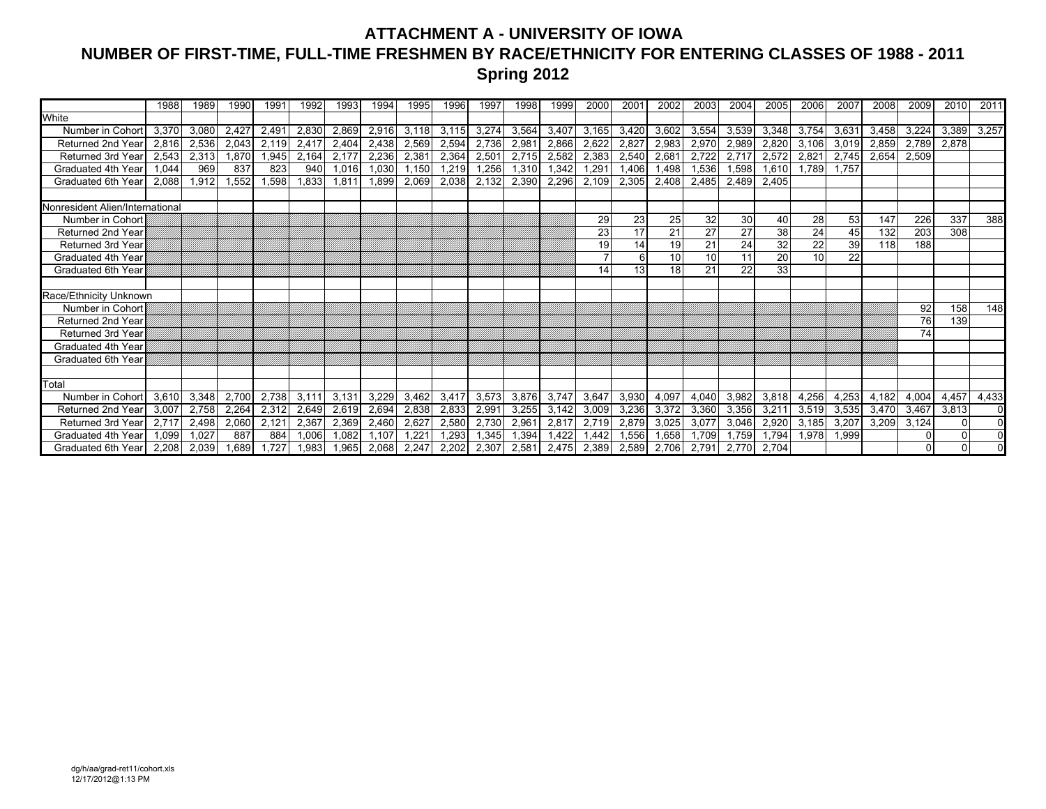# ATTACHMENT A - UNIVERSITY OF IOWA

## NUMBER OF FIRST-TIME, FULL-TIME FRESHMEN BY RACE/ETHNICITY FOR ENTERING CLASSES OF 1988 - 2011

### Spring 2012

| | 1988 | 1989 | 1990 | 1991 | 1992 | 1993 | 1994 | 1995 | 1996 | 1997 | 1998 | 1999 | 2000 | 2001 | 2002 | 2003 | 2004 | 2005 | 2006 | 2007 | 2008 | 2009 | 2010 | 2011 |
|---|---|---|---|---|---|---|---|---|---|---|---|---|---|---|---|---|---|---|---|---|---|---|---|---|
| White | | | | | | | | | | | | | | | | | | | | | | | | |
| Number in Cohort | 3,370 | 3,080 | 2,427 | 2,491 | 2,830 | 2,869 | 2,916 | 3,118 | 3,115 | 3,274 | 3,564 | 3,407 | 3,165 | 3,420 | 3,602 | 3,554 | 3,539 | 3,348 | 3,754 | 3,631 | 3,458 | 3,224 | 3,389 | 3,257 |
| Returned 2nd Year | 2,816 | 2,536 | 2,043 | 2,119 | 2,417 | 2,404 | 2,438 | 2,569 | 2,594 | 2,736 | 2,981 | 2,866 | 2,622 | 2,827 | 2,983 | 2,970 | 2,989 | 2,820 | 3,106 | 3,019 | 2,859 | 2,789 | 2,878 | |
| Returned 3rd Year | 2,543 | 2,313 | 1,870 | 1,945 | 2,164 | 2,177 | 2,236 | 2,381 | 2,364 | 2,501 | 2,715 | 2,582 | 2,383 | 2,540 | 2,681 | 2,722 | 2,717 | 2,572 | 2,821 | 2,745 | 2,654 | 2,509 | | |
| Graduated 4th Year | 1,044 | 969 | 837 | 823 | 940 | 1,016 | 1,030 | 1,150 | 1,219 | 1,256 | 1,310 | 1,342 | 1,291 | 1,406 | 1,498 | 1,536 | 1,598 | 1,610 | 1,789 | 1,757 | | | | |
| Graduated 6th Year | 2,088 | 1,912 | 1,552 | 1,598 | 1,833 | 1,811 | 1,899 | 2,069 | 2,038 | 2,132 | 2,390 | 2,296 | 2,109 | 2,305 | 2,408 | 2,485 | 2,489 | 2,405 | | | | | | |
| | | | | | | | | | | | | | | | | | | | | | | | | |
| Nonresident Alien/International | | | | | | | | | | | | | | | | | | | | | | | | |
| Number in Cohort | | | | | | | | | | | | | 29 | 23 | 25 | 32 | 30 | 40 | 28 | 53 | 147 | 226 | 337 | 388 |
| Returned 2nd Year | | | | | | | | | | | | | 23 | 17 | 21 | 27 | 27 | 38 | 24 | 45 | 132 | 203 | 308 | |
| Returned 3rd Year | | | | | | | | | | | | | 19 | 14 | 19 | 21 | 24 | 32 | 22 | 39 | 118 | 188 | | |
| Graduated 4th Year | | | | | | | | | | | | | 7 | 6 | 10 | 10 | 11 | 20 | 10 | 22 | | | | |
| Graduated 6th Year | | | | | | | | | | | | | 14 | 13 | 18 | 21 | 22 | 33 | | | | | | |
| | | | | | | | | | | | | | | | | | | | | | | | | |
| Race/Ethnicity Unknown | | | | | | | | | | | | | | | | | | | | | | | | |
| Number in Cohort | | | | | | | | | | | | | | | | | | | | | | 92 | 158 | 148 |
| Returned 2nd Year | | | | | | | | | | | | | | | | | | | | | | 76 | 139 | |
| Returned 3rd Year | | | | | | | | | | | | | | | | | | | | | | 74 | | |
| Graduated 4th Year | | | | | | | | | | | | | | | | | | | | | | | | |
| Graduated 6th Year | | | | | | | | | | | | | | | | | | | | | | | | |
| | | | | | | | | | | | | | | | | | | | | | | | | |
| Total | | | | | | | | | | | | | | | | | | | | | | | | |
| Number in Cohort | 3,610 | 3,348 | 2,700 | 2,738 | 3,111 | 3,131 | 3,229 | 3,462 | 3,417 | 3,573 | 3,876 | 3,747 | 3,647 | 3,930 | 4,097 | 4,040 | 3,982 | 3,818 | 4,256 | 4,253 | 4,182 | 4,004 | 4,457 | 4,433 |
| Returned 2nd Year | 3,007 | 2,758 | 2,264 | 2,312 | 2,649 | 2,619 | 2,694 | 2,838 | 2,833 | 2,991 | 3,255 | 3,142 | 3,009 | 3,236 | 3,372 | 3,360 | 3,356 | 3,211 | 3,519 | 3,535 | 3,470 | 3,467 | 3,813 | 0 |
| Returned 3rd Year | 2,717 | 2,498 | 2,060 | 2,121 | 2,367 | 2,369 | 2,460 | 2,627 | 2,580 | 2,730 | 2,961 | 2,817 | 2,719 | 2,879 | 3,025 | 3,077 | 3,046 | 2,920 | 3,185 | 3,207 | 3,209 | 3,124 | 0 | 0 |
| Graduated 4th Year | 1,099 | 1,027 | 887 | 884 | 1,006 | 1,082 | 1,107 | 1,221 | 1,293 | 1,345 | 1,394 | 1,422 | 1,442 | 1,556 | 1,658 | 1,709 | 1,759 | 1,794 | 1,978 | 1,999 | | 0 | 0 | 0 |
| Graduated 6th Year | 2,208 | 2,039 | 1,689 | 1,727 | 1,983 | 1,965 | 2,068 | 2,247 | 2,202 | 2,307 | 2,581 | 2,475 | 2,389 | 2,589 | 2,706 | 2,791 | 2,770 | 2,704 | | | | 0 | 0 | 0 |

dg/h/aa/grad-ret11/cohort.xls
12/17/2012@1:13 PM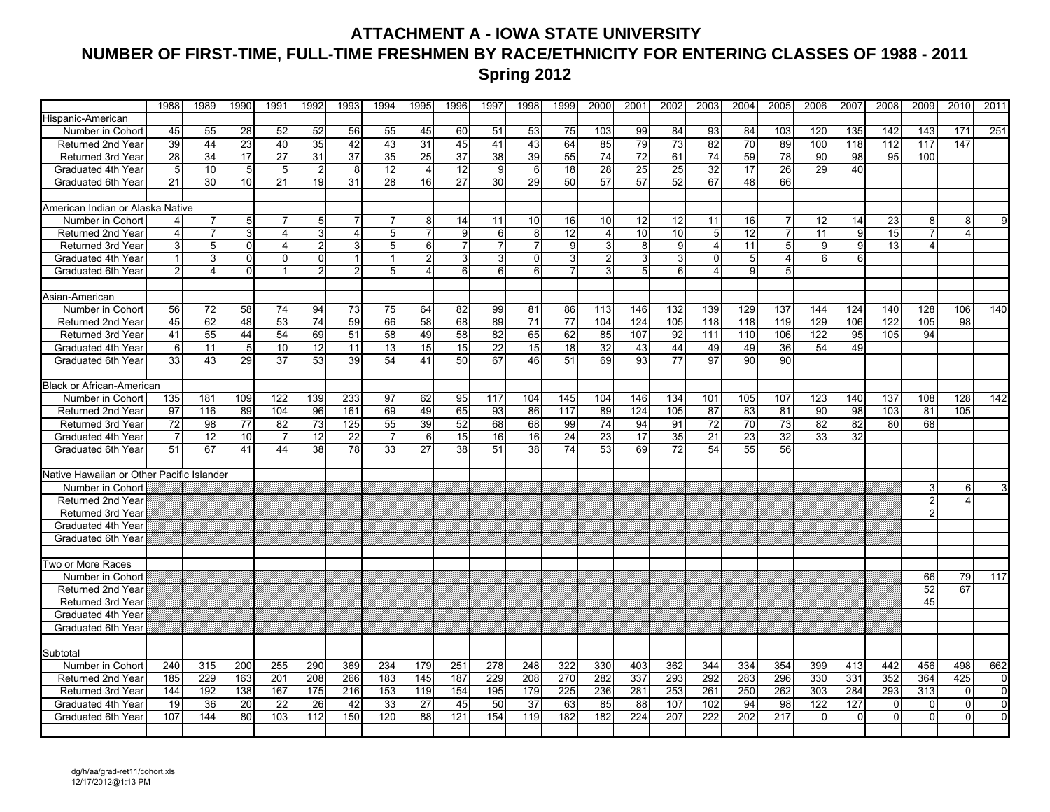# ATTACHMENT A - IOWA STATE UNIVERSITY
# NUMBER OF FIRST-TIME, FULL-TIME FRESHMEN BY RACE/ETHNICITY FOR ENTERING CLASSES OF 1988 - 2011
## Spring 2012

| | 1988 | 1989 | 1990 | 1991 | 1992 | 1993 | 1994 | 1995 | 1996 | 1997 | 1998 | 1999 | 2000 | 2001 | 2002 | 2003 | 2004 | 2005 | 2006 | 2007 | 2008 | 2009 | 2010 | 2011 |
|---|---|---|---|---|---|---|---|---|---|---|---|---|---|---|---|---|---|---|---|---|---|---|---|---|
| **Hispanic-American** | | | | | | | | | | | | | | | | | | | | | | | | |
| Number in Cohort | 45 | 55 | 28 | 52 | 52 | 56 | 55 | 45 | 60 | 51 | 53 | 75 | 103 | 99 | 84 | 93 | 84 | 103 | 120 | 135 | 142 | 143 | 171 | 251 |
| Returned 2nd Year | 39 | 44 | 23 | 40 | 35 | 42 | 43 | 31 | 45 | 41 | 43 | 64 | 85 | 79 | 73 | 82 | 70 | 89 | 100 | 118 | 112 | 117 | 147 | |
| Returned 3rd Year | 28 | 34 | 17 | 27 | 31 | 37 | 35 | 25 | 37 | 38 | 39 | 55 | 74 | 72 | 61 | 74 | 59 | 78 | 90 | 98 | 95 | 100 | | |
| Graduated 4th Year | 5 | 10 | 5 | 5 | 2 | 8 | 12 | 4 | 12 | 9 | 6 | 18 | 28 | 25 | 25 | 32 | 17 | 26 | 29 | 40 | | | | |
| Graduated 6th Year | 21 | 30 | 10 | 21 | 19 | 31 | 28 | 16 | 27 | 30 | 29 | 50 | 57 | 57 | 52 | 67 | 48 | 66 | | | | | | |
| **American Indian or Alaska Native** | | | | | | | | | | | | | | | | | | | | | | | | |
| Number in Cohort | 4 | 7 | 5 | 7 | 5 | 7 | 7 | 8 | 14 | 11 | 10 | 16 | 10 | 12 | 12 | 11 | 16 | 7 | 12 | 14 | 23 | 8 | 8 | 9 |
| Returned 2nd Year | 4 | 7 | 3 | 4 | 3 | 4 | 5 | 7 | 9 | 6 | 8 | 12 | 4 | 10 | 10 | 5 | 12 | 7 | 11 | 9 | 15 | 7 | 4 | |
| Returned 3rd Year | 3 | 5 | 0 | 4 | 2 | 3 | 5 | 6 | 7 | 7 | 7 | 9 | 3 | 8 | 9 | 4 | 11 | 5 | 9 | 9 | 13 | 4 | | |
| Graduated 4th Year | 1 | 3 | 0 | 0 | 0 | 1 | 1 | 2 | 3 | 3 | 0 | 3 | 2 | 3 | 3 | 0 | 5 | 4 | 6 | 6 | | | | |
| Graduated 6th Year | 2 | 4 | 0 | 1 | 2 | 2 | 5 | 4 | 6 | 6 | 6 | 7 | 3 | 5 | 6 | 4 | 9 | 5 | | | | | | |
| **Asian-American** | | | | | | | | | | | | | | | | | | | | | | | | |
| Number in Cohort | 56 | 72 | 58 | 74 | 94 | 73 | 75 | 64 | 82 | 99 | 81 | 86 | 113 | 146 | 132 | 139 | 129 | 137 | 144 | 124 | 140 | 128 | 106 | 140 |
| Returned 2nd Year | 45 | 62 | 48 | 53 | 74 | 59 | 66 | 58 | 68 | 89 | 71 | 77 | 104 | 124 | 105 | 118 | 118 | 119 | 129 | 106 | 122 | 105 | 98 | |
| Returned 3rd Year | 41 | 55 | 44 | 54 | 69 | 51 | 58 | 49 | 58 | 82 | 65 | 62 | 85 | 107 | 92 | 111 | 110 | 106 | 122 | 95 | 105 | 94 | | |
| Graduated 4th Year | 6 | 11 | 5 | 10 | 12 | 11 | 13 | 15 | 15 | 22 | 15 | 18 | 32 | 43 | 44 | 49 | 49 | 36 | 54 | 49 | | | | |
| Graduated 6th Year | 33 | 43 | 29 | 37 | 53 | 39 | 54 | 41 | 50 | 67 | 46 | 51 | 69 | 93 | 77 | 97 | 90 | 90 | | | | | | |
| **Black or African-American** | | | | | | | | | | | | | | | | | | | | | | | | |
| Number in Cohort | 135 | 181 | 109 | 122 | 139 | 233 | 97 | 62 | 95 | 117 | 104 | 145 | 104 | 146 | 134 | 101 | 105 | 107 | 123 | 140 | 137 | 108 | 128 | 142 |
| Returned 2nd Year | 97 | 116 | 89 | 104 | 96 | 161 | 69 | 49 | 65 | 93 | 86 | 117 | 89 | 124 | 105 | 87 | 83 | 81 | 90 | 98 | 103 | 81 | 105 | |
| Returned 3rd Year | 72 | 98 | 77 | 82 | 73 | 125 | 55 | 39 | 52 | 68 | 68 | 99 | 74 | 94 | 91 | 72 | 70 | 73 | 82 | 82 | 80 | 68 | | |
| Graduated 4th Year | 7 | 12 | 10 | 7 | 12 | 22 | 7 | 6 | 15 | 16 | 16 | 24 | 23 | 17 | 35 | 21 | 23 | 32 | 33 | 32 | | | | |
| Graduated 6th Year | 51 | 67 | 41 | 44 | 38 | 78 | 33 | 27 | 38 | 51 | 38 | 74 | 53 | 69 | 72 | 54 | 55 | 56 | | | | | | |
| **Native Hawaiian or Other Pacific Islander** | | | | | | | | | | | | | | | | | | | | | | | | |
| Number in Cohort | | | | | | | | | | | | | | | | | | | | | | 3 | 6 | 3 |
| Returned 2nd Year | | | | | | | | | | | | | | | | | | | | | | 2 | 4 | |
| Returned 3rd Year | | | | | | | | | | | | | | | | | | | | | | 2 | | |
| Graduated 4th Year | | | | | | | | | | | | | | | | | | | | | | | | |
| Graduated 6th Year | | | | | | | | | | | | | | | | | | | | | | | | |
| **Two or More Races** | | | | | | | | | | | | | | | | | | | | | | | | |
| Number in Cohort | | | | | | | | | | | | | | | | | | | | | | 66 | 79 | 117 |
| Returned 2nd Year | | | | | | | | | | | | | | | | | | | | | | 52 | 67 | |
| Returned 3rd Year | | | | | | | | | | | | | | | | | | | | | | 45 | | |
| Graduated 4th Year | | | | | | | | | | | | | | | | | | | | | | | | |
| Graduated 6th Year | | | | | | | | | | | | | | | | | | | | | | | | |
| **Subtotal** | | | | | | | | | | | | | | | | | | | | | | | | |
| Number in Cohort | 240 | 315 | 200 | 255 | 290 | 369 | 234 | 179 | 251 | 278 | 248 | 322 | 330 | 403 | 362 | 344 | 334 | 354 | 399 | 413 | 442 | 456 | 498 | 662 |
| Returned 2nd Year | 185 | 229 | 163 | 201 | 208 | 266 | 183 | 145 | 187 | 229 | 208 | 270 | 282 | 337 | 293 | 292 | 283 | 296 | 330 | 331 | 352 | 364 | 425 | 0 |
| Returned 3rd Year | 144 | 192 | 138 | 167 | 175 | 216 | 153 | 119 | 154 | 195 | 179 | 225 | 236 | 281 | 253 | 261 | 250 | 262 | 303 | 284 | 293 | 313 | 0 | 0 |
| Graduated 4th Year | 19 | 36 | 20 | 22 | 26 | 42 | 33 | 27 | 45 | 50 | 37 | 63 | 85 | 88 | 107 | 102 | 94 | 98 | 122 | 127 | 0 | 0 | 0 | 0 |
| Graduated 6th Year | 107 | 144 | 80 | 103 | 112 | 150 | 120 | 88 | 121 | 154 | 119 | 182 | 182 | 224 | 207 | 222 | 202 | 217 | 0 | 0 | 0 | 0 | 0 | 0 |

dg/h/aa/grad-ret11/cohort.xls
12/17/2012@1:13 PM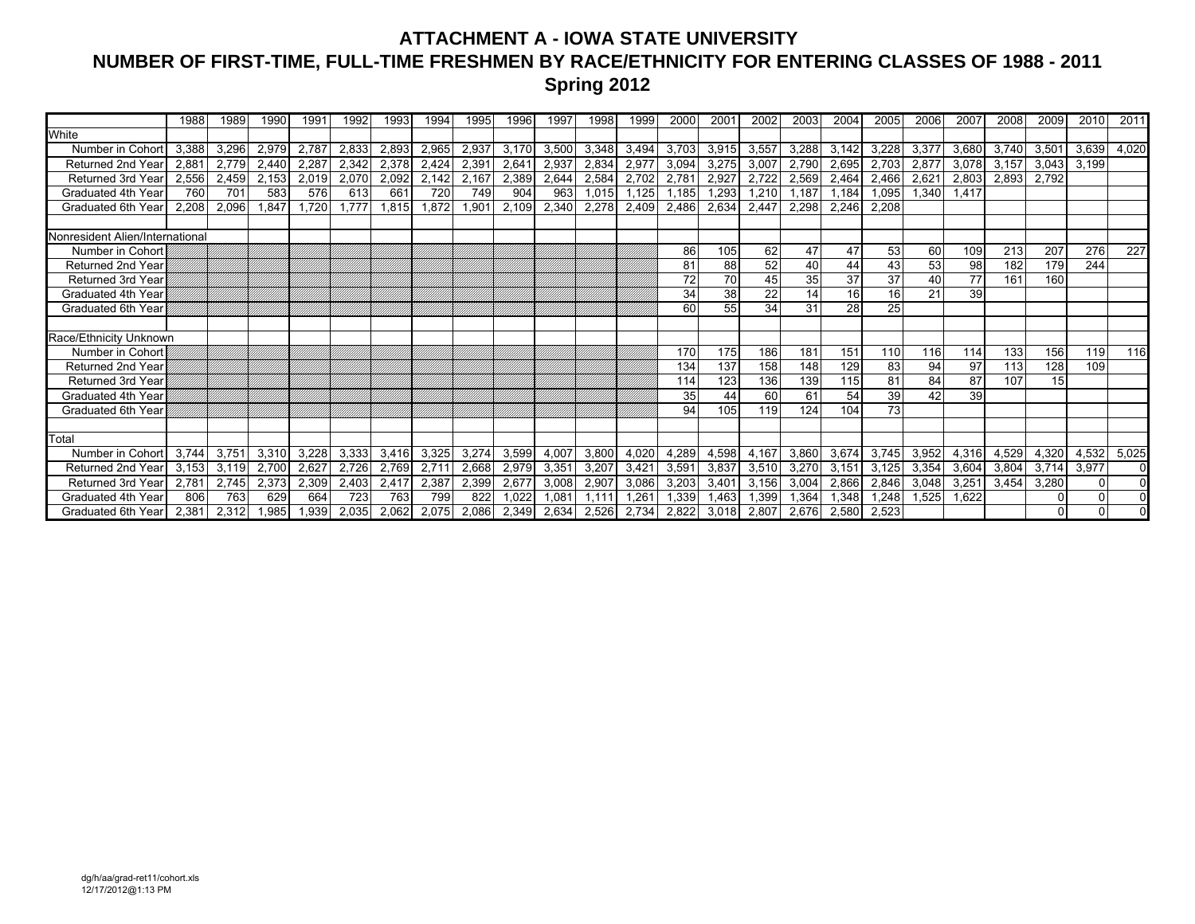# ATTACHMENT A - IOWA STATE UNIVERSITY

## NUMBER OF FIRST-TIME, FULL-TIME FRESHMEN BY RACE/ETHNICITY FOR ENTERING CLASSES OF 1988 - 2011

### Spring 2012

| | 1988 | 1989 | 1990 | 1991 | 1992 | 1993 | 1994 | 1995 | 1996 | 1997 | 1998 | 1999 | 2000 | 2001 | 2002 | 2003 | 2004 | 2005 | 2006 | 2007 | 2008 | 2009 | 2010 | 2011 |
|---|---|---|---|---|---|---|---|---|---|---|---|---|---|---|---|---|---|---|---|---|---|---|---|---|
| White | | | | | | | | | | | | | | | | | | | | | | | | |
| Number in Cohort | 3,388 | 3,296 | 2,979 | 2,787 | 2,833 | 2,893 | 2,965 | 2,937 | 3,170 | 3,500 | 3,348 | 3,494 | 3,703 | 3,915 | 3,557 | 3,288 | 3,142 | 3,228 | 3,377 | 3,680 | 3,740 | 3,501 | 3,639 | 4,020 |
| Returned 2nd Year | 2,881 | 2,779 | 2,440 | 2,287 | 2,342 | 2,378 | 2,424 | 2,391 | 2,641 | 2,937 | 2,834 | 2,977 | 3,094 | 3,275 | 3,007 | 2,790 | 2,695 | 2,703 | 2,877 | 3,078 | 3,157 | 3,043 | 3,199 | |
| Returned 3rd Year | 2,556 | 2,459 | 2,153 | 2,019 | 2,070 | 2,092 | 2,142 | 2,167 | 2,389 | 2,644 | 2,584 | 2,702 | 2,781 | 2,927 | 2,722 | 2,569 | 2,464 | 2,466 | 2,621 | 2,803 | 2,893 | 2,792 | | |
| Graduated 4th Year | 760 | 701 | 583 | 576 | 613 | 661 | 720 | 749 | 904 | 963 | 1,015 | 1,125 | 1,185 | 1,293 | 1,210 | 1,187 | 1,184 | 1,095 | 1,340 | 1,417 | | | | |
| Graduated 6th Year | 2,208 | 2,096 | 1,847 | 1,720 | 1,777 | 1,815 | 1,872 | 1,901 | 2,109 | 2,340 | 2,278 | 2,409 | 2,486 | 2,634 | 2,447 | 2,298 | 2,246 | 2,208 | | | | | | |
| | | | | | | | | | | | | | | | | | | | | | | | | |
| Nonresident Alien/International | | | | | | | | | | | | | | | | | | | | | | | | |
| Number in Cohort | | | | | | | | | | | | | 86 | 105 | 62 | 47 | 47 | 53 | 60 | 109 | 213 | 207 | 276 | 227 |
| Returned 2nd Year | | | | | | | | | | | | | 81 | 88 | 52 | 40 | 44 | 43 | 53 | 98 | 182 | 179 | 244 | |
| Returned 3rd Year | | | | | | | | | | | | | 72 | 70 | 45 | 35 | 37 | 37 | 40 | 77 | 161 | 160 | | |
| Graduated 4th Year | | | | | | | | | | | | | 34 | 38 | 22 | 14 | 16 | 16 | 21 | 39 | | | | |
| Graduated 6th Year | | | | | | | | | | | | | 60 | 55 | 34 | 31 | 28 | 25 | | | | | | |
| | | | | | | | | | | | | | | | | | | | | | | | | |
| Race/Ethnicity Unknown | | | | | | | | | | | | | | | | | | | | | | | | |
| Number in Cohort | | | | | | | | | | | | | 170 | 175 | 186 | 181 | 151 | 110 | 116 | 114 | 133 | 156 | 119 | 116 |
| Returned 2nd Year | | | | | | | | | | | | | 134 | 137 | 158 | 148 | 129 | 83 | 94 | 97 | 113 | 128 | 109 | |
| Returned 3rd Year | | | | | | | | | | | | | 114 | 123 | 136 | 139 | 115 | 81 | 84 | 87 | 107 | 15 | | |
| Graduated 4th Year | | | | | | | | | | | | | 35 | 44 | 60 | 61 | 54 | 39 | 42 | 39 | | | | |
| Graduated 6th Year | | | | | | | | | | | | | 94 | 105 | 119 | 124 | 104 | 73 | | | | | | |
| | | | | | | | | | | | | | | | | | | | | | | | | |
| Total | | | | | | | | | | | | | | | | | | | | | | | | |
| Number in Cohort | 3,744 | 3,751 | 3,310 | 3,228 | 3,333 | 3,416 | 3,325 | 3,274 | 3,599 | 4,007 | 3,800 | 4,020 | 4,289 | 4,598 | 4,167 | 3,860 | 3,674 | 3,745 | 3,952 | 4,316 | 4,529 | 4,320 | 4,532 | 5,025 |
| Returned 2nd Year | 3,153 | 3,119 | 2,700 | 2,627 | 2,726 | 2,769 | 2,711 | 2,668 | 2,979 | 3,351 | 3,207 | 3,421 | 3,591 | 3,837 | 3,510 | 3,270 | 3,151 | 3,125 | 3,354 | 3,604 | 3,804 | 3,714 | 3,977 | 0 |
| Returned 3rd Year | 2,781 | 2,745 | 2,373 | 2,309 | 2,403 | 2,417 | 2,387 | 2,399 | 2,677 | 3,008 | 2,907 | 3,086 | 3,203 | 3,401 | 3,156 | 3,004 | 2,866 | 2,846 | 3,048 | 3,251 | 3,454 | 3,280 | 0 | 0 |
| Graduated 4th Year | 806 | 763 | 629 | 664 | 723 | 763 | 799 | 822 | 1,022 | 1,081 | 1,111 | 1,261 | 1,339 | 1,463 | 1,399 | 1,364 | 1,348 | 1,248 | 1,525 | 1,622 | | 0 | 0 | 0 |
| Graduated 6th Year | 2,381 | 2,312 | 1,985 | 1,939 | 2,035 | 2,062 | 2,075 | 2,086 | 2,349 | 2,634 | 2,526 | 2,734 | 2,822 | 3,018 | 2,807 | 2,676 | 2,580 | 2,523 | | | | 0 | 0 | 0 |

dg/h/aa/grad-ret11/cohort.xls
12/17/2012@1:13 PM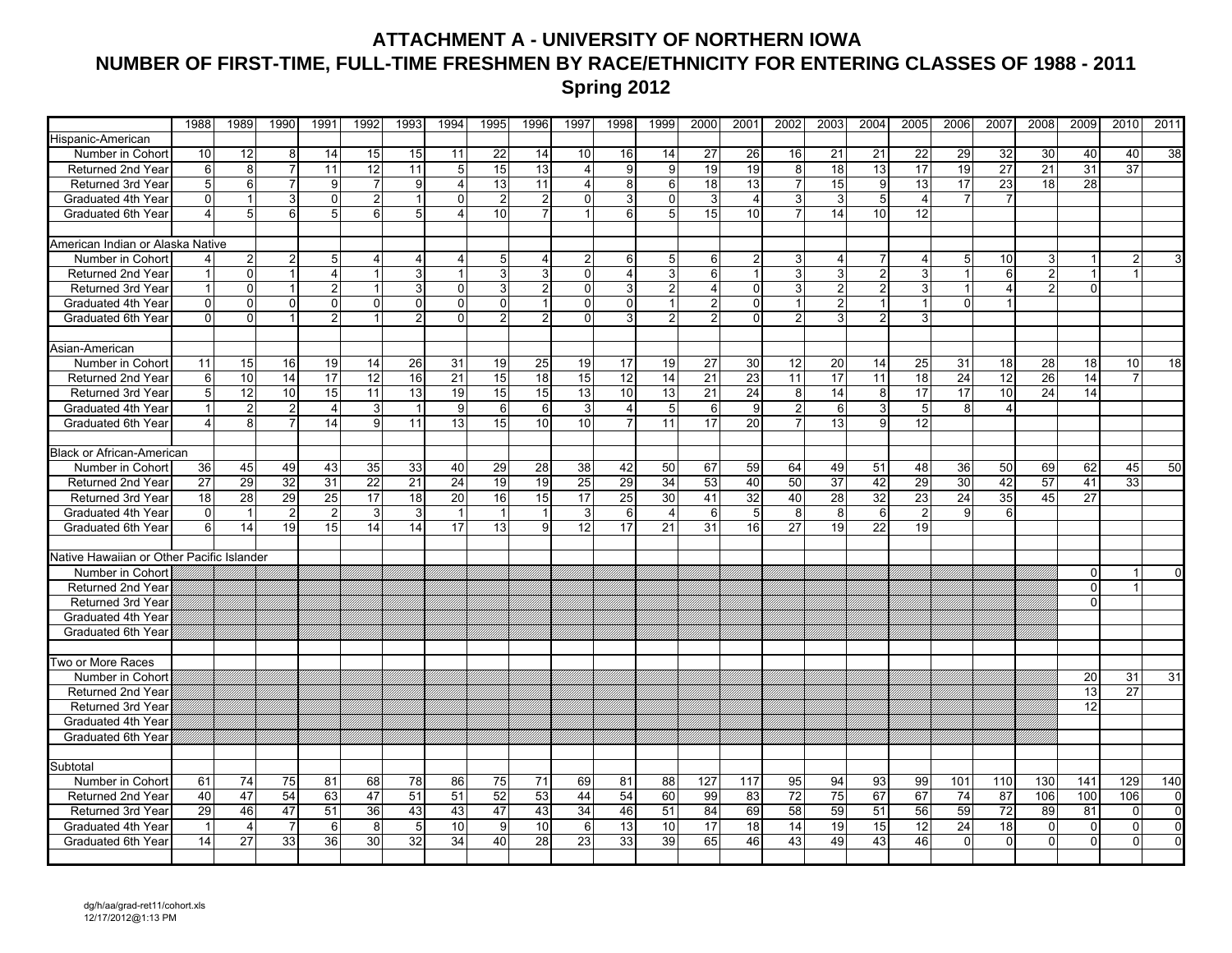# ATTACHMENT A - UNIVERSITY OF NORTHERN IOWA
# NUMBER OF FIRST-TIME, FULL-TIME FRESHMEN BY RACE/ETHNICITY FOR ENTERING CLASSES OF 1988 - 2011
## Spring 2012

| | 1988 | 1989 | 1990 | 1991 | 1992 | 1993 | 1994 | 1995 | 1996 | 1997 | 1998 | 1999 | 2000 | 2001 | 2002 | 2003 | 2004 | 2005 | 2006 | 2007 | 2008 | 2009 | 2010 | 2011 |
|---|---|---|---|---|---|---|---|---|---|---|---|---|---|---|---|---|---|---|---|---|---|---|---|---|
| **Hispanic-American** | | | | | | | | | | | | | | | | | | | | | | | | |
| Number in Cohort | 10 | 12 | 8 | 14 | 15 | 15 | 11 | 22 | 14 | 10 | 16 | 14 | 27 | 26 | 16 | 21 | 21 | 22 | 29 | 32 | 30 | 40 | 40 | 38 |
| Returned 2nd Year | 6 | 8 | 7 | 11 | 12 | 11 | 5 | 15 | 13 | 4 | 9 | 9 | 19 | 19 | 8 | 18 | 13 | 17 | 19 | 27 | 21 | 31 | 37 | |
| Returned 3rd Year | 5 | 6 | 7 | 9 | 7 | 9 | 4 | 13 | 11 | 4 | 8 | 6 | 18 | 13 | 7 | 15 | 9 | 13 | 17 | 23 | 18 | 28 | | |
| Graduated 4th Year | 0 | 1 | 3 | 0 | 2 | 1 | 0 | 2 | 2 | 0 | 3 | 0 | 3 | 4 | 3 | 3 | 5 | 4 | 7 | 7 | | | | |
| Graduated 6th Year | 4 | 5 | 6 | 5 | 6 | 5 | 4 | 10 | 7 | 1 | 6 | 5 | 15 | 10 | 7 | 14 | 10 | 12 | | | | | | |
| **American Indian or Alaska Native** | | | | | | | | | | | | | | | | | | | | | | | | |
| Number in Cohort | 4 | 2 | 2 | 5 | 4 | 4 | 4 | 5 | 4 | 2 | 6 | 5 | 6 | 2 | 3 | 4 | 7 | 4 | 5 | 10 | 3 | 1 | 2 | 3 |
| Returned 2nd Year | 1 | 0 | 1 | 4 | 1 | 3 | 1 | 3 | 3 | 0 | 4 | 3 | 6 | 1 | 3 | 3 | 2 | 3 | 1 | 6 | 2 | 1 | 1 | |
| Returned 3rd Year | 1 | 0 | 1 | 2 | 1 | 3 | 0 | 3 | 2 | 0 | 3 | 2 | 4 | 0 | 3 | 2 | 2 | 3 | 1 | 4 | 2 | 0 | | |
| Graduated 4th Year | 0 | 0 | 0 | 0 | 0 | 0 | 0 | 0 | 1 | 0 | 0 | 1 | 2 | 0 | 1 | 2 | 1 | 1 | 0 | 1 | | | | |
| Graduated 6th Year | 0 | 0 | 1 | 2 | 1 | 2 | 0 | 2 | 2 | 0 | 3 | 2 | 2 | 0 | 2 | 3 | 2 | 3 | | | | | | |
| **Asian-American** | | | | | | | | | | | | | | | | | | | | | | | | |
| Number in Cohort | 11 | 15 | 16 | 19 | 14 | 26 | 31 | 19 | 25 | 19 | 17 | 19 | 27 | 30 | 12 | 20 | 14 | 25 | 31 | 18 | 28 | 18 | 10 | 18 |
| Returned 2nd Year | 6 | 10 | 14 | 17 | 12 | 16 | 21 | 15 | 18 | 15 | 12 | 14 | 21 | 23 | 11 | 17 | 11 | 18 | 24 | 12 | 26 | 14 | 7 | |
| Returned 3rd Year | 5 | 12 | 10 | 15 | 11 | 13 | 19 | 15 | 15 | 13 | 10 | 13 | 21 | 24 | 8 | 14 | 8 | 17 | 17 | 10 | 24 | 14 | | |
| Graduated 4th Year | 1 | 2 | 2 | 4 | 3 | 1 | 9 | 6 | 6 | 3 | 4 | 5 | 6 | 9 | 2 | 6 | 3 | 5 | 8 | 4 | | | | |
| Graduated 6th Year | 4 | 8 | 7 | 14 | 9 | 11 | 13 | 15 | 10 | 10 | 7 | 11 | 17 | 20 | 7 | 13 | 9 | 12 | | | | | | |
| **Black or African-American** | | | | | | | | | | | | | | | | | | | | | | | | |
| Number in Cohort | 36 | 45 | 49 | 43 | 35 | 33 | 40 | 29 | 28 | 38 | 42 | 50 | 67 | 59 | 64 | 49 | 51 | 48 | 36 | 50 | 69 | 62 | 45 | 50 |
| Returned 2nd Year | 27 | 29 | 32 | 31 | 22 | 21 | 24 | 19 | 19 | 25 | 29 | 34 | 53 | 40 | 50 | 37 | 42 | 29 | 30 | 42 | 57 | 41 | 33 | |
| Returned 3rd Year | 18 | 28 | 29 | 25 | 17 | 18 | 20 | 16 | 15 | 17 | 25 | 30 | 41 | 32 | 40 | 28 | 32 | 23 | 24 | 35 | 45 | 27 | | |
| Graduated 4th Year | 0 | 1 | 2 | 2 | 3 | 3 | 1 | 1 | 1 | 3 | 6 | 4 | 6 | 5 | 8 | 8 | 6 | 2 | 9 | 6 | | | | |
| Graduated 6th Year | 6 | 14 | 19 | 15 | 14 | 14 | 17 | 13 | 9 | 12 | 17 | 21 | 31 | 16 | 27 | 19 | 22 | 19 | | | | | | |
| **Native Hawaiian or Other Pacific Islander** | | | | | | | | | | | | | | | | | | | | | | | | |
| Number in Cohort | | | | | | | | | | | | | | | | | | | | | | 0 | 1 | 0 |
| Returned 2nd Year | | | | | | | | | | | | | | | | | | | | | | 0 | 1 | |
| Returned 3rd Year | | | | | | | | | | | | | | | | | | | | | | 0 | | |
| Graduated 4th Year | | | | | | | | | | | | | | | | | | | | | | | | |
| Graduated 6th Year | | | | | | | | | | | | | | | | | | | | | | | | |
| **Two or More Races** | | | | | | | | | | | | | | | | | | | | | | | | |
| Number in Cohort | | | | | | | | | | | | | | | | | | | | | | 20 | 31 | 31 |
| Returned 2nd Year | | | | | | | | | | | | | | | | | | | | | | 13 | 27 | |
| Returned 3rd Year | | | | | | | | | | | | | | | | | | | | | | 12 | | |
| Graduated 4th Year | | | | | | | | | | | | | | | | | | | | | | | | |
| Graduated 6th Year | | | | | | | | | | | | | | | | | | | | | | | | |
| **Subtotal** | | | | | | | | | | | | | | | | | | | | | | | | |
| Number in Cohort | 61 | 74 | 75 | 81 | 68 | 78 | 86 | 75 | 71 | 69 | 81 | 88 | 127 | 117 | 95 | 94 | 93 | 99 | 101 | 110 | 130 | 141 | 129 | 140 |
| Returned 2nd Year | 40 | 47 | 54 | 63 | 47 | 51 | 51 | 52 | 53 | 44 | 54 | 60 | 99 | 83 | 72 | 75 | 67 | 67 | 74 | 87 | 106 | 100 | 106 | 0 |
| Returned 3rd Year | 29 | 46 | 47 | 51 | 36 | 43 | 43 | 47 | 43 | 34 | 46 | 51 | 84 | 69 | 58 | 59 | 51 | 56 | 59 | 72 | 89 | 81 | 0 | 0 |
| Graduated 4th Year | 1 | 4 | 7 | 6 | 8 | 5 | 10 | 9 | 10 | 6 | 13 | 10 | 17 | 18 | 14 | 19 | 15 | 12 | 24 | 18 | 0 | 0 | 0 | 0 |
| Graduated 6th Year | 14 | 27 | 33 | 36 | 30 | 32 | 34 | 40 | 28 | 23 | 33 | 39 | 65 | 46 | 43 | 49 | 43 | 46 | 0 | 0 | 0 | 0 | 0 | 0 |

dg/h/aa/grad-ret11/cohort.xls
12/17/2012@1:13 PM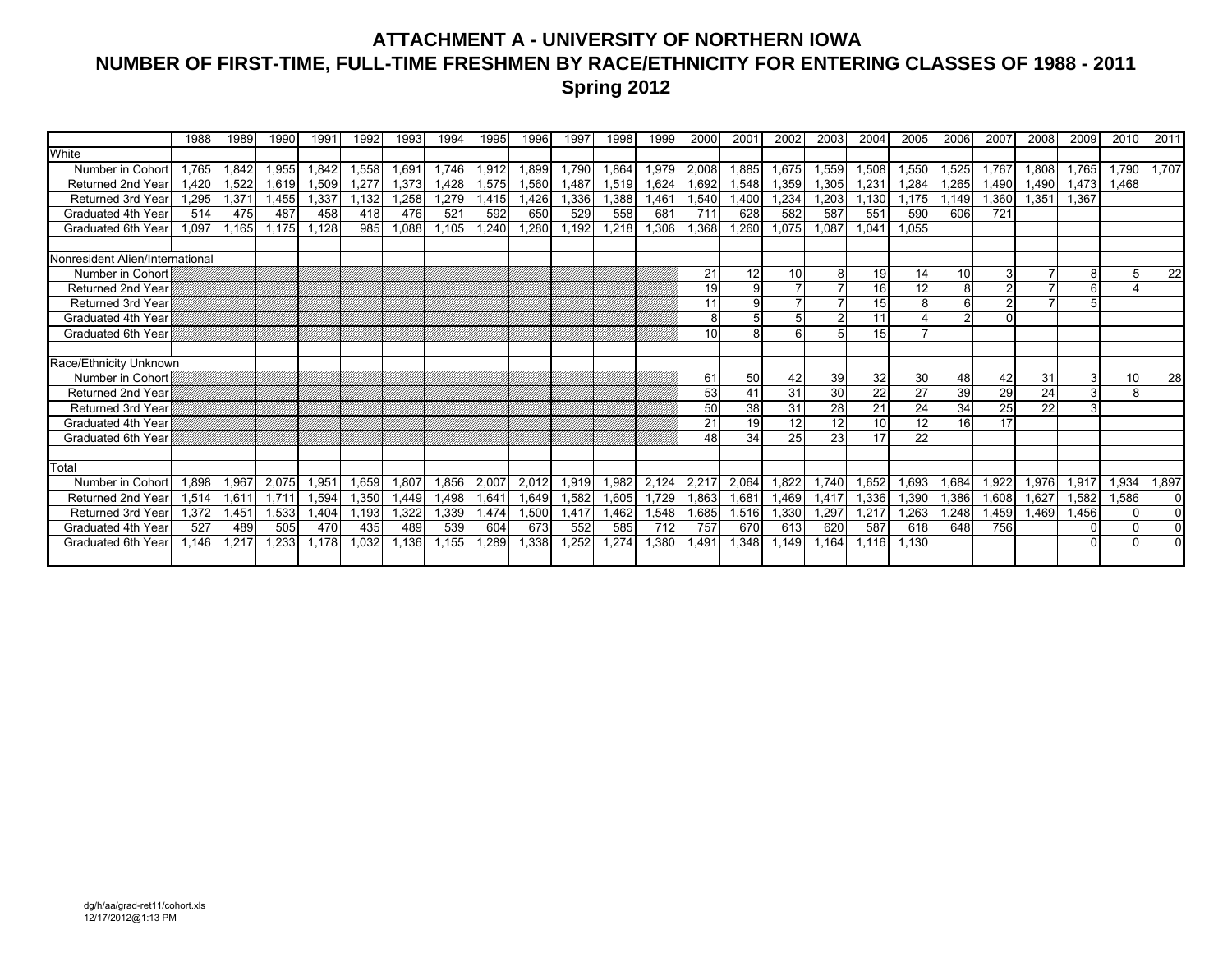# ATTACHMENT A - UNIVERSITY OF NORTHERN IOWA

## NUMBER OF FIRST-TIME, FULL-TIME FRESHMEN BY RACE/ETHNICITY FOR ENTERING CLASSES OF 1988 - 2011

### Spring 2012

| | 1988 | 1989 | 1990 | 1991 | 1992 | 1993 | 1994 | 1995 | 1996 | 1997 | 1998 | 1999 | 2000 | 2001 | 2002 | 2003 | 2004 | 2005 | 2006 | 2007 | 2008 | 2009 | 2010 | 2011 |
|---|---|---|---|---|---|---|---|---|---|---|---|---|---|---|---|---|---|---|---|---|---|---|---|---|
| **White** | | | | | | | | | | | | | | | | | | | | | | | | |
| Number in Cohort | 1,765 | 1,842 | 1,955 | 1,842 | 1,558 | 1,691 | 1,746 | 1,912 | 1,899 | 1,790 | 1,864 | 1,979 | 2,008 | 1,885 | 1,675 | 1,559 | 1,508 | 1,550 | 1,525 | 1,767 | 1,808 | 1,765 | 1,790 | 1,707 |
| Returned 2nd Year | 1,420 | 1,522 | 1,619 | 1,509 | 1,277 | 1,373 | 1,428 | 1,575 | 1,560 | 1,487 | 1,519 | 1,624 | 1,692 | 1,548 | 1,359 | 1,305 | 1,231 | 1,284 | 1,265 | 1,490 | 1,490 | 1,473 | 1,468 | |
| Returned 3rd Year | 1,295 | 1,371 | 1,455 | 1,337 | 1,132 | 1,258 | 1,279 | 1,415 | 1,426 | 1,336 | 1,388 | 1,461 | 1,540 | 1,400 | 1,234 | 1,203 | 1,130 | 1,175 | 1,149 | 1,360 | 1,351 | 1,367 | | |
| Graduated 4th Year | 514 | 475 | 487 | 458 | 418 | 476 | 521 | 592 | 650 | 529 | 558 | 681 | 711 | 628 | 582 | 587 | 551 | 590 | 606 | 721 | | | | |
| Graduated 6th Year | 1,097 | 1,165 | 1,175 | 1,128 | 985 | 1,088 | 1,105 | 1,240 | 1,280 | 1,192 | 1,218 | 1,306 | 1,368 | 1,260 | 1,075 | 1,087 | 1,041 | 1,055 | | | | | | |
| **Nonresident Alien/International** | | | | | | | | | | | | | | | | | | | | | | | | |
| Number in Cohort | | | | | | | | | | | | | 21 | 12 | 10 | 8 | 19 | 14 | 10 | 3 | 7 | 8 | 5 | 22 |
| Returned 2nd Year | | | | | | | | | | | | | 19 | 9 | 7 | 7 | 16 | 12 | 8 | 2 | 7 | 6 | 4 | |
| Returned 3rd Year | | | | | | | | | | | | | 11 | 9 | 7 | 7 | 15 | 8 | 6 | 2 | 7 | 5 | | |
| Graduated 4th Year | | | | | | | | | | | | | 8 | 5 | 5 | 2 | 11 | 4 | 2 | 0 | | | | |
| Graduated 6th Year | | | | | | | | | | | | | 10 | 8 | 6 | 5 | 15 | 7 | | | | | | |
| **Race/Ethnicity Unknown** | | | | | | | | | | | | | | | | | | | | | | | | |
| Number in Cohort | | | | | | | | | | | | | 61 | 50 | 42 | 39 | 32 | 30 | 48 | 42 | 31 | 3 | 10 | 28 |
| Returned 2nd Year | | | | | | | | | | | | | 53 | 41 | 31 | 30 | 22 | 27 | 39 | 29 | 24 | 3 | 8 | |
| Returned 3rd Year | | | | | | | | | | | | | 50 | 38 | 31 | 28 | 21 | 24 | 34 | 25 | 22 | 3 | | |
| Graduated 4th Year | | | | | | | | | | | | | 21 | 19 | 12 | 12 | 10 | 12 | 16 | 17 | | | | |
| Graduated 6th Year | | | | | | | | | | | | | 48 | 34 | 25 | 23 | 17 | 22 | | | | | | |
| **Total** | | | | | | | | | | | | | | | | | | | | | | | | |
| Number in Cohort | 1,898 | 1,967 | 2,075 | 1,951 | 1,659 | 1,807 | 1,856 | 2,007 | 2,012 | 1,919 | 1,982 | 2,124 | 2,217 | 2,064 | 1,822 | 1,740 | 1,652 | 1,693 | 1,684 | 1,922 | 1,976 | 1,917 | 1,934 | 1,897 |
| Returned 2nd Year | 1,514 | 1,611 | 1,711 | 1,594 | 1,350 | 1,449 | 1,498 | 1,641 | 1,649 | 1,582 | 1,605 | 1,729 | 1,863 | 1,681 | 1,469 | 1,417 | 1,336 | 1,390 | 1,386 | 1,608 | 1,627 | 1,582 | 1,586 | 0 |
| Returned 3rd Year | 1,372 | 1,451 | 1,533 | 1,404 | 1,193 | 1,322 | 1,339 | 1,474 | 1,500 | 1,417 | 1,462 | 1,548 | 1,685 | 1,516 | 1,330 | 1,297 | 1,217 | 1,263 | 1,248 | 1,459 | 1,469 | 1,456 | 0 | 0 |
| Graduated 4th Year | 527 | 489 | 505 | 470 | 435 | 489 | 539 | 604 | 673 | 552 | 585 | 712 | 757 | 670 | 613 | 620 | 587 | 618 | 648 | 756 | | 0 | 0 | 0 |
| Graduated 6th Year | 1,146 | 1,217 | 1,233 | 1,178 | 1,032 | 1,136 | 1,155 | 1,289 | 1,338 | 1,252 | 1,274 | 1,380 | 1,491 | 1,348 | 1,149 | 1,164 | 1,116 | 1,130 | | | | 0 | 0 | 0 |

dg/h/aa/grad-ret11/cohort.xls
12/17/2012@1:13 PM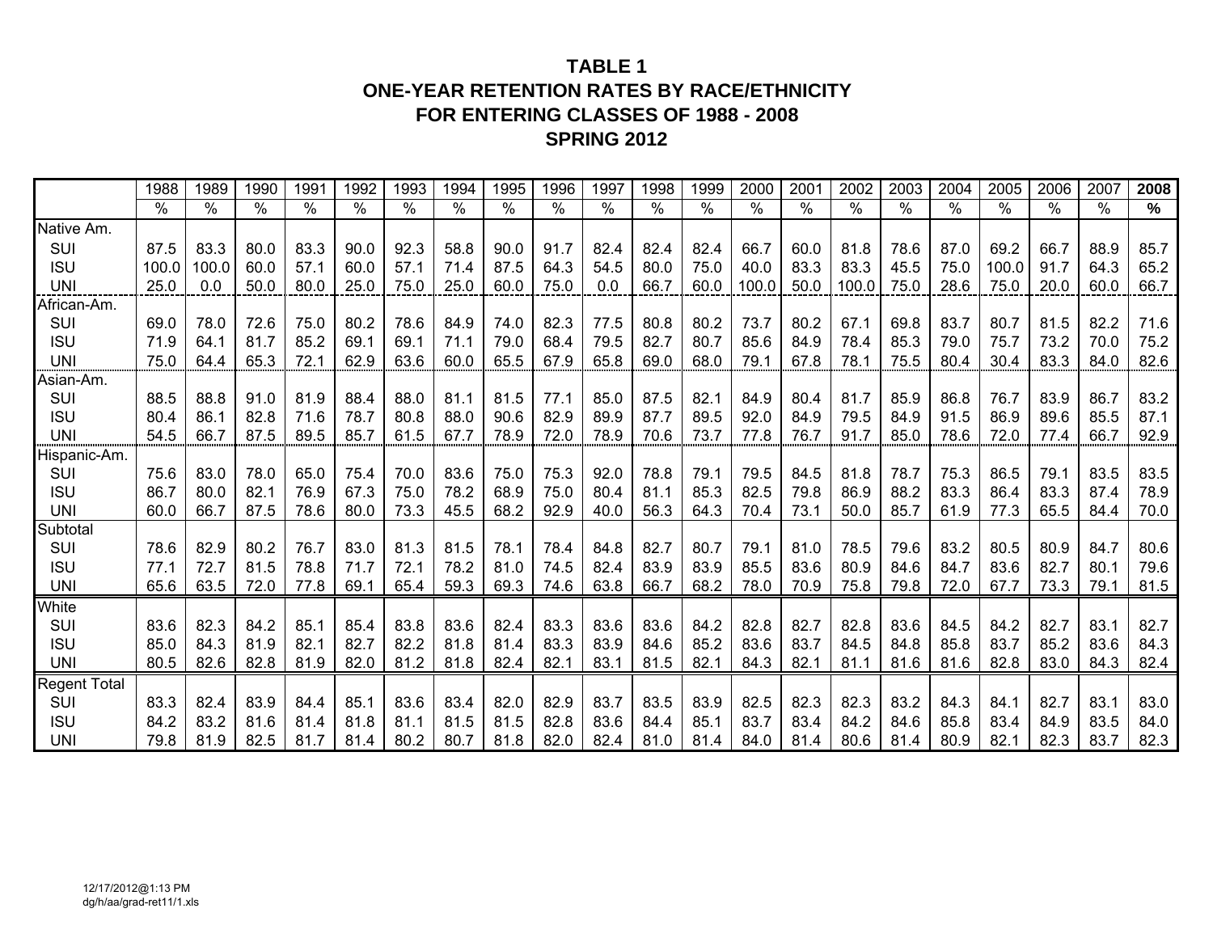# TABLE 1
## ONE-YEAR RETENTION RATES BY RACE/ETHNICITY
## FOR ENTERING CLASSES OF 1988 - 2008
## SPRING 2012

| | 1988 | 1989 | 1990 | 1991 | 1992 | 1993 | 1994 | 1995 | 1996 | 1997 | 1998 | 1999 | 2000 | 2001 | 2002 | 2003 | 2004 | 2005 | 2006 | 2007 | **2008** |
|---|---|---|---|---|---|---|---|---|---|---|---|---|---|---|---|---|---|---|---|---|---|
| | % | % | % | % | % | % | % | % | % | % | % | % | % | % | % | % | % | % | % | % | **%** |
| Native Am. | | | | | | | | | | | | | | | | | | | | | |
| SUI | 87.5 | 83.3 | 80.0 | 83.3 | 90.0 | 92.3 | 58.8 | 90.0 | 91.7 | 82.4 | 82.4 | 82.4 | 66.7 | 60.0 | 81.8 | 78.6 | 87.0 | 69.2 | 66.7 | 88.9 | 85.7 |
| ISU | 100.0 | 100.0 | 60.0 | 57.1 | 60.0 | 57.1 | 71.4 | 87.5 | 64.3 | 54.5 | 80.0 | 75.0 | 40.0 | 83.3 | 83.3 | 45.5 | 75.0 | 100.0 | 91.7 | 64.3 | 65.2 |
| UNI | 25.0 | 0.0 | 50.0 | 80.0 | 25.0 | 75.0 | 25.0 | 60.0 | 75.0 | 0.0 | 66.7 | 60.0 | 100.0 | 50.0 | 100.0 | 75.0 | 28.6 | 75.0 | 20.0 | 60.0 | 66.7 |
| African-Am. | | | | | | | | | | | | | | | | | | | | | |
| SUI | 69.0 | 78.0 | 72.6 | 75.0 | 80.2 | 78.6 | 84.9 | 74.0 | 82.3 | 77.5 | 80.8 | 80.2 | 73.7 | 80.2 | 67.1 | 69.8 | 83.7 | 80.7 | 81.5 | 82.2 | 71.6 |
| ISU | 71.9 | 64.1 | 81.7 | 85.2 | 69.1 | 69.1 | 71.1 | 79.0 | 68.4 | 79.5 | 82.7 | 80.7 | 85.6 | 84.9 | 78.4 | 85.3 | 79.0 | 75.7 | 73.2 | 70.0 | 75.2 |
| UNI | 75.0 | 64.4 | 65.3 | 72.1 | 62.9 | 63.6 | 60.0 | 65.5 | 67.9 | 65.8 | 69.0 | 68.0 | 79.1 | 67.8 | 78.1 | 75.5 | 80.4 | 30.4 | 83.3 | 84.0 | 82.6 |
| Asian-Am. | | | | | | | | | | | | | | | | | | | | | |
| SUI | 88.5 | 88.8 | 91.0 | 81.9 | 88.4 | 88.0 | 81.1 | 81.5 | 77.1 | 85.0 | 87.5 | 82.1 | 84.9 | 80.4 | 81.7 | 85.9 | 86.8 | 76.7 | 83.9 | 86.7 | 83.2 |
| ISU | 80.4 | 86.1 | 82.8 | 71.6 | 78.7 | 80.8 | 88.0 | 90.6 | 82.9 | 89.9 | 87.7 | 89.5 | 92.0 | 84.9 | 79.5 | 84.9 | 91.5 | 86.9 | 89.6 | 85.5 | 87.1 |
| UNI | 54.5 | 66.7 | 87.5 | 89.5 | 85.7 | 61.5 | 67.7 | 78.9 | 72.0 | 78.9 | 70.6 | 73.7 | 77.8 | 76.7 | 91.7 | 85.0 | 78.6 | 72.0 | 77.4 | 66.7 | 92.9 |
| Hispanic-Am. | | | | | | | | | | | | | | | | | | | | | |
| SUI | 75.6 | 83.0 | 78.0 | 65.0 | 75.4 | 70.0 | 83.6 | 75.0 | 75.3 | 92.0 | 78.8 | 79.1 | 79.5 | 84.5 | 81.8 | 78.7 | 75.3 | 86.5 | 79.1 | 83.5 | 83.5 |
| ISU | 86.7 | 80.0 | 82.1 | 76.9 | 67.3 | 75.0 | 78.2 | 68.9 | 75.0 | 80.4 | 81.1 | 85.3 | 82.5 | 79.8 | 86.9 | 88.2 | 83.3 | 86.4 | 83.3 | 87.4 | 78.9 |
| UNI | 60.0 | 66.7 | 87.5 | 78.6 | 80.0 | 73.3 | 45.5 | 68.2 | 92.9 | 40.0 | 56.3 | 64.3 | 70.4 | 73.1 | 50.0 | 85.7 | 61.9 | 77.3 | 65.5 | 84.4 | 70.0 |
| Subtotal | | | | | | | | | | | | | | | | | | | | | |
| SUI | 78.6 | 82.9 | 80.2 | 76.7 | 83.0 | 81.3 | 81.5 | 78.1 | 78.4 | 84.8 | 82.7 | 80.7 | 79.1 | 81.0 | 78.5 | 79.6 | 83.2 | 80.5 | 80.9 | 84.7 | 80.6 |
| ISU | 77.1 | 72.7 | 81.5 | 78.8 | 71.7 | 72.1 | 78.2 | 81.0 | 74.5 | 82.4 | 83.9 | 83.9 | 85.5 | 83.6 | 80.9 | 84.6 | 84.7 | 83.6 | 82.7 | 80.1 | 79.6 |
| UNI | 65.6 | 63.5 | 72.0 | 77.8 | 69.1 | 65.4 | 59.3 | 69.3 | 74.6 | 63.8 | 66.7 | 68.2 | 78.0 | 70.9 | 75.8 | 79.8 | 72.0 | 67.7 | 73.3 | 79.1 | 81.5 |
| White | | | | | | | | | | | | | | | | | | | | | |
| SUI | 83.6 | 82.3 | 84.2 | 85.1 | 85.4 | 83.8 | 83.6 | 82.4 | 83.3 | 83.6 | 83.6 | 84.2 | 82.8 | 82.7 | 82.8 | 83.6 | 84.5 | 84.2 | 82.7 | 83.1 | 82.7 |
| ISU | 85.0 | 84.3 | 81.9 | 82.1 | 82.7 | 82.2 | 81.8 | 81.4 | 83.3 | 83.9 | 84.6 | 85.2 | 83.6 | 83.7 | 84.5 | 84.8 | 85.8 | 83.7 | 85.2 | 83.6 | 84.3 |
| UNI | 80.5 | 82.6 | 82.8 | 81.9 | 82.0 | 81.2 | 81.8 | 82.4 | 82.1 | 83.1 | 81.5 | 82.1 | 84.3 | 82.1 | 81.1 | 81.6 | 81.6 | 82.8 | 83.0 | 84.3 | 82.4 |
| Regent Total | | | | | | | | | | | | | | | | | | | | | |
| SUI | 83.3 | 82.4 | 83.9 | 84.4 | 85.1 | 83.6 | 83.4 | 82.0 | 82.9 | 83.7 | 83.5 | 83.9 | 82.5 | 82.3 | 82.3 | 83.2 | 84.3 | 84.1 | 82.7 | 83.1 | 83.0 |
| ISU | 84.2 | 83.2 | 81.6 | 81.4 | 81.8 | 81.1 | 81.5 | 81.5 | 82.8 | 83.6 | 84.4 | 85.1 | 83.7 | 83.4 | 84.2 | 84.6 | 85.8 | 83.4 | 84.9 | 83.5 | 84.0 |
| UNI | 79.8 | 81.9 | 82.5 | 81.7 | 81.4 | 80.2 | 80.7 | 81.8 | 82.0 | 82.4 | 81.0 | 81.4 | 84.0 | 81.4 | 80.6 | 81.4 | 80.9 | 82.1 | 82.3 | 83.7 | 82.3 |

12/17/2012@1:13 PM
dg/h/aa/grad-ret11/1.xls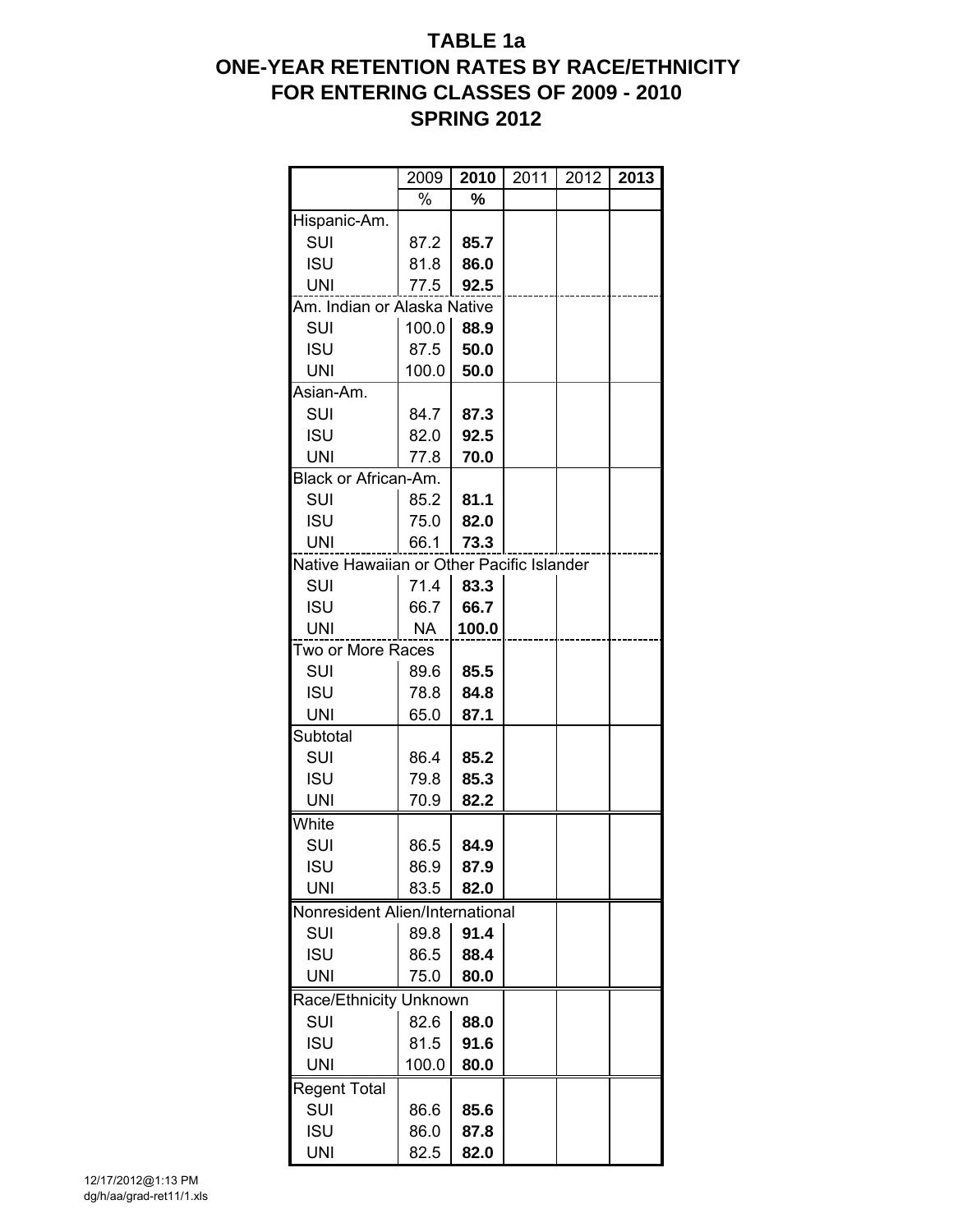# TABLE 1a
# ONE-YEAR RETENTION RATES BY RACE/ETHNICITY
# FOR ENTERING CLASSES OF 2009 - 2010
# SPRING 2012

| | 2009 | **2010** | 2011 | 2012 | **2013** |
|---|---|---|---|---|---|
| | % | **%** | | | |
| Hispanic-Am. | | | | | |
| SUI | 87.2 | **85.7** | | | |
| ISU | 81.8 | **86.0** | | | |
| UNI | 77.5 | **92.5** | | | |
| Am. Indian or Alaska Native | | | | | |
| SUI | 100.0 | **88.9** | | | |
| ISU | 87.5 | **50.0** | | | |
| UNI | 100.0 | **50.0** | | | |
| Asian-Am. | | | | | |
| SUI | 84.7 | **87.3** | | | |
| ISU | 82.0 | **92.5** | | | |
| UNI | 77.8 | **70.0** | | | |
| Black or African-Am. | | | | | |
| SUI | 85.2 | **81.1** | | | |
| ISU | 75.0 | **82.0** | | | |
| UNI | 66.1 | **73.3** | | | |
| Native Hawaiian or Other Pacific Islander | | | | | |
| SUI | 71.4 | **83.3** | | | |
| ISU | 66.7 | **66.7** | | | |
| UNI | NA | **100.0** | | | |
| Two or More Races | | | | | |
| SUI | 89.6 | **85.5** | | | |
| ISU | 78.8 | **84.8** | | | |
| UNI | 65.0 | **87.1** | | | |
| Subtotal | | | | | |
| SUI | 86.4 | **85.2** | | | |
| ISU | 79.8 | **85.3** | | | |
| UNI | 70.9 | **82.2** | | | |
| White | | | | | |
| SUI | 86.5 | **84.9** | | | |
| ISU | 86.9 | **87.9** | | | |
| UNI | 83.5 | **82.0** | | | |
| Nonresident Alien/International | | | | | |
| SUI | 89.8 | **91.4** | | | |
| ISU | 86.5 | **88.4** | | | |
| UNI | 75.0 | **80.0** | | | |
| Race/Ethnicity Unknown | | | | | |
| SUI | 82.6 | **88.0** | | | |
| ISU | 81.5 | **91.6** | | | |
| UNI | 100.0 | **80.0** | | | |
| Regent Total | | | | | |
| SUI | 86.6 | **85.6** | | | |
| ISU | 86.0 | **87.8** | | | |
| UNI | 82.5 | **82.0** | | | |

12/17/2012@1:13 PM
dg/h/aa/grad-ret11/1.xls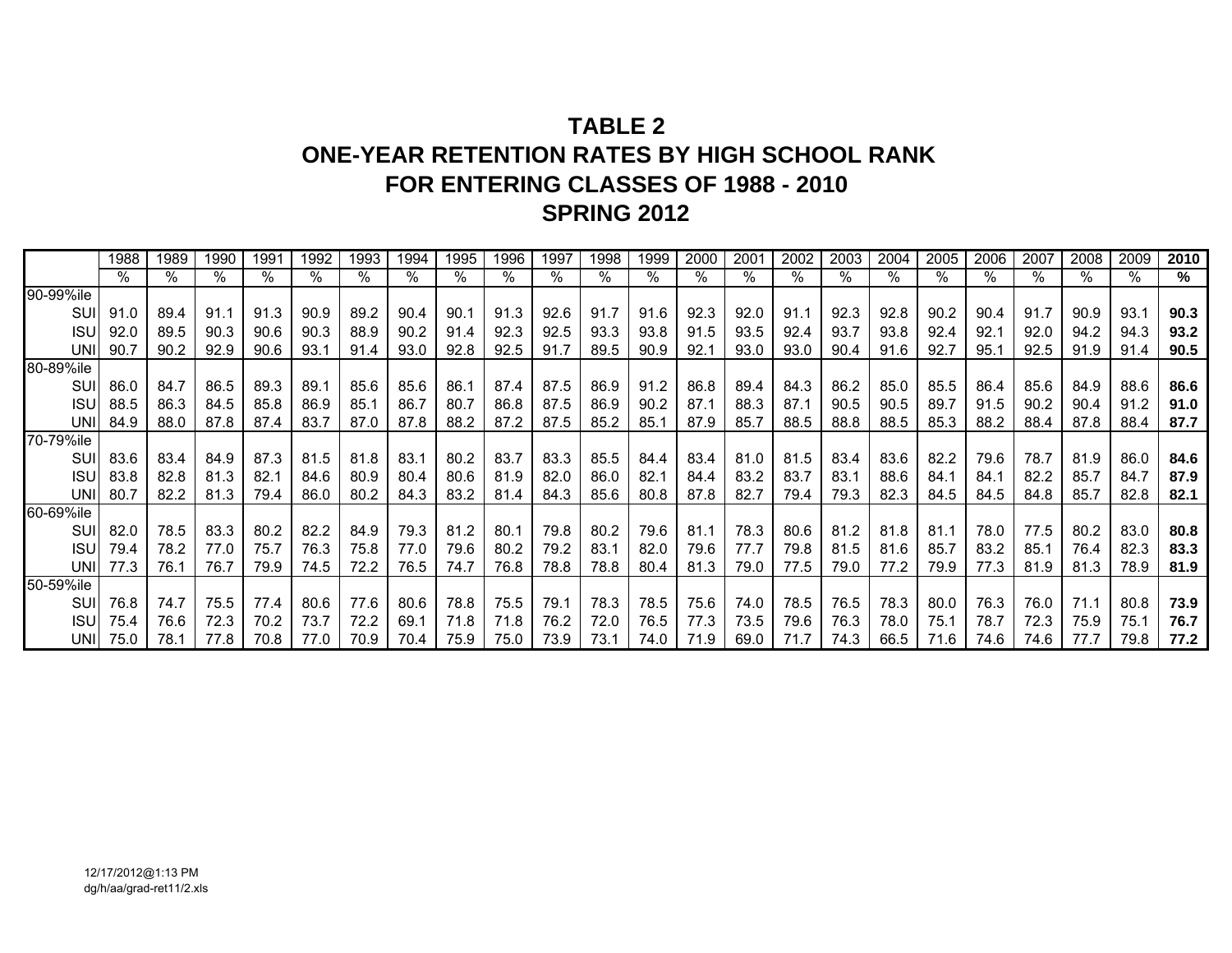# TABLE 2
# ONE-YEAR RETENTION RATES BY HIGH SCHOOL RANK
# FOR ENTERING CLASSES OF 1988 - 2010
# SPRING 2012

| | 1988 | 1989 | 1990 | 1991 | 1992 | 1993 | 1994 | 1995 | 1996 | 1997 | 1998 | 1999 | 2000 | 2001 | 2002 | 2003 | 2004 | 2005 | 2006 | 2007 | 2008 | 2009 | **2010** |
|---|---|---|---|---|---|---|---|---|---|---|---|---|---|---|---|---|---|---|---|---|---|---|---|
| | % | % | % | % | % | % | % | % | % | % | % | % | % | % | % | % | % | % | % | % | % | % | **%** |
| 90-99%ile | | | | | | | | | | | | | | | | | | | | | | | |
| SUI | 91.0 | 89.4 | 91.1 | 91.3 | 90.9 | 89.2 | 90.4 | 90.1 | 91.3 | 92.6 | 91.7 | 91.6 | 92.3 | 92.0 | 91.1 | 92.3 | 92.8 | 90.2 | 90.4 | 91.7 | 90.9 | 93.1 | **90.3** |
| ISU | 92.0 | 89.5 | 90.3 | 90.6 | 90.3 | 88.9 | 90.2 | 91.4 | 92.3 | 92.5 | 93.3 | 93.8 | 91.5 | 93.5 | 92.4 | 93.7 | 93.8 | 92.4 | 92.1 | 92.0 | 94.2 | 94.3 | **93.2** |
| UNI | 90.7 | 90.2 | 92.9 | 90.6 | 93.1 | 91.4 | 93.0 | 92.8 | 92.5 | 91.7 | 89.5 | 90.9 | 92.1 | 93.0 | 93.0 | 90.4 | 91.6 | 92.7 | 95.1 | 92.5 | 91.9 | 91.4 | **90.5** |
| 80-89%ile | | | | | | | | | | | | | | | | | | | | | | | |
| SUI | 86.0 | 84.7 | 86.5 | 89.3 | 89.1 | 85.6 | 85.6 | 86.1 | 87.4 | 87.5 | 86.9 | 91.2 | 86.8 | 89.4 | 84.3 | 86.2 | 85.0 | 85.5 | 86.4 | 85.6 | 84.9 | 88.6 | **86.6** |
| ISU | 88.5 | 86.3 | 84.5 | 85.8 | 86.9 | 85.1 | 86.7 | 80.7 | 86.8 | 87.5 | 86.9 | 90.2 | 87.1 | 88.3 | 87.1 | 90.5 | 90.5 | 89.7 | 91.5 | 90.2 | 90.4 | 91.2 | **91.0** |
| UNI | 84.9 | 88.0 | 87.8 | 87.4 | 83.7 | 87.0 | 87.8 | 88.2 | 87.2 | 87.5 | 85.2 | 85.1 | 87.9 | 85.7 | 88.5 | 88.8 | 88.5 | 85.3 | 88.2 | 88.4 | 87.8 | 88.4 | **87.7** |
| 70-79%ile | | | | | | | | | | | | | | | | | | | | | | | |
| SUI | 83.6 | 83.4 | 84.9 | 87.3 | 81.5 | 81.8 | 83.1 | 80.2 | 83.7 | 83.3 | 85.5 | 84.4 | 83.4 | 81.0 | 81.5 | 83.4 | 83.6 | 82.2 | 79.6 | 78.7 | 81.9 | 86.0 | **84.6** |
| ISU | 83.8 | 82.8 | 81.3 | 82.1 | 84.6 | 80.9 | 80.4 | 80.6 | 81.9 | 82.0 | 86.0 | 82.1 | 84.4 | 83.2 | 83.7 | 83.1 | 88.6 | 84.1 | 84.1 | 82.2 | 85.7 | 84.7 | **87.9** |
| UNI | 80.7 | 82.2 | 81.3 | 79.4 | 86.0 | 80.2 | 84.3 | 83.2 | 81.4 | 84.3 | 85.6 | 80.8 | 87.8 | 82.7 | 79.4 | 79.3 | 82.3 | 84.5 | 84.5 | 84.8 | 85.7 | 82.8 | **82.1** |
| 60-69%ile | | | | | | | | | | | | | | | | | | | | | | | |
| SUI | 82.0 | 78.5 | 83.3 | 80.2 | 82.2 | 84.9 | 79.3 | 81.2 | 80.1 | 79.8 | 80.2 | 79.6 | 81.1 | 78.3 | 80.6 | 81.2 | 81.8 | 81.1 | 78.0 | 77.5 | 80.2 | 83.0 | **80.8** |
| ISU | 79.4 | 78.2 | 77.0 | 75.7 | 76.3 | 75.8 | 77.0 | 79.6 | 80.2 | 79.2 | 83.1 | 82.0 | 79.6 | 77.7 | 79.8 | 81.5 | 81.6 | 85.7 | 83.2 | 85.1 | 76.4 | 82.3 | **83.3** |
| UNI | 77.3 | 76.1 | 76.7 | 79.9 | 74.5 | 72.2 | 76.5 | 74.7 | 76.8 | 78.8 | 78.8 | 80.4 | 81.3 | 79.0 | 77.5 | 79.0 | 77.2 | 79.9 | 77.3 | 81.9 | 81.3 | 78.9 | **81.9** |
| 50-59%ile | | | | | | | | | | | | | | | | | | | | | | | |
| SUI | 76.8 | 74.7 | 75.5 | 77.4 | 80.6 | 77.6 | 80.6 | 78.8 | 75.5 | 79.1 | 78.3 | 78.5 | 75.6 | 74.0 | 78.5 | 76.5 | 78.3 | 80.0 | 76.3 | 76.0 | 71.1 | 80.8 | **73.9** |
| ISU | 75.4 | 76.6 | 72.3 | 70.2 | 73.7 | 72.2 | 69.1 | 71.8 | 71.8 | 76.2 | 72.0 | 76.5 | 77.3 | 73.5 | 79.6 | 76.3 | 78.0 | 75.1 | 78.7 | 72.3 | 75.9 | 75.1 | **76.7** |
| UNI | 75.0 | 78.1 | 77.8 | 70.8 | 77.0 | 70.9 | 70.4 | 75.9 | 75.0 | 73.9 | 73.1 | 74.0 | 71.9 | 69.0 | 71.7 | 74.3 | 66.5 | 71.6 | 74.6 | 74.6 | 77.7 | 79.8 | **77.2** |

12/17/2012@1:13 PM
dg/h/aa/grad-ret11/2.xls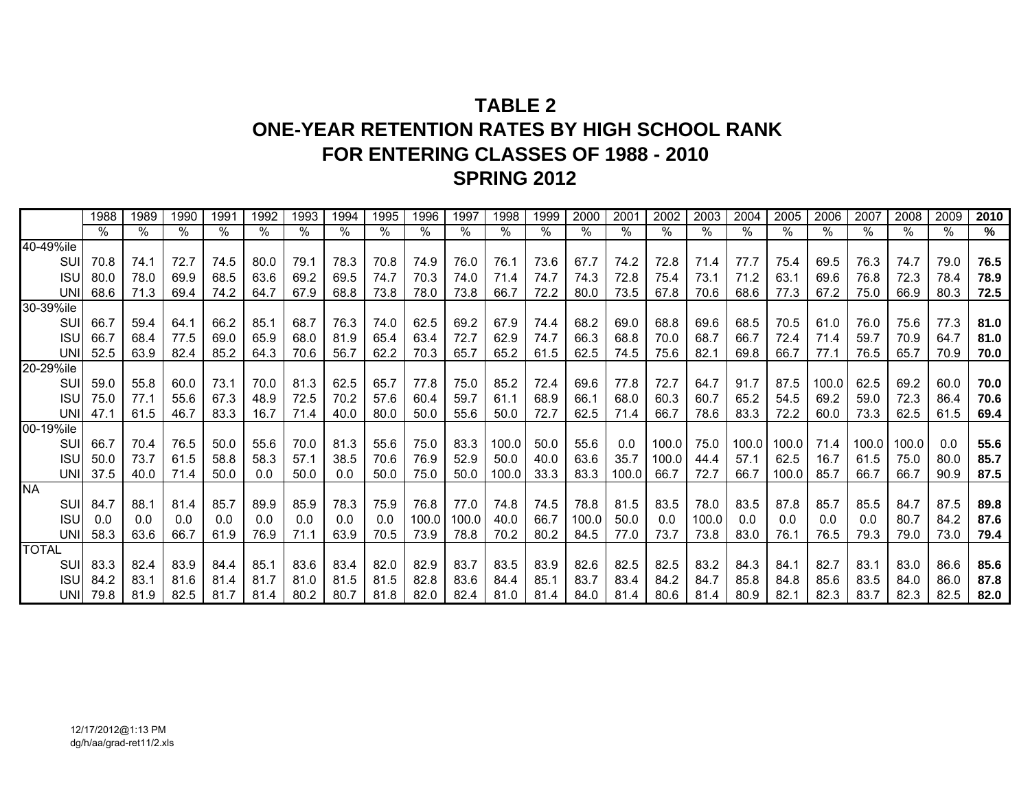# TABLE 2
## ONE-YEAR RETENTION RATES BY HIGH SCHOOL RANK
## FOR ENTERING CLASSES OF 1988 - 2010
## SPRING 2012

| | 1988 | 1989 | 1990 | 1991 | 1992 | 1993 | 1994 | 1995 | 1996 | 1997 | 1998 | 1999 | 2000 | 2001 | 2002 | 2003 | 2004 | 2005 | 2006 | 2007 | 2008 | 2009 | **2010** |
|---|---|---|---|---|---|---|---|---|---|---|---|---|---|---|---|---|---|---|---|---|---|---|---|
| | % | % | % | % | % | % | % | % | % | % | % | % | % | % | % | % | % | % | % | % | % | % | **%** |
| 40-49%ile | | | | | | | | | | | | | | | | | | | | | | | |
| SUI | 70.8 | 74.1 | 72.7 | 74.5 | 80.0 | 79.1 | 78.3 | 70.8 | 74.9 | 76.0 | 76.1 | 73.6 | 67.7 | 74.2 | 72.8 | 71.4 | 77.7 | 75.4 | 69.5 | 76.3 | 74.7 | 79.0 | **76.5** |
| ISU | 80.0 | 78.0 | 69.9 | 68.5 | 63.6 | 69.2 | 69.5 | 74.7 | 70.3 | 74.0 | 71.4 | 74.7 | 74.3 | 72.8 | 75.4 | 73.1 | 71.2 | 63.1 | 69.6 | 76.8 | 72.3 | 78.4 | **78.9** |
| UNI | 68.6 | 71.3 | 69.4 | 74.2 | 64.7 | 67.9 | 68.8 | 73.8 | 78.0 | 73.8 | 66.7 | 72.2 | 80.0 | 73.5 | 67.8 | 70.6 | 68.6 | 77.3 | 67.2 | 75.0 | 66.9 | 80.3 | **72.5** |
| 30-39%ile | | | | | | | | | | | | | | | | | | | | | | | |
| SUI | 66.7 | 59.4 | 64.1 | 66.2 | 85.1 | 68.7 | 76.3 | 74.0 | 62.5 | 69.2 | 67.9 | 74.4 | 68.2 | 69.0 | 68.8 | 69.6 | 68.5 | 70.5 | 61.0 | 76.0 | 75.6 | 77.3 | **81.0** |
| ISU | 66.7 | 68.4 | 77.5 | 69.0 | 65.9 | 68.0 | 81.9 | 65.4 | 63.4 | 72.7 | 62.9 | 74.7 | 66.3 | 68.8 | 70.0 | 68.7 | 66.7 | 72.4 | 71.4 | 59.7 | 70.9 | 64.7 | **81.0** |
| UNI | 52.5 | 63.9 | 82.4 | 85.2 | 64.3 | 70.6 | 56.7 | 62.2 | 70.3 | 65.7 | 65.2 | 61.5 | 62.5 | 74.5 | 75.6 | 82.1 | 69.8 | 66.7 | 77.1 | 76.5 | 65.7 | 70.9 | **70.0** |
| 20-29%ile | | | | | | | | | | | | | | | | | | | | | | | |
| SUI | 59.0 | 55.8 | 60.0 | 73.1 | 70.0 | 81.3 | 62.5 | 65.7 | 77.8 | 75.0 | 85.2 | 72.4 | 69.6 | 77.8 | 72.7 | 64.7 | 91.7 | 87.5 | 100.0 | 62.5 | 69.2 | 60.0 | **70.0** |
| ISU | 75.0 | 77.1 | 55.6 | 67.3 | 48.9 | 72.5 | 70.2 | 57.6 | 60.4 | 59.7 | 61.1 | 68.9 | 66.1 | 68.0 | 60.3 | 60.7 | 65.2 | 54.5 | 69.2 | 59.0 | 72.3 | 86.4 | **70.6** |
| UNI | 47.1 | 61.5 | 46.7 | 83.3 | 16.7 | 71.4 | 40.0 | 80.0 | 50.0 | 55.6 | 50.0 | 72.7 | 62.5 | 71.4 | 66.7 | 78.6 | 83.3 | 72.2 | 60.0 | 73.3 | 62.5 | 61.5 | **69.4** |
| 00-19%ile | | | | | | | | | | | | | | | | | | | | | | | |
| SUI | 66.7 | 70.4 | 76.5 | 50.0 | 55.6 | 70.0 | 81.3 | 55.6 | 75.0 | 83.3 | 100.0 | 50.0 | 55.6 | 0.0 | 100.0 | 75.0 | 100.0 | 100.0 | 71.4 | 100.0 | 100.0 | 0.0 | **55.6** |
| ISU | 50.0 | 73.7 | 61.5 | 58.8 | 58.3 | 57.1 | 38.5 | 70.6 | 76.9 | 52.9 | 50.0 | 40.0 | 63.6 | 35.7 | 100.0 | 44.4 | 57.1 | 62.5 | 16.7 | 61.5 | 75.0 | 80.0 | **85.7** |
| UNI | 37.5 | 40.0 | 71.4 | 50.0 | 0.0 | 50.0 | 0.0 | 50.0 | 75.0 | 50.0 | 100.0 | 33.3 | 83.3 | 100.0 | 66.7 | 72.7 | 66.7 | 100.0 | 85.7 | 66.7 | 66.7 | 90.9 | **87.5** |
| NA | | | | | | | | | | | | | | | | | | | | | | | |
| SUI | 84.7 | 88.1 | 81.4 | 85.7 | 89.9 | 85.9 | 78.3 | 75.9 | 76.8 | 77.0 | 74.8 | 74.5 | 78.8 | 81.5 | 83.5 | 78.0 | 83.5 | 87.8 | 85.7 | 85.5 | 84.7 | 87.5 | **89.8** |
| ISU | 0.0 | 0.0 | 0.0 | 0.0 | 0.0 | 0.0 | 0.0 | 0.0 | 100.0 | 100.0 | 40.0 | 66.7 | 100.0 | 50.0 | 0.0 | 100.0 | 0.0 | 0.0 | 0.0 | 0.0 | 80.7 | 84.2 | **87.6** |
| UNI | 58.3 | 63.6 | 66.7 | 61.9 | 76.9 | 71.1 | 63.9 | 70.5 | 73.9 | 78.8 | 70.2 | 80.2 | 84.5 | 77.0 | 73.7 | 73.8 | 83.0 | 76.1 | 76.5 | 79.3 | 79.0 | 73.0 | **79.4** |
| TOTAL | | | | | | | | | | | | | | | | | | | | | | | |
| SUI | 83.3 | 82.4 | 83.9 | 84.4 | 85.1 | 83.6 | 83.4 | 82.0 | 82.9 | 83.7 | 83.5 | 83.9 | 82.6 | 82.5 | 82.5 | 83.2 | 84.3 | 84.1 | 82.7 | 83.1 | 83.0 | 86.6 | **85.6** |
| ISU | 84.2 | 83.1 | 81.6 | 81.4 | 81.7 | 81.0 | 81.5 | 81.5 | 82.8 | 83.6 | 84.4 | 85.1 | 83.7 | 83.4 | 84.2 | 84.7 | 85.8 | 84.8 | 85.6 | 83.5 | 84.0 | 86.0 | **87.8** |
| UNI | 79.8 | 81.9 | 82.5 | 81.7 | 81.4 | 80.2 | 80.7 | 81.8 | 82.0 | 82.4 | 81.0 | 81.4 | 84.0 | 81.4 | 80.6 | 81.4 | 80.9 | 82.1 | 82.3 | 83.7 | 82.3 | 82.5 | **82.0** |

12/17/2012@1:13 PM
dg/h/aa/grad-ret11/2.xls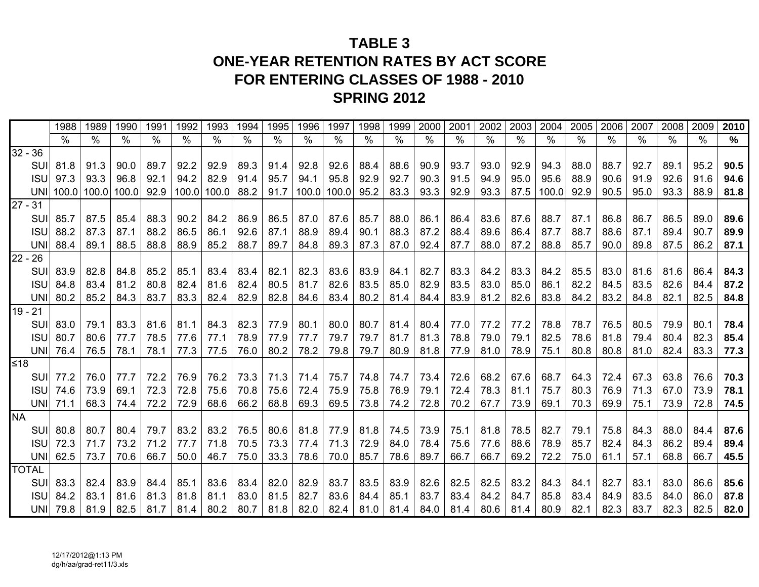# TABLE 3
# ONE-YEAR RETENTION RATES BY ACT SCORE
# FOR ENTERING CLASSES OF 1988 - 2010
# SPRING 2012

| | 1988 | 1989 | 1990 | 1991 | 1992 | 1993 | 1994 | 1995 | 1996 | 1997 | 1998 | 1999 | 2000 | 2001 | 2002 | 2003 | 2004 | 2005 | 2006 | 2007 | 2008 | 2009 | **2010** |
|---|---|---|---|---|---|---|---|---|---|---|---|---|---|---|---|---|---|---|---|---|---|---|---|
| | % | % | % | % | % | % | % | % | % | % | % | % | % | % | % | % | % | % | % | % | % | % | **%** |
| 32 - 36 | | | | | | | | | | | | | | | | | | | | | | | |
| SUI | 81.8 | 91.3 | 90.0 | 89.7 | 92.2 | 92.9 | 89.3 | 91.4 | 92.8 | 92.6 | 88.4 | 88.6 | 90.9 | 93.7 | 93.0 | 92.9 | 94.3 | 88.0 | 88.7 | 92.7 | 89.1 | 95.2 | **90.5** |
| ISU | 97.3 | 93.3 | 96.8 | 92.1 | 94.2 | 82.9 | 91.4 | 95.7 | 94.1 | 95.8 | 92.9 | 92.7 | 90.3 | 91.5 | 94.9 | 95.0 | 95.6 | 88.9 | 90.6 | 91.9 | 92.6 | 91.6 | **94.6** |
| UNI | 100.0 | 100.0 | 100.0 | 92.9 | 100.0 | 100.0 | 88.2 | 91.7 | 100.0 | 100.0 | 95.2 | 83.3 | 93.3 | 92.9 | 93.3 | 87.5 | 100.0 | 92.9 | 90.5 | 95.0 | 93.3 | 88.9 | **81.8** |
| 27 - 31 | | | | | | | | | | | | | | | | | | | | | | | |
| SUI | 85.7 | 87.5 | 85.4 | 88.3 | 90.2 | 84.2 | 86.9 | 86.5 | 87.0 | 87.6 | 85.7 | 88.0 | 86.1 | 86.4 | 83.6 | 87.6 | 88.7 | 87.1 | 86.8 | 86.7 | 86.5 | 89.0 | **89.6** |
| ISU | 88.2 | 87.3 | 87.1 | 88.2 | 86.5 | 86.1 | 92.6 | 87.1 | 88.9 | 89.4 | 90.1 | 88.3 | 87.2 | 88.4 | 89.6 | 86.4 | 87.7 | 88.7 | 88.6 | 87.1 | 89.4 | 90.7 | **89.9** |
| UNI | 88.4 | 89.1 | 88.5 | 88.8 | 88.9 | 85.2 | 88.7 | 89.7 | 84.8 | 89.3 | 87.3 | 87.0 | 92.4 | 87.7 | 88.0 | 87.2 | 88.8 | 85.7 | 90.0 | 89.8 | 87.5 | 86.2 | **87.1** |
| 22 - 26 | | | | | | | | | | | | | | | | | | | | | | | |
| SUI | 83.9 | 82.8 | 84.8 | 85.2 | 85.1 | 83.4 | 83.4 | 82.1 | 82.3 | 83.6 | 83.9 | 84.1 | 82.7 | 83.3 | 84.2 | 83.3 | 84.2 | 85.5 | 83.0 | 81.6 | 81.6 | 86.4 | **84.3** |
| ISU | 84.8 | 83.4 | 81.2 | 80.8 | 82.4 | 81.6 | 82.4 | 80.5 | 81.7 | 82.6 | 83.5 | 85.0 | 82.9 | 83.5 | 83.0 | 85.0 | 86.1 | 82.2 | 84.5 | 83.5 | 82.6 | 84.4 | **87.2** |
| UNI | 80.2 | 85.2 | 84.3 | 83.7 | 83.3 | 82.4 | 82.9 | 82.8 | 84.6 | 83.4 | 80.2 | 81.4 | 84.4 | 83.9 | 81.2 | 82.6 | 83.8 | 84.2 | 83.2 | 84.8 | 82.1 | 82.5 | **84.8** |
| 19 - 21 | | | | | | | | | | | | | | | | | | | | | | | |
| SUI | 83.0 | 79.1 | 83.3 | 81.6 | 81.1 | 84.3 | 82.3 | 77.9 | 80.1 | 80.0 | 80.7 | 81.4 | 80.4 | 77.0 | 77.2 | 77.2 | 78.8 | 78.7 | 76.5 | 80.5 | 79.9 | 80.1 | **78.4** |
| ISU | 80.7 | 80.6 | 77.7 | 78.5 | 77.6 | 77.1 | 78.9 | 77.9 | 77.7 | 79.7 | 79.7 | 81.7 | 81.3 | 78.8 | 79.0 | 79.1 | 82.5 | 78.6 | 81.8 | 79.4 | 80.4 | 82.3 | **85.4** |
| UNI | 76.4 | 76.5 | 78.1 | 78.1 | 77.3 | 77.5 | 76.0 | 80.2 | 78.2 | 79.8 | 79.7 | 80.9 | 81.8 | 77.9 | 81.0 | 78.9 | 75.1 | 80.8 | 80.8 | 81.0 | 82.4 | 83.3 | **77.3** |
| ≤18 | | | | | | | | | | | | | | | | | | | | | | | |
| SUI | 77.2 | 76.0 | 77.7 | 72.2 | 76.9 | 76.2 | 73.3 | 71.3 | 71.4 | 75.7 | 74.8 | 74.7 | 73.4 | 72.6 | 68.2 | 67.6 | 68.7 | 64.3 | 72.4 | 67.3 | 63.8 | 76.6 | **70.3** |
| ISU | 74.6 | 73.9 | 69.1 | 72.3 | 72.8 | 75.6 | 70.8 | 75.6 | 72.4 | 75.9 | 75.8 | 76.9 | 79.1 | 72.4 | 78.3 | 81.1 | 75.7 | 80.3 | 76.9 | 71.3 | 67.0 | 73.9 | **78.1** |
| UNI | 71.1 | 68.3 | 74.4 | 72.2 | 72.9 | 68.6 | 66.2 | 68.8 | 69.3 | 69.5 | 73.8 | 74.2 | 72.8 | 70.2 | 67.7 | 73.9 | 69.1 | 70.3 | 69.9 | 75.1 | 73.9 | 72.8 | **74.5** |
| NA | | | | | | | | | | | | | | | | | | | | | | | |
| SUI | 80.8 | 80.7 | 80.4 | 79.7 | 83.2 | 83.2 | 76.5 | 80.6 | 81.8 | 77.9 | 81.8 | 74.5 | 73.9 | 75.1 | 81.8 | 78.5 | 82.7 | 79.1 | 75.8 | 84.3 | 88.0 | 84.4 | **87.6** |
| ISU | 72.3 | 71.7 | 73.2 | 71.2 | 77.7 | 71.8 | 70.5 | 73.3 | 77.4 | 71.3 | 72.9 | 84.0 | 78.4 | 75.6 | 77.6 | 88.6 | 78.9 | 85.7 | 82.4 | 84.3 | 86.2 | 89.4 | **89.4** |
| UNI | 62.5 | 73.7 | 70.6 | 66.7 | 50.0 | 46.7 | 75.0 | 33.3 | 78.6 | 70.0 | 85.7 | 78.6 | 89.7 | 66.7 | 66.7 | 69.2 | 72.2 | 75.0 | 61.1 | 57.1 | 68.8 | 66.7 | **45.5** |
| TOTAL | | | | | | | | | | | | | | | | | | | | | | | |
| SUI | 83.3 | 82.4 | 83.9 | 84.4 | 85.1 | 83.6 | 83.4 | 82.0 | 82.9 | 83.7 | 83.5 | 83.9 | 82.6 | 82.5 | 82.5 | 83.2 | 84.3 | 84.1 | 82.7 | 83.1 | 83.0 | 86.6 | **85.6** |
| ISU | 84.2 | 83.1 | 81.6 | 81.3 | 81.8 | 81.1 | 83.0 | 81.5 | 82.7 | 83.6 | 84.4 | 85.1 | 83.7 | 83.4 | 84.2 | 84.7 | 85.8 | 83.4 | 84.9 | 83.5 | 84.0 | 86.0 | **87.8** |
| UNI | 79.8 | 81.9 | 82.5 | 81.7 | 81.4 | 80.2 | 80.7 | 81.8 | 82.0 | 82.4 | 81.0 | 81.4 | 84.0 | 81.4 | 80.6 | 81.4 | 80.9 | 82.1 | 82.3 | 83.7 | 82.3 | 82.5 | **82.0** |

12/17/2012@1:13 PM
dg/h/aa/grad-ret11/3.xls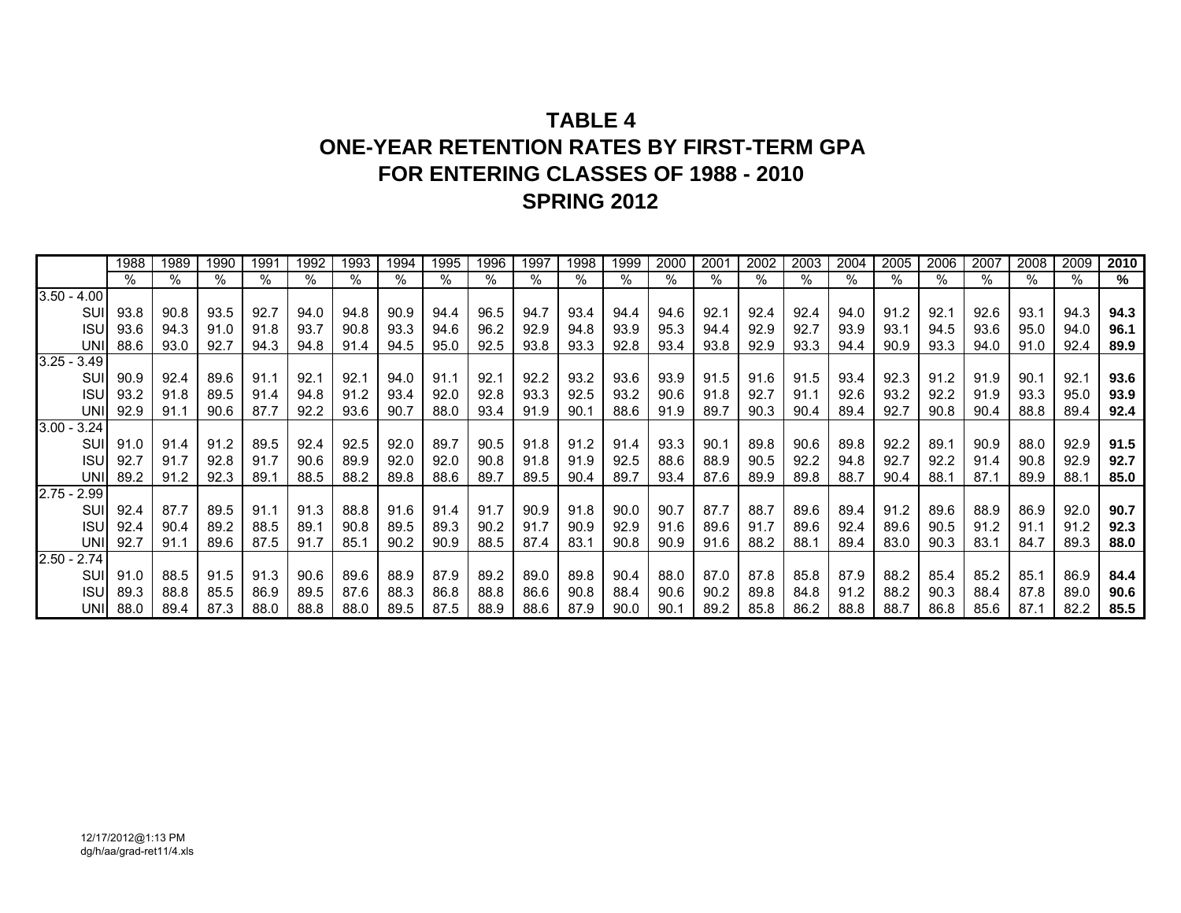# TABLE 4
# ONE-YEAR RETENTION RATES BY FIRST-TERM GPA
# FOR ENTERING CLASSES OF 1988 - 2010
# SPRING 2012

| | 1988 | 1989 | 1990 | 1991 | 1992 | 1993 | 1994 | 1995 | 1996 | 1997 | 1998 | 1999 | 2000 | 2001 | 2002 | 2003 | 2004 | 2005 | 2006 | 2007 | 2008 | 2009 | **2010** |
|---|---|---|---|---|---|---|---|---|---|---|---|---|---|---|---|---|---|---|---|---|---|---|---|
| | % | % | % | % | % | % | % | % | % | % | % | % | % | % | % | % | % | % | % | % | % | % | **%** |
| 3.50 - 4.00 | | | | | | | | | | | | | | | | | | | | | | | |
| SUI | 93.8 | 90.8 | 93.5 | 92.7 | 94.0 | 94.8 | 90.9 | 94.4 | 96.5 | 94.7 | 93.4 | 94.4 | 94.6 | 92.1 | 92.4 | 92.4 | 94.0 | 91.2 | 92.1 | 92.6 | 93.1 | 94.3 | **94.3** |
| ISU | 93.6 | 94.3 | 91.0 | 91.8 | 93.7 | 90.8 | 93.3 | 94.6 | 96.2 | 92.9 | 94.8 | 93.9 | 95.3 | 94.4 | 92.9 | 92.7 | 93.9 | 93.1 | 94.5 | 93.6 | 95.0 | 94.0 | **96.1** |
| UNI | 88.6 | 93.0 | 92.7 | 94.3 | 94.8 | 91.4 | 94.5 | 95.0 | 92.5 | 93.8 | 93.3 | 92.8 | 93.4 | 93.8 | 92.9 | 93.3 | 94.4 | 90.9 | 93.3 | 94.0 | 91.0 | 92.4 | **89.9** |
| 3.25 - 3.49 | | | | | | | | | | | | | | | | | | | | | | | |
| SUI | 90.9 | 92.4 | 89.6 | 91.1 | 92.1 | 92.1 | 94.0 | 91.1 | 92.1 | 92.2 | 93.2 | 93.6 | 93.9 | 91.5 | 91.6 | 91.5 | 93.4 | 92.3 | 91.2 | 91.9 | 90.1 | 92.1 | **93.6** |
| ISU | 93.2 | 91.8 | 89.5 | 91.4 | 94.8 | 91.2 | 93.4 | 92.0 | 92.8 | 93.3 | 92.5 | 93.2 | 90.6 | 91.8 | 92.7 | 91.1 | 92.6 | 93.2 | 92.2 | 91.9 | 93.3 | 95.0 | **93.9** |
| UNI | 92.9 | 91.1 | 90.6 | 87.7 | 92.2 | 93.6 | 90.7 | 88.0 | 93.4 | 91.9 | 90.1 | 88.6 | 91.9 | 89.7 | 90.3 | 90.4 | 89.4 | 92.7 | 90.8 | 90.4 | 88.8 | 89.4 | **92.4** |
| 3.00 - 3.24 | | | | | | | | | | | | | | | | | | | | | | | |
| SUI | 91.0 | 91.4 | 91.2 | 89.5 | 92.4 | 92.5 | 92.0 | 89.7 | 90.5 | 91.8 | 91.2 | 91.4 | 93.3 | 90.1 | 89.8 | 90.6 | 89.8 | 92.2 | 89.1 | 90.9 | 88.0 | 92.9 | **91.5** |
| ISU | 92.7 | 91.7 | 92.8 | 91.7 | 90.6 | 89.9 | 92.0 | 92.0 | 90.8 | 91.8 | 91.9 | 92.5 | 88.6 | 88.9 | 90.5 | 92.2 | 94.8 | 92.7 | 92.2 | 91.4 | 90.8 | 92.9 | **92.7** |
| UNI | 89.2 | 91.2 | 92.3 | 89.1 | 88.5 | 88.2 | 89.8 | 88.6 | 89.7 | 89.5 | 90.4 | 89.7 | 93.4 | 87.6 | 89.9 | 89.8 | 88.7 | 90.4 | 88.1 | 87.1 | 89.9 | 88.1 | **85.0** |
| 2.75 - 2.99 | | | | | | | | | | | | | | | | | | | | | | | |
| SUI | 92.4 | 87.7 | 89.5 | 91.1 | 91.3 | 88.8 | 91.6 | 91.4 | 91.7 | 90.9 | 91.8 | 90.0 | 90.7 | 87.7 | 88.7 | 89.6 | 89.4 | 91.2 | 89.6 | 88.9 | 86.9 | 92.0 | **90.7** |
| ISU | 92.4 | 90.4 | 89.2 | 88.5 | 89.1 | 90.8 | 89.5 | 89.3 | 90.2 | 91.7 | 90.9 | 92.9 | 91.6 | 89.6 | 91.7 | 89.6 | 92.4 | 89.6 | 90.5 | 91.2 | 91.1 | 91.2 | **92.3** |
| UNI | 92.7 | 91.1 | 89.6 | 87.5 | 91.7 | 85.1 | 90.2 | 90.9 | 88.5 | 87.4 | 83.1 | 90.8 | 90.9 | 91.6 | 88.2 | 88.1 | 89.4 | 83.0 | 90.3 | 83.1 | 84.7 | 89.3 | **88.0** |
| 2.50 - 2.74 | | | | | | | | | | | | | | | | | | | | | | | |
| SUI | 91.0 | 88.5 | 91.5 | 91.3 | 90.6 | 89.6 | 88.9 | 87.9 | 89.2 | 89.0 | 89.8 | 90.4 | 88.0 | 87.0 | 87.8 | 85.8 | 87.9 | 88.2 | 85.4 | 85.2 | 85.1 | 86.9 | **84.4** |
| ISU | 89.3 | 88.8 | 85.5 | 86.9 | 89.5 | 87.6 | 88.3 | 86.8 | 88.8 | 86.6 | 90.8 | 88.4 | 90.6 | 90.2 | 89.8 | 84.8 | 91.2 | 88.2 | 90.3 | 88.4 | 87.8 | 89.0 | **90.6** |
| UNI | 88.0 | 89.4 | 87.3 | 88.0 | 88.8 | 88.0 | 89.5 | 87.5 | 88.9 | 88.6 | 87.9 | 90.0 | 90.1 | 89.2 | 85.8 | 86.2 | 88.8 | 88.7 | 86.8 | 85.6 | 87.1 | 82.2 | **85.5** |

12/17/2012@1:13 PM
dg/h/aa/grad-ret11/4.xls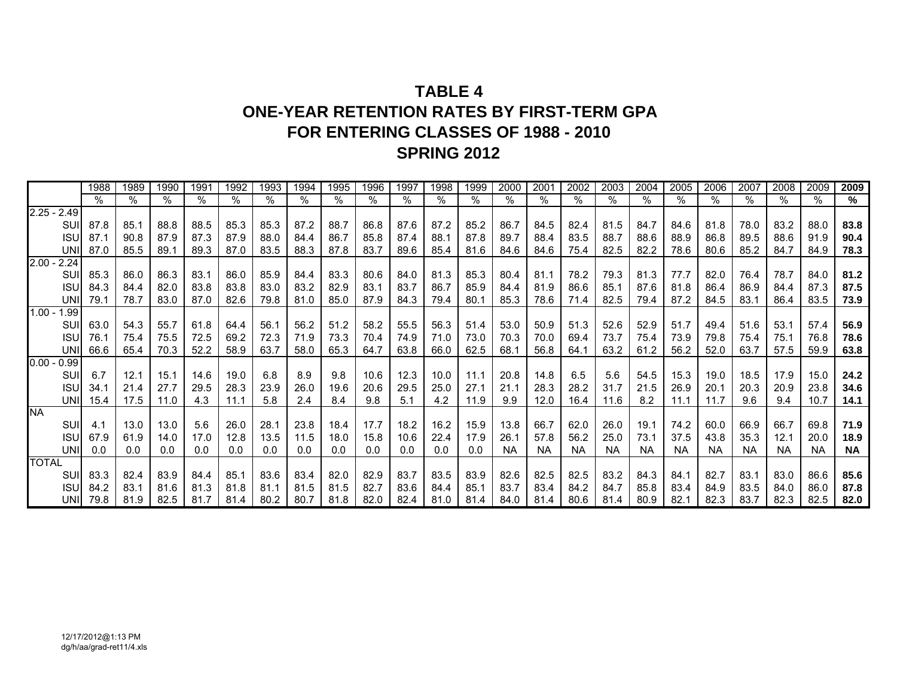# TABLE 4
## ONE-YEAR RETENTION RATES BY FIRST-TERM GPA
## FOR ENTERING CLASSES OF 1988 - 2010
## SPRING 2012

| | 1988 | 1989 | 1990 | 1991 | 1992 | 1993 | 1994 | 1995 | 1996 | 1997 | 1998 | 1999 | 2000 | 2001 | 2002 | 2003 | 2004 | 2005 | 2006 | 2007 | 2008 | 2009 | **2009** |
|---|---|---|---|---|---|---|---|---|---|---|---|---|---|---|---|---|---|---|---|---|---|---|---|
| | % | % | % | % | % | % | % | % | % | % | % | % | % | % | % | % | % | % | % | % | % | % | **%** |
| 2.25 - 2.49 | | | | | | | | | | | | | | | | | | | | | | | |
| SUI | 87.8 | 85.1 | 88.8 | 88.5 | 85.3 | 85.3 | 87.2 | 88.7 | 86.8 | 87.6 | 87.2 | 85.2 | 86.7 | 84.5 | 82.4 | 81.5 | 84.7 | 84.6 | 81.8 | 78.0 | 83.2 | 88.0 | **83.8** |
| ISU | 87.1 | 90.8 | 87.9 | 87.3 | 87.9 | 88.0 | 84.4 | 86.7 | 85.8 | 87.4 | 88.1 | 87.8 | 89.7 | 88.4 | 83.5 | 88.7 | 88.6 | 88.9 | 86.8 | 89.5 | 88.6 | 91.9 | **90.4** |
| UNI | 87.0 | 85.5 | 89.1 | 89.3 | 87.0 | 83.5 | 88.3 | 87.8 | 83.7 | 89.6 | 85.4 | 81.6 | 84.6 | 84.6 | 75.4 | 82.5 | 82.2 | 78.6 | 80.6 | 85.2 | 84.7 | 84.9 | **78.3** |
| 2.00 - 2.24 | | | | | | | | | | | | | | | | | | | | | | | |
| SUI | 85.3 | 86.0 | 86.3 | 83.1 | 86.0 | 85.9 | 84.4 | 83.3 | 80.6 | 84.0 | 81.3 | 85.3 | 80.4 | 81.1 | 78.2 | 79.3 | 81.3 | 77.7 | 82.0 | 76.4 | 78.7 | 84.0 | **81.2** |
| ISU | 84.3 | 84.4 | 82.0 | 83.8 | 83.8 | 83.0 | 83.2 | 82.9 | 83.1 | 83.7 | 86.7 | 85.9 | 84.4 | 81.9 | 86.6 | 85.1 | 87.6 | 81.8 | 86.4 | 86.9 | 84.4 | 87.3 | **87.5** |
| UNI | 79.1 | 78.7 | 83.0 | 87.0 | 82.6 | 79.8 | 81.0 | 85.0 | 87.9 | 84.3 | 79.4 | 80.1 | 85.3 | 78.6 | 71.4 | 82.5 | 79.4 | 87.2 | 84.5 | 83.1 | 86.4 | 83.5 | **73.9** |
| 1.00 - 1.99 | | | | | | | | | | | | | | | | | | | | | | | |
| SUI | 63.0 | 54.3 | 55.7 | 61.8 | 64.4 | 56.1 | 56.2 | 51.2 | 58.2 | 55.5 | 56.3 | 51.4 | 53.0 | 50.9 | 51.3 | 52.6 | 52.9 | 51.7 | 49.4 | 51.6 | 53.1 | 57.4 | **56.9** |
| ISU | 76.1 | 75.4 | 75.5 | 72.5 | 69.2 | 72.3 | 71.9 | 73.3 | 70.4 | 74.9 | 71.0 | 73.0 | 70.3 | 70.0 | 69.4 | 73.7 | 75.4 | 73.9 | 79.8 | 75.4 | 75.1 | 76.8 | **78.6** |
| UNI | 66.6 | 65.4 | 70.3 | 52.2 | 58.9 | 63.7 | 58.0 | 65.3 | 64.7 | 63.8 | 66.0 | 62.5 | 68.1 | 56.8 | 64.1 | 63.2 | 61.2 | 56.2 | 52.0 | 63.7 | 57.5 | 59.9 | **63.8** |
| 0.00 - 0.99 | | | | | | | | | | | | | | | | | | | | | | | |
| SUI | 6.7 | 12.1 | 15.1 | 14.6 | 19.0 | 6.8 | 8.9 | 9.8 | 10.6 | 12.3 | 10.0 | 11.1 | 20.8 | 14.8 | 6.5 | 5.6 | 54.5 | 15.3 | 19.0 | 18.5 | 17.9 | 15.0 | **24.2** |
| ISU | 34.1 | 21.4 | 27.7 | 29.5 | 28.3 | 23.9 | 26.0 | 19.6 | 20.6 | 29.5 | 25.0 | 27.1 | 21.1 | 28.3 | 28.2 | 31.7 | 21.5 | 26.9 | 20.1 | 20.3 | 20.9 | 23.8 | **34.6** |
| UNI | 15.4 | 17.5 | 11.0 | 4.3 | 11.1 | 5.8 | 2.4 | 8.4 | 9.8 | 5.1 | 4.2 | 11.9 | 9.9 | 12.0 | 16.4 | 11.6 | 8.2 | 11.1 | 11.7 | 9.6 | 9.4 | 10.7 | **14.1** |
| NA | | | | | | | | | | | | | | | | | | | | | | | |
| SUI | 4.1 | 13.0 | 13.0 | 5.6 | 26.0 | 28.1 | 23.8 | 18.4 | 17.7 | 18.2 | 16.2 | 15.9 | 13.8 | 66.7 | 62.0 | 26.0 | 19.1 | 74.2 | 60.0 | 66.9 | 66.7 | 69.8 | **71.9** |
| ISU | 67.9 | 61.9 | 14.0 | 17.0 | 12.8 | 13.5 | 11.5 | 18.0 | 15.8 | 10.6 | 22.4 | 17.9 | 26.1 | 57.8 | 56.2 | 25.0 | 73.1 | 37.5 | 43.8 | 35.3 | 12.1 | 20.0 | **18.9** |
| UNI | 0.0 | 0.0 | 0.0 | 0.0 | 0.0 | 0.0 | 0.0 | 0.0 | 0.0 | 0.0 | 0.0 | 0.0 | NA | NA | NA | NA | NA | NA | NA | NA | NA | NA | **NA** |
| TOTAL | | | | | | | | | | | | | | | | | | | | | | | |
| SUI | 83.3 | 82.4 | 83.9 | 84.4 | 85.1 | 83.6 | 83.4 | 82.0 | 82.9 | 83.7 | 83.5 | 83.9 | 82.6 | 82.5 | 82.5 | 83.2 | 84.3 | 84.1 | 82.7 | 83.1 | 83.0 | 86.6 | **85.6** |
| ISU | 84.2 | 83.1 | 81.6 | 81.3 | 81.8 | 81.1 | 81.5 | 81.5 | 82.7 | 83.6 | 84.4 | 85.1 | 83.7 | 83.4 | 84.2 | 84.7 | 85.8 | 83.4 | 84.9 | 83.5 | 84.0 | 86.0 | **87.8** |
| UNI | 79.8 | 81.9 | 82.5 | 81.7 | 81.4 | 80.2 | 80.7 | 81.8 | 82.0 | 82.4 | 81.0 | 81.4 | 84.0 | 81.4 | 80.6 | 81.4 | 80.9 | 82.1 | 82.3 | 83.7 | 82.3 | 82.5 | **82.0** |

12/17/2012@1:13 PM
dg/h/aa/grad-ret11/4.xls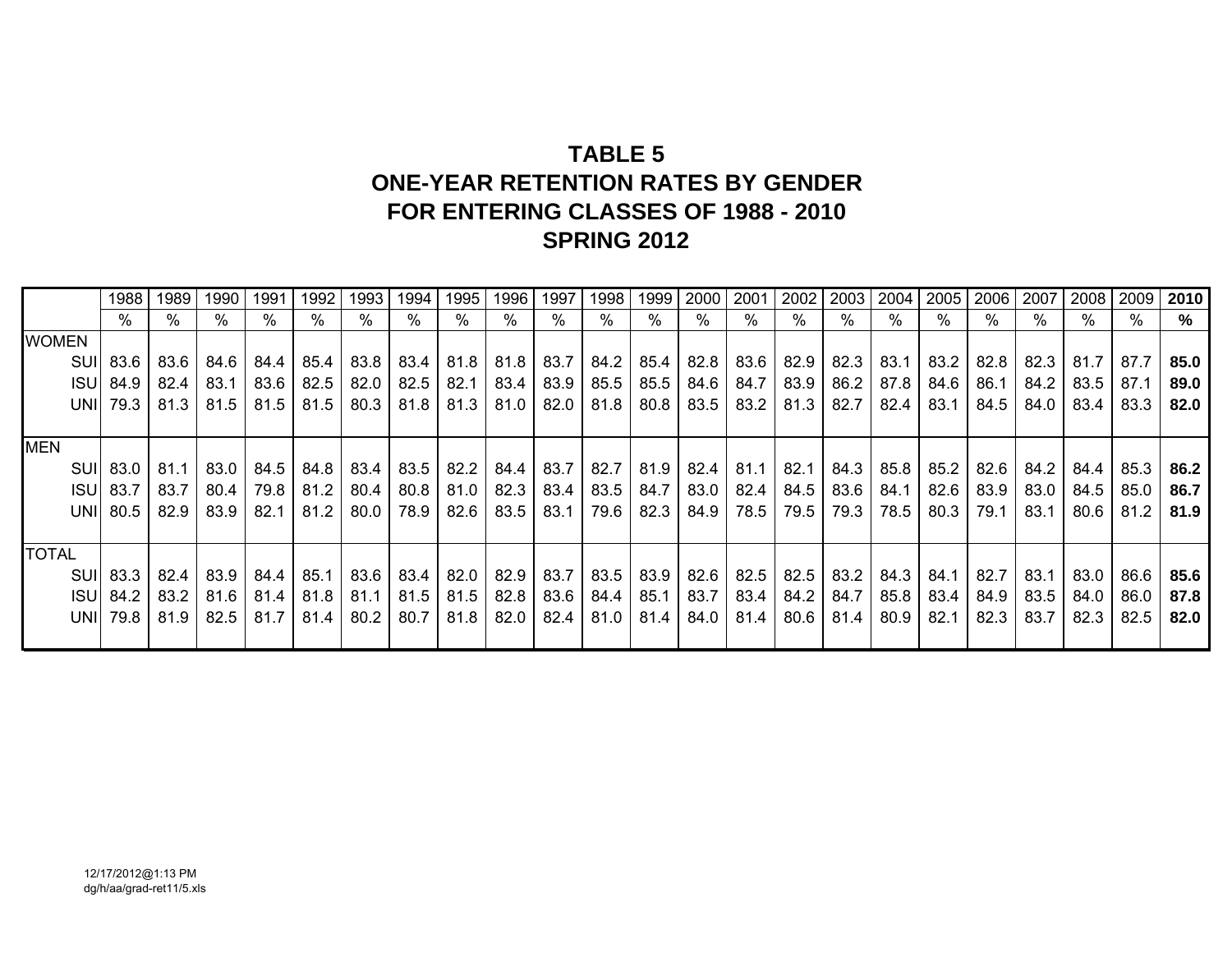# TABLE 5
# ONE-YEAR RETENTION RATES BY GENDER
# FOR ENTERING CLASSES OF 1988 - 2010
# SPRING 2012

| | 1988 | 1989 | 1990 | 1991 | 1992 | 1993 | 1994 | 1995 | 1996 | 1997 | 1998 | 1999 | 2000 | 2001 | 2002 | 2003 | 2004 | 2005 | 2006 | 2007 | 2008 | 2009 | **2010** |
|---|---|---|---|---|---|---|---|---|---|---|---|---|---|---|---|---|---|---|---|---|---|---|---|
| | % | % | % | % | % | % | % | % | % | % | % | % | % | % | % | % | % | % | % | % | % | % | **%** |
| WOMEN | | | | | | | | | | | | | | | | | | | | | | | |
| SUI | 83.6 | 83.6 | 84.6 | 84.4 | 85.4 | 83.8 | 83.4 | 81.8 | 81.8 | 83.7 | 84.2 | 85.4 | 82.8 | 83.6 | 82.9 | 82.3 | 83.1 | 83.2 | 82.8 | 82.3 | 81.7 | 87.7 | **85.0** |
| ISU | 84.9 | 82.4 | 83.1 | 83.6 | 82.5 | 82.0 | 82.5 | 82.1 | 83.4 | 83.9 | 85.5 | 85.5 | 84.6 | 84.7 | 83.9 | 86.2 | 87.8 | 84.6 | 86.1 | 84.2 | 83.5 | 87.1 | **89.0** |
| UNI | 79.3 | 81.3 | 81.5 | 81.5 | 81.5 | 80.3 | 81.8 | 81.3 | 81.0 | 82.0 | 81.8 | 80.8 | 83.5 | 83.2 | 81.3 | 82.7 | 82.4 | 83.1 | 84.5 | 84.0 | 83.4 | 83.3 | **82.0** |
| MEN | | | | | | | | | | | | | | | | | | | | | | | |
| SUI | 83.0 | 81.1 | 83.0 | 84.5 | 84.8 | 83.4 | 83.5 | 82.2 | 84.4 | 83.7 | 82.7 | 81.9 | 82.4 | 81.1 | 82.1 | 84.3 | 85.8 | 85.2 | 82.6 | 84.2 | 84.4 | 85.3 | **86.2** |
| ISU | 83.7 | 83.7 | 80.4 | 79.8 | 81.2 | 80.4 | 80.8 | 81.0 | 82.3 | 83.4 | 83.5 | 84.7 | 83.0 | 82.4 | 84.5 | 83.6 | 84.1 | 82.6 | 83.9 | 83.0 | 84.5 | 85.0 | **86.7** |
| UNI | 80.5 | 82.9 | 83.9 | 82.1 | 81.2 | 80.0 | 78.9 | 82.6 | 83.5 | 83.1 | 79.6 | 82.3 | 84.9 | 78.5 | 79.5 | 79.3 | 78.5 | 80.3 | 79.1 | 83.1 | 80.6 | 81.2 | **81.9** |
| TOTAL | | | | | | | | | | | | | | | | | | | | | | | |
| SUI | 83.3 | 82.4 | 83.9 | 84.4 | 85.1 | 83.6 | 83.4 | 82.0 | 82.9 | 83.7 | 83.5 | 83.9 | 82.6 | 82.5 | 82.5 | 83.2 | 84.3 | 84.1 | 82.7 | 83.1 | 83.0 | 86.6 | **85.6** |
| ISU | 84.2 | 83.2 | 81.6 | 81.4 | 81.8 | 81.1 | 81.5 | 81.5 | 82.8 | 83.6 | 84.4 | 85.1 | 83.7 | 83.4 | 84.2 | 84.7 | 85.8 | 83.4 | 84.9 | 83.5 | 84.0 | 86.0 | **87.8** |
| UNI | 79.8 | 81.9 | 82.5 | 81.7 | 81.4 | 80.2 | 80.7 | 81.8 | 82.0 | 82.4 | 81.0 | 81.4 | 84.0 | 81.4 | 80.6 | 81.4 | 80.9 | 82.1 | 82.3 | 83.7 | 82.3 | 82.5 | **82.0** |

12/17/2012@1:13 PM
dg/h/aa/grad-ret11/5.xls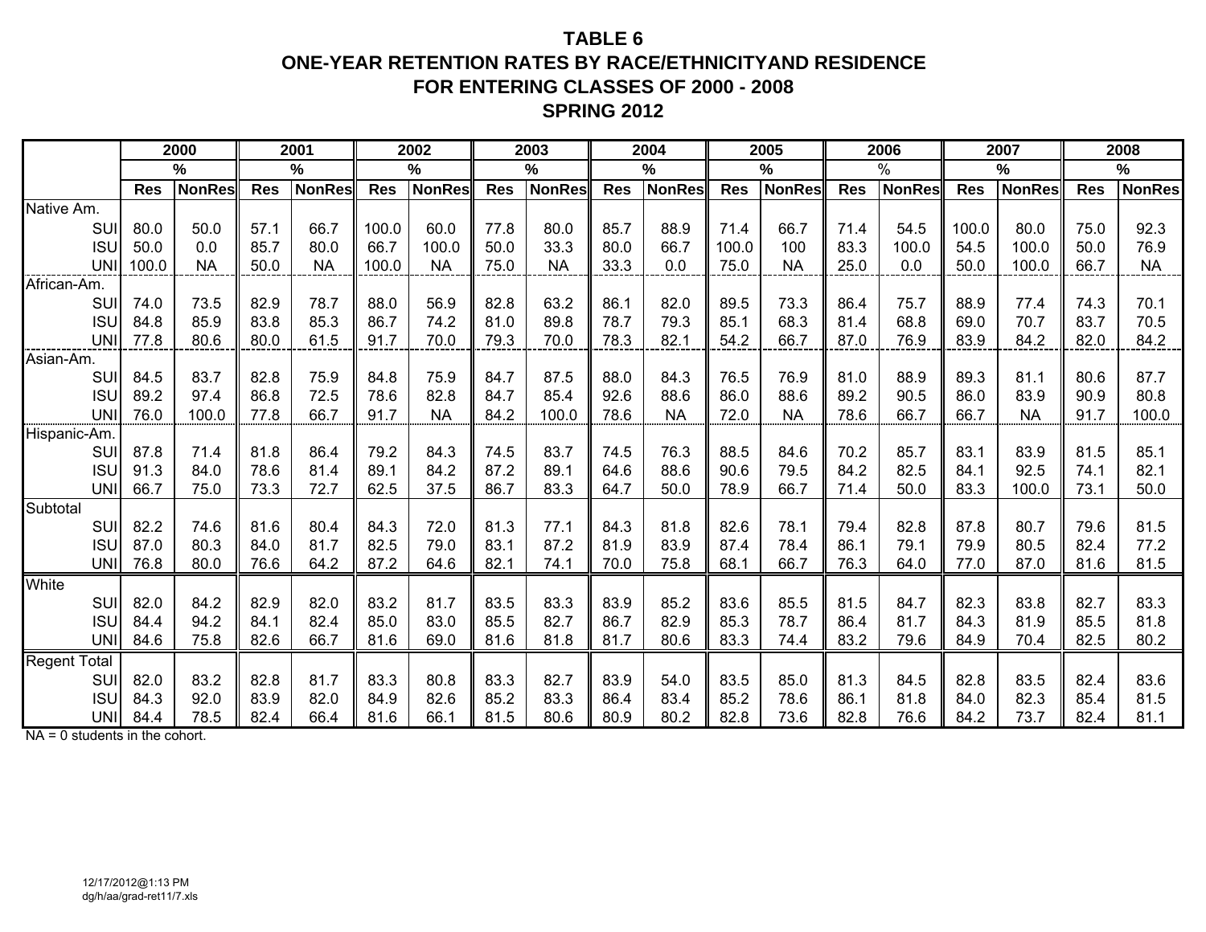# TABLE 6

## ONE-YEAR RETENTION RATES BY RACE/ETHNICITYAND RESIDENCE FOR ENTERING CLASSES OF 2000 - 2008

## SPRING 2012

| | 2000 | | 2001 | | 2002 | | 2003 | | 2004 | | 2005 | | 2006 | | 2007 | | 2008 | |
|---|---|---|---|---|---|---|---|---|---|---|---|---|---|---|---|---|---|---|
| | % | | % | | % | | % | | % | | % | | % | | % | | % | |
| | Res | NonRes | Res | NonRes | Res | NonRes | Res | NonRes | Res | NonRes | Res | NonRes | Res | NonRes | Res | NonRes | Res | NonRes |
| Native Am. | | | | | | | | | | | | | | | | | | |
| SUI | 80.0 | 50.0 | 57.1 | 66.7 | 100.0 | 60.0 | 77.8 | 80.0 | 85.7 | 88.9 | 71.4 | 66.7 | 71.4 | 54.5 | 100.0 | 80.0 | 75.0 | 92.3 |
| ISU | 50.0 | 0.0 | 85.7 | 80.0 | 66.7 | 100.0 | 50.0 | 33.3 | 80.0 | 66.7 | 100.0 | 100 | 83.3 | 100.0 | 54.5 | 100.0 | 50.0 | 76.9 |
| UNI | 100.0 | NA | 50.0 | NA | 100.0 | NA | 75.0 | NA | 33.3 | 0.0 | 75.0 | NA | 25.0 | 0.0 | 50.0 | 100.0 | 66.7 | NA |
| African-Am. | | | | | | | | | | | | | | | | | | |
| SUI | 74.0 | 73.5 | 82.9 | 78.7 | 88.0 | 56.9 | 82.8 | 63.2 | 86.1 | 82.0 | 89.5 | 73.3 | 86.4 | 75.7 | 88.9 | 77.4 | 74.3 | 70.1 |
| ISU | 84.8 | 85.9 | 83.8 | 85.3 | 86.7 | 74.2 | 81.0 | 89.8 | 78.7 | 79.3 | 85.1 | 68.3 | 81.4 | 68.8 | 69.0 | 70.7 | 83.7 | 70.5 |
| UNI | 77.8 | 80.6 | 80.0 | 61.5 | 91.7 | 70.0 | 79.3 | 70.0 | 78.3 | 82.1 | 54.2 | 66.7 | 87.0 | 76.9 | 83.9 | 84.2 | 82.0 | 84.2 |
| Asian-Am. | | | | | | | | | | | | | | | | | | |
| SUI | 84.5 | 83.7 | 82.8 | 75.9 | 84.8 | 75.9 | 84.7 | 87.5 | 88.0 | 84.3 | 76.5 | 76.9 | 81.0 | 88.9 | 89.3 | 81.1 | 80.6 | 87.7 |
| ISU | 89.2 | 97.4 | 86.8 | 72.5 | 78.6 | 82.8 | 84.7 | 85.4 | 92.6 | 88.6 | 86.0 | 88.6 | 89.2 | 90.5 | 86.0 | 83.9 | 90.9 | 80.8 |
| UNI | 76.0 | 100.0 | 77.8 | 66.7 | 91.7 | NA | 84.2 | 100.0 | 78.6 | NA | 72.0 | NA | 78.6 | 66.7 | 66.7 | NA | 91.7 | 100.0 |
| Hispanic-Am. | | | | | | | | | | | | | | | | | | |
| SUI | 87.8 | 71.4 | 81.8 | 86.4 | 79.2 | 84.3 | 74.5 | 83.7 | 74.5 | 76.3 | 88.5 | 84.6 | 70.2 | 85.7 | 83.1 | 83.9 | 81.5 | 85.1 |
| ISU | 91.3 | 84.0 | 78.6 | 81.4 | 89.1 | 84.2 | 87.2 | 89.1 | 64.6 | 88.6 | 90.6 | 79.5 | 84.2 | 82.5 | 84.1 | 92.5 | 74.1 | 82.1 |
| UNI | 66.7 | 75.0 | 73.3 | 72.7 | 62.5 | 37.5 | 86.7 | 83.3 | 64.7 | 50.0 | 78.9 | 66.7 | 71.4 | 50.0 | 83.3 | 100.0 | 73.1 | 50.0 |
| Subtotal | | | | | | | | | | | | | | | | | | |
| SUI | 82.2 | 74.6 | 81.6 | 80.4 | 84.3 | 72.0 | 81.3 | 77.1 | 84.3 | 81.8 | 82.6 | 78.1 | 79.4 | 82.8 | 87.8 | 80.7 | 79.6 | 81.5 |
| ISU | 87.0 | 80.3 | 84.0 | 81.7 | 82.5 | 79.0 | 83.1 | 87.2 | 81.9 | 83.9 | 87.4 | 78.4 | 86.1 | 79.1 | 79.9 | 80.5 | 82.4 | 77.2 |
| UNI | 76.8 | 80.0 | 76.6 | 64.2 | 87.2 | 64.6 | 82.1 | 74.1 | 70.0 | 75.8 | 68.1 | 66.7 | 76.3 | 64.0 | 77.0 | 87.0 | 81.6 | 81.5 |
| White | | | | | | | | | | | | | | | | | | |
| SUI | 82.0 | 84.2 | 82.9 | 82.0 | 83.2 | 81.7 | 83.5 | 83.3 | 83.9 | 85.2 | 83.6 | 85.5 | 81.5 | 84.7 | 82.3 | 83.8 | 82.7 | 83.3 |
| ISU | 84.4 | 94.2 | 84.1 | 82.4 | 85.0 | 83.0 | 85.5 | 82.7 | 86.7 | 82.9 | 85.3 | 78.7 | 86.4 | 81.7 | 84.3 | 81.9 | 85.5 | 81.8 |
| UNI | 84.6 | 75.8 | 82.6 | 66.7 | 81.6 | 69.0 | 81.6 | 81.8 | 81.7 | 80.6 | 83.3 | 74.4 | 83.2 | 79.6 | 84.9 | 70.4 | 82.5 | 80.2 |
| Regent Total | | | | | | | | | | | | | | | | | | |
| SUI | 82.0 | 83.2 | 82.8 | 81.7 | 83.3 | 80.8 | 83.3 | 82.7 | 83.9 | 54.0 | 83.5 | 85.0 | 81.3 | 84.5 | 82.8 | 83.5 | 82.4 | 83.6 |
| ISU | 84.3 | 92.0 | 83.9 | 82.0 | 84.9 | 82.6 | 85.2 | 83.3 | 86.4 | 83.4 | 85.2 | 78.6 | 86.1 | 81.8 | 84.0 | 82.3 | 85.4 | 81.5 |
| UNI | 84.4 | 78.5 | 82.4 | 66.4 | 81.6 | 66.1 | 81.5 | 80.6 | 80.9 | 80.2 | 82.8 | 73.6 | 82.8 | 76.6 | 84.2 | 73.7 | 82.4 | 81.1 |

NA = 0 students in the cohort.

12/17/2012@1:13 PM
dg/h/aa/grad-ret11/7.xls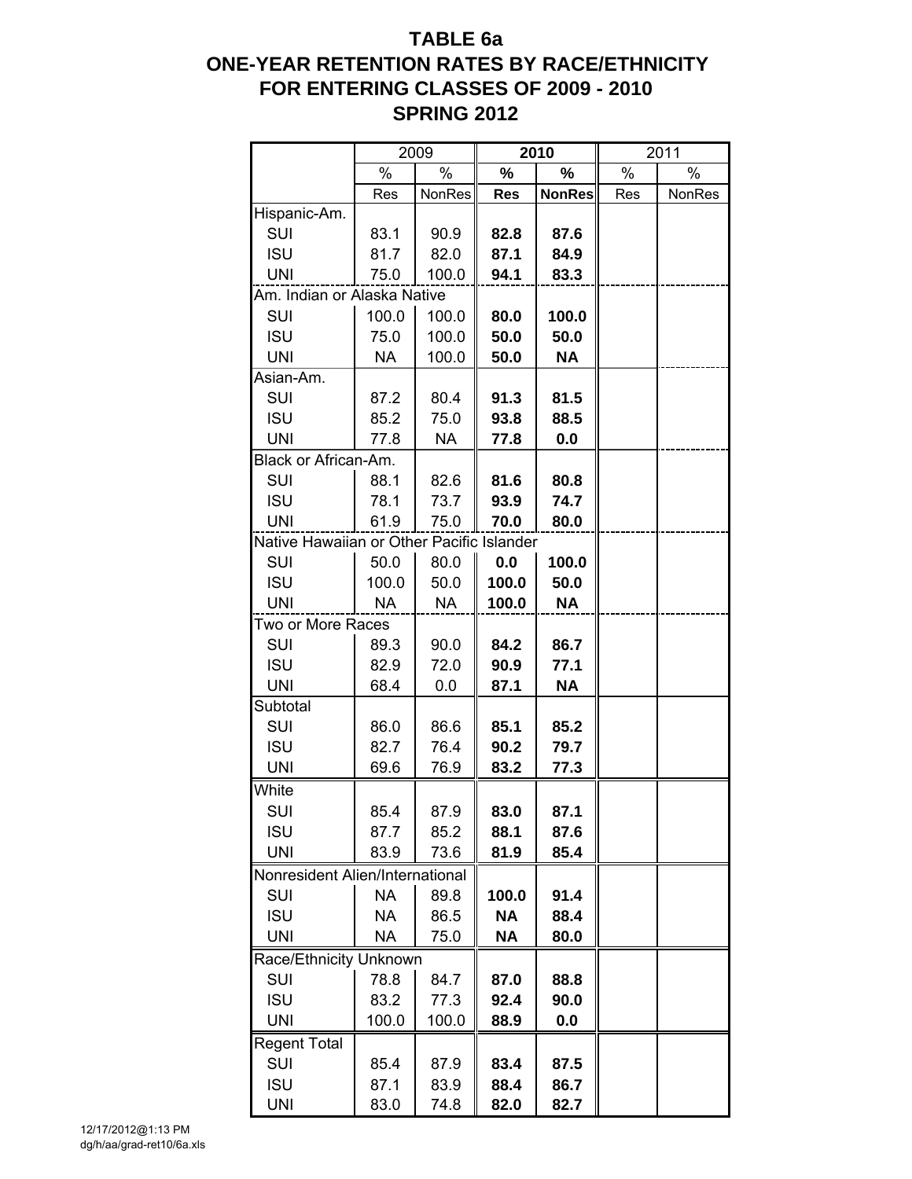# TABLE 6a
# ONE-YEAR RETENTION RATES BY RACE/ETHNICITY
# FOR ENTERING CLASSES OF 2009 - 2010
# SPRING 2012

| | 2009 | | **2010** | | 2011 | |
|---|---|---|---|---|---|---|
| | % | % | **%** | **%** | % | % |
| | Res | NonRes | **Res** | **NonRes** | Res | NonRes |
| Hispanic-Am. | | | | | | |
| SUI | 83.1 | 90.9 | **82.8** | **87.6** | | |
| ISU | 81.7 | 82.0 | **87.1** | **84.9** | | |
| UNI | 75.0 | 100.0 | **94.1** | **83.3** | | |
| Am. Indian or Alaska Native | | | | | | |
| SUI | 100.0 | 100.0 | **80.0** | **100.0** | | |
| ISU | 75.0 | 100.0 | **50.0** | **50.0** | | |
| UNI | NA | 100.0 | **50.0** | **NA** | | |
| Asian-Am. | | | | | | |
| SUI | 87.2 | 80.4 | **91.3** | **81.5** | | |
| ISU | 85.2 | 75.0 | **93.8** | **88.5** | | |
| UNI | 77.8 | NA | **77.8** | **0.0** | | |
| Black or African-Am. | | | | | | |
| SUI | 88.1 | 82.6 | **81.6** | **80.8** | | |
| ISU | 78.1 | 73.7 | **93.9** | **74.7** | | |
| UNI | 61.9 | 75.0 | **70.0** | **80.0** | | |
| Native Hawaiian or Other Pacific Islander | | | | | | |
| SUI | 50.0 | 80.0 | **0.0** | **100.0** | | |
| ISU | 100.0 | 50.0 | **100.0** | **50.0** | | |
| UNI | NA | NA | **100.0** | **NA** | | |
| Two or More Races | | | | | | |
| SUI | 89.3 | 90.0 | **84.2** | **86.7** | | |
| ISU | 82.9 | 72.0 | **90.9** | **77.1** | | |
| UNI | 68.4 | 0.0 | **87.1** | **NA** | | |
| Subtotal | | | | | | |
| SUI | 86.0 | 86.6 | **85.1** | **85.2** | | |
| ISU | 82.7 | 76.4 | **90.2** | **79.7** | | |
| UNI | 69.6 | 76.9 | **83.2** | **77.3** | | |
| White | | | | | | |
| SUI | 85.4 | 87.9 | **83.0** | **87.1** | | |
| ISU | 87.7 | 85.2 | **88.1** | **87.6** | | |
| UNI | 83.9 | 73.6 | **81.9** | **85.4** | | |
| Nonresident Alien/International | | | | | | |
| SUI | NA | 89.8 | **100.0** | **91.4** | | |
| ISU | NA | 86.5 | **NA** | **88.4** | | |
| UNI | NA | 75.0 | **NA** | **80.0** | | |
| Race/Ethnicity Unknown | | | | | | |
| SUI | 78.8 | 84.7 | **87.0** | **88.8** | | |
| ISU | 83.2 | 77.3 | **92.4** | **90.0** | | |
| UNI | 100.0 | 100.0 | **88.9** | **0.0** | | |
| Regent Total | | | | | | |
| SUI | 85.4 | 87.9 | **83.4** | **87.5** | | |
| ISU | 87.1 | 83.9 | **88.4** | **86.7** | | |
| UNI | 83.0 | 74.8 | **82.0** | **82.7** | | |

12/17/2012@1:13 PM
dg/h/aa/grad-ret10/6a.xls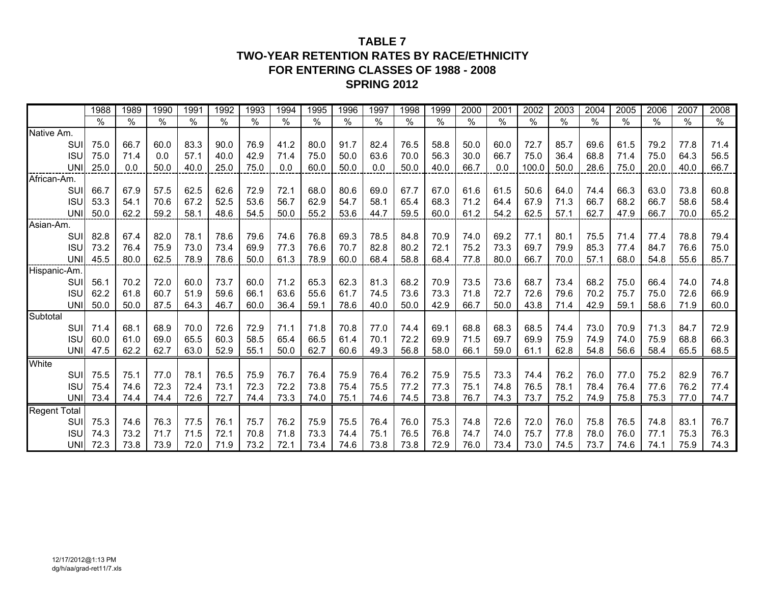# TABLE 7
## TWO-YEAR RETENTION RATES BY RACE/ETHNICITY
## FOR ENTERING CLASSES OF 1988 - 2008
## SPRING 2012

| | 1988 | 1989 | 1990 | 1991 | 1992 | 1993 | 1994 | 1995 | 1996 | 1997 | 1998 | 1999 | 2000 | 2001 | 2002 | 2003 | 2004 | 2005 | 2006 | 2007 | 2008 |
|---|---|---|---|---|---|---|---|---|---|---|---|---|---|---|---|---|---|---|---|---|---|
| | % | % | % | % | % | % | % | % | % | % | % | % | % | % | % | % | % | % | % | % | % |
| Native Am. | | | | | | | | | | | | | | | | | | | | | |
| SUI | 75.0 | 66.7 | 60.0 | 83.3 | 90.0 | 76.9 | 41.2 | 80.0 | 91.7 | 82.4 | 76.5 | 58.8 | 50.0 | 60.0 | 72.7 | 85.7 | 69.6 | 61.5 | 79.2 | 77.8 | 71.4 |
| ISU | 75.0 | 71.4 | 0.0 | 57.1 | 40.0 | 42.9 | 71.4 | 75.0 | 50.0 | 63.6 | 70.0 | 56.3 | 30.0 | 66.7 | 75.0 | 36.4 | 68.8 | 71.4 | 75.0 | 64.3 | 56.5 |
| UNI | 25.0 | 0.0 | 50.0 | 40.0 | 25.0 | 75.0 | 0.0 | 60.0 | 50.0 | 0.0 | 50.0 | 40.0 | 66.7 | 0.0 | 100.0 | 50.0 | 28.6 | 75.0 | 20.0 | 40.0 | 66.7 |
| African-Am. | | | | | | | | | | | | | | | | | | | | | |
| SUI | 66.7 | 67.9 | 57.5 | 62.5 | 62.6 | 72.9 | 72.1 | 68.0 | 80.6 | 69.0 | 67.7 | 67.0 | 61.6 | 61.5 | 50.6 | 64.0 | 74.4 | 66.3 | 63.0 | 73.8 | 60.8 |
| ISU | 53.3 | 54.1 | 70.6 | 67.2 | 52.5 | 53.6 | 56.7 | 62.9 | 54.7 | 58.1 | 65.4 | 68.3 | 71.2 | 64.4 | 67.9 | 71.3 | 66.7 | 68.2 | 66.7 | 58.6 | 58.4 |
| UNI | 50.0 | 62.2 | 59.2 | 58.1 | 48.6 | 54.5 | 50.0 | 55.2 | 53.6 | 44.7 | 59.5 | 60.0 | 61.2 | 54.2 | 62.5 | 57.1 | 62.7 | 47.9 | 66.7 | 70.0 | 65.2 |
| Asian-Am. | | | | | | | | | | | | | | | | | | | | | |
| SUI | 82.8 | 67.4 | 82.0 | 78.1 | 78.6 | 79.6 | 74.6 | 76.8 | 69.3 | 78.5 | 84.8 | 70.9 | 74.0 | 69.2 | 77.1 | 80.1 | 75.5 | 71.4 | 77.4 | 78.8 | 79.4 |
| ISU | 73.2 | 76.4 | 75.9 | 73.0 | 73.4 | 69.9 | 77.3 | 76.6 | 70.7 | 82.8 | 80.2 | 72.1 | 75.2 | 73.3 | 69.7 | 79.9 | 85.3 | 77.4 | 84.7 | 76.6 | 75.0 |
| UNI | 45.5 | 80.0 | 62.5 | 78.9 | 78.6 | 50.0 | 61.3 | 78.9 | 60.0 | 68.4 | 58.8 | 68.4 | 77.8 | 80.0 | 66.7 | 70.0 | 57.1 | 68.0 | 54.8 | 55.6 | 85.7 |
| Hispanic-Am. | | | | | | | | | | | | | | | | | | | | | |
| SUI | 56.1 | 70.2 | 72.0 | 60.0 | 73.7 | 60.0 | 71.2 | 65.3 | 62.3 | 81.3 | 68.2 | 70.9 | 73.5 | 73.6 | 68.7 | 73.4 | 68.2 | 75.0 | 66.4 | 74.0 | 74.8 |
| ISU | 62.2 | 61.8 | 60.7 | 51.9 | 59.6 | 66.1 | 63.6 | 55.6 | 61.7 | 74.5 | 73.6 | 73.3 | 71.8 | 72.7 | 72.6 | 79.6 | 70.2 | 75.7 | 75.0 | 72.6 | 66.9 |
| UNI | 50.0 | 50.0 | 87.5 | 64.3 | 46.7 | 60.0 | 36.4 | 59.1 | 78.6 | 40.0 | 50.0 | 42.9 | 66.7 | 50.0 | 43.8 | 71.4 | 42.9 | 59.1 | 58.6 | 71.9 | 60.0 |
| Subtotal | | | | | | | | | | | | | | | | | | | | | |
| SUI | 71.4 | 68.1 | 68.9 | 70.0 | 72.6 | 72.9 | 71.1 | 71.8 | 70.8 | 77.0 | 74.4 | 69.1 | 68.8 | 68.3 | 68.5 | 74.4 | 73.0 | 70.9 | 71.3 | 84.7 | 72.9 |
| ISU | 60.0 | 61.0 | 69.0 | 65.5 | 60.3 | 58.5 | 65.4 | 66.5 | 61.4 | 70.1 | 72.2 | 69.9 | 71.5 | 69.7 | 69.9 | 75.9 | 74.9 | 74.0 | 75.9 | 68.8 | 66.3 |
| UNI | 47.5 | 62.2 | 62.7 | 63.0 | 52.9 | 55.1 | 50.0 | 62.7 | 60.6 | 49.3 | 56.8 | 58.0 | 66.1 | 59.0 | 61.1 | 62.8 | 54.8 | 56.6 | 58.4 | 65.5 | 68.5 |
| White | | | | | | | | | | | | | | | | | | | | | |
| SUI | 75.5 | 75.1 | 77.0 | 78.1 | 76.5 | 75.9 | 76.7 | 76.4 | 75.9 | 76.4 | 76.2 | 75.9 | 75.5 | 73.3 | 74.4 | 76.2 | 76.0 | 77.0 | 75.2 | 82.9 | 76.7 |
| ISU | 75.4 | 74.6 | 72.3 | 72.4 | 73.1 | 72.3 | 72.2 | 73.8 | 75.4 | 75.5 | 77.2 | 77.3 | 75.1 | 74.8 | 76.5 | 78.1 | 78.4 | 76.4 | 77.6 | 76.2 | 77.4 |
| UNI | 73.4 | 74.4 | 74.4 | 72.6 | 72.7 | 74.4 | 73.3 | 74.0 | 75.1 | 74.6 | 74.5 | 73.8 | 76.7 | 74.3 | 73.7 | 75.2 | 74.9 | 75.8 | 75.3 | 77.0 | 74.7 |
| Regent Total | | | | | | | | | | | | | | | | | | | | | |
| SUI | 75.3 | 74.6 | 76.3 | 77.5 | 76.1 | 75.7 | 76.2 | 75.9 | 75.5 | 76.4 | 76.0 | 75.3 | 74.8 | 72.6 | 72.0 | 76.0 | 75.8 | 76.5 | 74.8 | 83.1 | 76.7 |
| ISU | 74.3 | 73.2 | 71.7 | 71.5 | 72.1 | 70.8 | 71.8 | 73.3 | 74.4 | 75.1 | 76.5 | 76.8 | 74.7 | 74.0 | 75.7 | 77.8 | 78.0 | 76.0 | 77.1 | 75.3 | 76.3 |
| UNI | 72.3 | 73.8 | 73.9 | 72.0 | 71.9 | 73.2 | 72.1 | 73.4 | 74.6 | 73.8 | 73.8 | 72.9 | 76.0 | 73.4 | 73.0 | 74.5 | 73.7 | 74.6 | 74.1 | 75.9 | 74.3 |

12/17/2012@1:13 PM
dg/h/aa/grad-ret11/7.xls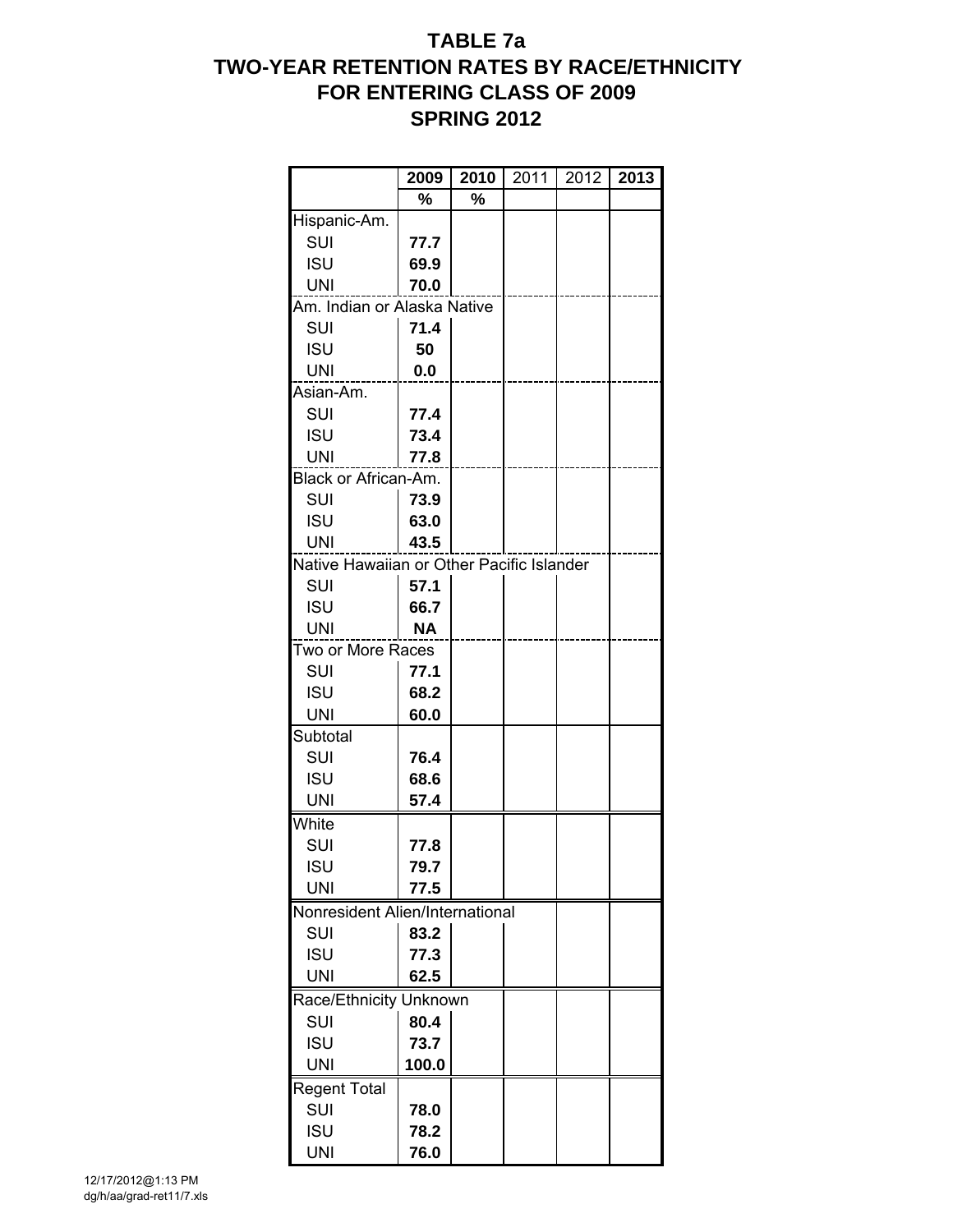# TABLE 7a
# TWO-YEAR RETENTION RATES BY RACE/ETHNICITY
# FOR ENTERING CLASS OF 2009
# SPRING 2012

| | 2009 | 2010 | 2011 | 2012 | 2013 |
|---|---|---|---|---|---|
| | % | % | | | |
| Hispanic-Am. | | | | | |
| SUI | 77.7 | | | | |
| ISU | 69.9 | | | | |
| UNI | 70.0 | | | | |
| Am. Indian or Alaska Native | | | | | |
| SUI | 71.4 | | | | |
| ISU | 50 | | | | |
| UNI | 0.0 | | | | |
| Asian-Am. | | | | | |
| SUI | 77.4 | | | | |
| ISU | 73.4 | | | | |
| UNI | 77.8 | | | | |
| Black or African-Am. | | | | | |
| SUI | 73.9 | | | | |
| ISU | 63.0 | | | | |
| UNI | 43.5 | | | | |
| Native Hawaiian or Other Pacific Islander | | | | | |
| SUI | 57.1 | | | | |
| ISU | 66.7 | | | | |
| UNI | NA | | | | |
| Two or More Races | | | | | |
| SUI | 77.1 | | | | |
| ISU | 68.2 | | | | |
| UNI | 60.0 | | | | |
| Subtotal | | | | | |
| SUI | 76.4 | | | | |
| ISU | 68.6 | | | | |
| UNI | 57.4 | | | | |
| White | | | | | |
| SUI | 77.8 | | | | |
| ISU | 79.7 | | | | |
| UNI | 77.5 | | | | |
| Nonresident Alien/International | | | | | |
| SUI | 83.2 | | | | |
| ISU | 77.3 | | | | |
| UNI | 62.5 | | | | |
| Race/Ethnicity Unknown | | | | | |
| SUI | 80.4 | | | | |
| ISU | 73.7 | | | | |
| UNI | 100.0 | | | | |
| Regent Total | | | | | |
| SUI | 78.0 | | | | |
| ISU | 78.2 | | | | |
| UNI | 76.0 | | | | |

12/17/2012@1:13 PM
dg/h/aa/grad-ret11/7.xls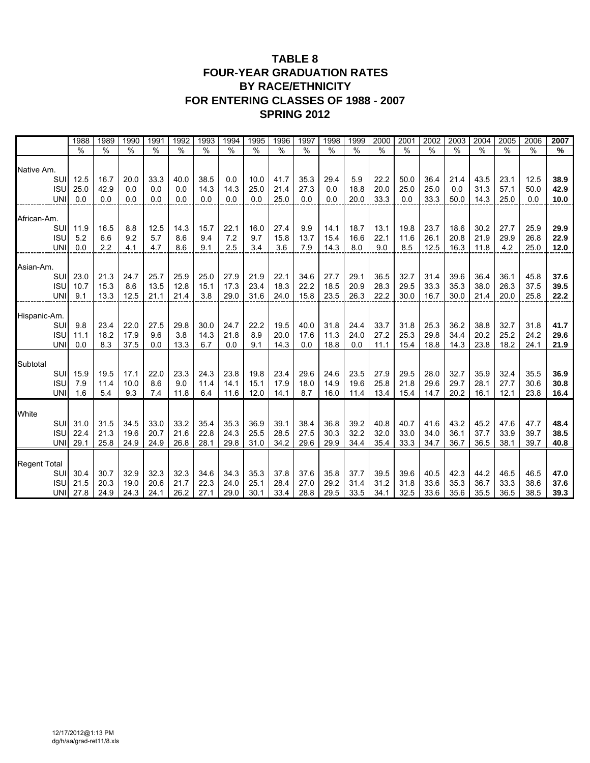# TABLE 8
# FOUR-YEAR GRADUATION RATES
# BY RACE/ETHNICITY
# FOR ENTERING CLASSES OF 1988 - 2007
# SPRING 2012

| | 1988 | 1989 | 1990 | 1991 | 1992 | 1993 | 1994 | 1995 | 1996 | 1997 | 1998 | 1999 | 2000 | 2001 | 2002 | 2003 | 2004 | 2005 | 2006 | **2007** |
|---|---|---|---|---|---|---|---|---|---|---|---|---|---|---|---|---|---|---|---|---|
| | % | % | % | % | % | % | % | % | % | % | % | % | % | % | % | % | % | % | % | **%** |
| Native Am. | | | | | | | | | | | | | | | | | | | | |
| SUI | 12.5 | 16.7 | 20.0 | 33.3 | 40.0 | 38.5 | 0.0 | 10.0 | 41.7 | 35.3 | 29.4 | 5.9 | 22.2 | 50.0 | 36.4 | 21.4 | 43.5 | 23.1 | 12.5 | **38.9** |
| ISU | 25.0 | 42.9 | 0.0 | 0.0 | 0.0 | 14.3 | 14.3 | 25.0 | 21.4 | 27.3 | 0.0 | 18.8 | 20.0 | 25.0 | 25.0 | 0.0 | 31.3 | 57.1 | 50.0 | **42.9** |
| UNI | 0.0 | 0.0 | 0.0 | 0.0 | 0.0 | 0.0 | 0.0 | 0.0 | 25.0 | 0.0 | 0.0 | 20.0 | 33.3 | 0.0 | 33.3 | 50.0 | 14.3 | 25.0 | 0.0 | **10.0** |
| African-Am. | | | | | | | | | | | | | | | | | | | | |
| SUI | 11.9 | 16.5 | 8.8 | 12.5 | 14.3 | 15.7 | 22.1 | 16.0 | 27.4 | 9.9 | 14.1 | 18.7 | 13.1 | 19.8 | 23.7 | 18.6 | 30.2 | 27.7 | 25.9 | **29.9** |
| ISU | 5.2 | 6.6 | 9.2 | 5.7 | 8.6 | 9.4 | 7.2 | 9.7 | 15.8 | 13.7 | 15.4 | 16.6 | 22.1 | 11.6 | 26.1 | 20.8 | 21.9 | 29.9 | 26.8 | **22.9** |
| UNI | 0.0 | 2.2 | 4.1 | 4.7 | 8.6 | 9.1 | 2.5 | 3.4 | 3.6 | 7.9 | 14.3 | 8.0 | 9.0 | 8.5 | 12.5 | 16.3 | 11.8 | 4.2 | 25.0 | **12.0** |
| Asian-Am. | | | | | | | | | | | | | | | | | | | | |
| SUI | 23.0 | 21.3 | 24.7 | 25.7 | 25.9 | 25.0 | 27.9 | 21.9 | 22.1 | 34.6 | 27.7 | 29.1 | 36.5 | 32.7 | 31.4 | 39.6 | 36.4 | 36.1 | 45.8 | **37.6** |
| ISU | 10.7 | 15.3 | 8.6 | 13.5 | 12.8 | 15.1 | 17.3 | 23.4 | 18.3 | 22.2 | 18.5 | 20.9 | 28.3 | 29.5 | 33.3 | 35.3 | 38.0 | 26.3 | 37.5 | **39.5** |
| UNI | 9.1 | 13.3 | 12.5 | 21.1 | 21.4 | 3.8 | 29.0 | 31.6 | 24.0 | 15.8 | 23.5 | 26.3 | 22.2 | 30.0 | 16.7 | 30.0 | 21.4 | 20.0 | 25.8 | **22.2** |
| Hispanic-Am. | | | | | | | | | | | | | | | | | | | | |
| SUI | 9.8 | 23.4 | 22.0 | 27.5 | 29.8 | 30.0 | 24.7 | 22.2 | 19.5 | 40.0 | 31.8 | 24.4 | 33.7 | 31.8 | 25.3 | 36.2 | 38.8 | 32.7 | 31.8 | **41.7** |
| ISU | 11.1 | 18.2 | 17.9 | 9.6 | 3.8 | 14.3 | 21.8 | 8.9 | 20.0 | 17.6 | 11.3 | 24.0 | 27.2 | 25.3 | 29.8 | 34.4 | 20.2 | 25.2 | 24.2 | **29.6** |
| UNI | 0.0 | 8.3 | 37.5 | 0.0 | 13.3 | 6.7 | 0.0 | 9.1 | 14.3 | 0.0 | 18.8 | 0.0 | 11.1 | 15.4 | 18.8 | 14.3 | 23.8 | 18.2 | 24.1 | **21.9** |
| Subtotal | | | | | | | | | | | | | | | | | | | | |
| SUI | 15.9 | 19.5 | 17.1 | 22.0 | 23.3 | 24.3 | 23.8 | 19.8 | 23.4 | 29.6 | 24.6 | 23.5 | 27.9 | 29.5 | 28.0 | 32.7 | 35.9 | 32.4 | 35.5 | **36.9** |
| ISU | 7.9 | 11.4 | 10.0 | 8.6 | 9.0 | 11.4 | 14.1 | 15.1 | 17.9 | 18.0 | 14.9 | 19.6 | 25.8 | 21.8 | 29.6 | 29.7 | 28.1 | 27.7 | 30.6 | **30.8** |
| UNI | 1.6 | 5.4 | 9.3 | 7.4 | 11.8 | 6.4 | 11.6 | 12.0 | 14.1 | 8.7 | 16.0 | 11.4 | 13.4 | 15.4 | 14.7 | 20.2 | 16.1 | 12.1 | 23.8 | **16.4** |
| White | | | | | | | | | | | | | | | | | | | | |
| SUI | 31.0 | 31.5 | 34.5 | 33.0 | 33.2 | 35.4 | 35.3 | 36.9 | 39.1 | 38.4 | 36.8 | 39.2 | 40.8 | 40.7 | 41.6 | 43.2 | 45.2 | 47.6 | 47.7 | **48.4** |
| ISU | 22.4 | 21.3 | 19.6 | 20.7 | 21.6 | 22.8 | 24.3 | 25.5 | 28.5 | 27.5 | 30.3 | 32.2 | 32.0 | 33.0 | 34.0 | 36.1 | 37.7 | 33.9 | 39.7 | **38.5** |
| UNI | 29.1 | 25.8 | 24.9 | 24.9 | 26.8 | 28.1 | 29.8 | 31.0 | 34.2 | 29.6 | 29.9 | 34.4 | 35.4 | 33.3 | 34.7 | 36.7 | 36.5 | 38.1 | 39.7 | **40.8** |
| Regent Total | | | | | | | | | | | | | | | | | | | | |
| SUI | 30.4 | 30.7 | 32.9 | 32.3 | 32.3 | 34.6 | 34.3 | 35.3 | 37.8 | 37.6 | 35.8 | 37.7 | 39.5 | 39.6 | 40.5 | 42.3 | 44.2 | 46.5 | 46.5 | **47.0** |
| ISU | 21.5 | 20.3 | 19.0 | 20.6 | 21.7 | 22.3 | 24.0 | 25.1 | 28.4 | 27.0 | 29.2 | 31.4 | 31.2 | 31.8 | 33.6 | 35.3 | 36.7 | 33.3 | 38.6 | **37.6** |
| UNI | 27.8 | 24.9 | 24.3 | 24.1 | 26.2 | 27.1 | 29.0 | 30.1 | 33.4 | 28.8 | 29.5 | 33.5 | 34.1 | 32.5 | 33.6 | 35.6 | 35.5 | 36.5 | 38.5 | **39.3** |

12/17/2012@1:13 PM
dg/h/aa/grad-ret11/8.xls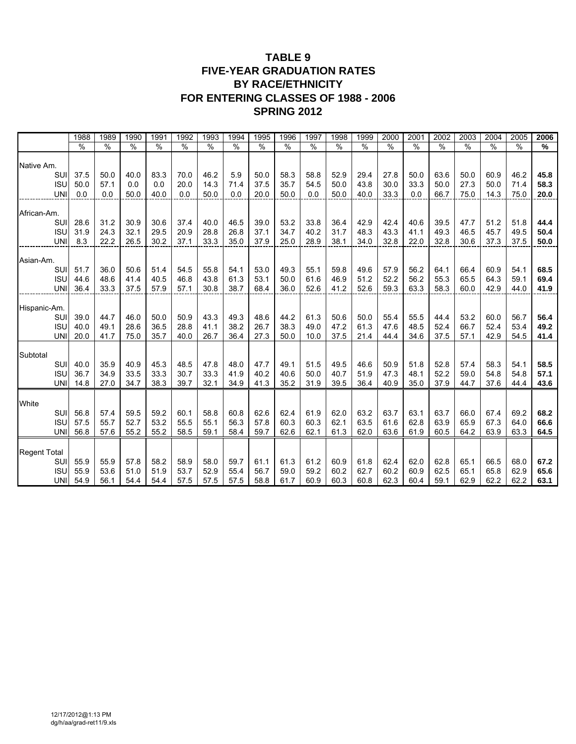# TABLE 9
## FIVE-YEAR GRADUATION RATES
## BY RACE/ETHNICITY
## FOR ENTERING CLASSES OF 1988 - 2006
## SPRING 2012

| | 1988 | 1989 | 1990 | 1991 | 1992 | 1993 | 1994 | 1995 | 1996 | 1997 | 1998 | 1999 | 2000 | 2001 | 2002 | 2003 | 2004 | 2005 | **2006** |
|---|---|---|---|---|---|---|---|---|---|---|---|---|---|---|---|---|---|---|---|
| | % | % | % | % | % | % | % | % | % | % | % | % | % | % | % | % | % | % | **%** |
| Native Am. | | | | | | | | | | | | | | | | | | | |
| SUI | 37.5 | 50.0 | 40.0 | 83.3 | 70.0 | 46.2 | 5.9 | 50.0 | 58.3 | 58.8 | 52.9 | 29.4 | 27.8 | 50.0 | 63.6 | 50.0 | 60.9 | 46.2 | **45.8** |
| ISU | 50.0 | 57.1 | 0.0 | 0.0 | 20.0 | 14.3 | 71.4 | 37.5 | 35.7 | 54.5 | 50.0 | 43.8 | 30.0 | 33.3 | 50.0 | 27.3 | 50.0 | 71.4 | **58.3** |
| UNI | 0.0 | 0.0 | 50.0 | 40.0 | 0.0 | 50.0 | 0.0 | 20.0 | 50.0 | 0.0 | 50.0 | 40.0 | 33.3 | 0.0 | 66.7 | 75.0 | 14.3 | 75.0 | **20.0** |
| African-Am. | | | | | | | | | | | | | | | | | | | |
| SUI | 28.6 | 31.2 | 30.9 | 30.6 | 37.4 | 40.0 | 46.5 | 39.0 | 53.2 | 33.8 | 36.4 | 42.9 | 42.4 | 40.6 | 39.5 | 47.7 | 51.2 | 51.8 | **44.4** |
| ISU | 31.9 | 24.3 | 32.1 | 29.5 | 20.9 | 28.8 | 26.8 | 37.1 | 34.7 | 40.2 | 31.7 | 48.3 | 43.3 | 41.1 | 49.3 | 46.5 | 45.7 | 49.5 | **50.4** |
| UNI | 8.3 | 22.2 | 26.5 | 30.2 | 37.1 | 33.3 | 35.0 | 37.9 | 25.0 | 28.9 | 38.1 | 34.0 | 32.8 | 22.0 | 32.8 | 30.6 | 37.3 | 37.5 | **50.0** |
| Asian-Am. | | | | | | | | | | | | | | | | | | | |
| SUI | 51.7 | 36.0 | 50.6 | 51.4 | 54.5 | 55.8 | 54.1 | 53.0 | 49.3 | 55.1 | 59.8 | 49.6 | 57.9 | 56.2 | 64.1 | 66.4 | 60.9 | 54.1 | **68.5** |
| ISU | 44.6 | 48.6 | 41.4 | 40.5 | 46.8 | 43.8 | 61.3 | 53.1 | 50.0 | 61.6 | 46.9 | 51.2 | 52.2 | 56.2 | 55.3 | 65.5 | 64.3 | 59.1 | **69.4** |
| UNI | 36.4 | 33.3 | 37.5 | 57.9 | 57.1 | 30.8 | 38.7 | 68.4 | 36.0 | 52.6 | 41.2 | 52.6 | 59.3 | 63.3 | 58.3 | 60.0 | 42.9 | 44.0 | **41.9** |
| Hispanic-Am. | | | | | | | | | | | | | | | | | | | |
| SUI | 39.0 | 44.7 | 46.0 | 50.0 | 50.9 | 43.3 | 49.3 | 48.6 | 44.2 | 61.3 | 50.6 | 50.0 | 55.4 | 55.5 | 44.4 | 53.2 | 60.0 | 56.7 | **56.4** |
| ISU | 40.0 | 49.1 | 28.6 | 36.5 | 28.8 | 41.1 | 38.2 | 26.7 | 38.3 | 49.0 | 47.2 | 61.3 | 47.6 | 48.5 | 52.4 | 66.7 | 52.4 | 53.4 | **49.2** |
| UNI | 20.0 | 41.7 | 75.0 | 35.7 | 40.0 | 26.7 | 36.4 | 27.3 | 50.0 | 10.0 | 37.5 | 21.4 | 44.4 | 34.6 | 37.5 | 57.1 | 42.9 | 54.5 | **41.4** |
| Subtotal | | | | | | | | | | | | | | | | | | | |
| SUI | 40.0 | 35.9 | 40.9 | 45.3 | 48.5 | 47.8 | 48.0 | 47.7 | 49.1 | 51.5 | 49.5 | 46.6 | 50.9 | 51.8 | 52.8 | 57.4 | 58.3 | 54.1 | **58.5** |
| ISU | 36.7 | 34.9 | 33.5 | 33.3 | 30.7 | 33.3 | 41.9 | 40.2 | 40.6 | 50.0 | 40.7 | 51.9 | 47.3 | 48.1 | 52.2 | 59.0 | 54.8 | 54.8 | **57.1** |
| UNI | 14.8 | 27.0 | 34.7 | 38.3 | 39.7 | 32.1 | 34.9 | 41.3 | 35.2 | 31.9 | 39.5 | 36.4 | 40.9 | 35.0 | 37.9 | 44.7 | 37.6 | 44.4 | **43.6** |
| White | | | | | | | | | | | | | | | | | | | |
| SUI | 56.8 | 57.4 | 59.5 | 59.2 | 60.1 | 58.8 | 60.8 | 62.6 | 62.4 | 61.9 | 62.0 | 63.2 | 63.7 | 63.1 | 63.7 | 66.0 | 67.4 | 69.2 | **68.2** |
| ISU | 57.5 | 55.7 | 52.7 | 53.2 | 55.5 | 55.1 | 56.3 | 57.8 | 60.3 | 60.3 | 62.1 | 63.5 | 61.6 | 62.8 | 63.9 | 65.9 | 67.3 | 64.0 | **66.6** |
| UNI | 56.8 | 57.6 | 55.2 | 55.2 | 58.5 | 59.1 | 58.4 | 59.7 | 62.6 | 62.1 | 61.3 | 62.0 | 63.6 | 61.9 | 60.5 | 64.2 | 63.9 | 63.3 | **64.5** |
| Regent Total | | | | | | | | | | | | | | | | | | | |
| SUI | 55.9 | 55.9 | 57.8 | 58.2 | 58.9 | 58.0 | 59.7 | 61.1 | 61.3 | 61.2 | 60.9 | 61.8 | 62.4 | 62.0 | 62.8 | 65.1 | 66.5 | 68.0 | **67.2** |
| ISU | 55.9 | 53.6 | 51.0 | 51.9 | 53.7 | 52.9 | 55.4 | 56.7 | 59.0 | 59.2 | 60.2 | 62.7 | 60.2 | 60.9 | 62.5 | 65.1 | 65.8 | 62.9 | **65.6** |
| UNI | 54.9 | 56.1 | 54.4 | 54.4 | 57.5 | 57.5 | 57.5 | 58.8 | 61.7 | 60.9 | 60.3 | 60.8 | 62.3 | 60.4 | 59.1 | 62.9 | 62.2 | 62.2 | **63.1** |

12/17/2012@1:13 PM
dg/h/aa/grad-ret11/9.xls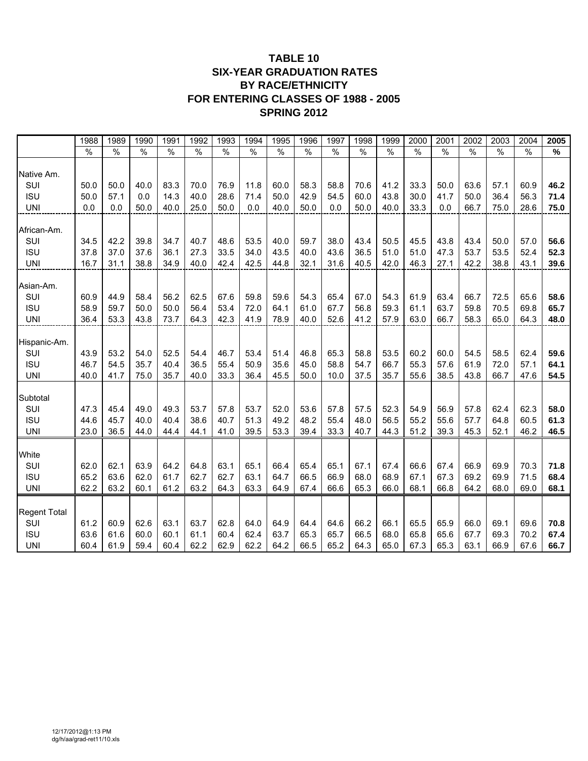# TABLE 10
## SIX-YEAR GRADUATION RATES
## BY RACE/ETHNICITY
## FOR ENTERING CLASSES OF 1988 - 2005
## SPRING 2012

| | 1988 | 1989 | 1990 | 1991 | 1992 | 1993 | 1994 | 1995 | 1996 | 1997 | 1998 | 1999 | 2000 | 2001 | 2002 | 2003 | 2004 | **2005** |
|---|---|---|---|---|---|---|---|---|---|---|---|---|---|---|---|---|---|---|
| | % | % | % | % | % | % | % | % | % | % | % | % | % | % | % | % | % | **%** |
| Native Am. | | | | | | | | | | | | | | | | | | |
| SUI | 50.0 | 50.0 | 40.0 | 83.3 | 70.0 | 76.9 | 11.8 | 60.0 | 58.3 | 58.8 | 70.6 | 41.2 | 33.3 | 50.0 | 63.6 | 57.1 | 60.9 | **46.2** |
| ISU | 50.0 | 57.1 | 0.0 | 14.3 | 40.0 | 28.6 | 71.4 | 50.0 | 42.9 | 54.5 | 60.0 | 43.8 | 30.0 | 41.7 | 50.0 | 36.4 | 56.3 | **71.4** |
| UNI | 0.0 | 0.0 | 50.0 | 40.0 | 25.0 | 50.0 | 0.0 | 40.0 | 50.0 | 0.0 | 50.0 | 40.0 | 33.3 | 0.0 | 66.7 | 75.0 | 28.6 | **75.0** |
| African-Am. | | | | | | | | | | | | | | | | | | |
| SUI | 34.5 | 42.2 | 39.8 | 34.7 | 40.7 | 48.6 | 53.5 | 40.0 | 59.7 | 38.0 | 43.4 | 50.5 | 45.5 | 43.8 | 43.4 | 50.0 | 57.0 | **56.6** |
| ISU | 37.8 | 37.0 | 37.6 | 36.1 | 27.3 | 33.5 | 34.0 | 43.5 | 40.0 | 43.6 | 36.5 | 51.0 | 51.0 | 47.3 | 53.7 | 53.5 | 52.4 | **52.3** |
| UNI | 16.7 | 31.1 | 38.8 | 34.9 | 40.0 | 42.4 | 42.5 | 44.8 | 32.1 | 31.6 | 40.5 | 42.0 | 46.3 | 27.1 | 42.2 | 38.8 | 43.1 | **39.6** |
| Asian-Am. | | | | | | | | | | | | | | | | | | |
| SUI | 60.9 | 44.9 | 58.4 | 56.2 | 62.5 | 67.6 | 59.8 | 59.6 | 54.3 | 65.4 | 67.0 | 54.3 | 61.9 | 63.4 | 66.7 | 72.5 | 65.6 | **58.6** |
| ISU | 58.9 | 59.7 | 50.0 | 50.0 | 56.4 | 53.4 | 72.0 | 64.1 | 61.0 | 67.7 | 56.8 | 59.3 | 61.1 | 63.7 | 59.8 | 70.5 | 69.8 | **65.7** |
| UNI | 36.4 | 53.3 | 43.8 | 73.7 | 64.3 | 42.3 | 41.9 | 78.9 | 40.0 | 52.6 | 41.2 | 57.9 | 63.0 | 66.7 | 58.3 | 65.0 | 64.3 | **48.0** |
| Hispanic-Am. | | | | | | | | | | | | | | | | | | |
| SUI | 43.9 | 53.2 | 54.0 | 52.5 | 54.4 | 46.7 | 53.4 | 51.4 | 46.8 | 65.3 | 58.8 | 53.5 | 60.2 | 60.0 | 54.5 | 58.5 | 62.4 | **59.6** |
| ISU | 46.7 | 54.5 | 35.7 | 40.4 | 36.5 | 55.4 | 50.9 | 35.6 | 45.0 | 58.8 | 54.7 | 66.7 | 55.3 | 57.6 | 61.9 | 72.0 | 57.1 | **64.1** |
| UNI | 40.0 | 41.7 | 75.0 | 35.7 | 40.0 | 33.3 | 36.4 | 45.5 | 50.0 | 10.0 | 37.5 | 35.7 | 55.6 | 38.5 | 43.8 | 66.7 | 47.6 | **54.5** |
| Subtotal | | | | | | | | | | | | | | | | | | |
| SUI | 47.3 | 45.4 | 49.0 | 49.3 | 53.7 | 57.8 | 53.7 | 52.0 | 53.6 | 57.8 | 57.5 | 52.3 | 54.9 | 56.9 | 57.8 | 62.4 | 62.3 | **58.0** |
| ISU | 44.6 | 45.7 | 40.0 | 40.4 | 38.6 | 40.7 | 51.3 | 49.2 | 48.2 | 55.4 | 48.0 | 56.5 | 55.2 | 55.6 | 57.7 | 64.8 | 60.5 | **61.3** |
| UNI | 23.0 | 36.5 | 44.0 | 44.4 | 44.1 | 41.0 | 39.5 | 53.3 | 39.4 | 33.3 | 40.7 | 44.3 | 51.2 | 39.3 | 45.3 | 52.1 | 46.2 | **46.5** |
| White | | | | | | | | | | | | | | | | | | |
| SUI | 62.0 | 62.1 | 63.9 | 64.2 | 64.8 | 63.1 | 65.1 | 66.4 | 65.4 | 65.1 | 67.1 | 67.4 | 66.6 | 67.4 | 66.9 | 69.9 | 70.3 | **71.8** |
| ISU | 65.2 | 63.6 | 62.0 | 61.7 | 62.7 | 62.7 | 63.1 | 64.7 | 66.5 | 66.9 | 68.0 | 68.9 | 67.1 | 67.3 | 69.2 | 69.9 | 71.5 | **68.4** |
| UNI | 62.2 | 63.2 | 60.1 | 61.2 | 63.2 | 64.3 | 63.3 | 64.9 | 67.4 | 66.6 | 65.3 | 66.0 | 68.1 | 66.8 | 64.2 | 68.0 | 69.0 | **68.1** |
| Regent Total | | | | | | | | | | | | | | | | | | |
| SUI | 61.2 | 60.9 | 62.6 | 63.1 | 63.7 | 62.8 | 64.0 | 64.9 | 64.4 | 64.6 | 66.2 | 66.1 | 65.5 | 65.9 | 66.0 | 69.1 | 69.6 | **70.8** |
| ISU | 63.6 | 61.6 | 60.0 | 60.1 | 61.1 | 60.4 | 62.4 | 63.7 | 65.3 | 65.7 | 66.5 | 68.0 | 65.8 | 65.6 | 67.7 | 69.3 | 70.2 | **67.4** |
| UNI | 60.4 | 61.9 | 59.4 | 60.4 | 62.2 | 62.9 | 62.2 | 64.2 | 66.5 | 65.2 | 64.3 | 65.0 | 67.3 | 65.3 | 63.1 | 66.9 | 67.6 | **66.7** |

12/17/2012@1:13 PM
dg/h/aa/grad-ret11/10.xls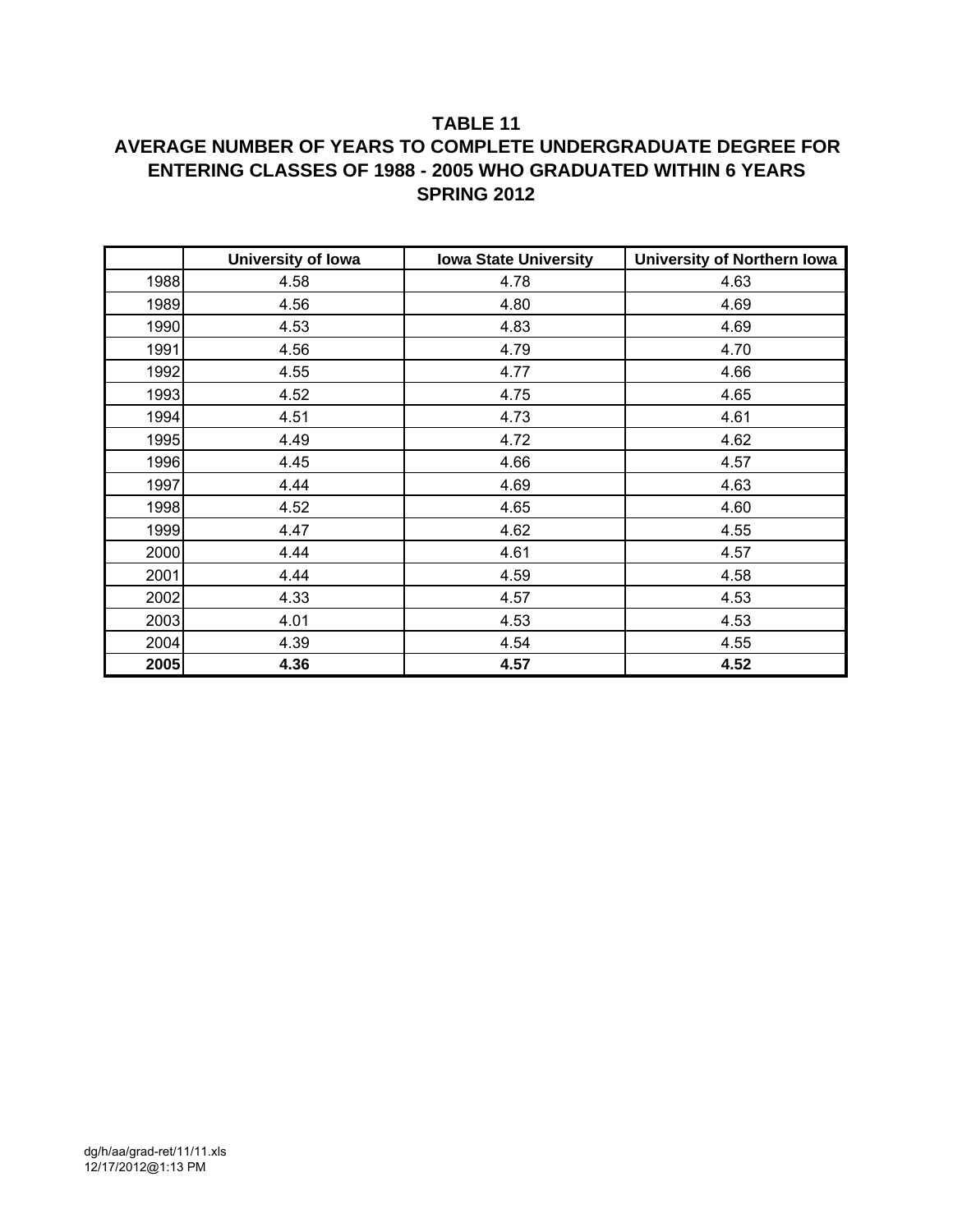## TABLE 11
## AVERAGE NUMBER OF YEARS TO COMPLETE UNDERGRADUATE DEGREE FOR ENTERING CLASSES OF 1988 - 2005 WHO GRADUATED WITHIN 6 YEARS
## SPRING 2012

| | University of Iowa | Iowa State University | University of Northern Iowa |
|---|---|---|---|
| 1988 | 4.58 | 4.78 | 4.63 |
| 1989 | 4.56 | 4.80 | 4.69 |
| 1990 | 4.53 | 4.83 | 4.69 |
| 1991 | 4.56 | 4.79 | 4.70 |
| 1992 | 4.55 | 4.77 | 4.66 |
| 1993 | 4.52 | 4.75 | 4.65 |
| 1994 | 4.51 | 4.73 | 4.61 |
| 1995 | 4.49 | 4.72 | 4.62 |
| 1996 | 4.45 | 4.66 | 4.57 |
| 1997 | 4.44 | 4.69 | 4.63 |
| 1998 | 4.52 | 4.65 | 4.60 |
| 1999 | 4.47 | 4.62 | 4.55 |
| 2000 | 4.44 | 4.61 | 4.57 |
| 2001 | 4.44 | 4.59 | 4.58 |
| 2002 | 4.33 | 4.57 | 4.53 |
| 2003 | 4.01 | 4.53 | 4.53 |
| 2004 | 4.39 | 4.54 | 4.55 |
| **2005** | **4.36** | **4.57** | **4.52** |

dg/h/aa/grad-ret/11/11.xls
12/17/2012@1:13 PM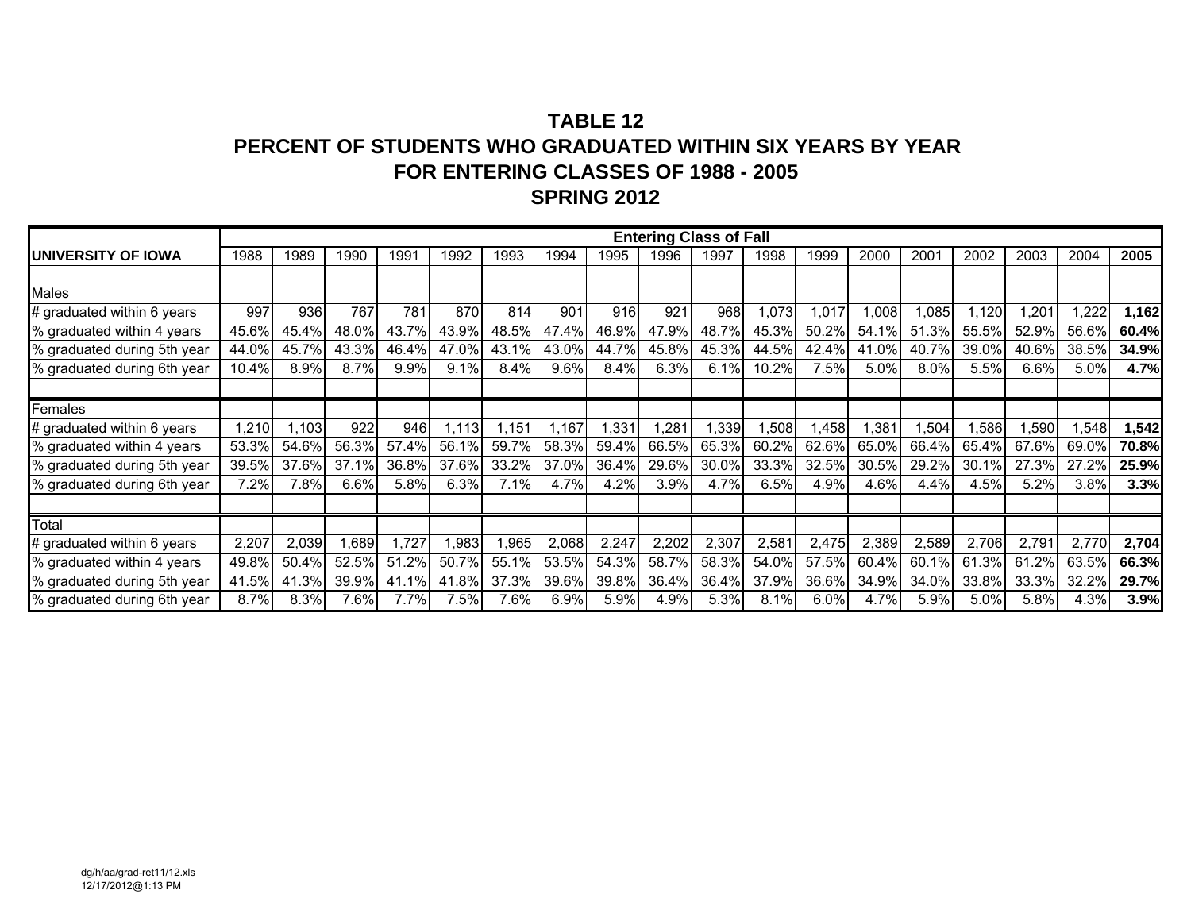# TABLE 12
# PERCENT OF STUDENTS WHO GRADUATED WITHIN SIX YEARS BY YEAR
# FOR ENTERING CLASSES OF 1988 - 2005
# SPRING 2012

| | Entering Class of Fall | | | | | | | | | | | | | | | | | |
|---|---|---|---|---|---|---|---|---|---|---|---|---|---|---|---|---|---|---|
| **UNIVERSITY OF IOWA** | 1988 | 1989 | 1990 | 1991 | 1992 | 1993 | 1994 | 1995 | 1996 | 1997 | 1998 | 1999 | 2000 | 2001 | 2002 | 2003 | 2004 | **2005** |
| Males | | | | | | | | | | | | | | | | | | |
| # graduated within 6 years | 997 | 936 | 767 | 781 | 870 | 814 | 901 | 916 | 921 | 968 | 1,073 | 1,017 | 1,008 | 1,085 | 1,120 | 1,201 | 1,222 | **1,162** |
| % graduated within 4 years | 45.6% | 45.4% | 48.0% | 43.7% | 43.9% | 48.5% | 47.4% | 46.9% | 47.9% | 48.7% | 45.3% | 50.2% | 54.1% | 51.3% | 55.5% | 52.9% | 56.6% | **60.4%** |
| % graduated during 5th year | 44.0% | 45.7% | 43.3% | 46.4% | 47.0% | 43.1% | 43.0% | 44.7% | 45.8% | 45.3% | 44.5% | 42.4% | 41.0% | 40.7% | 39.0% | 40.6% | 38.5% | **34.9%** |
| % graduated during 6th year | 10.4% | 8.9% | 8.7% | 9.9% | 9.1% | 8.4% | 9.6% | 8.4% | 6.3% | 6.1% | 10.2% | 7.5% | 5.0% | 8.0% | 5.5% | 6.6% | 5.0% | **4.7%** |
| | | | | | | | | | | | | | | | | | | |
| Females | | | | | | | | | | | | | | | | | | |
| # graduated within 6 years | 1,210 | 1,103 | 922 | 946 | 1,113 | 1,151 | 1,167 | 1,331 | 1,281 | 1,339 | 1,508 | 1,458 | 1,381 | 1,504 | 1,586 | 1,590 | 1,548 | **1,542** |
| % graduated within 4 years | 53.3% | 54.6% | 56.3% | 57.4% | 56.1% | 59.7% | 58.3% | 59.4% | 66.5% | 65.3% | 60.2% | 62.6% | 65.0% | 66.4% | 65.4% | 67.6% | 69.0% | **70.8%** |
| % graduated during 5th year | 39.5% | 37.6% | 37.1% | 36.8% | 37.6% | 33.2% | 37.0% | 36.4% | 29.6% | 30.0% | 33.3% | 32.5% | 30.5% | 29.2% | 30.1% | 27.3% | 27.2% | **25.9%** |
| % graduated during 6th year | 7.2% | 7.8% | 6.6% | 5.8% | 6.3% | 7.1% | 4.7% | 4.2% | 3.9% | 4.7% | 6.5% | 4.9% | 4.6% | 4.4% | 4.5% | 5.2% | 3.8% | **3.3%** |
| | | | | | | | | | | | | | | | | | | |
| Total | | | | | | | | | | | | | | | | | | |
| # graduated within 6 years | 2,207 | 2,039 | 1,689 | 1,727 | 1,983 | 1,965 | 2,068 | 2,247 | 2,202 | 2,307 | 2,581 | 2,475 | 2,389 | 2,589 | 2,706 | 2,791 | 2,770 | **2,704** |
| % graduated within 4 years | 49.8% | 50.4% | 52.5% | 51.2% | 50.7% | 55.1% | 53.5% | 54.3% | 58.7% | 58.3% | 54.0% | 57.5% | 60.4% | 60.1% | 61.3% | 61.2% | 63.5% | **66.3%** |
| % graduated during 5th year | 41.5% | 41.3% | 39.9% | 41.1% | 41.8% | 37.3% | 39.6% | 39.8% | 36.4% | 36.4% | 37.9% | 36.6% | 34.9% | 34.0% | 33.8% | 33.3% | 32.2% | **29.7%** |
| % graduated during 6th year | 8.7% | 8.3% | 7.6% | 7.7% | 7.5% | 7.6% | 6.9% | 5.9% | 4.9% | 5.3% | 8.1% | 6.0% | 4.7% | 5.9% | 5.0% | 5.8% | 4.3% | **3.9%** |

dg/h/aa/grad-ret11/12.xls
12/17/2012@1:13 PM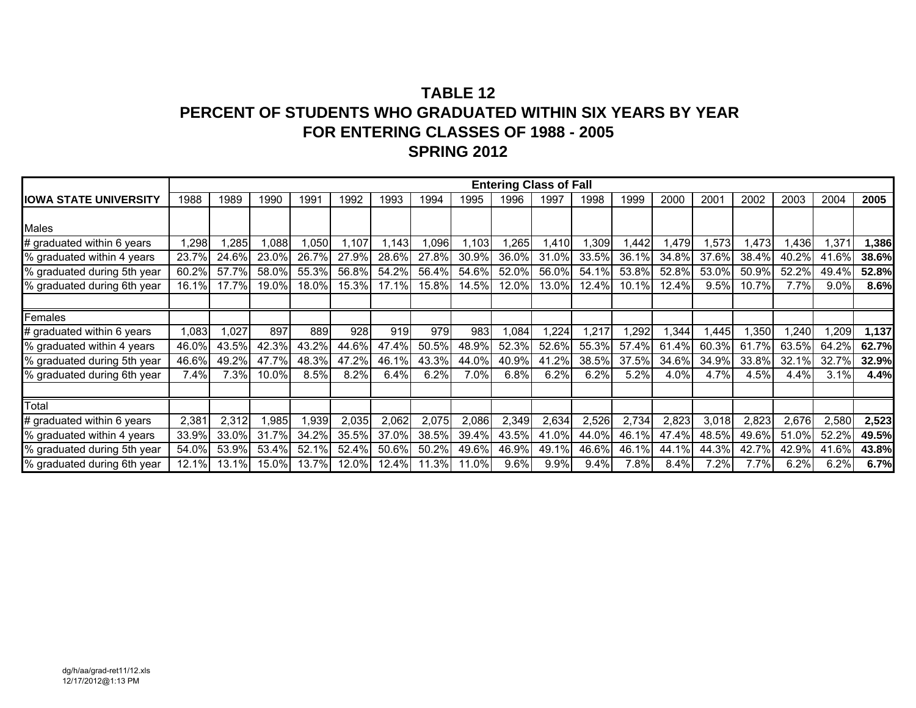# TABLE 12
## PERCENT OF STUDENTS WHO GRADUATED WITHIN SIX YEARS BY YEAR
## FOR ENTERING CLASSES OF 1988 - 2005
## SPRING 2012

| | Entering Class of Fall | | | | | | | | | | | | | | | | | |
|---|---|---|---|---|---|---|---|---|---|---|---|---|---|---|---|---|---|---|
| **IOWA STATE UNIVERSITY** | 1988 | 1989 | 1990 | 1991 | 1992 | 1993 | 1994 | 1995 | 1996 | 1997 | 1998 | 1999 | 2000 | 2001 | 2002 | 2003 | 2004 | **2005** |
| Males | | | | | | | | | | | | | | | | | | |
| # graduated within 6 years | 1,298 | 1,285 | 1,088 | 1,050 | 1,107 | 1,143 | 1,096 | 1,103 | 1,265 | 1,410 | 1,309 | 1,442 | 1,479 | 1,573 | 1,473 | 1,436 | 1,371 | **1,386** |
| % graduated within 4 years | 23.7% | 24.6% | 23.0% | 26.7% | 27.9% | 28.6% | 27.8% | 30.9% | 36.0% | 31.0% | 33.5% | 36.1% | 34.8% | 37.6% | 38.4% | 40.2% | 41.6% | **38.6%** |
| % graduated during 5th year | 60.2% | 57.7% | 58.0% | 55.3% | 56.8% | 54.2% | 56.4% | 54.6% | 52.0% | 56.0% | 54.1% | 53.8% | 52.8% | 53.0% | 50.9% | 52.2% | 49.4% | **52.8%** |
| % graduated during 6th year | 16.1% | 17.7% | 19.0% | 18.0% | 15.3% | 17.1% | 15.8% | 14.5% | 12.0% | 13.0% | 12.4% | 10.1% | 12.4% | 9.5% | 10.7% | 7.7% | 9.0% | **8.6%** |
| | | | | | | | | | | | | | | | | | | |
| Females | | | | | | | | | | | | | | | | | | |
| # graduated within 6 years | 1,083 | 1,027 | 897 | 889 | 928 | 919 | 979 | 983 | 1,084 | 1,224 | 1,217 | 1,292 | 1,344 | 1,445 | 1,350 | 1,240 | 1,209 | **1,137** |
| % graduated within 4 years | 46.0% | 43.5% | 42.3% | 43.2% | 44.6% | 47.4% | 50.5% | 48.9% | 52.3% | 52.6% | 55.3% | 57.4% | 61.4% | 60.3% | 61.7% | 63.5% | 64.2% | **62.7%** |
| % graduated during 5th year | 46.6% | 49.2% | 47.7% | 48.3% | 47.2% | 46.1% | 43.3% | 44.0% | 40.9% | 41.2% | 38.5% | 37.5% | 34.6% | 34.9% | 33.8% | 32.1% | 32.7% | **32.9%** |
| % graduated during 6th year | 7.4% | 7.3% | 10.0% | 8.5% | 8.2% | 6.4% | 6.2% | 7.0% | 6.8% | 6.2% | 6.2% | 5.2% | 4.0% | 4.7% | 4.5% | 4.4% | 3.1% | **4.4%** |
| | | | | | | | | | | | | | | | | | | |
| Total | | | | | | | | | | | | | | | | | | |
| # graduated within 6 years | 2,381 | 2,312 | 1,985 | 1,939 | 2,035 | 2,062 | 2,075 | 2,086 | 2,349 | 2,634 | 2,526 | 2,734 | 2,823 | 3,018 | 2,823 | 2,676 | 2,580 | **2,523** |
| % graduated within 4 years | 33.9% | 33.0% | 31.7% | 34.2% | 35.5% | 37.0% | 38.5% | 39.4% | 43.5% | 41.0% | 44.0% | 46.1% | 47.4% | 48.5% | 49.6% | 51.0% | 52.2% | **49.5%** |
| % graduated during 5th year | 54.0% | 53.9% | 53.4% | 52.1% | 52.4% | 50.6% | 50.2% | 49.6% | 46.9% | 49.1% | 46.6% | 46.1% | 44.1% | 44.3% | 42.7% | 42.9% | 41.6% | **43.8%** |
| % graduated during 6th year | 12.1% | 13.1% | 15.0% | 13.7% | 12.0% | 12.4% | 11.3% | 11.0% | 9.6% | 9.9% | 9.4% | 7.8% | 8.4% | 7.2% | 7.7% | 6.2% | 6.2% | **6.7%** |

dg/h/aa/grad-ret11/12.xls
12/17/2012@1:13 PM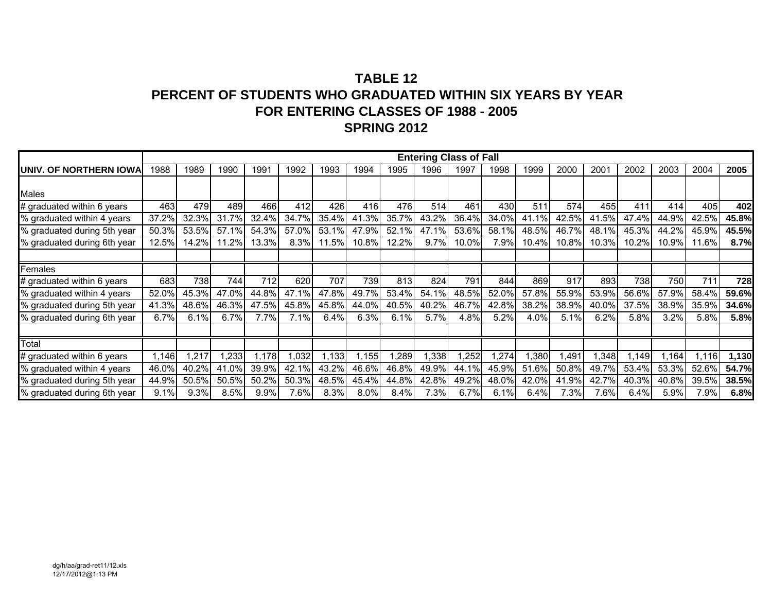# TABLE 12
## PERCENT OF STUDENTS WHO GRADUATED WITHIN SIX YEARS BY YEAR
## FOR ENTERING CLASSES OF 1988 - 2005
## SPRING 2012

| | Entering Class of Fall | | | | | | | | | | | | | | | | | |
|---|---|---|---|---|---|---|---|---|---|---|---|---|---|---|---|---|---|---|
| **UNIV. OF NORTHERN IOWA** | 1988 | 1989 | 1990 | 1991 | 1992 | 1993 | 1994 | 1995 | 1996 | 1997 | 1998 | 1999 | 2000 | 2001 | 2002 | 2003 | 2004 | **2005** |
| Males | | | | | | | | | | | | | | | | | | |
| # graduated within 6 years | 463 | 479 | 489 | 466 | 412 | 426 | 416 | 476 | 514 | 461 | 430 | 511 | 574 | 455 | 411 | 414 | 405 | **402** |
| % graduated within 4 years | 37.2% | 32.3% | 31.7% | 32.4% | 34.7% | 35.4% | 41.3% | 35.7% | 43.2% | 36.4% | 34.0% | 41.1% | 42.5% | 41.5% | 47.4% | 44.9% | 42.5% | **45.8%** |
| % graduated during 5th year | 50.3% | 53.5% | 57.1% | 54.3% | 57.0% | 53.1% | 47.9% | 52.1% | 47.1% | 53.6% | 58.1% | 48.5% | 46.7% | 48.1% | 45.3% | 44.2% | 45.9% | **45.5%** |
| % graduated during 6th year | 12.5% | 14.2% | 11.2% | 13.3% | 8.3% | 11.5% | 10.8% | 12.2% | 9.7% | 10.0% | 7.9% | 10.4% | 10.8% | 10.3% | 10.2% | 10.9% | 11.6% | **8.7%** |
| | | | | | | | | | | | | | | | | | | |
| Females | | | | | | | | | | | | | | | | | | |
| # graduated within 6 years | 683 | 738 | 744 | 712 | 620 | 707 | 739 | 813 | 824 | 791 | 844 | 869 | 917 | 893 | 738 | 750 | 711 | **728** |
| % graduated within 4 years | 52.0% | 45.3% | 47.0% | 44.8% | 47.1% | 47.8% | 49.7% | 53.4% | 54.1% | 48.5% | 52.0% | 57.8% | 55.9% | 53.9% | 56.6% | 57.9% | 58.4% | **59.6%** |
| % graduated during 5th year | 41.3% | 48.6% | 46.3% | 47.5% | 45.8% | 45.8% | 44.0% | 40.5% | 40.2% | 46.7% | 42.8% | 38.2% | 38.9% | 40.0% | 37.5% | 38.9% | 35.9% | **34.6%** |
| % graduated during 6th year | 6.7% | 6.1% | 6.7% | 7.7% | 7.1% | 6.4% | 6.3% | 6.1% | 5.7% | 4.8% | 5.2% | 4.0% | 5.1% | 6.2% | 5.8% | 3.2% | 5.8% | **5.8%** |
| | | | | | | | | | | | | | | | | | | |
| Total | | | | | | | | | | | | | | | | | | |
| # graduated within 6 years | 1,146 | 1,217 | 1,233 | 1,178 | 1,032 | 1,133 | 1,155 | 1,289 | 1,338 | 1,252 | 1,274 | 1,380 | 1,491 | 1,348 | 1,149 | 1,164 | 1,116 | **1,130** |
| % graduated within 4 years | 46.0% | 40.2% | 41.0% | 39.9% | 42.1% | 43.2% | 46.6% | 46.8% | 49.9% | 44.1% | 45.9% | 51.6% | 50.8% | 49.7% | 53.4% | 53.3% | 52.6% | **54.7%** |
| % graduated during 5th year | 44.9% | 50.5% | 50.5% | 50.2% | 50.3% | 48.5% | 45.4% | 44.8% | 42.8% | 49.2% | 48.0% | 42.0% | 41.9% | 42.7% | 40.3% | 40.8% | 39.5% | **38.5%** |
| % graduated during 6th year | 9.1% | 9.3% | 8.5% | 9.9% | 7.6% | 8.3% | 8.0% | 8.4% | 7.3% | 6.7% | 6.1% | 6.4% | 7.3% | 7.6% | 6.4% | 5.9% | 7.9% | **6.8%** |

dg/h/aa/grad-ret11/12.xls
12/17/2012@1:13 PM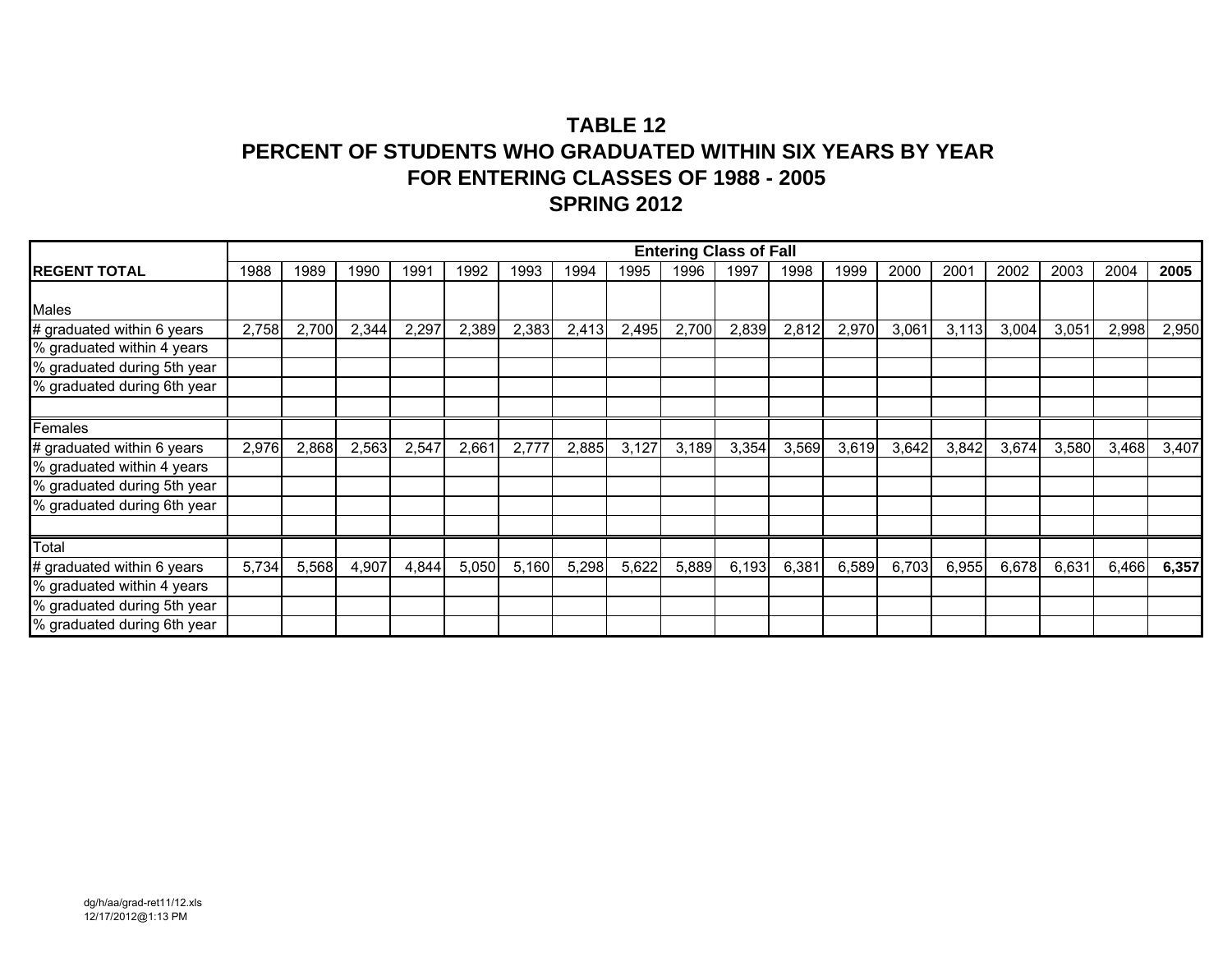# TABLE 12
# PERCENT OF STUDENTS WHO GRADUATED WITHIN SIX YEARS BY YEAR
# FOR ENTERING CLASSES OF 1988 - 2005
# SPRING 2012

| | Entering Class of Fall | | | | | | | | | | | | | | | | | |
|---|---|---|---|---|---|---|---|---|---|---|---|---|---|---|---|---|---|---|
| **REGENT TOTAL** | 1988 | 1989 | 1990 | 1991 | 1992 | 1993 | 1994 | 1995 | 1996 | 1997 | 1998 | 1999 | 2000 | 2001 | 2002 | 2003 | 2004 | **2005** |
| Males | | | | | | | | | | | | | | | | | | |
| # graduated within 6 years | 2,758 | 2,700 | 2,344 | 2,297 | 2,389 | 2,383 | 2,413 | 2,495 | 2,700 | 2,839 | 2,812 | 2,970 | 3,061 | 3,113 | 3,004 | 3,051 | 2,998 | 2,950 |
| % graduated within 4 years | | | | | | | | | | | | | | | | | | |
| % graduated during 5th year | | | | | | | | | | | | | | | | | | |
| % graduated during 6th year | | | | | | | | | | | | | | | | | | |
| | | | | | | | | | | | | | | | | | | |
| Females | | | | | | | | | | | | | | | | | | |
| # graduated within 6 years | 2,976 | 2,868 | 2,563 | 2,547 | 2,661 | 2,777 | 2,885 | 3,127 | 3,189 | 3,354 | 3,569 | 3,619 | 3,642 | 3,842 | 3,674 | 3,580 | 3,468 | 3,407 |
| % graduated within 4 years | | | | | | | | | | | | | | | | | | |
| % graduated during 5th year | | | | | | | | | | | | | | | | | | |
| % graduated during 6th year | | | | | | | | | | | | | | | | | | |
| | | | | | | | | | | | | | | | | | | |
| Total | | | | | | | | | | | | | | | | | | |
| # graduated within 6 years | 5,734 | 5,568 | 4,907 | 4,844 | 5,050 | 5,160 | 5,298 | 5,622 | 5,889 | 6,193 | 6,381 | 6,589 | 6,703 | 6,955 | 6,678 | 6,631 | 6,466 | **6,357** |
| % graduated within 4 years | | | | | | | | | | | | | | | | | | |
| % graduated during 5th year | | | | | | | | | | | | | | | | | | |
| % graduated during 6th year | | | | | | | | | | | | | | | | | | |

dg/h/aa/grad-ret11/12.xls
12/17/2012@1:13 PM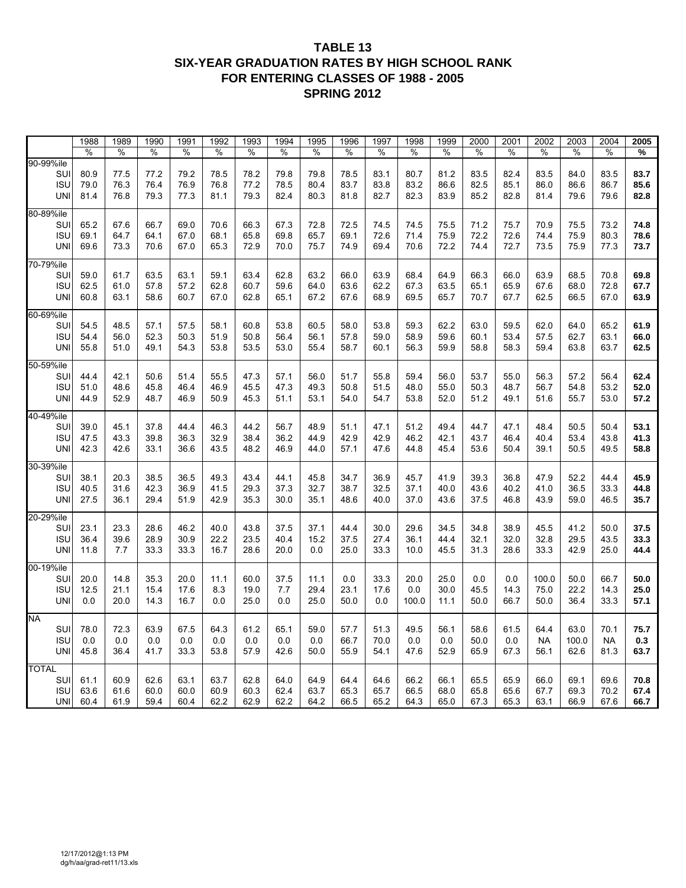# TABLE 13
## SIX-YEAR GRADUATION RATES BY HIGH SCHOOL RANK
## FOR ENTERING CLASSES OF 1988 - 2005
## SPRING 2012

| | 1988 | 1989 | 1990 | 1991 | 1992 | 1993 | 1994 | 1995 | 1996 | 1997 | 1998 | 1999 | 2000 | 2001 | 2002 | 2003 | 2004 | **2005** |
|---|---|---|---|---|---|---|---|---|---|---|---|---|---|---|---|---|---|---|
| | % | % | % | % | % | % | % | % | % | % | % | % | % | % | % | % | % | **%** |
| 90-99%ile | | | | | | | | | | | | | | | | | | |
| SUI | 80.9 | 77.5 | 77.2 | 79.2 | 78.5 | 78.2 | 79.8 | 79.8 | 78.5 | 83.1 | 80.7 | 81.2 | 83.5 | 82.4 | 83.5 | 84.0 | 83.5 | **83.7** |
| ISU | 79.0 | 76.3 | 76.4 | 76.9 | 76.8 | 77.2 | 78.5 | 80.4 | 83.7 | 83.8 | 83.2 | 86.6 | 82.5 | 85.1 | 86.0 | 86.6 | 86.7 | **85.6** |
| UNI | 81.4 | 76.8 | 79.3 | 77.3 | 81.1 | 79.3 | 82.4 | 80.3 | 81.8 | 82.7 | 82.3 | 83.9 | 85.2 | 82.8 | 81.4 | 79.6 | 79.6 | **82.8** |
| 80-89%ile | | | | | | | | | | | | | | | | | | |
| SUI | 65.2 | 67.6 | 66.7 | 69.0 | 70.6 | 66.3 | 67.3 | 72.8 | 72.5 | 74.5 | 74.5 | 75.5 | 71.2 | 75.7 | 70.9 | 75.5 | 73.2 | **74.8** |
| ISU | 69.1 | 64.7 | 64.1 | 67.0 | 68.1 | 65.8 | 69.8 | 65.7 | 69.1 | 72.6 | 71.4 | 75.9 | 72.2 | 72.6 | 74.4 | 75.9 | 80.3 | **78.6** |
| UNI | 69.6 | 73.3 | 70.6 | 67.0 | 65.3 | 72.9 | 70.0 | 75.7 | 74.9 | 69.4 | 70.6 | 72.2 | 74.4 | 72.7 | 73.5 | 75.9 | 77.3 | **73.7** |
| 70-79%ile | | | | | | | | | | | | | | | | | | |
| SUI | 59.0 | 61.7 | 63.5 | 63.1 | 59.1 | 63.4 | 62.8 | 63.2 | 66.0 | 63.9 | 68.4 | 64.9 | 66.3 | 66.0 | 63.9 | 68.5 | 70.8 | **69.8** |
| ISU | 62.5 | 61.0 | 57.8 | 57.2 | 62.8 | 60.7 | 59.6 | 64.0 | 63.6 | 62.2 | 67.3 | 63.5 | 65.1 | 65.9 | 67.6 | 68.0 | 72.8 | **67.7** |
| UNI | 60.8 | 63.1 | 58.6 | 60.7 | 67.0 | 62.8 | 65.1 | 67.2 | 67.6 | 68.9 | 69.5 | 65.7 | 70.7 | 67.7 | 62.5 | 66.5 | 67.0 | **63.9** |
| 60-69%ile | | | | | | | | | | | | | | | | | | |
| SUI | 54.5 | 48.5 | 57.1 | 57.5 | 58.1 | 60.8 | 53.8 | 60.5 | 58.0 | 53.8 | 59.3 | 62.2 | 63.0 | 59.5 | 62.0 | 64.0 | 65.2 | **61.9** |
| ISU | 54.4 | 56.0 | 52.3 | 50.3 | 51.9 | 50.8 | 56.4 | 56.1 | 57.8 | 59.0 | 58.9 | 59.6 | 60.1 | 53.4 | 57.5 | 62.7 | 63.1 | **66.0** |
| UNI | 55.8 | 51.0 | 49.1 | 54.3 | 53.8 | 53.5 | 53.0 | 55.4 | 58.7 | 60.1 | 56.3 | 59.9 | 58.8 | 58.3 | 59.4 | 63.8 | 63.7 | **62.5** |
| 50-59%ile | | | | | | | | | | | | | | | | | | |
| SUI | 44.4 | 42.1 | 50.6 | 51.4 | 55.5 | 47.3 | 57.1 | 56.0 | 51.7 | 55.8 | 59.4 | 56.0 | 53.7 | 55.0 | 56.3 | 57.2 | 56.4 | **62.4** |
| ISU | 51.0 | 48.6 | 45.8 | 46.4 | 46.9 | 45.5 | 47.3 | 49.3 | 50.8 | 51.5 | 48.0 | 55.0 | 50.3 | 48.7 | 56.7 | 54.8 | 53.2 | **52.0** |
| UNI | 44.9 | 52.9 | 48.7 | 46.9 | 50.9 | 45.3 | 51.1 | 53.1 | 54.0 | 54.7 | 53.8 | 52.0 | 51.2 | 49.1 | 51.6 | 55.7 | 53.0 | **57.2** |
| 40-49%ile | | | | | | | | | | | | | | | | | | |
| SUI | 39.0 | 45.1 | 37.8 | 44.4 | 46.3 | 44.2 | 56.7 | 48.9 | 51.1 | 47.1 | 51.2 | 49.4 | 44.7 | 47.1 | 48.4 | 50.5 | 50.4 | **53.1** |
| ISU | 47.5 | 43.3 | 39.8 | 36.3 | 32.9 | 38.4 | 36.2 | 44.9 | 42.9 | 42.9 | 46.2 | 42.1 | 43.7 | 46.4 | 40.4 | 53.4 | 43.8 | **41.3** |
| UNI | 42.3 | 42.6 | 33.1 | 36.6 | 43.5 | 48.2 | 46.9 | 44.0 | 57.1 | 47.6 | 44.8 | 45.4 | 53.6 | 50.4 | 39.1 | 50.5 | 49.5 | **58.8** |
| 30-39%ile | | | | | | | | | | | | | | | | | | |
| SUI | 38.1 | 20.3 | 38.5 | 36.5 | 49.3 | 43.4 | 44.1 | 45.8 | 34.7 | 36.9 | 45.7 | 41.9 | 39.3 | 36.8 | 47.9 | 52.2 | 44.4 | **45.9** |
| ISU | 40.5 | 31.6 | 42.3 | 36.9 | 41.5 | 29.3 | 37.3 | 32.7 | 38.7 | 32.5 | 37.1 | 40.0 | 43.6 | 40.2 | 41.0 | 36.5 | 33.3 | **44.8** |
| UNI | 27.5 | 36.1 | 29.4 | 51.9 | 42.9 | 35.3 | 30.0 | 35.1 | 48.6 | 40.0 | 37.0 | 43.6 | 37.5 | 46.8 | 43.9 | 59.0 | 46.5 | **35.7** |
| 20-29%ile | | | | | | | | | | | | | | | | | | |
| SUI | 23.1 | 23.3 | 28.6 | 46.2 | 40.0 | 43.8 | 37.5 | 37.1 | 44.4 | 30.0 | 29.6 | 34.5 | 34.8 | 38.9 | 45.5 | 41.2 | 50.0 | **37.5** |
| ISU | 36.4 | 39.6 | 28.9 | 30.9 | 22.2 | 23.5 | 40.4 | 15.2 | 37.5 | 27.4 | 36.1 | 44.4 | 32.1 | 32.0 | 32.8 | 29.5 | 43.5 | **33.3** |
| UNI | 11.8 | 7.7 | 33.3 | 33.3 | 16.7 | 28.6 | 20.0 | 0.0 | 25.0 | 33.3 | 10.0 | 45.5 | 31.3 | 28.6 | 33.3 | 42.9 | 25.0 | **44.4** |
| 00-19%ile | | | | | | | | | | | | | | | | | | |
| SUI | 20.0 | 14.8 | 35.3 | 20.0 | 11.1 | 60.0 | 37.5 | 11.1 | 0.0 | 33.3 | 20.0 | 25.0 | 0.0 | 0.0 | 100.0 | 50.0 | 66.7 | **50.0** |
| ISU | 12.5 | 21.1 | 15.4 | 17.6 | 8.3 | 19.0 | 7.7 | 29.4 | 23.1 | 17.6 | 0.0 | 30.0 | 45.5 | 14.3 | 75.0 | 22.2 | 14.3 | **25.0** |
| UNI | 0.0 | 20.0 | 14.3 | 16.7 | 0.0 | 25.0 | 0.0 | 25.0 | 50.0 | 0.0 | 100.0 | 11.1 | 50.0 | 66.7 | 50.0 | 36.4 | 33.3 | **57.1** |
| NA | | | | | | | | | | | | | | | | | | |
| SUI | 78.0 | 72.3 | 63.9 | 67.5 | 64.3 | 61.2 | 65.1 | 59.0 | 57.7 | 51.3 | 49.5 | 56.1 | 58.6 | 61.5 | 64.4 | 63.0 | 70.1 | **75.7** |
| ISU | 0.0 | 0.0 | 0.0 | 0.0 | 0.0 | 0.0 | 0.0 | 0.0 | 66.7 | 70.0 | 0.0 | 0.0 | 50.0 | 0.0 | NA | 100.0 | NA | **0.3** |
| UNI | 45.8 | 36.4 | 41.7 | 33.3 | 53.8 | 57.9 | 42.6 | 50.0 | 55.9 | 54.1 | 47.6 | 52.9 | 65.9 | 67.3 | 56.1 | 62.6 | 81.3 | **63.7** |
| TOTAL | | | | | | | | | | | | | | | | | | |
| SUI | 61.1 | 60.9 | 62.6 | 63.1 | 63.7 | 62.8 | 64.0 | 64.9 | 64.4 | 64.6 | 66.2 | 66.1 | 65.5 | 65.9 | 66.0 | 69.1 | 69.6 | **70.8** |
| ISU | 63.6 | 61.6 | 60.0 | 60.0 | 60.9 | 60.3 | 62.4 | 63.7 | 65.3 | 65.7 | 66.5 | 68.0 | 65.8 | 65.6 | 67.7 | 69.3 | 70.2 | **67.4** |
| UNI | 60.4 | 61.9 | 59.4 | 60.4 | 62.2 | 62.9 | 62.2 | 64.2 | 66.5 | 65.2 | 64.3 | 65.0 | 67.3 | 65.3 | 63.1 | 66.9 | 67.6 | **66.7** |

12/17/2012@1:13 PM
dg/h/aa/grad-ret11/13.xls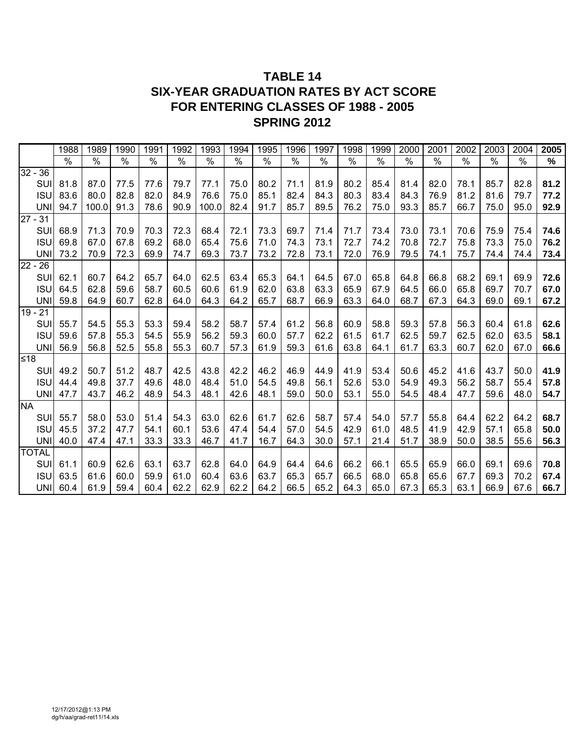# TABLE 14
## SIX-YEAR GRADUATION RATES BY ACT SCORE
## FOR ENTERING CLASSES OF 1988 - 2005
## SPRING 2012

| | 1988 | 1989 | 1990 | 1991 | 1992 | 1993 | 1994 | 1995 | 1996 | 1997 | 1998 | 1999 | 2000 | 2001 | 2002 | 2003 | 2004 | **2005** |
|---|---|---|---|---|---|---|---|---|---|---|---|---|---|---|---|---|---|---|
| | % | % | % | % | % | % | % | % | % | % | % | % | % | % | % | % | % | **%** |
| 32 - 36 | | | | | | | | | | | | | | | | | | |
| SUI | 81.8 | 87.0 | 77.5 | 77.6 | 79.7 | 77.1 | 75.0 | 80.2 | 71.1 | 81.9 | 80.2 | 85.4 | 81.4 | 82.0 | 78.1 | 85.7 | 82.8 | **81.2** |
| ISU | 83.6 | 80.0 | 82.8 | 82.0 | 84.9 | 76.6 | 75.0 | 85.1 | 82.4 | 84.3 | 80.3 | 83.4 | 84.3 | 76.9 | 81.2 | 81.6 | 79.7 | **77.2** |
| UNI | 94.7 | 100.0 | 91.3 | 78.6 | 90.9 | 100.0 | 82.4 | 91.7 | 85.7 | 89.5 | 76.2 | 75.0 | 93.3 | 85.7 | 66.7 | 75.0 | 95.0 | **92.9** |
| 27 - 31 | | | | | | | | | | | | | | | | | | |
| SUI | 68.9 | 71.3 | 70.9 | 70.3 | 72.3 | 68.4 | 72.1 | 73.3 | 69.7 | 71.4 | 71.7 | 73.4 | 73.0 | 73.1 | 70.6 | 75.9 | 75.4 | **74.6** |
| ISU | 69.8 | 67.0 | 67.8 | 69.2 | 68.0 | 65.4 | 75.6 | 71.0 | 74.3 | 73.1 | 72.7 | 74.2 | 70.8 | 72.7 | 75.8 | 73.3 | 75.0 | **76.2** |
| UNI | 73.2 | 70.9 | 72.3 | 69.9 | 74.7 | 69.3 | 73.7 | 73.2 | 72.8 | 73.1 | 72.0 | 76.9 | 79.5 | 74.1 | 75.7 | 74.4 | 74.4 | **73.4** |
| 22 - 26 | | | | | | | | | | | | | | | | | | |
| SUI | 62.1 | 60.7 | 64.2 | 65.7 | 64.0 | 62.5 | 63.4 | 65.3 | 64.1 | 64.5 | 67.0 | 65.8 | 64.8 | 66.8 | 68.2 | 69.1 | 69.9 | **72.6** |
| ISU | 64.5 | 62.8 | 59.6 | 58.7 | 60.5 | 60.6 | 61.9 | 62.0 | 63.8 | 63.3 | 65.9 | 67.9 | 64.5 | 66.0 | 65.8 | 69.7 | 70.7 | **67.0** |
| UNI | 59.8 | 64.9 | 60.7 | 62.8 | 64.0 | 64.3 | 64.2 | 65.7 | 68.7 | 66.9 | 63.3 | 64.0 | 68.7 | 67.3 | 64.3 | 69.0 | 69.1 | **67.2** |
| 19 - 21 | | | | | | | | | | | | | | | | | | |
| SUI | 55.7 | 54.5 | 55.3 | 53.3 | 59.4 | 58.2 | 58.7 | 57.4 | 61.2 | 56.8 | 60.9 | 58.8 | 59.3 | 57.8 | 56.3 | 60.4 | 61.8 | **62.6** |
| ISU | 59.6 | 57.8 | 55.3 | 54.5 | 55.9 | 56.2 | 59.3 | 60.0 | 57.7 | 62.2 | 61.5 | 61.7 | 62.5 | 59.7 | 62.5 | 62.0 | 63.5 | **58.1** |
| UNI | 56.9 | 56.8 | 52.5 | 55.8 | 55.3 | 60.7 | 57.3 | 61.9 | 59.3 | 61.6 | 63.8 | 64.1 | 61.7 | 63.3 | 60.7 | 62.0 | 67.0 | **66.6** |
| ≤18 | | | | | | | | | | | | | | | | | | |
| SUI | 49.2 | 50.7 | 51.2 | 48.7 | 42.5 | 43.8 | 42.2 | 46.2 | 46.9 | 44.9 | 41.9 | 53.4 | 50.6 | 45.2 | 41.6 | 43.7 | 50.0 | **41.9** |
| ISU | 44.4 | 49.8 | 37.7 | 49.6 | 48.0 | 48.4 | 51.0 | 54.5 | 49.8 | 56.1 | 52.6 | 53.0 | 54.9 | 49.3 | 56.2 | 58.7 | 55.4 | **57.8** |
| UNI | 47.7 | 43.7 | 46.2 | 48.9 | 54.3 | 48.1 | 42.6 | 48.1 | 59.0 | 50.0 | 53.1 | 55.0 | 54.5 | 48.4 | 47.7 | 59.6 | 48.0 | **54.7** |
| NA | | | | | | | | | | | | | | | | | | |
| SUI | 55.7 | 58.0 | 53.0 | 51.4 | 54.3 | 63.0 | 62.6 | 61.7 | 62.6 | 58.7 | 57.4 | 54.0 | 57.7 | 55.8 | 64.4 | 62.2 | 64.2 | **68.7** |
| ISU | 45.5 | 37.2 | 47.7 | 54.1 | 60.1 | 53.6 | 47.4 | 54.4 | 57.0 | 54.5 | 42.9 | 61.0 | 48.5 | 41.9 | 42.9 | 57.1 | 65.8 | **50.0** |
| UNI | 40.0 | 47.4 | 47.1 | 33.3 | 33.3 | 46.7 | 41.7 | 16.7 | 64.3 | 30.0 | 57.1 | 21.4 | 51.7 | 38.9 | 50.0 | 38.5 | 55.6 | **56.3** |
| TOTAL | | | | | | | | | | | | | | | | | | |
| SUI | 61.1 | 60.9 | 62.6 | 63.1 | 63.7 | 62.8 | 64.0 | 64.9 | 64.4 | 64.6 | 66.2 | 66.1 | 65.5 | 65.9 | 66.0 | 69.1 | 69.6 | **70.8** |
| ISU | 63.5 | 61.6 | 60.0 | 59.9 | 61.0 | 60.4 | 63.6 | 63.7 | 65.3 | 65.7 | 66.5 | 68.0 | 65.8 | 65.6 | 67.7 | 69.3 | 70.2 | **67.4** |
| UNI | 60.4 | 61.9 | 59.4 | 60.4 | 62.2 | 62.9 | 62.2 | 64.2 | 66.5 | 65.2 | 64.3 | 65.0 | 67.3 | 65.3 | 63.1 | 66.9 | 67.6 | **66.7** |

12/17/2012@1:13 PM
dg/h/aa/grad-ret11/14.xls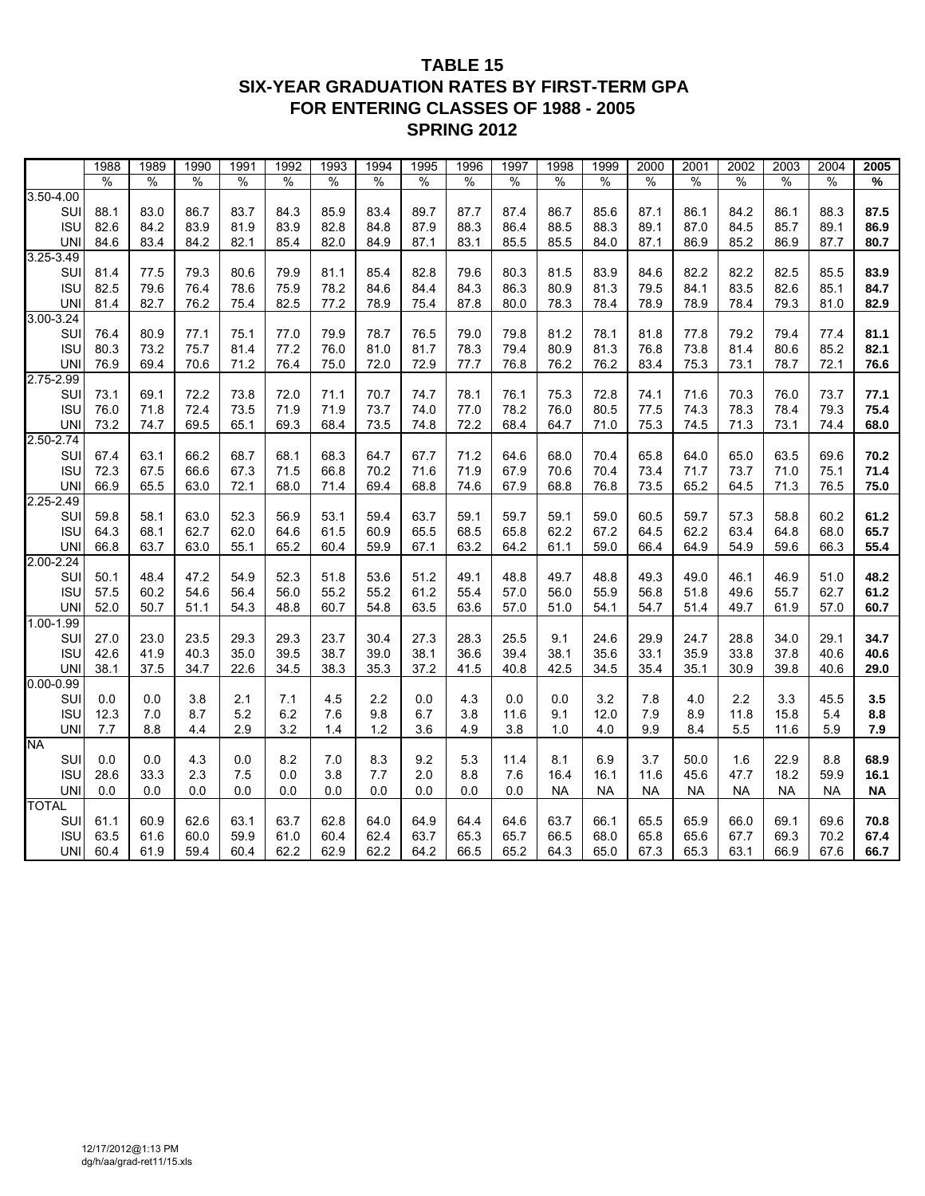# TABLE 15
## SIX-YEAR GRADUATION RATES BY FIRST-TERM GPA
## FOR ENTERING CLASSES OF 1988 - 2005
## SPRING 2012

| | 1988 | 1989 | 1990 | 1991 | 1992 | 1993 | 1994 | 1995 | 1996 | 1997 | 1998 | 1999 | 2000 | 2001 | 2002 | 2003 | 2004 | **2005** |
|---|---|---|---|---|---|---|---|---|---|---|---|---|---|---|---|---|---|---|
| | % | % | % | % | % | % | % | % | % | % | % | % | % | % | % | % | % | **%** |
| 3.50-4.00 | | | | | | | | | | | | | | | | | | |
| SUI | 88.1 | 83.0 | 86.7 | 83.7 | 84.3 | 85.9 | 83.4 | 89.7 | 87.7 | 87.4 | 86.7 | 85.6 | 87.1 | 86.1 | 84.2 | 86.1 | 88.3 | **87.5** |
| ISU | 82.6 | 84.2 | 83.9 | 81.9 | 83.9 | 82.8 | 84.8 | 87.9 | 88.3 | 86.4 | 88.5 | 88.3 | 89.1 | 87.0 | 84.5 | 85.7 | 89.1 | **86.9** |
| UNI | 84.6 | 83.4 | 84.2 | 82.1 | 85.4 | 82.0 | 84.9 | 87.1 | 83.1 | 85.5 | 85.5 | 84.0 | 87.1 | 86.9 | 85.2 | 86.9 | 87.7 | **80.7** |
| 3.25-3.49 | | | | | | | | | | | | | | | | | | |
| SUI | 81.4 | 77.5 | 79.3 | 80.6 | 79.9 | 81.1 | 85.4 | 82.8 | 79.6 | 80.3 | 81.5 | 83.9 | 84.6 | 82.2 | 82.2 | 82.5 | 85.5 | **83.9** |
| ISU | 82.5 | 79.6 | 76.4 | 78.6 | 75.9 | 78.2 | 84.6 | 84.4 | 84.3 | 86.3 | 80.9 | 81.3 | 79.5 | 84.1 | 83.5 | 82.6 | 85.1 | **84.7** |
| UNI | 81.4 | 82.7 | 76.2 | 75.4 | 82.5 | 77.2 | 78.9 | 75.4 | 87.8 | 80.0 | 78.3 | 78.4 | 78.9 | 78.9 | 78.4 | 79.3 | 81.0 | **82.9** |
| 3.00-3.24 | | | | | | | | | | | | | | | | | | |
| SUI | 76.4 | 80.9 | 77.1 | 75.1 | 77.0 | 79.9 | 78.7 | 76.5 | 79.0 | 79.8 | 81.2 | 78.1 | 81.8 | 77.8 | 79.2 | 79.4 | 77.4 | **81.1** |
| ISU | 80.3 | 73.2 | 75.7 | 81.4 | 77.2 | 76.0 | 81.0 | 81.7 | 78.3 | 79.4 | 80.9 | 81.3 | 76.8 | 73.8 | 81.4 | 80.6 | 85.2 | **82.1** |
| UNI | 76.9 | 69.4 | 70.6 | 71.2 | 76.4 | 75.0 | 72.0 | 72.9 | 77.7 | 76.8 | 76.2 | 76.2 | 83.4 | 75.3 | 73.1 | 78.7 | 72.1 | **76.6** |
| 2.75-2.99 | | | | | | | | | | | | | | | | | | |
| SUI | 73.1 | 69.1 | 72.2 | 73.8 | 72.0 | 71.1 | 70.7 | 74.7 | 78.1 | 76.1 | 75.3 | 72.8 | 74.1 | 71.6 | 70.3 | 76.0 | 73.7 | **77.1** |
| ISU | 76.0 | 71.8 | 72.4 | 73.5 | 71.9 | 71.9 | 73.7 | 74.0 | 77.0 | 78.2 | 76.0 | 80.5 | 77.5 | 74.3 | 78.3 | 78.4 | 79.3 | **75.4** |
| UNI | 73.2 | 74.7 | 69.5 | 65.1 | 69.3 | 68.4 | 73.5 | 74.8 | 72.2 | 68.4 | 64.7 | 71.0 | 75.3 | 74.5 | 71.3 | 73.1 | 74.4 | **68.0** |
| 2.50-2.74 | | | | | | | | | | | | | | | | | | |
| SUI | 67.4 | 63.1 | 66.2 | 68.7 | 68.1 | 68.3 | 64.7 | 67.7 | 71.2 | 64.6 | 68.0 | 70.4 | 65.8 | 64.0 | 65.0 | 63.5 | 69.6 | **70.2** |
| ISU | 72.3 | 67.5 | 66.6 | 67.3 | 71.5 | 66.8 | 70.2 | 71.6 | 71.9 | 67.9 | 70.6 | 70.4 | 73.4 | 71.7 | 73.7 | 71.0 | 75.1 | **71.4** |
| UNI | 66.9 | 65.5 | 63.0 | 72.1 | 68.0 | 71.4 | 69.4 | 68.8 | 74.6 | 67.9 | 68.8 | 76.8 | 73.5 | 65.2 | 64.5 | 71.3 | 76.5 | **75.0** |
| 2.25-2.49 | | | | | | | | | | | | | | | | | | |
| SUI | 59.8 | 58.1 | 63.0 | 52.3 | 56.9 | 53.1 | 59.4 | 63.7 | 59.1 | 59.7 | 59.1 | 59.0 | 60.5 | 59.7 | 57.3 | 58.8 | 60.2 | **61.2** |
| ISU | 64.3 | 68.1 | 62.7 | 62.0 | 64.6 | 61.5 | 60.9 | 65.5 | 68.5 | 65.8 | 62.2 | 67.2 | 64.5 | 62.2 | 63.4 | 64.8 | 68.0 | **65.7** |
| UNI | 66.8 | 63.7 | 63.0 | 55.1 | 65.2 | 60.4 | 59.9 | 67.1 | 63.2 | 64.2 | 61.1 | 59.0 | 66.4 | 64.9 | 54.9 | 59.6 | 66.3 | **55.4** |
| 2.00-2.24 | | | | | | | | | | | | | | | | | | |
| SUI | 50.1 | 48.4 | 47.2 | 54.9 | 52.3 | 51.8 | 53.6 | 51.2 | 49.1 | 48.8 | 49.7 | 48.8 | 49.3 | 49.0 | 46.1 | 46.9 | 51.0 | **48.2** |
| ISU | 57.5 | 60.2 | 54.6 | 56.4 | 56.0 | 55.2 | 55.2 | 61.2 | 55.4 | 57.0 | 56.0 | 55.9 | 56.8 | 51.8 | 49.6 | 55.7 | 62.7 | **61.2** |
| UNI | 52.0 | 50.7 | 51.1 | 54.3 | 48.8 | 60.7 | 54.8 | 63.5 | 63.6 | 57.0 | 51.0 | 54.1 | 54.7 | 51.4 | 49.7 | 61.9 | 57.0 | **60.7** |
| 1.00-1.99 | | | | | | | | | | | | | | | | | | |
| SUI | 27.0 | 23.0 | 23.5 | 29.3 | 29.3 | 23.7 | 30.4 | 27.3 | 28.3 | 25.5 | 9.1 | 24.6 | 29.9 | 24.7 | 28.8 | 34.0 | 29.1 | **34.7** |
| ISU | 42.6 | 41.9 | 40.3 | 35.0 | 39.5 | 38.7 | 39.0 | 38.1 | 36.6 | 39.4 | 38.1 | 35.6 | 33.1 | 35.9 | 33.8 | 37.8 | 40.6 | **40.6** |
| UNI | 38.1 | 37.5 | 34.7 | 22.6 | 34.5 | 38.3 | 35.3 | 37.2 | 41.5 | 40.8 | 42.5 | 34.5 | 35.4 | 35.1 | 30.9 | 39.8 | 40.6 | **29.0** |
| 0.00-0.99 | | | | | | | | | | | | | | | | | | |
| SUI | 0.0 | 0.0 | 3.8 | 2.1 | 7.1 | 4.5 | 2.2 | 0.0 | 4.3 | 0.0 | 0.0 | 3.2 | 7.8 | 4.0 | 2.2 | 3.3 | 45.5 | **3.5** |
| ISU | 12.3 | 7.0 | 8.7 | 5.2 | 6.2 | 7.6 | 9.8 | 6.7 | 3.8 | 11.6 | 9.1 | 12.0 | 7.9 | 8.9 | 11.8 | 15.8 | 5.4 | **8.8** |
| UNI | 7.7 | 8.8 | 4.4 | 2.9 | 3.2 | 1.4 | 1.2 | 3.6 | 4.9 | 3.8 | 1.0 | 4.0 | 9.9 | 8.4 | 5.5 | 11.6 | 5.9 | **7.9** |
| NA | | | | | | | | | | | | | | | | | | |
| SUI | 0.0 | 0.0 | 4.3 | 0.0 | 8.2 | 7.0 | 8.3 | 9.2 | 5.3 | 11.4 | 8.1 | 6.9 | 3.7 | 50.0 | 1.6 | 22.9 | 8.8 | **68.9** |
| ISU | 28.6 | 33.3 | 2.3 | 7.5 | 0.0 | 3.8 | 7.7 | 2.0 | 8.8 | 7.6 | 16.4 | 16.1 | 11.6 | 45.6 | 47.7 | 18.2 | 59.9 | **16.1** |
| UNI | 0.0 | 0.0 | 0.0 | 0.0 | 0.0 | 0.0 | 0.0 | 0.0 | 0.0 | 0.0 | NA | NA | NA | NA | NA | NA | NA | **NA** |
| TOTAL | | | | | | | | | | | | | | | | | | |
| SUI | 61.1 | 60.9 | 62.6 | 63.1 | 63.7 | 62.8 | 64.0 | 64.9 | 64.4 | 64.6 | 63.7 | 66.1 | 65.5 | 65.9 | 66.0 | 69.1 | 69.6 | **70.8** |
| ISU | 63.5 | 61.6 | 60.0 | 59.9 | 61.0 | 60.4 | 62.4 | 63.7 | 65.3 | 65.7 | 66.5 | 68.0 | 65.8 | 65.6 | 67.7 | 69.3 | 70.2 | **67.4** |
| UNI | 60.4 | 61.9 | 59.4 | 60.4 | 62.2 | 62.9 | 62.2 | 64.2 | 66.5 | 65.2 | 64.3 | 65.0 | 67.3 | 65.3 | 63.1 | 66.9 | 67.6 | **66.7** |

12/17/2012@1:13 PM
dg/h/aa/grad-ret11/15.xls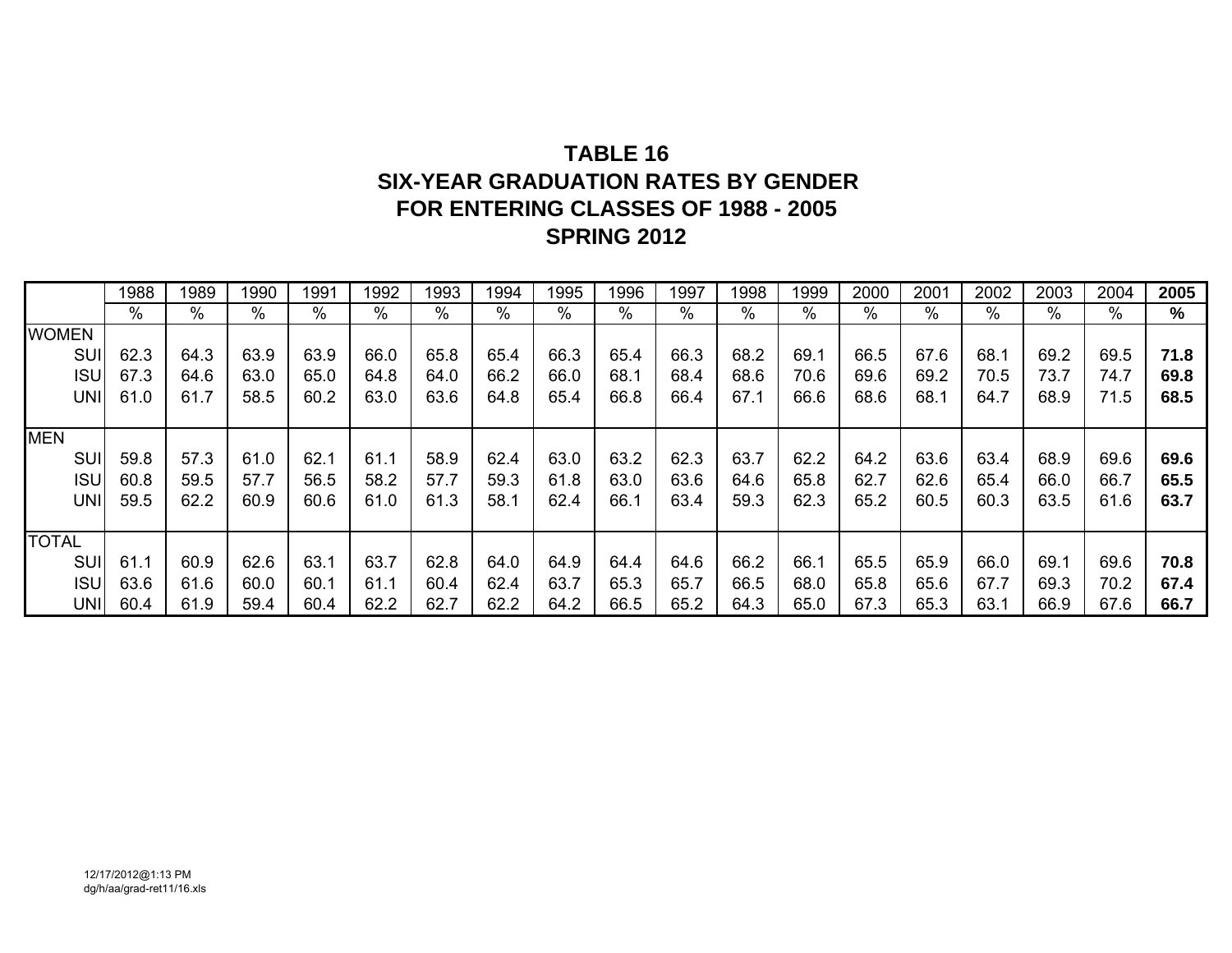# TABLE 16
# SIX-YEAR GRADUATION RATES BY GENDER
# FOR ENTERING CLASSES OF 1988 - 2005
# SPRING 2012

| | 1988 | 1989 | 1990 | 1991 | 1992 | 1993 | 1994 | 1995 | 1996 | 1997 | 1998 | 1999 | 2000 | 2001 | 2002 | 2003 | 2004 | **2005** |
|---|---|---|---|---|---|---|---|---|---|---|---|---|---|---|---|---|---|---|
| | % | % | % | % | % | % | % | % | % | % | % | % | % | % | % | % | % | **%** |
| WOMEN | | | | | | | | | | | | | | | | | | |
| SUI | 62.3 | 64.3 | 63.9 | 63.9 | 66.0 | 65.8 | 65.4 | 66.3 | 65.4 | 66.3 | 68.2 | 69.1 | 66.5 | 67.6 | 68.1 | 69.2 | 69.5 | **71.8** |
| ISU | 67.3 | 64.6 | 63.0 | 65.0 | 64.8 | 64.0 | 66.2 | 66.0 | 68.1 | 68.4 | 68.6 | 70.6 | 69.6 | 69.2 | 70.5 | 73.7 | 74.7 | **69.8** |
| UNI | 61.0 | 61.7 | 58.5 | 60.2 | 63.0 | 63.6 | 64.8 | 65.4 | 66.8 | 66.4 | 67.1 | 66.6 | 68.6 | 68.1 | 64.7 | 68.9 | 71.5 | **68.5** |
| MEN | | | | | | | | | | | | | | | | | | |
| SUI | 59.8 | 57.3 | 61.0 | 62.1 | 61.1 | 58.9 | 62.4 | 63.0 | 63.2 | 62.3 | 63.7 | 62.2 | 64.2 | 63.6 | 63.4 | 68.9 | 69.6 | **69.6** |
| ISU | 60.8 | 59.5 | 57.7 | 56.5 | 58.2 | 57.7 | 59.3 | 61.8 | 63.0 | 63.6 | 64.6 | 65.8 | 62.7 | 62.6 | 65.4 | 66.0 | 66.7 | **65.5** |
| UNI | 59.5 | 62.2 | 60.9 | 60.6 | 61.0 | 61.3 | 58.1 | 62.4 | 66.1 | 63.4 | 59.3 | 62.3 | 65.2 | 60.5 | 60.3 | 63.5 | 61.6 | **63.7** |
| TOTAL | | | | | | | | | | | | | | | | | | |
| SUI | 61.1 | 60.9 | 62.6 | 63.1 | 63.7 | 62.8 | 64.0 | 64.9 | 64.4 | 64.6 | 66.2 | 66.1 | 65.5 | 65.9 | 66.0 | 69.1 | 69.6 | **70.8** |
| ISU | 63.6 | 61.6 | 60.0 | 60.1 | 61.1 | 60.4 | 62.4 | 63.7 | 65.3 | 65.7 | 66.5 | 68.0 | 65.8 | 65.6 | 67.7 | 69.3 | 70.2 | **67.4** |
| UNI | 60.4 | 61.9 | 59.4 | 60.4 | 62.2 | 62.7 | 62.2 | 64.2 | 66.5 | 65.2 | 64.3 | 65.0 | 67.3 | 65.3 | 63.1 | 66.9 | 67.6 | **66.7** |

12/17/2012@1:13 PM
dg/h/aa/grad-ret11/16.xls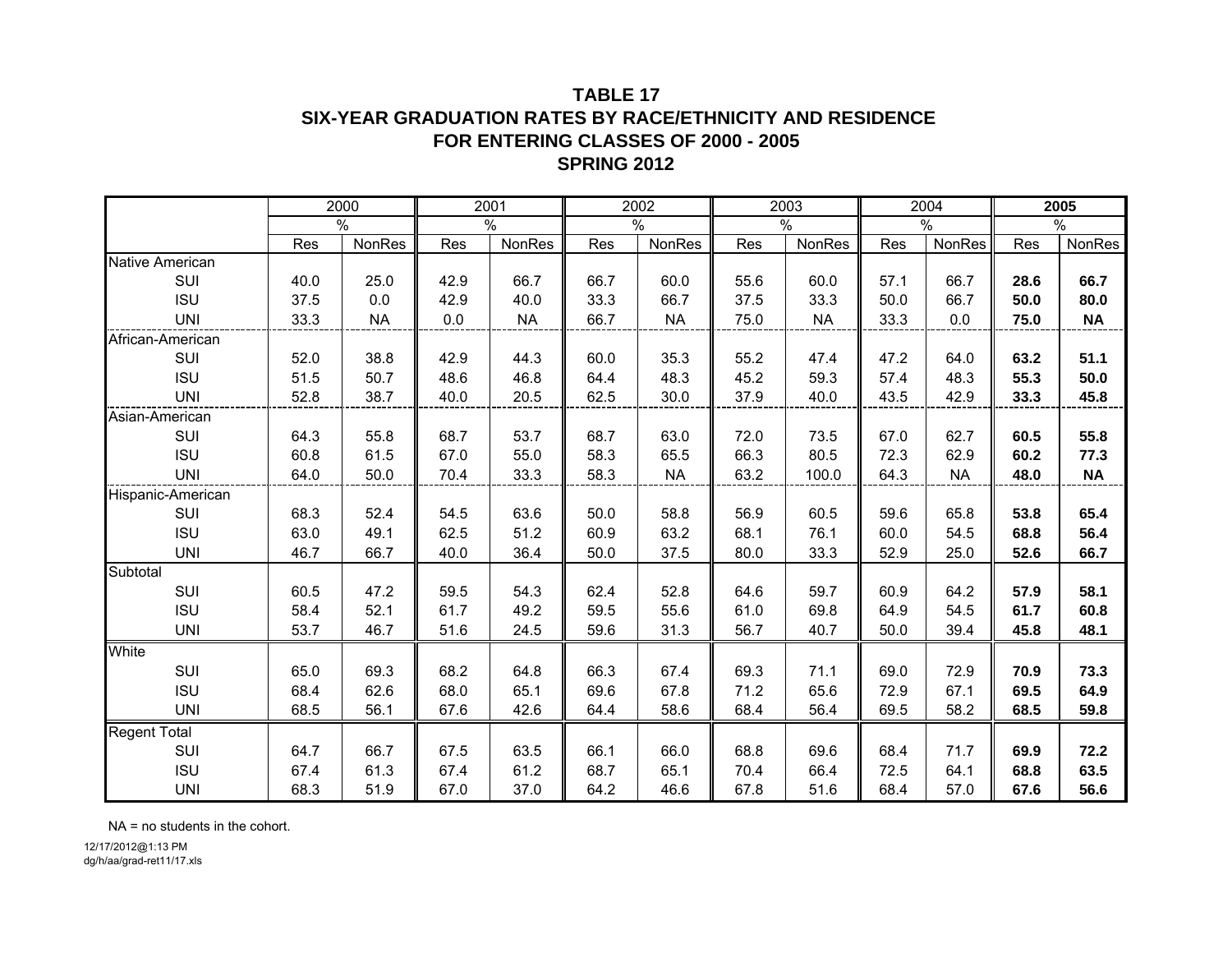# TABLE 17
## SIX-YEAR GRADUATION RATES BY RACE/ETHNICITY AND RESIDENCE
## FOR ENTERING CLASSES OF 2000 - 2005
## SPRING 2012

| | 2000 | | 2001 | | 2002 | | 2003 | | 2004 | | **2005** | |
|---|---|---|---|---|---|---|---|---|---|---|---|---|
| | % | | % | | % | | % | | % | | % | |
| | Res | NonRes | Res | NonRes | Res | NonRes | Res | NonRes | Res | NonRes | Res | NonRes |
| Native American | | | | | | | | | | | | |
| SUI | 40.0 | 25.0 | 42.9 | 66.7 | 66.7 | 60.0 | 55.6 | 60.0 | 57.1 | 66.7 | **28.6** | **66.7** |
| ISU | 37.5 | 0.0 | 42.9 | 40.0 | 33.3 | 66.7 | 37.5 | 33.3 | 50.0 | 66.7 | **50.0** | **80.0** |
| UNI | 33.3 | NA | 0.0 | NA | 66.7 | NA | 75.0 | NA | 33.3 | 0.0 | **75.0** | **NA** |
| African-American | | | | | | | | | | | | |
| SUI | 52.0 | 38.8 | 42.9 | 44.3 | 60.0 | 35.3 | 55.2 | 47.4 | 47.2 | 64.0 | **63.2** | **51.1** |
| ISU | 51.5 | 50.7 | 48.6 | 46.8 | 64.4 | 48.3 | 45.2 | 59.3 | 57.4 | 48.3 | **55.3** | **50.0** |
| UNI | 52.8 | 38.7 | 40.0 | 20.5 | 62.5 | 30.0 | 37.9 | 40.0 | 43.5 | 42.9 | **33.3** | **45.8** |
| Asian-American | | | | | | | | | | | | |
| SUI | 64.3 | 55.8 | 68.7 | 53.7 | 68.7 | 63.0 | 72.0 | 73.5 | 67.0 | 62.7 | **60.5** | **55.8** |
| ISU | 60.8 | 61.5 | 67.0 | 55.0 | 58.3 | 65.5 | 66.3 | 80.5 | 72.3 | 62.9 | **60.2** | **77.3** |
| UNI | 64.0 | 50.0 | 70.4 | 33.3 | 58.3 | NA | 63.2 | 100.0 | 64.3 | NA | **48.0** | **NA** |
| Hispanic-American | | | | | | | | | | | | |
| SUI | 68.3 | 52.4 | 54.5 | 63.6 | 50.0 | 58.8 | 56.9 | 60.5 | 59.6 | 65.8 | **53.8** | **65.4** |
| ISU | 63.0 | 49.1 | 62.5 | 51.2 | 60.9 | 63.2 | 68.1 | 76.1 | 60.0 | 54.5 | **68.8** | **56.4** |
| UNI | 46.7 | 66.7 | 40.0 | 36.4 | 50.0 | 37.5 | 80.0 | 33.3 | 52.9 | 25.0 | **52.6** | **66.7** |
| Subtotal | | | | | | | | | | | | |
| SUI | 60.5 | 47.2 | 59.5 | 54.3 | 62.4 | 52.8 | 64.6 | 59.7 | 60.9 | 64.2 | **57.9** | **58.1** |
| ISU | 58.4 | 52.1 | 61.7 | 49.2 | 59.5 | 55.6 | 61.0 | 69.8 | 64.9 | 54.5 | **61.7** | **60.8** |
| UNI | 53.7 | 46.7 | 51.6 | 24.5 | 59.6 | 31.3 | 56.7 | 40.7 | 50.0 | 39.4 | **45.8** | **48.1** |
| White | | | | | | | | | | | | |
| SUI | 65.0 | 69.3 | 68.2 | 64.8 | 66.3 | 67.4 | 69.3 | 71.1 | 69.0 | 72.9 | **70.9** | **73.3** |
| ISU | 68.4 | 62.6 | 68.0 | 65.1 | 69.6 | 67.8 | 71.2 | 65.6 | 72.9 | 67.1 | **69.5** | **64.9** |
| UNI | 68.5 | 56.1 | 67.6 | 42.6 | 64.4 | 58.6 | 68.4 | 56.4 | 69.5 | 58.2 | **68.5** | **59.8** |
| Regent Total | | | | | | | | | | | | |
| SUI | 64.7 | 66.7 | 67.5 | 63.5 | 66.1 | 66.0 | 68.8 | 69.6 | 68.4 | 71.7 | **69.9** | **72.2** |
| ISU | 67.4 | 61.3 | 67.4 | 61.2 | 68.7 | 65.1 | 70.4 | 66.4 | 72.5 | 64.1 | **68.8** | **63.5** |
| UNI | 68.3 | 51.9 | 67.0 | 37.0 | 64.2 | 46.6 | 67.8 | 51.6 | 68.4 | 57.0 | **67.6** | **56.6** |

NA = no students in the cohort.

12/17/2012@1:13 PM
dg/h/aa/grad-ret11/17.xls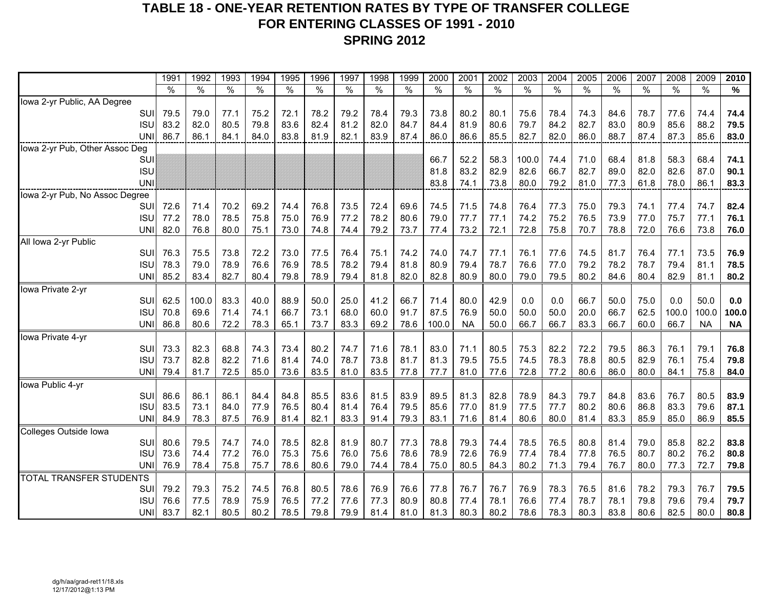# TABLE 18 - ONE-YEAR RETENTION RATES BY TYPE OF TRANSFER COLLEGE
## FOR ENTERING CLASSES OF 1991 - 2010
## SPRING 2012

| | 1991 | 1992 | 1993 | 1994 | 1995 | 1996 | 1997 | 1998 | 1999 | 2000 | 2001 | 2002 | 2003 | 2004 | 2005 | 2006 | 2007 | 2008 | 2009 | **2010** |
|---|---|---|---|---|---|---|---|---|---|---|---|---|---|---|---|---|---|---|---|---|
| | % | % | % | % | % | % | % | % | % | % | % | % | % | % | % | % | % | % | % | **%** |
| Iowa 2-yr Public, AA Degree | | | | | | | | | | | | | | | | | | | | |
| SUI | 79.5 | 79.0 | 77.1 | 75.2 | 72.1 | 78.2 | 79.2 | 78.4 | 79.3 | 73.8 | 80.2 | 80.1 | 75.6 | 78.4 | 74.3 | 84.6 | 78.7 | 77.6 | 74.4 | **74.4** |
| ISU | 83.2 | 82.0 | 80.5 | 79.8 | 83.6 | 82.4 | 81.2 | 82.0 | 84.7 | 84.4 | 81.9 | 80.6 | 79.7 | 84.2 | 82.7 | 83.0 | 80.9 | 85.6 | 88.2 | **79.5** |
| UNI | 86.7 | 86.1 | 84.1 | 84.0 | 83.8 | 81.9 | 82.1 | 83.9 | 87.4 | 86.0 | 86.6 | 85.5 | 82.7 | 82.0 | 86.0 | 88.7 | 87.4 | 87.3 | 85.6 | **83.0** |
| Iowa 2-yr Pub, Other Assoc Deg | | | | | | | | | | | | | | | | | | | | |
| SUI | | | | | | | | | | 66.7 | 52.2 | 58.3 | 100.0 | 74.4 | 71.0 | 68.4 | 81.8 | 58.3 | 68.4 | **74.1** |
| ISU | | | | | | | | | | 81.8 | 83.2 | 82.9 | 82.6 | 66.7 | 82.7 | 89.0 | 82.0 | 82.6 | 87.0 | **90.1** |
| UNI | | | | | | | | | | 83.8 | 74.1 | 73.8 | 80.0 | 79.2 | 81.0 | 77.3 | 61.8 | 78.0 | 86.1 | **83.3** |
| Iowa 2-yr Pub, No Assoc Degree | | | | | | | | | | | | | | | | | | | | |
| SUI | 72.6 | 71.4 | 70.2 | 69.2 | 74.4 | 76.8 | 73.5 | 72.4 | 69.6 | 74.5 | 71.5 | 74.8 | 76.4 | 77.3 | 75.0 | 79.3 | 74.1 | 77.4 | 74.7 | **82.4** |
| ISU | 77.2 | 78.0 | 78.5 | 75.8 | 75.0 | 76.9 | 77.2 | 78.2 | 80.6 | 79.0 | 77.7 | 77.1 | 74.2 | 75.2 | 76.5 | 73.9 | 77.0 | 75.7 | 77.1 | **76.1** |
| UNI | 82.0 | 76.8 | 80.0 | 75.1 | 73.0 | 74.8 | 74.4 | 79.2 | 73.7 | 77.4 | 73.2 | 72.1 | 72.8 | 75.8 | 70.7 | 78.8 | 72.0 | 76.6 | 73.8 | **76.0** |
| All Iowa 2-yr Public | | | | | | | | | | | | | | | | | | | | |
| SUI | 76.3 | 75.5 | 73.8 | 72.2 | 73.0 | 77.5 | 76.4 | 75.1 | 74.2 | 74.0 | 74.7 | 77.1 | 76.1 | 77.6 | 74.5 | 81.7 | 76.4 | 77.1 | 73.5 | **76.9** |
| ISU | 78.3 | 79.0 | 78.9 | 76.6 | 76.9 | 78.5 | 78.2 | 79.4 | 81.8 | 80.9 | 79.4 | 78.7 | 76.6 | 77.0 | 79.2 | 78.2 | 78.7 | 79.4 | 81.1 | **78.5** |
| UNI | 85.2 | 83.4 | 82.7 | 80.4 | 79.8 | 78.9 | 79.4 | 81.8 | 82.0 | 82.8 | 80.9 | 80.0 | 79.0 | 79.5 | 80.2 | 84.6 | 80.4 | 82.9 | 81.1 | **80.2** |
| Iowa Private 2-yr | | | | | | | | | | | | | | | | | | | | |
| SUI | 62.5 | 100.0 | 83.3 | 40.0 | 88.9 | 50.0 | 25.0 | 41.2 | 66.7 | 71.4 | 80.0 | 42.9 | 0.0 | 0.0 | 66.7 | 50.0 | 75.0 | 0.0 | 50.0 | **0.0** |
| ISU | 70.8 | 69.6 | 71.4 | 74.1 | 66.7 | 73.1 | 68.0 | 60.0 | 91.7 | 87.5 | 76.9 | 50.0 | 50.0 | 50.0 | 20.0 | 66.7 | 62.5 | 100.0 | 100.0 | **100.0** |
| UNI | 86.8 | 80.6 | 72.2 | 78.3 | 65.1 | 73.7 | 83.3 | 69.2 | 78.6 | 100.0 | NA | 50.0 | 66.7 | 66.7 | 83.3 | 66.7 | 60.0 | 66.7 | NA | **NA** |
| Iowa Private 4-yr | | | | | | | | | | | | | | | | | | | | |
| SUI | 73.3 | 82.3 | 68.8 | 74.3 | 73.4 | 80.2 | 74.7 | 71.6 | 78.1 | 83.0 | 71.1 | 80.5 | 75.3 | 82.2 | 72.2 | 79.5 | 86.3 | 76.1 | 79.1 | **76.8** |
| ISU | 73.7 | 82.8 | 82.2 | 71.6 | 81.4 | 74.0 | 78.7 | 73.8 | 81.7 | 81.3 | 79.5 | 75.5 | 74.5 | 78.3 | 78.8 | 80.5 | 82.9 | 76.1 | 75.4 | **79.8** |
| UNI | 79.4 | 81.7 | 72.5 | 85.0 | 73.6 | 83.5 | 81.0 | 83.5 | 77.8 | 77.7 | 81.0 | 77.6 | 72.8 | 77.2 | 80.6 | 86.0 | 80.0 | 84.1 | 75.8 | **84.0** |
| Iowa Public 4-yr | | | | | | | | | | | | | | | | | | | | |
| SUI | 86.6 | 86.1 | 86.1 | 84.4 | 84.8 | 85.5 | 83.6 | 81.5 | 83.9 | 89.5 | 81.3 | 82.8 | 78.9 | 84.3 | 79.7 | 84.8 | 83.6 | 76.7 | 80.5 | **83.9** |
| ISU | 83.5 | 73.1 | 84.0 | 77.9 | 76.5 | 80.4 | 81.4 | 76.4 | 79.5 | 85.6 | 77.0 | 81.9 | 77.5 | 77.7 | 80.2 | 80.6 | 86.8 | 83.3 | 79.6 | **87.1** |
| UNI | 84.9 | 78.3 | 87.5 | 76.9 | 81.4 | 82.1 | 83.3 | 91.4 | 79.3 | 83.1 | 71.6 | 81.4 | 80.6 | 80.0 | 81.4 | 83.3 | 85.9 | 85.0 | 86.9 | **85.5** |
| Colleges Outside Iowa | | | | | | | | | | | | | | | | | | | | |
| SUI | 80.6 | 79.5 | 74.7 | 74.0 | 78.5 | 82.8 | 81.9 | 80.7 | 77.3 | 78.8 | 79.3 | 74.4 | 78.5 | 76.5 | 80.8 | 81.4 | 79.0 | 85.8 | 82.2 | **83.8** |
| ISU | 73.6 | 74.4 | 77.2 | 76.0 | 75.3 | 75.6 | 76.0 | 75.6 | 78.6 | 78.9 | 72.6 | 76.9 | 77.4 | 78.4 | 77.8 | 76.5 | 80.7 | 80.2 | 76.2 | **80.8** |
| UNI | 76.9 | 78.4 | 75.8 | 75.7 | 78.6 | 80.6 | 79.0 | 74.4 | 78.4 | 75.0 | 80.5 | 84.3 | 80.2 | 71.3 | 79.4 | 76.7 | 80.0 | 77.3 | 72.7 | **79.8** |
| TOTAL TRANSFER STUDENTS | | | | | | | | | | | | | | | | | | | | |
| SUI | 79.2 | 79.3 | 75.2 | 74.5 | 76.8 | 80.5 | 78.6 | 76.9 | 76.6 | 77.8 | 76.7 | 76.7 | 76.9 | 78.3 | 76.5 | 81.6 | 78.2 | 79.3 | 76.7 | **79.5** |
| ISU | 76.6 | 77.5 | 78.9 | 75.9 | 76.5 | 77.2 | 77.6 | 77.3 | 80.9 | 80.8 | 77.4 | 78.1 | 76.6 | 77.4 | 78.7 | 78.1 | 79.8 | 79.6 | 79.4 | **79.7** |
| UNI | 83.7 | 82.1 | 80.5 | 80.2 | 78.5 | 79.8 | 79.9 | 81.4 | 81.0 | 81.3 | 80.3 | 80.2 | 78.6 | 78.3 | 80.3 | 83.8 | 80.6 | 82.5 | 80.0 | **80.8** |

dg/h/aa/grad-ret11/18.xls
12/17/2012@1:13 PM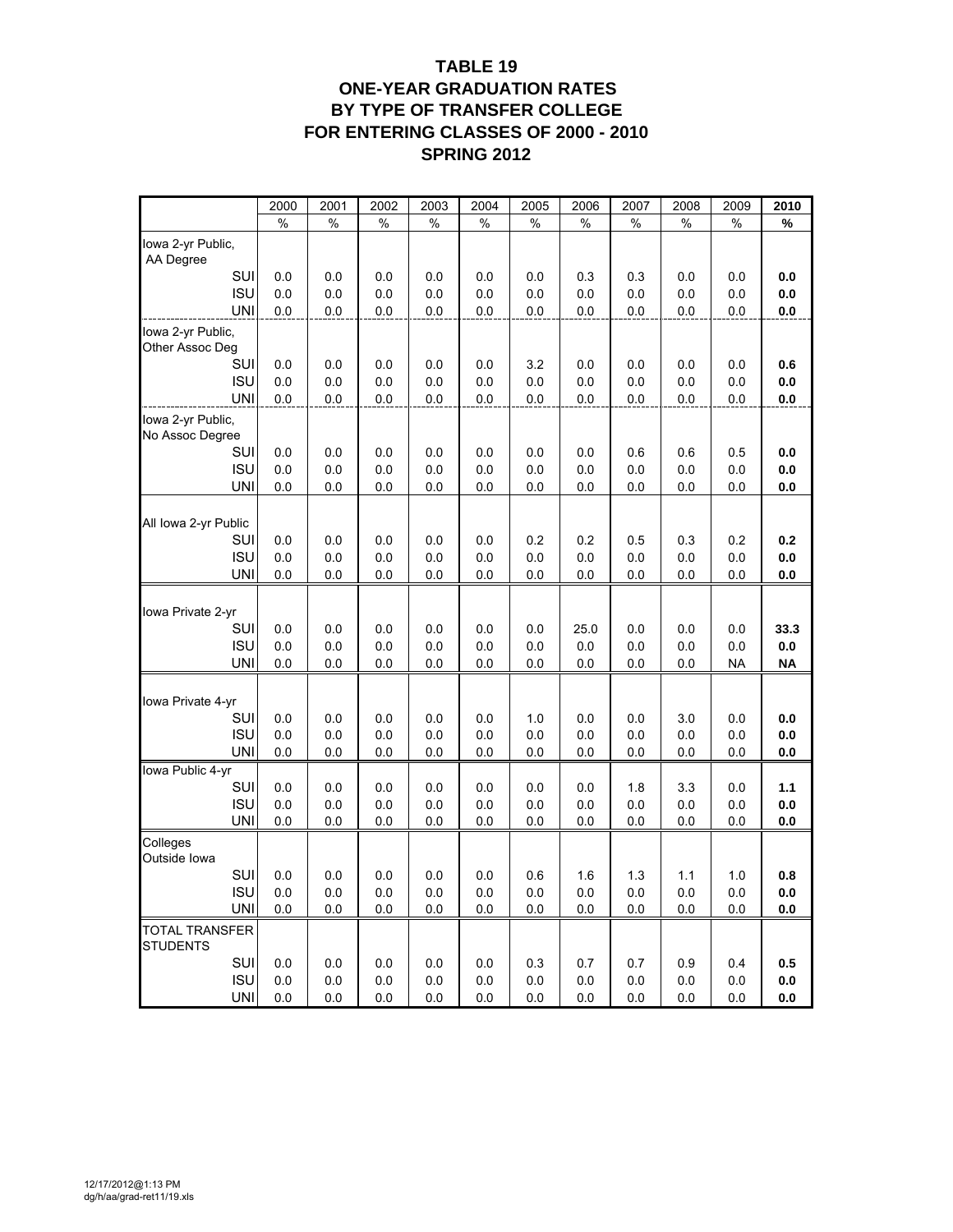# TABLE 19
# ONE-YEAR GRADUATION RATES BY TYPE OF TRANSFER COLLEGE FOR ENTERING CLASSES OF 2000 - 2010
# SPRING 2012

| | 2000 | 2001 | 2002 | 2003 | 2004 | 2005 | 2006 | 2007 | 2008 | 2009 | **2010** |
|---|---|---|---|---|---|---|---|---|---|---|---|
| | % | % | % | % | % | % | % | % | % | % | **%** |
| Iowa 2-yr Public, AA Degree | | | | | | | | | | | |
| SUI | 0.0 | 0.0 | 0.0 | 0.0 | 0.0 | 0.0 | 0.3 | 0.3 | 0.0 | 0.0 | **0.0** |
| ISU | 0.0 | 0.0 | 0.0 | 0.0 | 0.0 | 0.0 | 0.0 | 0.0 | 0.0 | 0.0 | **0.0** |
| UNI | 0.0 | 0.0 | 0.0 | 0.0 | 0.0 | 0.0 | 0.0 | 0.0 | 0.0 | 0.0 | **0.0** |
| Iowa 2-yr Public, Other Assoc Deg | | | | | | | | | | | |
| SUI | 0.0 | 0.0 | 0.0 | 0.0 | 0.0 | 3.2 | 0.0 | 0.0 | 0.0 | 0.0 | **0.6** |
| ISU | 0.0 | 0.0 | 0.0 | 0.0 | 0.0 | 0.0 | 0.0 | 0.0 | 0.0 | 0.0 | **0.0** |
| UNI | 0.0 | 0.0 | 0.0 | 0.0 | 0.0 | 0.0 | 0.0 | 0.0 | 0.0 | 0.0 | **0.0** |
| Iowa 2-yr Public, No Assoc Degree | | | | | | | | | | | |
| SUI | 0.0 | 0.0 | 0.0 | 0.0 | 0.0 | 0.0 | 0.0 | 0.6 | 0.6 | 0.5 | **0.0** |
| ISU | 0.0 | 0.0 | 0.0 | 0.0 | 0.0 | 0.0 | 0.0 | 0.0 | 0.0 | 0.0 | **0.0** |
| UNI | 0.0 | 0.0 | 0.0 | 0.0 | 0.0 | 0.0 | 0.0 | 0.0 | 0.0 | 0.0 | **0.0** |
| All Iowa 2-yr Public | | | | | | | | | | | |
| SUI | 0.0 | 0.0 | 0.0 | 0.0 | 0.0 | 0.2 | 0.2 | 0.5 | 0.3 | 0.2 | **0.2** |
| ISU | 0.0 | 0.0 | 0.0 | 0.0 | 0.0 | 0.0 | 0.0 | 0.0 | 0.0 | 0.0 | **0.0** |
| UNI | 0.0 | 0.0 | 0.0 | 0.0 | 0.0 | 0.0 | 0.0 | 0.0 | 0.0 | 0.0 | **0.0** |
| Iowa Private 2-yr | | | | | | | | | | | |
| SUI | 0.0 | 0.0 | 0.0 | 0.0 | 0.0 | 0.0 | 25.0 | 0.0 | 0.0 | 0.0 | **33.3** |
| ISU | 0.0 | 0.0 | 0.0 | 0.0 | 0.0 | 0.0 | 0.0 | 0.0 | 0.0 | 0.0 | **0.0** |
| UNI | 0.0 | 0.0 | 0.0 | 0.0 | 0.0 | 0.0 | 0.0 | 0.0 | 0.0 | NA | **NA** |
| Iowa Private 4-yr | | | | | | | | | | | |
| SUI | 0.0 | 0.0 | 0.0 | 0.0 | 0.0 | 1.0 | 0.0 | 0.0 | 3.0 | 0.0 | **0.0** |
| ISU | 0.0 | 0.0 | 0.0 | 0.0 | 0.0 | 0.0 | 0.0 | 0.0 | 0.0 | 0.0 | **0.0** |
| UNI | 0.0 | 0.0 | 0.0 | 0.0 | 0.0 | 0.0 | 0.0 | 0.0 | 0.0 | 0.0 | **0.0** |
| Iowa Public 4-yr | | | | | | | | | | | |
| SUI | 0.0 | 0.0 | 0.0 | 0.0 | 0.0 | 0.0 | 0.0 | 1.8 | 3.3 | 0.0 | **1.1** |
| ISU | 0.0 | 0.0 | 0.0 | 0.0 | 0.0 | 0.0 | 0.0 | 0.0 | 0.0 | 0.0 | **0.0** |
| UNI | 0.0 | 0.0 | 0.0 | 0.0 | 0.0 | 0.0 | 0.0 | 0.0 | 0.0 | 0.0 | **0.0** |
| Colleges Outside Iowa | | | | | | | | | | | |
| SUI | 0.0 | 0.0 | 0.0 | 0.0 | 0.0 | 0.6 | 1.6 | 1.3 | 1.1 | 1.0 | **0.8** |
| ISU | 0.0 | 0.0 | 0.0 | 0.0 | 0.0 | 0.0 | 0.0 | 0.0 | 0.0 | 0.0 | **0.0** |
| UNI | 0.0 | 0.0 | 0.0 | 0.0 | 0.0 | 0.0 | 0.0 | 0.0 | 0.0 | 0.0 | **0.0** |
| TOTAL TRANSFER STUDENTS | | | | | | | | | | | |
| SUI | 0.0 | 0.0 | 0.0 | 0.0 | 0.0 | 0.3 | 0.7 | 0.7 | 0.9 | 0.4 | **0.5** |
| ISU | 0.0 | 0.0 | 0.0 | 0.0 | 0.0 | 0.0 | 0.0 | 0.0 | 0.0 | 0.0 | **0.0** |
| UNI | 0.0 | 0.0 | 0.0 | 0.0 | 0.0 | 0.0 | 0.0 | 0.0 | 0.0 | 0.0 | **0.0** |

12/17/2012@1:13 PM
dg/h/aa/grad-ret11/19.xls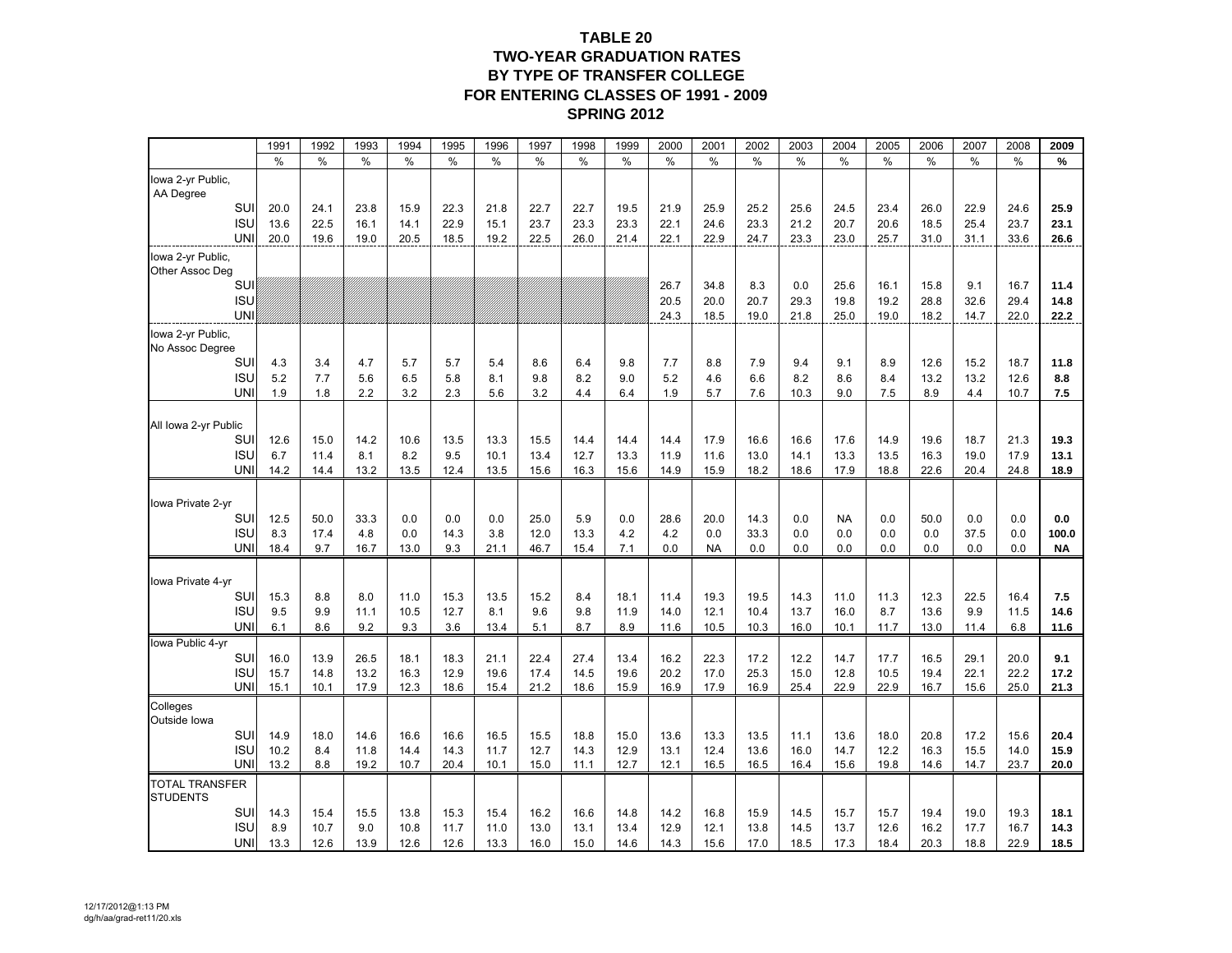# TABLE 20
## TWO-YEAR GRADUATION RATES BY TYPE OF TRANSFER COLLEGE FOR ENTERING CLASSES OF 1991 - 2009
### SPRING 2012

| | 1991 | 1992 | 1993 | 1994 | 1995 | 1996 | 1997 | 1998 | 1999 | 2000 | 2001 | 2002 | 2003 | 2004 | 2005 | 2006 | 2007 | 2008 | **2009** |
|---|---|---|---|---|---|---|---|---|---|---|---|---|---|---|---|---|---|---|---|
| | % | % | % | % | % | % | % | % | % | % | % | % | % | % | % | % | % | % | **%** |
| Iowa 2-yr Public, AA Degree | | | | | | | | | | | | | | | | | | | |
| SUI | 20.0 | 24.1 | 23.8 | 15.9 | 22.3 | 21.8 | 22.7 | 22.7 | 19.5 | 21.9 | 25.9 | 25.2 | 25.6 | 24.5 | 23.4 | 26.0 | 22.9 | 24.6 | **25.9** |
| ISU | 13.6 | 22.5 | 16.1 | 14.1 | 22.9 | 15.1 | 23.7 | 23.3 | 23.3 | 22.1 | 24.6 | 23.3 | 21.2 | 20.7 | 20.6 | 18.5 | 25.4 | 23.7 | **23.1** |
| UNI | 20.0 | 19.6 | 19.0 | 20.5 | 18.5 | 19.2 | 22.5 | 26.0 | 21.4 | 22.1 | 22.9 | 24.7 | 23.3 | 23.0 | 25.7 | 31.0 | 31.1 | 33.6 | **26.6** |
| Iowa 2-yr Public, Other Assoc Deg | | | | | | | | | | | | | | | | | | | |
| SUI | | | | | | | | | | 26.7 | 34.8 | 8.3 | 0.0 | 25.6 | 16.1 | 15.8 | 9.1 | 16.7 | **11.4** |
| ISU | | | | | | | | | | 20.5 | 20.0 | 20.7 | 29.3 | 19.8 | 19.2 | 28.8 | 32.6 | 29.4 | **14.8** |
| UNI | | | | | | | | | | 24.3 | 18.5 | 19.0 | 21.8 | 25.0 | 19.0 | 18.2 | 14.7 | 22.0 | **22.2** |
| Iowa 2-yr Public, No Assoc Degree | | | | | | | | | | | | | | | | | | | |
| SUI | 4.3 | 3.4 | 4.7 | 5.7 | 5.7 | 5.4 | 8.6 | 6.4 | 9.8 | 7.7 | 8.8 | 7.9 | 9.4 | 9.1 | 8.9 | 12.6 | 15.2 | 18.7 | **11.8** |
| ISU | 5.2 | 7.7 | 5.6 | 6.5 | 5.8 | 8.1 | 9.8 | 8.2 | 9.0 | 5.2 | 4.6 | 6.6 | 8.2 | 8.6 | 8.4 | 13.2 | 13.2 | 12.6 | **8.8** |
| UNI | 1.9 | 1.8 | 2.2 | 3.2 | 2.3 | 5.6 | 3.2 | 4.4 | 6.4 | 1.9 | 5.7 | 7.6 | 10.3 | 9.0 | 7.5 | 8.9 | 4.4 | 10.7 | **7.5** |
| All Iowa 2-yr Public | | | | | | | | | | | | | | | | | | | |
| SUI | 12.6 | 15.0 | 14.2 | 10.6 | 13.5 | 13.3 | 15.5 | 14.4 | 14.4 | 14.4 | 17.9 | 16.6 | 16.6 | 17.6 | 14.9 | 19.6 | 18.7 | 21.3 | **19.3** |
| ISU | 6.7 | 11.4 | 8.1 | 8.2 | 9.5 | 10.1 | 13.4 | 12.7 | 13.3 | 11.9 | 11.6 | 13.0 | 14.1 | 13.3 | 13.5 | 16.3 | 19.0 | 17.9 | **13.1** |
| UNI | 14.2 | 14.4 | 13.2 | 13.5 | 12.4 | 13.5 | 15.6 | 16.3 | 15.6 | 14.9 | 15.9 | 18.2 | 18.6 | 17.9 | 18.8 | 22.6 | 20.4 | 24.8 | **18.9** |
| Iowa Private 2-yr | | | | | | | | | | | | | | | | | | | |
| SUI | 12.5 | 50.0 | 33.3 | 0.0 | 0.0 | 0.0 | 25.0 | 5.9 | 0.0 | 28.6 | 20.0 | 14.3 | 0.0 | NA | 0.0 | 50.0 | 0.0 | 0.0 | **0.0** |
| ISU | 8.3 | 17.4 | 4.8 | 0.0 | 14.3 | 3.8 | 12.0 | 13.3 | 4.2 | 4.2 | 0.0 | 33.3 | 0.0 | 0.0 | 0.0 | 0.0 | 37.5 | 0.0 | **100.0** |
| UNI | 18.4 | 9.7 | 16.7 | 13.0 | 9.3 | 21.1 | 46.7 | 15.4 | 7.1 | 0.0 | NA | 0.0 | 0.0 | 0.0 | 0.0 | 0.0 | 0.0 | 0.0 | **NA** |
| Iowa Private 4-yr | | | | | | | | | | | | | | | | | | | |
| SUI | 15.3 | 8.8 | 8.0 | 11.0 | 15.3 | 13.5 | 15.2 | 8.4 | 18.1 | 11.4 | 19.3 | 19.5 | 14.3 | 11.0 | 11.3 | 12.3 | 22.5 | 16.4 | **7.5** |
| ISU | 9.5 | 9.9 | 11.1 | 10.5 | 12.7 | 8.1 | 9.6 | 9.8 | 11.9 | 14.0 | 12.1 | 10.4 | 13.7 | 16.0 | 8.7 | 13.6 | 9.9 | 11.5 | **14.6** |
| UNI | 6.1 | 8.6 | 9.2 | 9.3 | 3.6 | 13.4 | 5.1 | 8.7 | 8.9 | 11.6 | 10.5 | 10.3 | 16.0 | 10.1 | 11.7 | 13.0 | 11.4 | 6.8 | **11.6** |
| Iowa Public 4-yr | | | | | | | | | | | | | | | | | | | |
| SUI | 16.0 | 13.9 | 26.5 | 18.1 | 18.3 | 21.1 | 22.4 | 27.4 | 13.4 | 16.2 | 22.3 | 17.2 | 12.2 | 14.7 | 17.7 | 16.5 | 29.1 | 20.0 | **9.1** |
| ISU | 15.7 | 14.8 | 13.2 | 16.3 | 12.9 | 19.6 | 17.4 | 14.5 | 19.6 | 20.2 | 17.0 | 25.3 | 15.0 | 12.8 | 10.5 | 19.4 | 22.1 | 22.2 | **17.2** |
| UNI | 15.1 | 10.1 | 17.9 | 12.3 | 18.6 | 15.4 | 21.2 | 18.6 | 15.9 | 16.9 | 17.9 | 16.9 | 25.4 | 22.9 | 22.9 | 16.7 | 15.6 | 25.0 | **21.3** |
| Colleges Outside Iowa | | | | | | | | | | | | | | | | | | | |
| SUI | 14.9 | 18.0 | 14.6 | 16.6 | 16.6 | 16.5 | 15.5 | 18.8 | 15.0 | 13.6 | 13.3 | 13.5 | 11.1 | 13.6 | 18.0 | 20.8 | 17.2 | 15.6 | **20.4** |
| ISU | 10.2 | 8.4 | 11.8 | 14.4 | 14.3 | 11.7 | 12.7 | 14.3 | 12.9 | 13.1 | 12.4 | 13.6 | 16.0 | 14.7 | 12.2 | 16.3 | 15.5 | 14.0 | **15.9** |
| UNI | 13.2 | 8.8 | 19.2 | 10.7 | 20.4 | 10.1 | 15.0 | 11.1 | 12.7 | 12.1 | 16.5 | 16.5 | 16.4 | 15.6 | 19.8 | 14.6 | 14.7 | 23.7 | **20.0** |
| TOTAL TRANSFER STUDENTS | | | | | | | | | | | | | | | | | | | |
| SUI | 14.3 | 15.4 | 15.5 | 13.8 | 15.3 | 15.4 | 16.2 | 16.6 | 14.8 | 14.2 | 16.8 | 15.9 | 14.5 | 15.7 | 15.7 | 19.4 | 19.0 | 19.3 | **18.1** |
| ISU | 8.9 | 10.7 | 9.0 | 10.8 | 11.7 | 11.0 | 13.0 | 13.1 | 13.4 | 12.9 | 12.1 | 13.8 | 14.5 | 13.7 | 12.6 | 16.2 | 17.7 | 16.7 | **14.3** |
| UNI | 13.3 | 12.6 | 13.9 | 12.6 | 12.6 | 13.3 | 16.0 | 15.0 | 14.6 | 14.3 | 15.6 | 17.0 | 18.5 | 17.3 | 18.4 | 20.3 | 18.8 | 22.9 | **18.5** |

12/17/2012@1:13 PM
dg/h/aa/grad-ret11/20.xls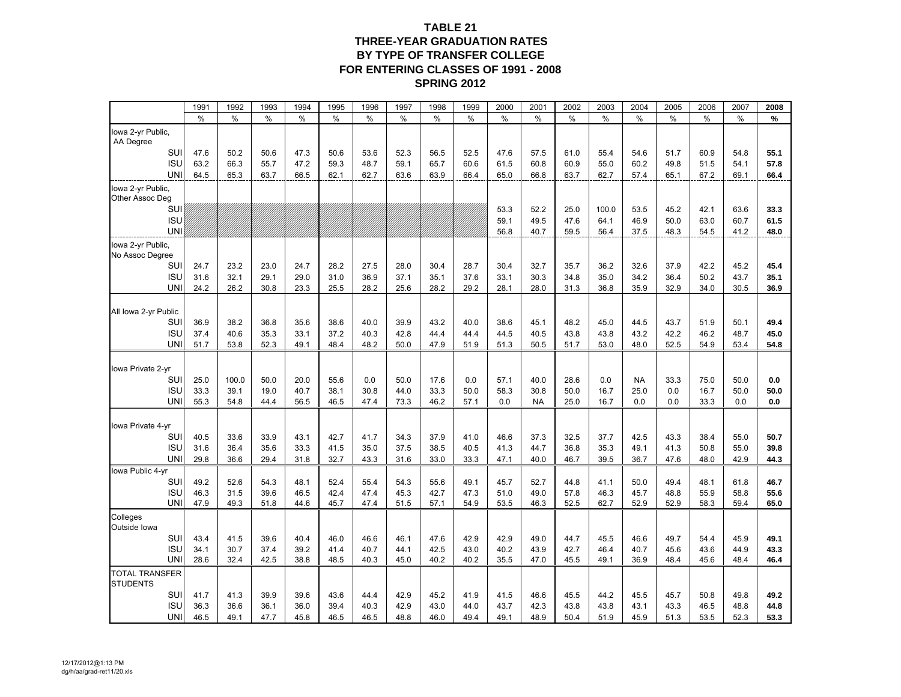# TABLE 21
## THREE-YEAR GRADUATION RATES BY TYPE OF TRANSFER COLLEGE FOR ENTERING CLASSES OF 1991 - 2008
### SPRING 2012

| | 1991 | 1992 | 1993 | 1994 | 1995 | 1996 | 1997 | 1998 | 1999 | 2000 | 2001 | 2002 | 2003 | 2004 | 2005 | 2006 | 2007 | **2008** |
|---|---|---|---|---|---|---|---|---|---|---|---|---|---|---|---|---|---|---|
| | % | % | % | % | % | % | % | % | % | % | % | % | % | % | % | % | % | **%** |
| Iowa 2-yr Public, AA Degree | | | | | | | | | | | | | | | | | | |
| SUI | 47.6 | 50.2 | 50.6 | 47.3 | 50.6 | 53.6 | 52.3 | 56.5 | 52.5 | 47.6 | 57.5 | 61.0 | 55.4 | 54.6 | 51.7 | 60.9 | 54.8 | **55.1** |
| ISU | 63.2 | 66.3 | 55.7 | 47.2 | 59.3 | 48.7 | 59.1 | 65.7 | 60.6 | 61.5 | 60.8 | 60.9 | 55.0 | 60.2 | 49.8 | 51.5 | 54.1 | **57.8** |
| UNI | 64.5 | 65.3 | 63.7 | 66.5 | 62.1 | 62.7 | 63.6 | 63.9 | 66.4 | 65.0 | 66.8 | 63.7 | 62.7 | 57.4 | 65.1 | 67.2 | 69.1 | **66.4** |
| Iowa 2-yr Public, Other Assoc Deg | | | | | | | | | | | | | | | | | | |
| SUI | | | | | | | | | | 53.3 | 52.2 | 25.0 | 100.0 | 53.5 | 45.2 | 42.1 | 63.6 | **33.3** |
| ISU | | | | | | | | | | 59.1 | 49.5 | 47.6 | 64.1 | 46.9 | 50.0 | 63.0 | 60.7 | **61.5** |
| UNI | | | | | | | | | | 56.8 | 40.7 | 59.5 | 56.4 | 37.5 | 48.3 | 54.5 | 41.2 | **48.0** |
| Iowa 2-yr Public, No Assoc Degree | | | | | | | | | | | | | | | | | | |
| SUI | 24.7 | 23.2 | 23.0 | 24.7 | 28.2 | 27.5 | 28.0 | 30.4 | 28.7 | 30.4 | 32.7 | 35.7 | 36.2 | 32.6 | 37.9 | 42.2 | 45.2 | **45.4** |
| ISU | 31.6 | 32.1 | 29.1 | 29.0 | 31.0 | 36.9 | 37.1 | 35.1 | 37.6 | 33.1 | 30.3 | 34.8 | 35.0 | 34.2 | 36.4 | 50.2 | 43.7 | **35.1** |
| UNI | 24.2 | 26.2 | 30.8 | 23.3 | 25.5 | 28.2 | 25.6 | 28.2 | 29.2 | 28.1 | 28.0 | 31.3 | 36.8 | 35.9 | 32.9 | 34.0 | 30.5 | **36.9** |
| All Iowa 2-yr Public | | | | | | | | | | | | | | | | | | |
| SUI | 36.9 | 38.2 | 36.8 | 35.6 | 38.6 | 40.0 | 39.9 | 43.2 | 40.0 | 38.6 | 45.1 | 48.2 | 45.0 | 44.5 | 43.7 | 51.9 | 50.1 | **49.4** |
| ISU | 37.4 | 40.6 | 35.3 | 33.1 | 37.2 | 40.3 | 42.8 | 44.4 | 44.4 | 44.5 | 40.5 | 43.8 | 43.8 | 43.2 | 42.2 | 46.2 | 48.7 | **45.0** |
| UNI | 51.7 | 53.8 | 52.3 | 49.1 | 48.4 | 48.2 | 50.0 | 47.9 | 51.9 | 51.3 | 50.5 | 51.7 | 53.0 | 48.0 | 52.5 | 54.9 | 53.4 | **54.8** |
| Iowa Private 2-yr | | | | | | | | | | | | | | | | | | |
| SUI | 25.0 | 100.0 | 50.0 | 20.0 | 55.6 | 0.0 | 50.0 | 17.6 | 0.0 | 57.1 | 40.0 | 28.6 | 0.0 | NA | 33.3 | 75.0 | 50.0 | **0.0** |
| ISU | 33.3 | 39.1 | 19.0 | 40.7 | 38.1 | 30.8 | 44.0 | 33.3 | 50.0 | 58.3 | 30.8 | 50.0 | 16.7 | 25.0 | 0.0 | 16.7 | 50.0 | **50.0** |
| UNI | 55.3 | 54.8 | 44.4 | 56.5 | 46.5 | 47.4 | 73.3 | 46.2 | 57.1 | 0.0 | NA | 25.0 | 16.7 | 0.0 | 0.0 | 33.3 | 0.0 | **0.0** |
| Iowa Private 4-yr | | | | | | | | | | | | | | | | | | |
| SUI | 40.5 | 33.6 | 33.9 | 43.1 | 42.7 | 41.7 | 34.3 | 37.9 | 41.0 | 46.6 | 37.3 | 32.5 | 37.7 | 42.5 | 43.3 | 38.4 | 55.0 | **50.7** |
| ISU | 31.6 | 36.4 | 35.6 | 33.3 | 41.5 | 35.0 | 37.5 | 38.5 | 40.5 | 41.3 | 44.7 | 36.8 | 35.3 | 49.1 | 41.3 | 50.8 | 55.0 | **39.8** |
| UNI | 29.8 | 36.6 | 29.4 | 31.8 | 32.7 | 43.3 | 31.6 | 33.0 | 33.3 | 47.1 | 40.0 | 46.7 | 39.5 | 36.7 | 47.6 | 48.0 | 42.9 | **44.3** |
| Iowa Public 4-yr | | | | | | | | | | | | | | | | | | |
| SUI | 49.2 | 52.6 | 54.3 | 48.1 | 52.4 | 55.4 | 54.3 | 55.6 | 49.1 | 45.7 | 52.7 | 44.8 | 41.1 | 50.0 | 49.4 | 48.1 | 61.8 | **46.7** |
| ISU | 46.3 | 31.5 | 39.6 | 46.5 | 42.4 | 47.4 | 45.3 | 42.7 | 47.3 | 51.0 | 49.0 | 57.8 | 46.3 | 45.7 | 48.8 | 55.9 | 58.8 | **55.6** |
| UNI | 47.9 | 49.3 | 51.8 | 44.6 | 45.7 | 47.4 | 51.5 | 57.1 | 54.9 | 53.5 | 46.3 | 52.5 | 62.7 | 52.9 | 52.9 | 58.3 | 59.4 | **65.0** |
| Colleges Outside Iowa | | | | | | | | | | | | | | | | | | |
| SUI | 43.4 | 41.5 | 39.6 | 40.4 | 46.0 | 46.6 | 46.1 | 47.6 | 42.9 | 42.9 | 49.0 | 44.7 | 45.5 | 46.6 | 49.7 | 54.4 | 45.9 | **49.1** |
| ISU | 34.1 | 30.7 | 37.4 | 39.2 | 41.4 | 40.7 | 44.1 | 42.5 | 43.0 | 40.2 | 43.9 | 42.7 | 46.4 | 40.7 | 45.6 | 43.6 | 44.9 | **43.3** |
| UNI | 28.6 | 32.4 | 42.5 | 38.8 | 48.5 | 40.3 | 45.0 | 40.2 | 40.2 | 35.5 | 47.0 | 45.5 | 49.1 | 36.9 | 48.4 | 45.6 | 48.4 | **46.4** |
| TOTAL TRANSFER STUDENTS | | | | | | | | | | | | | | | | | | |
| SUI | 41.7 | 41.3 | 39.9 | 39.6 | 43.6 | 44.4 | 42.9 | 45.2 | 41.9 | 41.5 | 46.6 | 45.5 | 44.2 | 45.5 | 45.7 | 50.8 | 49.8 | **49.2** |
| ISU | 36.3 | 36.6 | 36.1 | 36.0 | 39.4 | 40.3 | 42.9 | 43.0 | 44.0 | 43.7 | 42.3 | 43.8 | 43.8 | 43.1 | 43.3 | 46.5 | 48.8 | **44.8** |
| UNI | 46.5 | 49.1 | 47.7 | 45.8 | 46.5 | 46.5 | 48.8 | 46.0 | 49.4 | 49.1 | 48.9 | 50.4 | 51.9 | 45.9 | 51.3 | 53.5 | 52.3 | **53.3** |

12/17/2012@1:13 PM
dg/h/aa/grad-ret11/20.xls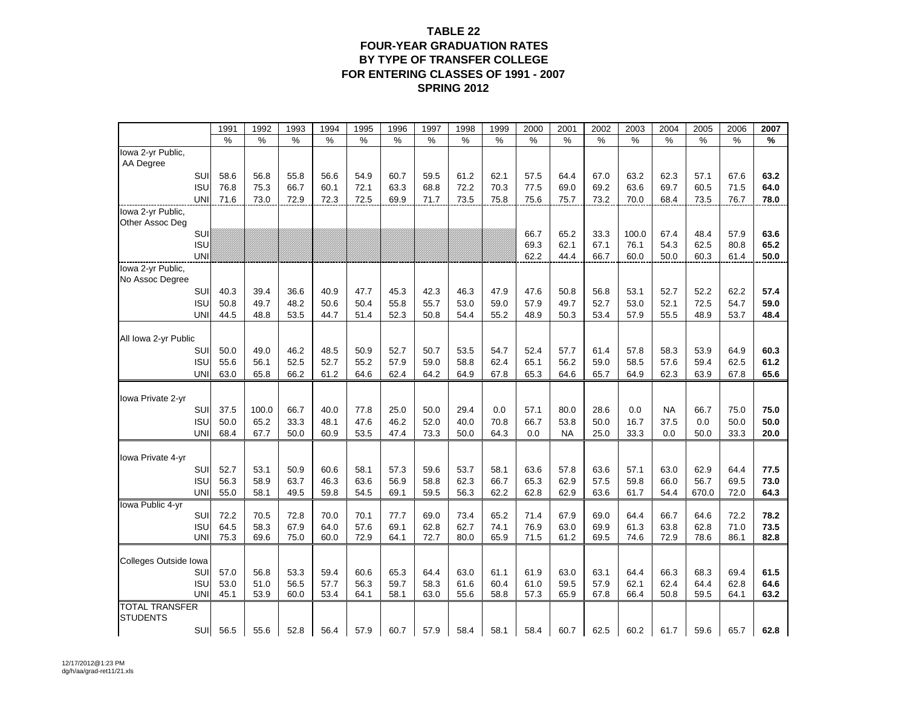# TABLE 22
## FOUR-YEAR GRADUATION RATES
## BY TYPE OF TRANSFER COLLEGE
## FOR ENTERING CLASSES OF 1991 - 2007
## SPRING 2012

| | 1991 | 1992 | 1993 | 1994 | 1995 | 1996 | 1997 | 1998 | 1999 | 2000 | 2001 | 2002 | 2003 | 2004 | 2005 | 2006 | **2007** |
|---|---|---|---|---|---|---|---|---|---|---|---|---|---|---|---|---|---|
| | % | % | % | % | % | % | % | % | % | % | % | % | % | % | % | % | **%** |
| Iowa 2-yr Public, AA Degree | | | | | | | | | | | | | | | | | |
| SUI | 58.6 | 56.8 | 55.8 | 56.6 | 54.9 | 60.7 | 59.5 | 61.2 | 62.1 | 57.5 | 64.4 | 67.0 | 63.2 | 62.3 | 57.1 | 67.6 | **63.2** |
| ISU | 76.8 | 75.3 | 66.7 | 60.1 | 72.1 | 63.3 | 68.8 | 72.2 | 70.3 | 77.5 | 69.0 | 69.2 | 63.6 | 69.7 | 60.5 | 71.5 | **64.0** |
| UNI | 71.6 | 73.0 | 72.9 | 72.3 | 72.5 | 69.9 | 71.7 | 73.5 | 75.8 | 75.6 | 75.7 | 73.2 | 70.0 | 68.4 | 73.5 | 76.7 | **78.0** |
| Iowa 2-yr Public, Other Assoc Deg | | | | | | | | | | | | | | | | | |
| SUI | | | | | | | | | | 66.7 | 65.2 | 33.3 | 100.0 | 67.4 | 48.4 | 57.9 | **63.6** |
| ISU | | | | | | | | | | 69.3 | 62.1 | 67.1 | 76.1 | 54.3 | 62.5 | 80.8 | **65.2** |
| UNI | | | | | | | | | | 62.2 | 44.4 | 66.7 | 60.0 | 50.0 | 60.3 | 61.4 | **50.0** |
| Iowa 2-yr Public, No Assoc Degree | | | | | | | | | | | | | | | | | |
| SUI | 40.3 | 39.4 | 36.6 | 40.9 | 47.7 | 45.3 | 42.3 | 46.3 | 47.9 | 47.6 | 50.8 | 56.8 | 53.1 | 52.7 | 52.2 | 62.2 | **57.4** |
| ISU | 50.8 | 49.7 | 48.2 | 50.6 | 50.4 | 55.8 | 55.7 | 53.0 | 59.0 | 57.9 | 49.7 | 52.7 | 53.0 | 52.1 | 72.5 | 54.7 | **59.0** |
| UNI | 44.5 | 48.8 | 53.5 | 44.7 | 51.4 | 52.3 | 50.8 | 54.4 | 55.2 | 48.9 | 50.3 | 53.4 | 57.9 | 55.5 | 48.9 | 53.7 | **48.4** |
| All Iowa 2-yr Public | | | | | | | | | | | | | | | | | |
| SUI | 50.0 | 49.0 | 46.2 | 48.5 | 50.9 | 52.7 | 50.7 | 53.5 | 54.7 | 52.4 | 57.7 | 61.4 | 57.8 | 58.3 | 53.9 | 64.9 | **60.3** |
| ISU | 55.6 | 56.1 | 52.5 | 52.7 | 55.2 | 57.9 | 59.0 | 58.8 | 62.4 | 65.1 | 56.2 | 59.0 | 58.5 | 57.6 | 59.4 | 62.5 | **61.2** |
| UNI | 63.0 | 65.8 | 66.2 | 61.2 | 64.6 | 62.4 | 64.2 | 64.9 | 67.8 | 65.3 | 64.6 | 65.7 | 64.9 | 62.3 | 63.9 | 67.8 | **65.6** |
| Iowa Private 2-yr | | | | | | | | | | | | | | | | | |
| SUI | 37.5 | 100.0 | 66.7 | 40.0 | 77.8 | 25.0 | 50.0 | 29.4 | 0.0 | 57.1 | 80.0 | 28.6 | 0.0 | NA | 66.7 | 75.0 | **75.0** |
| ISU | 50.0 | 65.2 | 33.3 | 48.1 | 47.6 | 46.2 | 52.0 | 40.0 | 70.8 | 66.7 | 53.8 | 50.0 | 16.7 | 37.5 | 0.0 | 50.0 | **50.0** |
| UNI | 68.4 | 67.7 | 50.0 | 60.9 | 53.5 | 47.4 | 73.3 | 50.0 | 64.3 | 0.0 | NA | 25.0 | 33.3 | 0.0 | 50.0 | 33.3 | **20.0** |
| Iowa Private 4-yr | | | | | | | | | | | | | | | | | |
| SUI | 52.7 | 53.1 | 50.9 | 60.6 | 58.1 | 57.3 | 59.6 | 53.7 | 58.1 | 63.6 | 57.8 | 63.6 | 57.1 | 63.0 | 62.9 | 64.4 | **77.5** |
| ISU | 56.3 | 58.9 | 63.7 | 46.3 | 63.6 | 56.9 | 58.8 | 62.3 | 66.7 | 65.3 | 62.9 | 57.5 | 59.8 | 66.0 | 56.7 | 69.5 | **73.0** |
| UNI | 55.0 | 58.1 | 49.5 | 59.8 | 54.5 | 69.1 | 59.5 | 56.3 | 62.2 | 62.8 | 62.9 | 63.6 | 61.7 | 54.4 | 670.0 | 72.0 | **64.3** |
| Iowa Public 4-yr | | | | | | | | | | | | | | | | | |
| SUI | 72.2 | 70.5 | 72.8 | 70.0 | 70.1 | 77.7 | 69.0 | 73.4 | 65.2 | 71.4 | 67.9 | 69.0 | 64.4 | 66.7 | 64.6 | 72.2 | **78.2** |
| ISU | 64.5 | 58.3 | 67.9 | 64.0 | 57.6 | 69.1 | 62.8 | 62.7 | 74.1 | 76.9 | 63.0 | 69.9 | 61.3 | 63.8 | 62.8 | 71.0 | **73.5** |
| UNI | 75.3 | 69.6 | 75.0 | 60.0 | 72.9 | 64.1 | 72.7 | 80.0 | 65.9 | 71.5 | 61.2 | 69.5 | 74.6 | 72.9 | 78.6 | 86.1 | **82.8** |
| Colleges Outside Iowa | | | | | | | | | | | | | | | | | |
| SUI | 57.0 | 56.8 | 53.3 | 59.4 | 60.6 | 65.3 | 64.4 | 63.0 | 61.1 | 61.9 | 63.0 | 63.1 | 64.4 | 66.3 | 68.3 | 69.4 | **61.5** |
| ISU | 53.0 | 51.0 | 56.5 | 57.7 | 56.3 | 59.7 | 58.3 | 61.6 | 60.4 | 61.0 | 59.5 | 57.9 | 62.1 | 62.4 | 64.4 | 62.8 | **64.6** |
| UNI | 45.1 | 53.9 | 60.0 | 53.4 | 64.1 | 58.1 | 63.0 | 55.6 | 58.8 | 57.3 | 65.9 | 67.8 | 66.4 | 50.8 | 59.5 | 64.1 | **63.2** |
| TOTAL TRANSFER STUDENTS | | | | | | | | | | | | | | | | | |
| SUI | 56.5 | 55.6 | 52.8 | 56.4 | 57.9 | 60.7 | 57.9 | 58.4 | 58.1 | 58.4 | 60.7 | 62.5 | 60.2 | 61.7 | 59.6 | 65.7 | **62.8** |

12/17/2012@1:23 PM
dg/h/aa/grad-ret11/21.xls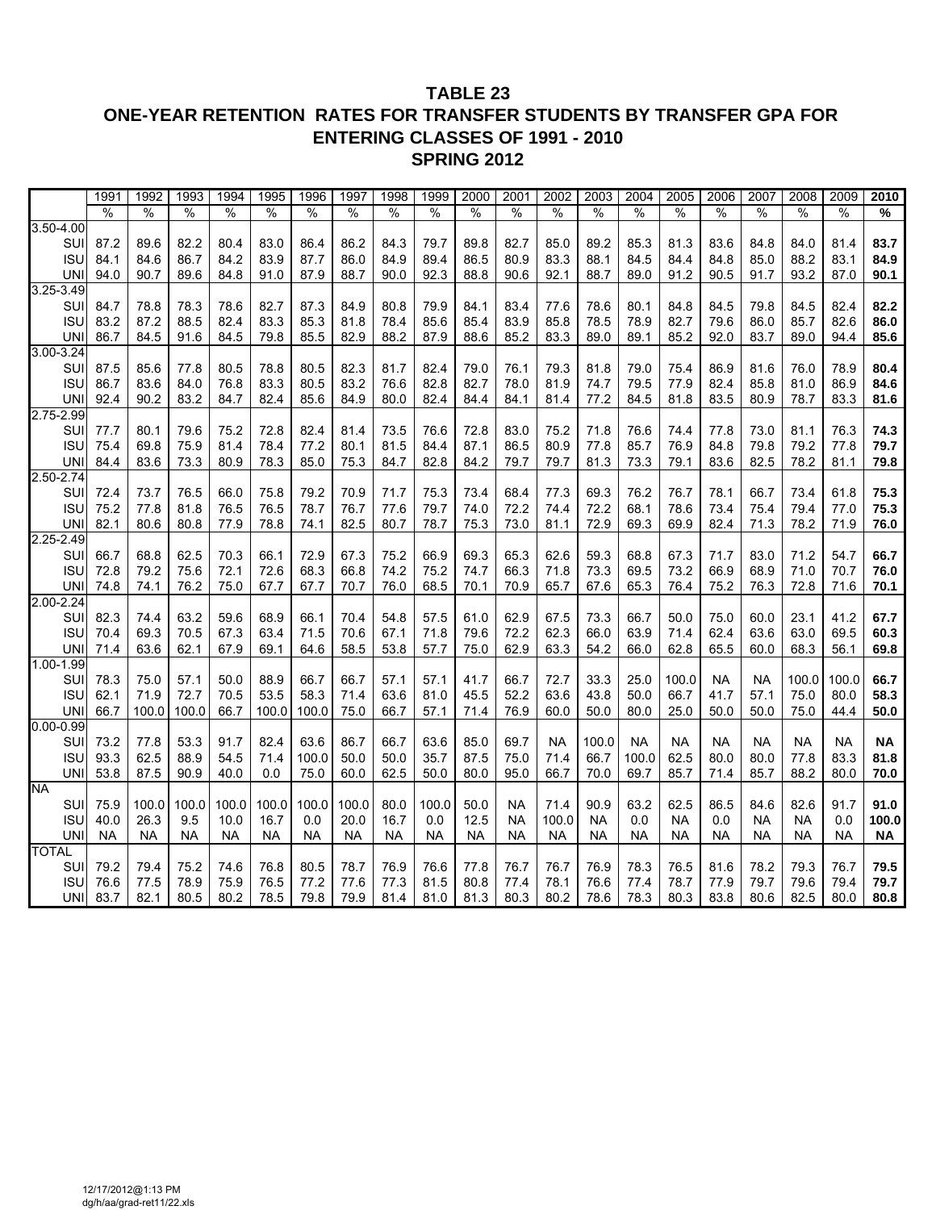# TABLE 23
## ONE-YEAR RETENTION RATES FOR TRANSFER STUDENTS BY TRANSFER GPA FOR ENTERING CLASSES OF 1991 - 2010
## SPRING 2012

| | 1991 | 1992 | 1993 | 1994 | 1995 | 1996 | 1997 | 1998 | 1999 | 2000 | 2001 | 2002 | 2003 | 2004 | 2005 | 2006 | 2007 | 2008 | 2009 | **2010** |
|---|---|---|---|---|---|---|---|---|---|---|---|---|---|---|---|---|---|---|---|---|
| | % | % | % | % | % | % | % | % | % | % | % | % | % | % | % | % | % | % | % | **%** |
| 3.50-4.00 | | | | | | | | | | | | | | | | | | | | |
| SUI | 87.2 | 89.6 | 82.2 | 80.4 | 83.0 | 86.4 | 86.2 | 84.3 | 79.7 | 89.8 | 82.7 | 85.0 | 89.2 | 85.3 | 81.3 | 83.6 | 84.8 | 84.0 | 81.4 | **83.7** |
| ISU | 84.1 | 84.6 | 86.7 | 84.2 | 83.9 | 87.7 | 86.0 | 84.9 | 89.4 | 86.5 | 80.9 | 83.3 | 88.1 | 84.5 | 84.4 | 84.8 | 85.0 | 88.2 | 83.1 | **84.9** |
| UNI | 94.0 | 90.7 | 89.6 | 84.8 | 91.0 | 87.9 | 88.7 | 90.0 | 92.3 | 88.8 | 90.6 | 92.1 | 88.7 | 89.0 | 91.2 | 90.5 | 91.7 | 93.2 | 87.0 | **90.1** |
| 3.25-3.49 | | | | | | | | | | | | | | | | | | | | |
| SUI | 84.7 | 78.8 | 78.3 | 78.6 | 82.7 | 87.3 | 84.9 | 80.8 | 79.9 | 84.1 | 83.4 | 77.6 | 78.6 | 80.1 | 84.8 | 84.5 | 79.8 | 84.5 | 82.4 | **82.2** |
| ISU | 83.2 | 87.2 | 88.5 | 82.4 | 83.3 | 85.3 | 81.8 | 78.4 | 85.6 | 85.4 | 83.9 | 85.8 | 78.5 | 78.9 | 82.7 | 79.6 | 86.0 | 85.7 | 82.6 | **86.0** |
| UNI | 86.7 | 84.5 | 91.6 | 84.5 | 79.8 | 85.5 | 82.9 | 88.2 | 87.9 | 88.6 | 85.2 | 83.3 | 89.0 | 89.1 | 85.2 | 92.0 | 83.7 | 89.0 | 94.4 | **85.6** |
| 3.00-3.24 | | | | | | | | | | | | | | | | | | | | |
| SUI | 87.5 | 85.6 | 77.8 | 80.5 | 78.8 | 80.5 | 82.3 | 81.7 | 82.4 | 79.0 | 76.1 | 79.3 | 81.8 | 79.0 | 75.4 | 86.9 | 81.6 | 76.0 | 78.9 | **80.4** |
| ISU | 86.7 | 83.6 | 84.0 | 76.8 | 83.3 | 80.5 | 83.2 | 76.6 | 82.8 | 82.7 | 78.0 | 81.9 | 74.7 | 79.5 | 77.9 | 82.4 | 85.8 | 81.0 | 86.9 | **84.6** |
| UNI | 92.4 | 90.2 | 83.2 | 84.7 | 82.4 | 85.6 | 84.9 | 80.0 | 82.4 | 84.4 | 84.1 | 81.4 | 77.2 | 84.5 | 81.8 | 83.5 | 80.9 | 78.7 | 83.3 | **81.6** |
| 2.75-2.99 | | | | | | | | | | | | | | | | | | | | |
| SUI | 77.7 | 80.1 | 79.6 | 75.2 | 72.8 | 82.4 | 81.4 | 73.5 | 76.6 | 72.8 | 83.0 | 75.2 | 71.8 | 76.6 | 74.4 | 77.8 | 73.0 | 81.1 | 76.3 | **74.3** |
| ISU | 75.4 | 69.8 | 75.9 | 81.4 | 78.4 | 77.2 | 80.1 | 81.5 | 84.4 | 87.1 | 86.5 | 80.9 | 77.8 | 85.7 | 76.9 | 84.8 | 79.8 | 79.2 | 77.8 | **79.7** |
| UNI | 84.4 | 83.6 | 73.3 | 80.9 | 78.3 | 85.0 | 75.3 | 84.7 | 82.8 | 84.2 | 79.7 | 79.7 | 81.3 | 73.3 | 79.1 | 83.6 | 82.5 | 78.2 | 81.1 | **79.8** |
| 2.50-2.74 | | | | | | | | | | | | | | | | | | | | |
| SUI | 72.4 | 73.7 | 76.5 | 66.0 | 75.8 | 79.2 | 70.9 | 71.7 | 75.3 | 73.4 | 68.4 | 77.3 | 69.3 | 76.2 | 76.7 | 78.1 | 66.7 | 73.4 | 61.8 | **75.3** |
| ISU | 75.2 | 77.8 | 81.8 | 76.5 | 76.5 | 78.7 | 76.7 | 77.6 | 79.7 | 74.0 | 72.2 | 74.4 | 72.2 | 68.1 | 78.6 | 73.4 | 75.4 | 79.4 | 77.0 | **75.3** |
| UNI | 82.1 | 80.6 | 80.8 | 77.9 | 78.8 | 74.1 | 82.5 | 80.7 | 78.7 | 75.3 | 73.0 | 81.1 | 72.9 | 69.3 | 69.9 | 82.4 | 71.3 | 78.2 | 71.9 | **76.0** |
| 2.25-2.49 | | | | | | | | | | | | | | | | | | | | |
| SUI | 66.7 | 68.8 | 62.5 | 70.3 | 66.1 | 72.9 | 67.3 | 75.2 | 66.9 | 69.3 | 65.3 | 62.6 | 59.3 | 68.8 | 67.3 | 71.7 | 83.0 | 71.2 | 54.7 | **66.7** |
| ISU | 72.8 | 79.2 | 75.6 | 72.1 | 72.6 | 68.3 | 66.8 | 74.2 | 75.2 | 74.7 | 66.3 | 71.8 | 73.3 | 69.5 | 73.2 | 66.9 | 68.9 | 71.0 | 70.7 | **76.0** |
| UNI | 74.8 | 74.1 | 76.2 | 75.0 | 67.7 | 67.7 | 70.7 | 76.0 | 68.5 | 70.1 | 70.9 | 65.7 | 67.6 | 65.3 | 76.4 | 75.2 | 76.3 | 72.8 | 71.6 | **70.1** |
| 2.00-2.24 | | | | | | | | | | | | | | | | | | | | |
| SUI | 82.3 | 74.4 | 63.2 | 59.6 | 68.9 | 66.1 | 70.4 | 54.8 | 57.5 | 61.0 | 62.9 | 67.5 | 73.3 | 66.7 | 50.0 | 75.0 | 60.0 | 23.1 | 41.2 | **67.7** |
| ISU | 70.4 | 69.3 | 70.5 | 67.3 | 63.4 | 71.5 | 70.6 | 67.1 | 71.8 | 79.6 | 72.2 | 62.3 | 66.0 | 63.9 | 71.4 | 62.4 | 63.6 | 63.0 | 69.5 | **60.3** |
| UNI | 71.4 | 63.6 | 62.1 | 67.9 | 69.1 | 64.6 | 58.5 | 53.8 | 57.7 | 75.0 | 62.9 | 63.3 | 54.2 | 66.0 | 62.8 | 65.5 | 60.0 | 68.3 | 56.1 | **69.8** |
| 1.00-1.99 | | | | | | | | | | | | | | | | | | | | |
| SUI | 78.3 | 75.0 | 57.1 | 50.0 | 88.9 | 66.7 | 66.7 | 57.1 | 57.1 | 41.7 | 66.7 | 72.7 | 33.3 | 25.0 | 100.0 | NA | NA | 100.0 | 100.0 | **66.7** |
| ISU | 62.1 | 71.9 | 72.7 | 70.5 | 53.5 | 58.3 | 71.4 | 63.6 | 81.0 | 45.5 | 52.2 | 63.6 | 43.8 | 50.0 | 66.7 | 41.7 | 57.1 | 75.0 | 80.0 | **58.3** |
| UNI | 66.7 | 100.0 | 100.0 | 66.7 | 100.0 | 100.0 | 75.0 | 66.7 | 57.1 | 71.4 | 76.9 | 60.0 | 50.0 | 80.0 | 25.0 | 50.0 | 50.0 | 75.0 | 44.4 | **50.0** |
| 0.00-0.99 | | | | | | | | | | | | | | | | | | | | |
| SUI | 73.2 | 77.8 | 53.3 | 91.7 | 82.4 | 63.6 | 86.7 | 66.7 | 63.6 | 85.0 | 69.7 | NA | 100.0 | NA | NA | NA | NA | NA | NA | **NA** |
| ISU | 93.3 | 62.5 | 88.9 | 54.5 | 71.4 | 100.0 | 50.0 | 50.0 | 35.7 | 87.5 | 75.0 | 71.4 | 66.7 | 100.0 | 62.5 | 80.0 | 80.0 | 77.8 | 83.3 | **81.8** |
| UNI | 53.8 | 87.5 | 90.9 | 40.0 | 0.0 | 75.0 | 60.0 | 62.5 | 50.0 | 80.0 | 95.0 | 66.7 | 70.0 | 69.7 | 85.7 | 71.4 | 85.7 | 88.2 | 80.0 | **70.0** |
| NA | | | | | | | | | | | | | | | | | | | | |
| SUI | 75.9 | 100.0 | 100.0 | 100.0 | 100.0 | 100.0 | 100.0 | 80.0 | 100.0 | 50.0 | NA | 71.4 | 90.9 | 63.2 | 62.5 | 86.5 | 84.6 | 82.6 | 91.7 | **91.0** |
| ISU | 40.0 | 26.3 | 9.5 | 10.0 | 16.7 | 0.0 | 20.0 | 16.7 | 0.0 | 12.5 | NA | 100.0 | NA | 0.0 | NA | 0.0 | NA | NA | 0.0 | **100.0** |
| UNI | NA | NA | NA | NA | NA | NA | NA | NA | NA | NA | NA | NA | NA | NA | NA | NA | NA | NA | NA | **NA** |
| TOTAL | | | | | | | | | | | | | | | | | | | | |
| SUI | 79.2 | 79.4 | 75.2 | 74.6 | 76.8 | 80.5 | 78.7 | 76.9 | 76.6 | 77.8 | 76.7 | 76.7 | 76.9 | 78.3 | 76.5 | 81.6 | 78.2 | 79.3 | 76.7 | **79.5** |
| ISU | 76.6 | 77.5 | 78.9 | 75.9 | 76.5 | 77.2 | 77.6 | 77.3 | 81.5 | 80.8 | 77.4 | 78.1 | 76.6 | 77.4 | 78.7 | 77.9 | 79.7 | 79.6 | 79.4 | **79.7** |
| UNI | 83.7 | 82.1 | 80.5 | 80.2 | 78.5 | 79.8 | 79.9 | 81.4 | 81.0 | 81.3 | 80.3 | 80.2 | 78.6 | 78.3 | 80.3 | 83.8 | 80.6 | 82.5 | 80.0 | **80.8** |

12/17/2012@1:13 PM
dg/h/aa/grad-ret11/22.xls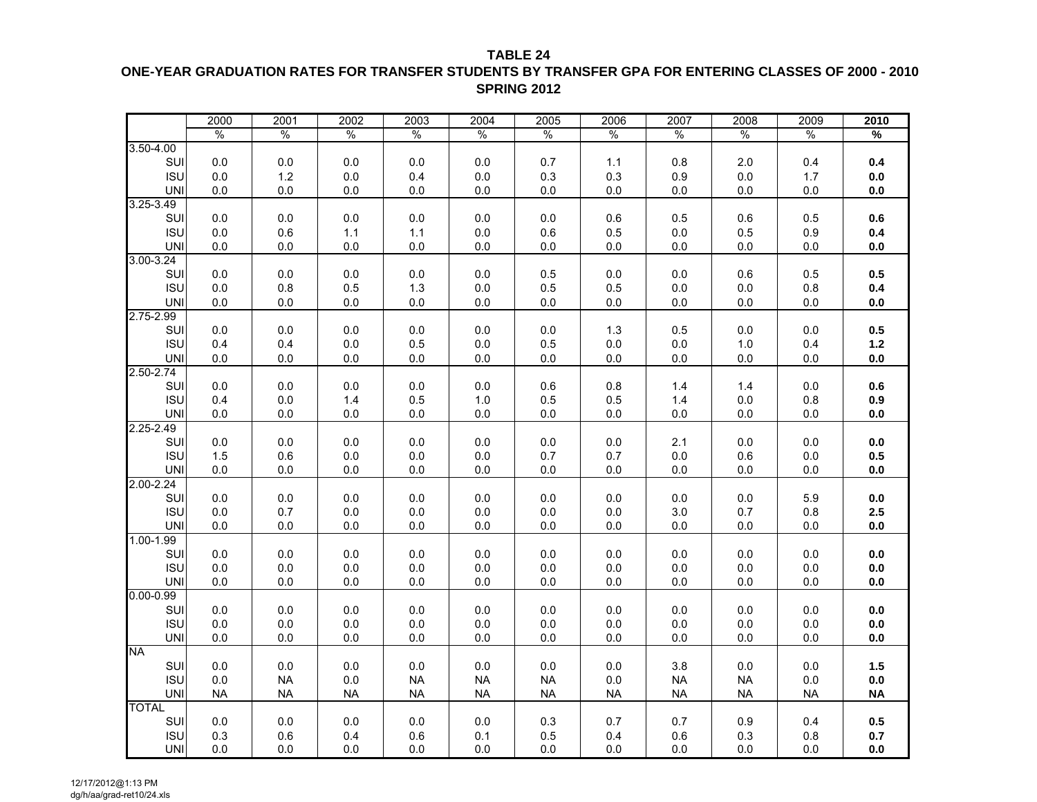**TABLE 24**

**ONE-YEAR GRADUATION RATES FOR TRANSFER STUDENTS BY TRANSFER GPA FOR ENTERING CLASSES OF 2000 - 2010**

**SPRING 2012**

| | 2000 | 2001 | 2002 | 2003 | 2004 | 2005 | 2006 | 2007 | 2008 | 2009 | **2010** |
|---|---|---|---|---|---|---|---|---|---|---|---|
| | % | % | % | % | % | % | % | % | % | % | **%** |
| 3.50-4.00 | | | | | | | | | | | |
| SUI | 0.0 | 0.0 | 0.0 | 0.0 | 0.0 | 0.7 | 1.1 | 0.8 | 2.0 | 0.4 | **0.4** |
| ISU | 0.0 | 1.2 | 0.0 | 0.4 | 0.0 | 0.3 | 0.3 | 0.9 | 0.0 | 1.7 | **0.0** |
| UNI | 0.0 | 0.0 | 0.0 | 0.0 | 0.0 | 0.0 | 0.0 | 0.0 | 0.0 | 0.0 | **0.0** |
| 3.25-3.49 | | | | | | | | | | | |
| SUI | 0.0 | 0.0 | 0.0 | 0.0 | 0.0 | 0.0 | 0.6 | 0.5 | 0.6 | 0.5 | **0.6** |
| ISU | 0.0 | 0.6 | 1.1 | 1.1 | 0.0 | 0.6 | 0.5 | 0.0 | 0.5 | 0.9 | **0.4** |
| UNI | 0.0 | 0.0 | 0.0 | 0.0 | 0.0 | 0.0 | 0.0 | 0.0 | 0.0 | 0.0 | **0.0** |
| 3.00-3.24 | | | | | | | | | | | |
| SUI | 0.0 | 0.0 | 0.0 | 0.0 | 0.0 | 0.5 | 0.0 | 0.0 | 0.6 | 0.5 | **0.5** |
| ISU | 0.0 | 0.8 | 0.5 | 1.3 | 0.0 | 0.5 | 0.5 | 0.0 | 0.0 | 0.8 | **0.4** |
| UNI | 0.0 | 0.0 | 0.0 | 0.0 | 0.0 | 0.0 | 0.0 | 0.0 | 0.0 | 0.0 | **0.0** |
| 2.75-2.99 | | | | | | | | | | | |
| SUI | 0.0 | 0.0 | 0.0 | 0.0 | 0.0 | 0.0 | 1.3 | 0.5 | 0.0 | 0.0 | **0.5** |
| ISU | 0.4 | 0.4 | 0.0 | 0.5 | 0.0 | 0.5 | 0.0 | 0.0 | 1.0 | 0.4 | **1.2** |
| UNI | 0.0 | 0.0 | 0.0 | 0.0 | 0.0 | 0.0 | 0.0 | 0.0 | 0.0 | 0.0 | **0.0** |
| 2.50-2.74 | | | | | | | | | | | |
| SUI | 0.0 | 0.0 | 0.0 | 0.0 | 0.0 | 0.6 | 0.8 | 1.4 | 1.4 | 0.0 | **0.6** |
| ISU | 0.4 | 0.0 | 1.4 | 0.5 | 1.0 | 0.5 | 0.5 | 1.4 | 0.0 | 0.8 | **0.9** |
| UNI | 0.0 | 0.0 | 0.0 | 0.0 | 0.0 | 0.0 | 0.0 | 0.0 | 0.0 | 0.0 | **0.0** |
| 2.25-2.49 | | | | | | | | | | | |
| SUI | 0.0 | 0.0 | 0.0 | 0.0 | 0.0 | 0.0 | 0.0 | 2.1 | 0.0 | 0.0 | **0.0** |
| ISU | 1.5 | 0.6 | 0.0 | 0.0 | 0.0 | 0.7 | 0.7 | 0.0 | 0.6 | 0.0 | **0.5** |
| UNI | 0.0 | 0.0 | 0.0 | 0.0 | 0.0 | 0.0 | 0.0 | 0.0 | 0.0 | 0.0 | **0.0** |
| 2.00-2.24 | | | | | | | | | | | |
| SUI | 0.0 | 0.0 | 0.0 | 0.0 | 0.0 | 0.0 | 0.0 | 0.0 | 0.0 | 5.9 | **0.0** |
| ISU | 0.0 | 0.7 | 0.0 | 0.0 | 0.0 | 0.0 | 0.0 | 3.0 | 0.7 | 0.8 | **2.5** |
| UNI | 0.0 | 0.0 | 0.0 | 0.0 | 0.0 | 0.0 | 0.0 | 0.0 | 0.0 | 0.0 | **0.0** |
| 1.00-1.99 | | | | | | | | | | | |
| SUI | 0.0 | 0.0 | 0.0 | 0.0 | 0.0 | 0.0 | 0.0 | 0.0 | 0.0 | 0.0 | **0.0** |
| ISU | 0.0 | 0.0 | 0.0 | 0.0 | 0.0 | 0.0 | 0.0 | 0.0 | 0.0 | 0.0 | **0.0** |
| UNI | 0.0 | 0.0 | 0.0 | 0.0 | 0.0 | 0.0 | 0.0 | 0.0 | 0.0 | 0.0 | **0.0** |
| 0.00-0.99 | | | | | | | | | | | |
| SUI | 0.0 | 0.0 | 0.0 | 0.0 | 0.0 | 0.0 | 0.0 | 0.0 | 0.0 | 0.0 | **0.0** |
| ISU | 0.0 | 0.0 | 0.0 | 0.0 | 0.0 | 0.0 | 0.0 | 0.0 | 0.0 | 0.0 | **0.0** |
| UNI | 0.0 | 0.0 | 0.0 | 0.0 | 0.0 | 0.0 | 0.0 | 0.0 | 0.0 | 0.0 | **0.0** |
| NA | | | | | | | | | | | |
| SUI | 0.0 | 0.0 | 0.0 | 0.0 | 0.0 | 0.0 | 0.0 | 3.8 | 0.0 | 0.0 | **1.5** |
| ISU | 0.0 | NA | 0.0 | NA | NA | NA | 0.0 | NA | NA | 0.0 | **0.0** |
| UNI | NA | NA | NA | NA | NA | NA | NA | NA | NA | NA | **NA** |
| TOTAL | | | | | | | | | | | |
| SUI | 0.0 | 0.0 | 0.0 | 0.0 | 0.0 | 0.3 | 0.7 | 0.7 | 0.9 | 0.4 | **0.5** |
| ISU | 0.3 | 0.6 | 0.4 | 0.6 | 0.1 | 0.5 | 0.4 | 0.6 | 0.3 | 0.8 | **0.7** |
| UNI | 0.0 | 0.0 | 0.0 | 0.0 | 0.0 | 0.0 | 0.0 | 0.0 | 0.0 | 0.0 | **0.0** |

12/17/2012@1:13 PM
dg/h/aa/grad-ret10/24.xls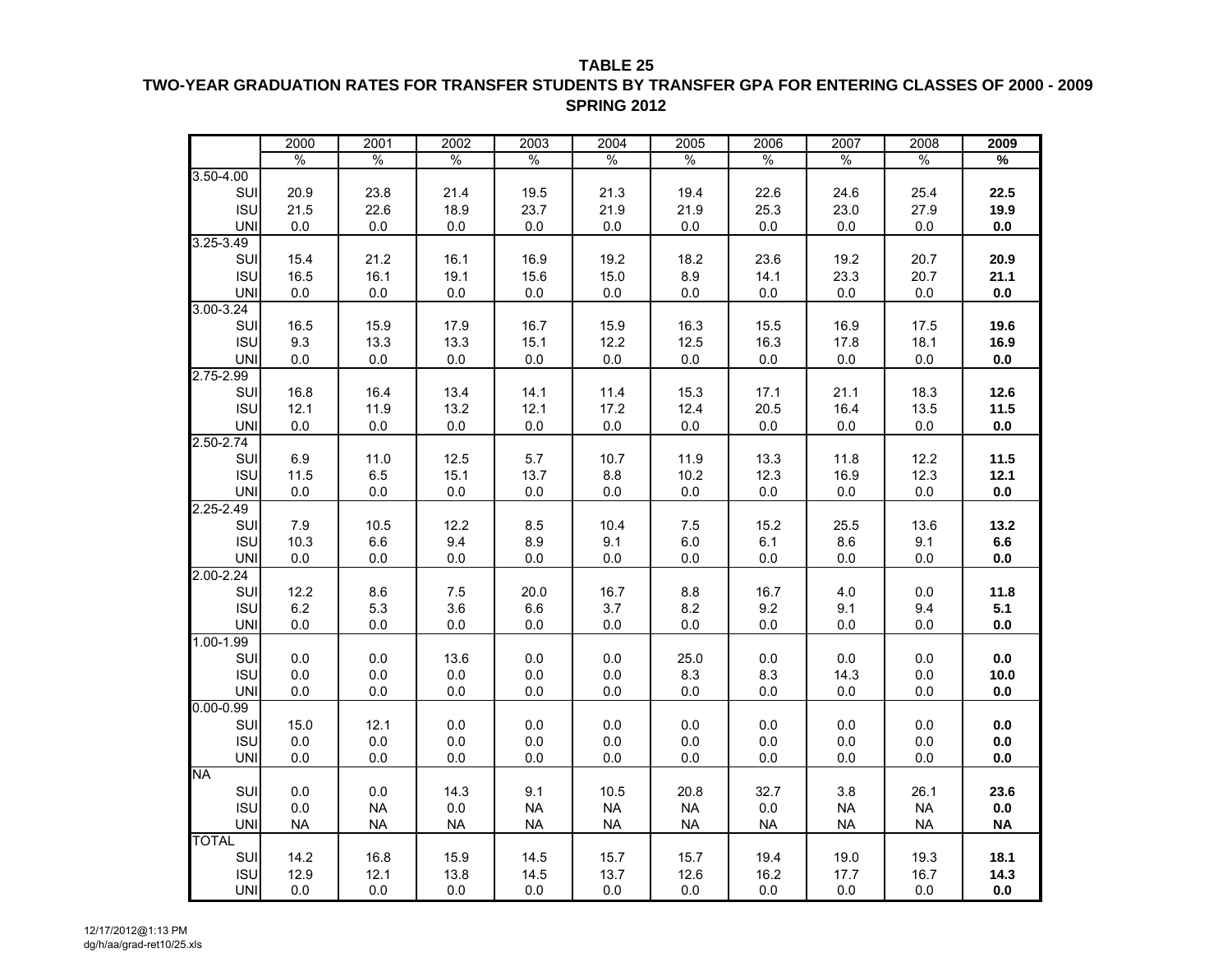**TABLE 25**

**TWO-YEAR GRADUATION RATES FOR TRANSFER STUDENTS BY TRANSFER GPA FOR ENTERING CLASSES OF 2000 - 2009**

**SPRING 2012**

| | 2000 | 2001 | 2002 | 2003 | 2004 | 2005 | 2006 | 2007 | 2008 | **2009** |
|---|---|---|---|---|---|---|---|---|---|---|
| | % | % | % | % | % | % | % | % | % | **%** |
| 3.50-4.00 | | | | | | | | | | |
| SUI | 20.9 | 23.8 | 21.4 | 19.5 | 21.3 | 19.4 | 22.6 | 24.6 | 25.4 | **22.5** |
| ISU | 21.5 | 22.6 | 18.9 | 23.7 | 21.9 | 21.9 | 25.3 | 23.0 | 27.9 | **19.9** |
| UNI | 0.0 | 0.0 | 0.0 | 0.0 | 0.0 | 0.0 | 0.0 | 0.0 | 0.0 | **0.0** |
| 3.25-3.49 | | | | | | | | | | |
| SUI | 15.4 | 21.2 | 16.1 | 16.9 | 19.2 | 18.2 | 23.6 | 19.2 | 20.7 | **20.9** |
| ISU | 16.5 | 16.1 | 19.1 | 15.6 | 15.0 | 8.9 | 14.1 | 23.3 | 20.7 | **21.1** |
| UNI | 0.0 | 0.0 | 0.0 | 0.0 | 0.0 | 0.0 | 0.0 | 0.0 | 0.0 | **0.0** |
| 3.00-3.24 | | | | | | | | | | |
| SUI | 16.5 | 15.9 | 17.9 | 16.7 | 15.9 | 16.3 | 15.5 | 16.9 | 17.5 | **19.6** |
| ISU | 9.3 | 13.3 | 13.3 | 15.1 | 12.2 | 12.5 | 16.3 | 17.8 | 18.1 | **16.9** |
| UNI | 0.0 | 0.0 | 0.0 | 0.0 | 0.0 | 0.0 | 0.0 | 0.0 | 0.0 | **0.0** |
| 2.75-2.99 | | | | | | | | | | |
| SUI | 16.8 | 16.4 | 13.4 | 14.1 | 11.4 | 15.3 | 17.1 | 21.1 | 18.3 | **12.6** |
| ISU | 12.1 | 11.9 | 13.2 | 12.1 | 17.2 | 12.4 | 20.5 | 16.4 | 13.5 | **11.5** |
| UNI | 0.0 | 0.0 | 0.0 | 0.0 | 0.0 | 0.0 | 0.0 | 0.0 | 0.0 | **0.0** |
| 2.50-2.74 | | | | | | | | | | |
| SUI | 6.9 | 11.0 | 12.5 | 5.7 | 10.7 | 11.9 | 13.3 | 11.8 | 12.2 | **11.5** |
| ISU | 11.5 | 6.5 | 15.1 | 13.7 | 8.8 | 10.2 | 12.3 | 16.9 | 12.3 | **12.1** |
| UNI | 0.0 | 0.0 | 0.0 | 0.0 | 0.0 | 0.0 | 0.0 | 0.0 | 0.0 | **0.0** |
| 2.25-2.49 | | | | | | | | | | |
| SUI | 7.9 | 10.5 | 12.2 | 8.5 | 10.4 | 7.5 | 15.2 | 25.5 | 13.6 | **13.2** |
| ISU | 10.3 | 6.6 | 9.4 | 8.9 | 9.1 | 6.0 | 6.1 | 8.6 | 9.1 | **6.6** |
| UNI | 0.0 | 0.0 | 0.0 | 0.0 | 0.0 | 0.0 | 0.0 | 0.0 | 0.0 | **0.0** |
| 2.00-2.24 | | | | | | | | | | |
| SUI | 12.2 | 8.6 | 7.5 | 20.0 | 16.7 | 8.8 | 16.7 | 4.0 | 0.0 | **11.8** |
| ISU | 6.2 | 5.3 | 3.6 | 6.6 | 3.7 | 8.2 | 9.2 | 9.1 | 9.4 | **5.1** |
| UNI | 0.0 | 0.0 | 0.0 | 0.0 | 0.0 | 0.0 | 0.0 | 0.0 | 0.0 | **0.0** |
| 1.00-1.99 | | | | | | | | | | |
| SUI | 0.0 | 0.0 | 13.6 | 0.0 | 0.0 | 25.0 | 0.0 | 0.0 | 0.0 | **0.0** |
| ISU | 0.0 | 0.0 | 0.0 | 0.0 | 0.0 | 8.3 | 8.3 | 14.3 | 0.0 | **10.0** |
| UNI | 0.0 | 0.0 | 0.0 | 0.0 | 0.0 | 0.0 | 0.0 | 0.0 | 0.0 | **0.0** |
| 0.00-0.99 | | | | | | | | | | |
| SUI | 15.0 | 12.1 | 0.0 | 0.0 | 0.0 | 0.0 | 0.0 | 0.0 | 0.0 | **0.0** |
| ISU | 0.0 | 0.0 | 0.0 | 0.0 | 0.0 | 0.0 | 0.0 | 0.0 | 0.0 | **0.0** |
| UNI | 0.0 | 0.0 | 0.0 | 0.0 | 0.0 | 0.0 | 0.0 | 0.0 | 0.0 | **0.0** |
| NA | | | | | | | | | | |
| SUI | 0.0 | 0.0 | 14.3 | 9.1 | 10.5 | 20.8 | 32.7 | 3.8 | 26.1 | **23.6** |
| ISU | 0.0 | NA | 0.0 | NA | NA | NA | 0.0 | NA | NA | **0.0** |
| UNI | NA | NA | NA | NA | NA | NA | NA | NA | NA | **NA** |
| TOTAL | | | | | | | | | | |
| SUI | 14.2 | 16.8 | 15.9 | 14.5 | 15.7 | 15.7 | 19.4 | 19.0 | 19.3 | **18.1** |
| ISU | 12.9 | 12.1 | 13.8 | 14.5 | 13.7 | 12.6 | 16.2 | 17.7 | 16.7 | **14.3** |
| UNI | 0.0 | 0.0 | 0.0 | 0.0 | 0.0 | 0.0 | 0.0 | 0.0 | 0.0 | **0.0** |

12/17/2012@1:13 PM
dg/h/aa/grad-ret10/25.xls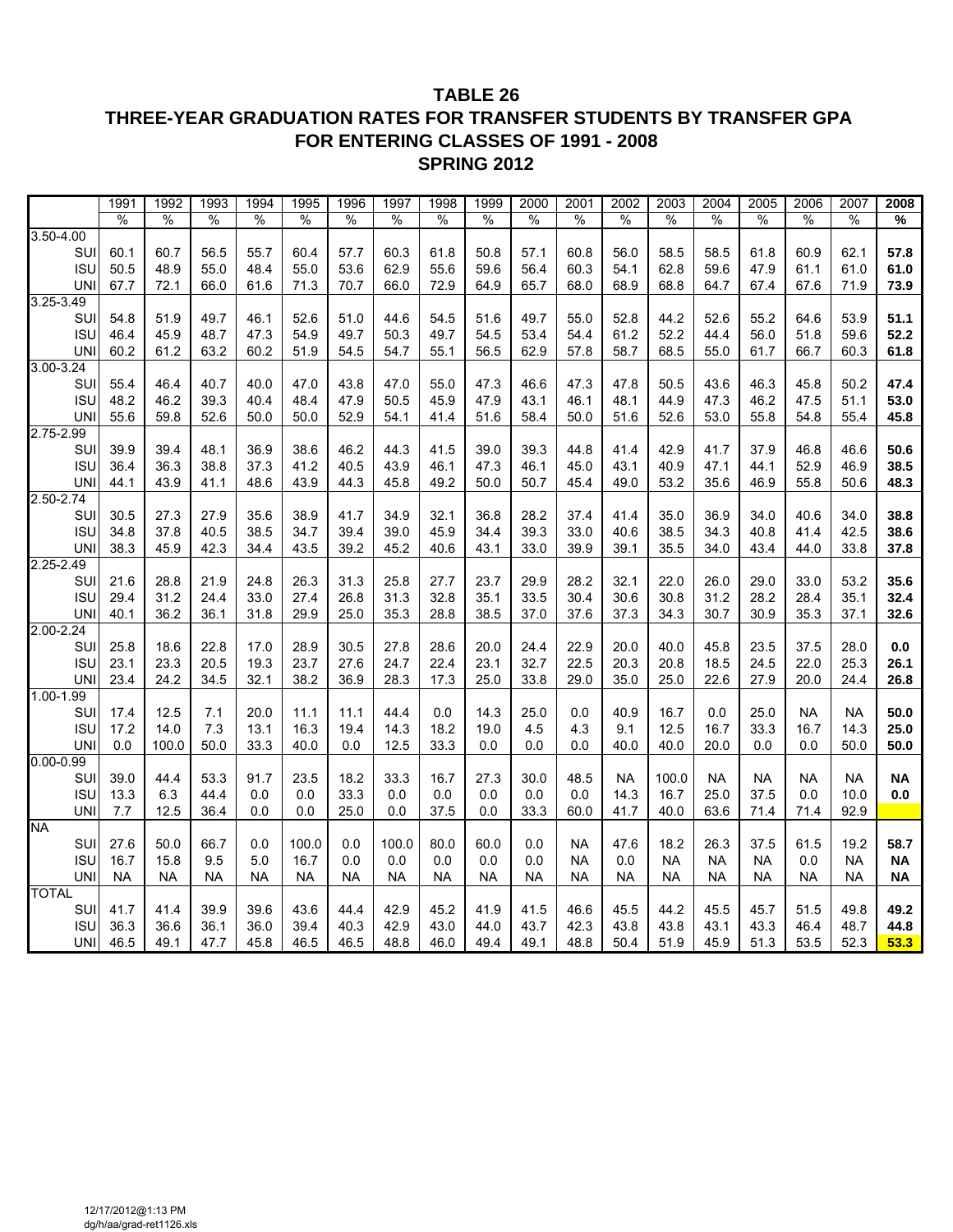# TABLE 26

## THREE-YEAR GRADUATION RATES FOR TRANSFER STUDENTS BY TRANSFER GPA FOR ENTERING CLASSES OF 1991 - 2008

## SPRING 2012

| | 1991 | 1992 | 1993 | 1994 | 1995 | 1996 | 1997 | 1998 | 1999 | 2000 | 2001 | 2002 | 2003 | 2004 | 2005 | 2006 | 2007 | **2008** |
|---|---|---|---|---|---|---|---|---|---|---|---|---|---|---|---|---|---|---|
| | % | % | % | % | % | % | % | % | % | % | % | % | % | % | % | % | % | **%** |
| 3.50-4.00 | | | | | | | | | | | | | | | | | | |
| SUI | 60.1 | 60.7 | 56.5 | 55.7 | 60.4 | 57.7 | 60.3 | 61.8 | 50.8 | 57.1 | 60.8 | 56.0 | 58.5 | 58.5 | 61.8 | 60.9 | 62.1 | **57.8** |
| ISU | 50.5 | 48.9 | 55.0 | 48.4 | 55.0 | 53.6 | 62.9 | 55.6 | 59.6 | 56.4 | 60.3 | 54.1 | 62.8 | 59.6 | 47.9 | 61.1 | 61.0 | **61.0** |
| UNI | 67.7 | 72.1 | 66.0 | 61.6 | 71.3 | 70.7 | 66.0 | 72.9 | 64.9 | 65.7 | 68.0 | 68.9 | 68.8 | 64.7 | 67.4 | 67.6 | 71.9 | **73.9** |
| 3.25-3.49 | | | | | | | | | | | | | | | | | | |
| SUI | 54.8 | 51.9 | 49.7 | 46.1 | 52.6 | 51.0 | 44.6 | 54.5 | 51.6 | 49.7 | 55.0 | 52.8 | 44.2 | 52.6 | 55.2 | 64.6 | 53.9 | **51.1** |
| ISU | 46.4 | 45.9 | 48.7 | 47.3 | 54.9 | 49.7 | 50.3 | 49.7 | 54.5 | 53.4 | 54.4 | 61.2 | 52.2 | 44.4 | 56.0 | 51.8 | 59.6 | **52.2** |
| UNI | 60.2 | 61.2 | 63.2 | 60.2 | 51.9 | 54.5 | 54.7 | 55.1 | 56.5 | 62.9 | 57.8 | 58.7 | 68.5 | 55.0 | 61.7 | 66.7 | 60.3 | **61.8** |
| 3.00-3.24 | | | | | | | | | | | | | | | | | | |
| SUI | 55.4 | 46.4 | 40.7 | 40.0 | 47.0 | 43.8 | 47.0 | 55.0 | 47.3 | 46.6 | 47.3 | 47.8 | 50.5 | 43.6 | 46.3 | 45.8 | 50.2 | **47.4** |
| ISU | 48.2 | 46.2 | 39.3 | 40.4 | 48.4 | 47.9 | 50.5 | 45.9 | 47.9 | 43.1 | 46.1 | 48.1 | 44.9 | 47.3 | 46.2 | 47.5 | 51.1 | **53.0** |
| UNI | 55.6 | 59.8 | 52.6 | 50.0 | 50.0 | 52.9 | 54.1 | 41.4 | 51.6 | 58.4 | 50.0 | 51.6 | 52.6 | 53.0 | 55.8 | 54.8 | 55.4 | **45.8** |
| 2.75-2.99 | | | | | | | | | | | | | | | | | | |
| SUI | 39.9 | 39.4 | 48.1 | 36.9 | 38.6 | 46.2 | 44.3 | 41.5 | 39.0 | 39.3 | 44.8 | 41.4 | 42.9 | 41.7 | 37.9 | 46.8 | 46.6 | **50.6** |
| ISU | 36.4 | 36.3 | 38.8 | 37.3 | 41.2 | 40.5 | 43.9 | 46.1 | 47.3 | 46.1 | 45.0 | 43.1 | 40.9 | 47.1 | 44.1 | 52.9 | 46.9 | **38.5** |
| UNI | 44.1 | 43.9 | 41.1 | 48.6 | 43.9 | 44.3 | 45.8 | 49.2 | 50.0 | 50.7 | 45.4 | 49.0 | 53.2 | 35.6 | 46.9 | 55.8 | 50.6 | **48.3** |
| 2.50-2.74 | | | | | | | | | | | | | | | | | | |
| SUI | 30.5 | 27.3 | 27.9 | 35.6 | 38.9 | 41.7 | 34.9 | 32.1 | 36.8 | 28.2 | 37.4 | 41.4 | 35.0 | 36.9 | 34.0 | 40.6 | 34.0 | **38.8** |
| ISU | 34.8 | 37.8 | 40.5 | 38.5 | 34.7 | 39.4 | 39.0 | 45.9 | 34.4 | 39.3 | 33.0 | 40.6 | 38.5 | 34.3 | 40.8 | 41.4 | 42.5 | **38.6** |
| UNI | 38.3 | 45.9 | 42.3 | 34.4 | 43.5 | 39.2 | 45.2 | 40.6 | 43.1 | 33.0 | 39.9 | 39.1 | 35.5 | 34.0 | 43.4 | 44.0 | 33.8 | **37.8** |
| 2.25-2.49 | | | | | | | | | | | | | | | | | | |
| SUI | 21.6 | 28.8 | 21.9 | 24.8 | 26.3 | 31.3 | 25.8 | 27.7 | 23.7 | 29.9 | 28.2 | 32.1 | 22.0 | 26.0 | 29.0 | 33.0 | 53.2 | **35.6** |
| ISU | 29.4 | 31.2 | 24.4 | 33.0 | 27.4 | 26.8 | 31.3 | 32.8 | 35.1 | 33.5 | 30.4 | 30.6 | 30.8 | 31.2 | 28.2 | 28.4 | 35.1 | **32.4** |
| UNI | 40.1 | 36.2 | 36.1 | 31.8 | 29.9 | 25.0 | 35.3 | 28.8 | 38.5 | 37.0 | 37.6 | 37.3 | 34.3 | 30.7 | 30.9 | 35.3 | 37.1 | **32.6** |
| 2.00-2.24 | | | | | | | | | | | | | | | | | | |
| SUI | 25.8 | 18.6 | 22.8 | 17.0 | 28.9 | 30.5 | 27.8 | 28.6 | 20.0 | 24.4 | 22.9 | 20.0 | 40.0 | 45.8 | 23.5 | 37.5 | 28.0 | **0.0** |
| ISU | 23.1 | 23.3 | 20.5 | 19.3 | 23.7 | 27.6 | 24.7 | 22.4 | 23.1 | 32.7 | 22.5 | 20.3 | 20.8 | 18.5 | 24.5 | 22.0 | 25.3 | **26.1** |
| UNI | 23.4 | 24.2 | 34.5 | 32.1 | 38.2 | 36.9 | 28.3 | 17.3 | 25.0 | 33.8 | 29.0 | 35.0 | 25.0 | 22.6 | 27.9 | 20.0 | 24.4 | **26.8** |
| 1.00-1.99 | | | | | | | | | | | | | | | | | | |
| SUI | 17.4 | 12.5 | 7.1 | 20.0 | 11.1 | 11.1 | 44.4 | 0.0 | 14.3 | 25.0 | 0.0 | 40.9 | 16.7 | 0.0 | 25.0 | NA | NA | **50.0** |
| ISU | 17.2 | 14.0 | 7.3 | 13.1 | 16.3 | 19.4 | 14.3 | 18.2 | 19.0 | 4.5 | 4.3 | 9.1 | 12.5 | 16.7 | 33.3 | 16.7 | 14.3 | **25.0** |
| UNI | 0.0 | 100.0 | 50.0 | 33.3 | 40.0 | 0.0 | 12.5 | 33.3 | 0.0 | 0.0 | 0.0 | 40.0 | 40.0 | 20.0 | 0.0 | 0.0 | 50.0 | **50.0** |
| 0.00-0.99 | | | | | | | | | | | | | | | | | | |
| SUI | 39.0 | 44.4 | 53.3 | 91.7 | 23.5 | 18.2 | 33.3 | 16.7 | 27.3 | 30.0 | 48.5 | NA | 100.0 | NA | NA | NA | NA | **NA** |
| ISU | 13.3 | 6.3 | 44.4 | 0.0 | 0.0 | 33.3 | 0.0 | 0.0 | 0.0 | 0.0 | 0.0 | 14.3 | 16.7 | 25.0 | 37.5 | 0.0 | 10.0 | **0.0** |
| UNI | 7.7 | 12.5 | 36.4 | 0.0 | 0.0 | 25.0 | 0.0 | 37.5 | 0.0 | 33.3 | 60.0 | 41.7 | 40.0 | 63.6 | 71.4 | 71.4 | 92.9 | |
| NA | | | | | | | | | | | | | | | | | | |
| SUI | 27.6 | 50.0 | 66.7 | 0.0 | 100.0 | 0.0 | 100.0 | 80.0 | 60.0 | 0.0 | NA | 47.6 | 18.2 | 26.3 | 37.5 | 61.5 | 19.2 | **58.7** |
| ISU | 16.7 | 15.8 | 9.5 | 5.0 | 16.7 | 0.0 | 0.0 | 0.0 | 0.0 | 0.0 | NA | 0.0 | NA | NA | NA | 0.0 | NA | **NA** |
| UNI | NA | NA | NA | NA | NA | NA | NA | NA | NA | NA | NA | NA | NA | NA | NA | NA | NA | **NA** |
| TOTAL | | | | | | | | | | | | | | | | | | |
| SUI | 41.7 | 41.4 | 39.9 | 39.6 | 43.6 | 44.4 | 42.9 | 45.2 | 41.9 | 41.5 | 46.6 | 45.5 | 44.2 | 45.5 | 45.7 | 51.5 | 49.8 | **49.2** |
| ISU | 36.3 | 36.6 | 36.1 | 36.0 | 39.4 | 40.3 | 42.9 | 43.0 | 44.0 | 43.7 | 42.3 | 43.8 | 43.8 | 43.1 | 43.3 | 46.4 | 48.7 | **44.8** |
| UNI | 46.5 | 49.1 | 47.7 | 45.8 | 46.5 | 46.5 | 48.8 | 46.0 | 49.4 | 49.1 | 48.8 | 50.4 | 51.9 | 45.9 | 51.3 | 53.5 | 52.3 | **53.3** |

12/17/2012@1:13 PM
dg/h/aa/grad-ret1126.xls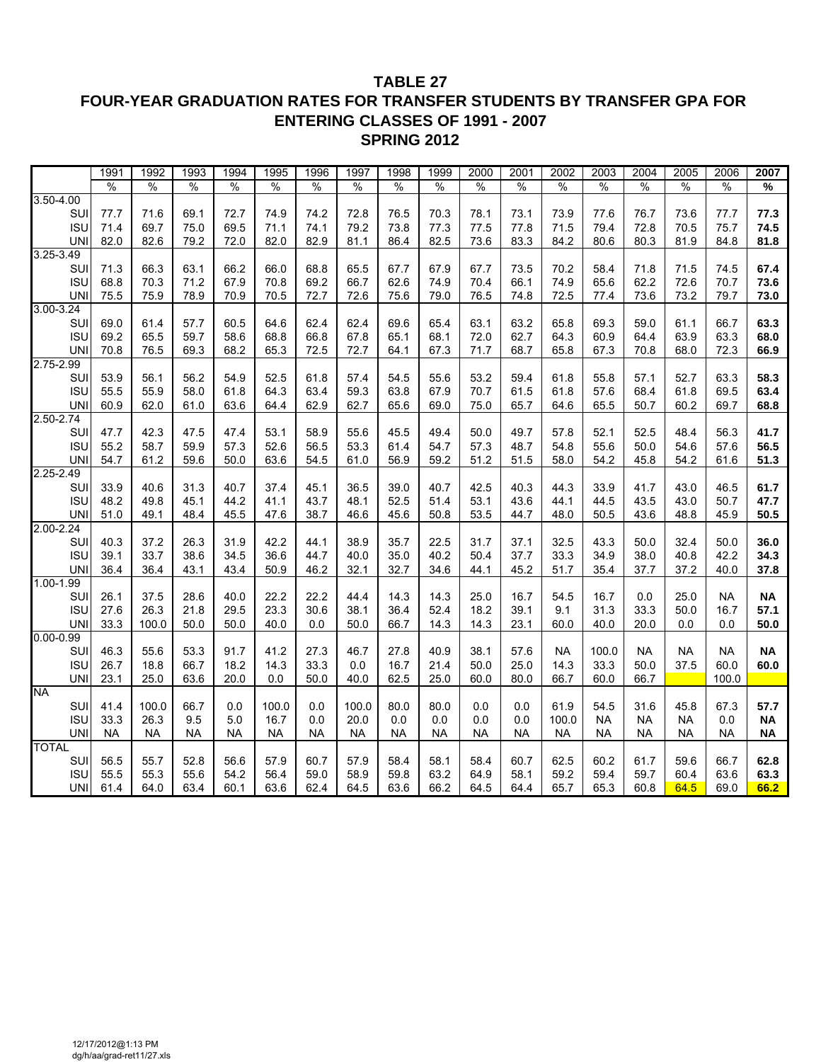# TABLE 27

## FOUR-YEAR GRADUATION RATES FOR TRANSFER STUDENTS BY TRANSFER GPA FOR ENTERING CLASSES OF 1991 - 2007

## SPRING 2012

| | 1991 | 1992 | 1993 | 1994 | 1995 | 1996 | 1997 | 1998 | 1999 | 2000 | 2001 | 2002 | 2003 | 2004 | 2005 | 2006 | **2007** |
|---|---|---|---|---|---|---|---|---|---|---|---|---|---|---|---|---|---|
| | % | % | % | % | % | % | % | % | % | % | % | % | % | % | % | % | **%** |
| 3.50-4.00 | | | | | | | | | | | | | | | | | |
| SUI | 77.7 | 71.6 | 69.1 | 72.7 | 74.9 | 74.2 | 72.8 | 76.5 | 70.3 | 78.1 | 73.1 | 73.9 | 77.6 | 76.7 | 73.6 | 77.7 | **77.3** |
| ISU | 71.4 | 69.7 | 75.0 | 69.5 | 71.1 | 74.1 | 79.2 | 73.8 | 77.3 | 77.5 | 77.8 | 71.5 | 79.4 | 72.8 | 70.5 | 75.7 | **74.5** |
| UNI | 82.0 | 82.6 | 79.2 | 72.0 | 82.0 | 82.9 | 81.1 | 86.4 | 82.5 | 73.6 | 83.3 | 84.2 | 80.6 | 80.3 | 81.9 | 84.8 | **81.8** |
| 3.25-3.49 | | | | | | | | | | | | | | | | | |
| SUI | 71.3 | 66.3 | 63.1 | 66.2 | 66.0 | 68.8 | 65.5 | 67.7 | 67.9 | 67.7 | 73.5 | 70.2 | 58.4 | 71.8 | 71.5 | 74.5 | **67.4** |
| ISU | 68.8 | 70.3 | 71.2 | 67.9 | 70.8 | 69.2 | 66.7 | 62.6 | 74.9 | 70.4 | 66.1 | 74.9 | 65.6 | 62.2 | 72.6 | 70.7 | **73.6** |
| UNI | 75.5 | 75.9 | 78.9 | 70.9 | 70.5 | 72.7 | 72.6 | 75.6 | 79.0 | 76.5 | 74.8 | 72.5 | 77.4 | 73.6 | 73.2 | 79.7 | **73.0** |
| 3.00-3.24 | | | | | | | | | | | | | | | | | |
| SUI | 69.0 | 61.4 | 57.7 | 60.5 | 64.6 | 62.4 | 62.4 | 69.6 | 65.4 | 63.1 | 63.2 | 65.8 | 69.3 | 59.0 | 61.1 | 66.7 | **63.3** |
| ISU | 69.2 | 65.5 | 59.7 | 58.6 | 68.8 | 66.8 | 67.8 | 65.1 | 68.1 | 72.0 | 62.7 | 64.3 | 60.9 | 64.4 | 63.9 | 63.3 | **68.0** |
| UNI | 70.8 | 76.5 | 69.3 | 68.2 | 65.3 | 72.5 | 72.7 | 64.1 | 67.3 | 71.7 | 68.7 | 65.8 | 67.3 | 70.8 | 68.0 | 72.3 | **66.9** |
| 2.75-2.99 | | | | | | | | | | | | | | | | | |
| SUI | 53.9 | 56.1 | 56.2 | 54.9 | 52.5 | 61.8 | 57.4 | 54.5 | 55.6 | 53.2 | 59.4 | 61.8 | 55.8 | 57.1 | 52.7 | 63.3 | **58.3** |
| ISU | 55.5 | 55.9 | 58.0 | 61.8 | 64.3 | 63.4 | 59.3 | 63.8 | 67.9 | 70.7 | 61.5 | 61.8 | 57.6 | 68.4 | 61.8 | 69.5 | **63.4** |
| UNI | 60.9 | 62.0 | 61.0 | 63.6 | 64.4 | 62.9 | 62.7 | 65.6 | 69.0 | 75.0 | 65.7 | 64.6 | 65.5 | 50.7 | 60.2 | 69.7 | **68.8** |
| 2.50-2.74 | | | | | | | | | | | | | | | | | |
| SUI | 47.7 | 42.3 | 47.5 | 47.4 | 53.1 | 58.9 | 55.6 | 45.5 | 49.4 | 50.0 | 49.7 | 57.8 | 52.1 | 52.5 | 48.4 | 56.3 | **41.7** |
| ISU | 55.2 | 58.7 | 59.9 | 57.3 | 52.6 | 56.5 | 53.3 | 61.4 | 54.7 | 57.3 | 48.7 | 54.8 | 55.6 | 50.0 | 54.6 | 57.6 | **56.5** |
| UNI | 54.7 | 61.2 | 59.6 | 50.0 | 63.6 | 54.5 | 61.0 | 56.9 | 59.2 | 51.2 | 51.5 | 58.0 | 54.2 | 45.8 | 54.2 | 61.6 | **51.3** |
| 2.25-2.49 | | | | | | | | | | | | | | | | | |
| SUI | 33.9 | 40.6 | 31.3 | 40.7 | 37.4 | 45.1 | 36.5 | 39.0 | 40.7 | 42.5 | 40.3 | 44.3 | 33.9 | 41.7 | 43.0 | 46.5 | **61.7** |
| ISU | 48.2 | 49.8 | 45.1 | 44.2 | 41.1 | 43.7 | 48.1 | 52.5 | 51.4 | 53.1 | 43.6 | 44.1 | 44.5 | 43.5 | 43.0 | 50.7 | **47.7** |
| UNI | 51.0 | 49.1 | 48.4 | 45.5 | 47.6 | 38.7 | 46.6 | 45.6 | 50.8 | 53.5 | 44.7 | 48.0 | 50.5 | 43.6 | 48.8 | 45.9 | **50.5** |
| 2.00-2.24 | | | | | | | | | | | | | | | | | |
| SUI | 40.3 | 37.2 | 26.3 | 31.9 | 42.2 | 44.1 | 38.9 | 35.7 | 22.5 | 31.7 | 37.1 | 32.5 | 43.3 | 50.0 | 32.4 | 50.0 | **36.0** |
| ISU | 39.1 | 33.7 | 38.6 | 34.5 | 36.6 | 44.7 | 40.0 | 35.0 | 40.2 | 50.4 | 37.7 | 33.3 | 34.9 | 38.0 | 40.8 | 42.2 | **34.3** |
| UNI | 36.4 | 36.4 | 43.1 | 43.4 | 50.9 | 46.2 | 32.1 | 32.7 | 34.6 | 44.1 | 45.2 | 51.7 | 35.4 | 37.7 | 37.2 | 40.0 | **37.8** |
| 1.00-1.99 | | | | | | | | | | | | | | | | | |
| SUI | 26.1 | 37.5 | 28.6 | 40.0 | 22.2 | 22.2 | 44.4 | 14.3 | 14.3 | 25.0 | 16.7 | 54.5 | 16.7 | 0.0 | 25.0 | NA | **NA** |
| ISU | 27.6 | 26.3 | 21.8 | 29.5 | 23.3 | 30.6 | 38.1 | 36.4 | 52.4 | 18.2 | 39.1 | 9.1 | 31.3 | 33.3 | 50.0 | 16.7 | **57.1** |
| UNI | 33.3 | 100.0 | 50.0 | 50.0 | 40.0 | 0.0 | 50.0 | 66.7 | 14.3 | 14.3 | 23.1 | 60.0 | 40.0 | 20.0 | 0.0 | 0.0 | **50.0** |
| 0.00-0.99 | | | | | | | | | | | | | | | | | |
| SUI | 46.3 | 55.6 | 53.3 | 91.7 | 41.2 | 27.3 | 46.7 | 27.8 | 40.9 | 38.1 | 57.6 | NA | 100.0 | NA | NA | NA | **NA** |
| ISU | 26.7 | 18.8 | 66.7 | 18.2 | 14.3 | 33.3 | 0.0 | 16.7 | 21.4 | 50.0 | 25.0 | 14.3 | 33.3 | 50.0 | 37.5 | 60.0 | **60.0** |
| UNI | 23.1 | 25.0 | 63.6 | 20.0 | 0.0 | 50.0 | 40.0 | 62.5 | 25.0 | 60.0 | 80.0 | 66.7 | 60.0 | 66.7 | | 100.0 | |
| NA | | | | | | | | | | | | | | | | | |
| SUI | 41.4 | 100.0 | 66.7 | 0.0 | 100.0 | 0.0 | 100.0 | 80.0 | 80.0 | 0.0 | 0.0 | 61.9 | 54.5 | 31.6 | 45.8 | 67.3 | **57.7** |
| ISU | 33.3 | 26.3 | 9.5 | 5.0 | 16.7 | 0.0 | 20.0 | 0.0 | 0.0 | 0.0 | 0.0 | 100.0 | NA | NA | NA | 0.0 | **NA** |
| UNI | NA | NA | NA | NA | NA | NA | NA | NA | NA | NA | NA | NA | NA | NA | NA | NA | **NA** |
| TOTAL | | | | | | | | | | | | | | | | | |
| SUI | 56.5 | 55.7 | 52.8 | 56.6 | 57.9 | 60.7 | 57.9 | 58.4 | 58.1 | 58.4 | 60.7 | 62.5 | 60.2 | 61.7 | 59.6 | 66.7 | **62.8** |
| ISU | 55.5 | 55.3 | 55.6 | 54.2 | 56.4 | 59.0 | 58.9 | 59.8 | 63.2 | 64.9 | 58.1 | 59.2 | 59.4 | 59.7 | 60.4 | 63.6 | **63.3** |
| UNI | 61.4 | 64.0 | 63.4 | 60.1 | 63.6 | 62.4 | 64.5 | 63.6 | 66.2 | 64.5 | 64.4 | 65.7 | 65.3 | 60.8 | 64.5 | 69.0 | **66.2** |

12/17/2012@1:13 PM
dg/h/aa/grad-ret11/27.xls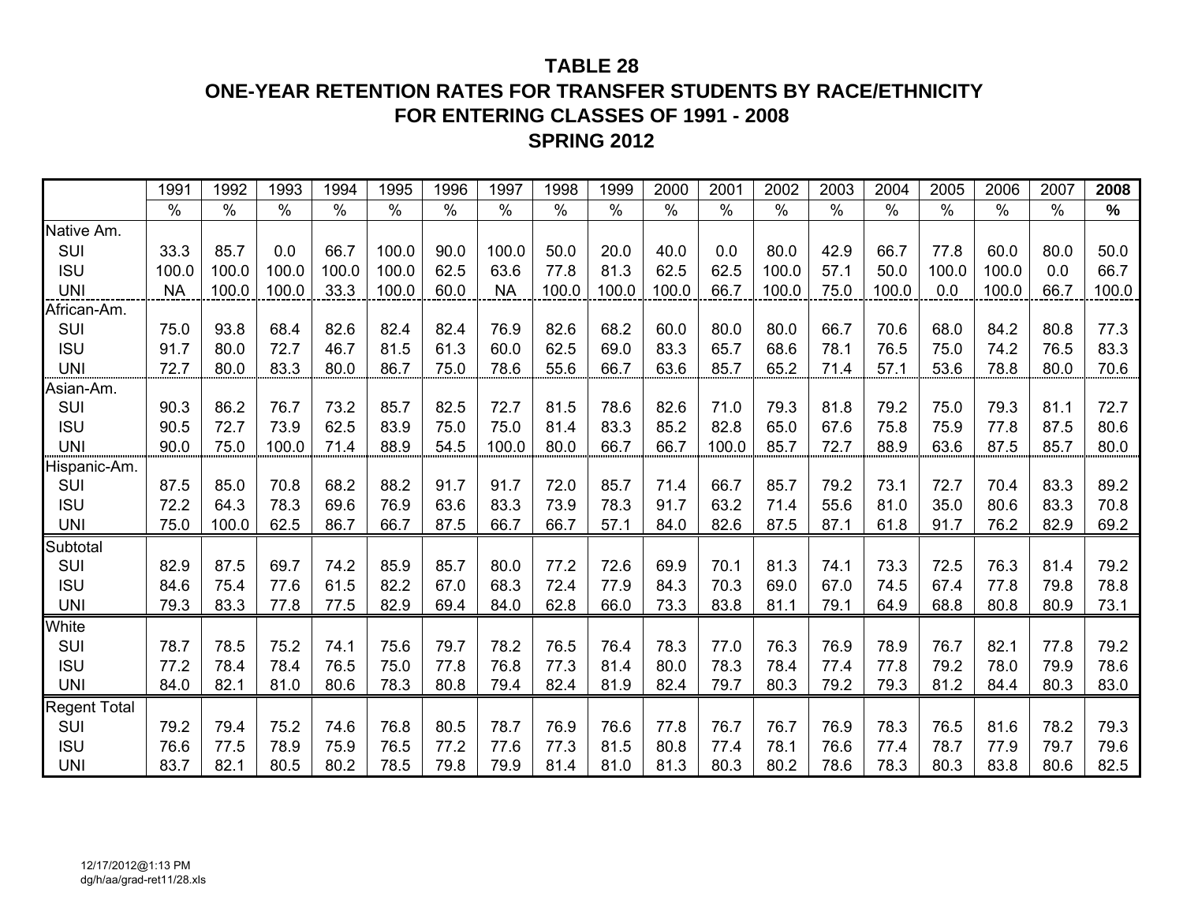# TABLE 28
## ONE-YEAR RETENTION RATES FOR TRANSFER STUDENTS BY RACE/ETHNICITY
## FOR ENTERING CLASSES OF 1991 - 2008
## SPRING 2012

| | 1991 | 1992 | 1993 | 1994 | 1995 | 1996 | 1997 | 1998 | 1999 | 2000 | 2001 | 2002 | 2003 | 2004 | 2005 | 2006 | 2007 | **2008** |
|---|---|---|---|---|---|---|---|---|---|---|---|---|---|---|---|---|---|---|
| | % | % | % | % | % | % | % | % | % | % | % | % | % | % | % | % | % | **%** |
| Native Am. | | | | | | | | | | | | | | | | | | |
| SUI | 33.3 | 85.7 | 0.0 | 66.7 | 100.0 | 90.0 | 100.0 | 50.0 | 20.0 | 40.0 | 0.0 | 80.0 | 42.9 | 66.7 | 77.8 | 60.0 | 80.0 | 50.0 |
| ISU | 100.0 | 100.0 | 100.0 | 100.0 | 100.0 | 62.5 | 63.6 | 77.8 | 81.3 | 62.5 | 62.5 | 100.0 | 57.1 | 50.0 | 100.0 | 100.0 | 0.0 | 66.7 |
| UNI | NA | 100.0 | 100.0 | 33.3 | 100.0 | 60.0 | NA | 100.0 | 100.0 | 100.0 | 66.7 | 100.0 | 75.0 | 100.0 | 0.0 | 100.0 | 66.7 | 100.0 |
| African-Am. | | | | | | | | | | | | | | | | | | |
| SUI | 75.0 | 93.8 | 68.4 | 82.6 | 82.4 | 82.4 | 76.9 | 82.6 | 68.2 | 60.0 | 80.0 | 80.0 | 66.7 | 70.6 | 68.0 | 84.2 | 80.8 | 77.3 |
| ISU | 91.7 | 80.0 | 72.7 | 46.7 | 81.5 | 61.3 | 60.0 | 62.5 | 69.0 | 83.3 | 65.7 | 68.6 | 78.1 | 76.5 | 75.0 | 74.2 | 76.5 | 83.3 |
| UNI | 72.7 | 80.0 | 83.3 | 80.0 | 86.7 | 75.0 | 78.6 | 55.6 | 66.7 | 63.6 | 85.7 | 65.2 | 71.4 | 57.1 | 53.6 | 78.8 | 80.0 | 70.6 |
| Asian-Am. | | | | | | | | | | | | | | | | | | |
| SUI | 90.3 | 86.2 | 76.7 | 73.2 | 85.7 | 82.5 | 72.7 | 81.5 | 78.6 | 82.6 | 71.0 | 79.3 | 81.8 | 79.2 | 75.0 | 79.3 | 81.1 | 72.7 |
| ISU | 90.5 | 72.7 | 73.9 | 62.5 | 83.9 | 75.0 | 75.0 | 81.4 | 83.3 | 85.2 | 82.8 | 65.0 | 67.6 | 75.8 | 75.9 | 77.8 | 87.5 | 80.6 |
| UNI | 90.0 | 75.0 | 100.0 | 71.4 | 88.9 | 54.5 | 100.0 | 80.0 | 66.7 | 66.7 | 100.0 | 85.7 | 72.7 | 88.9 | 63.6 | 87.5 | 85.7 | 80.0 |
| Hispanic-Am. | | | | | | | | | | | | | | | | | | |
| SUI | 87.5 | 85.0 | 70.8 | 68.2 | 88.2 | 91.7 | 91.7 | 72.0 | 85.7 | 71.4 | 66.7 | 85.7 | 79.2 | 73.1 | 72.7 | 70.4 | 83.3 | 89.2 |
| ISU | 72.2 | 64.3 | 78.3 | 69.6 | 76.9 | 63.6 | 83.3 | 73.9 | 78.3 | 91.7 | 63.2 | 71.4 | 55.6 | 81.0 | 35.0 | 80.6 | 83.3 | 70.8 |
| UNI | 75.0 | 100.0 | 62.5 | 86.7 | 66.7 | 87.5 | 66.7 | 66.7 | 57.1 | 84.0 | 82.6 | 87.5 | 87.1 | 61.8 | 91.7 | 76.2 | 82.9 | 69.2 |
| Subtotal | | | | | | | | | | | | | | | | | | |
| SUI | 82.9 | 87.5 | 69.7 | 74.2 | 85.9 | 85.7 | 80.0 | 77.2 | 72.6 | 69.9 | 70.1 | 81.3 | 74.1 | 73.3 | 72.5 | 76.3 | 81.4 | 79.2 |
| ISU | 84.6 | 75.4 | 77.6 | 61.5 | 82.2 | 67.0 | 68.3 | 72.4 | 77.9 | 84.3 | 70.3 | 69.0 | 67.0 | 74.5 | 67.4 | 77.8 | 79.8 | 78.8 |
| UNI | 79.3 | 83.3 | 77.8 | 77.5 | 82.9 | 69.4 | 84.0 | 62.8 | 66.0 | 73.3 | 83.8 | 81.1 | 79.1 | 64.9 | 68.8 | 80.8 | 80.9 | 73.1 |
| White | | | | | | | | | | | | | | | | | | |
| SUI | 78.7 | 78.5 | 75.2 | 74.1 | 75.6 | 79.7 | 78.2 | 76.5 | 76.4 | 78.3 | 77.0 | 76.3 | 76.9 | 78.9 | 76.7 | 82.1 | 77.8 | 79.2 |
| ISU | 77.2 | 78.4 | 78.4 | 76.5 | 75.0 | 77.8 | 76.8 | 77.3 | 81.4 | 80.0 | 78.3 | 78.4 | 77.4 | 77.8 | 79.2 | 78.0 | 79.9 | 78.6 |
| UNI | 84.0 | 82.1 | 81.0 | 80.6 | 78.3 | 80.8 | 79.4 | 82.4 | 81.9 | 82.4 | 79.7 | 80.3 | 79.2 | 79.3 | 81.2 | 84.4 | 80.3 | 83.0 |
| Regent Total | | | | | | | | | | | | | | | | | | |
| SUI | 79.2 | 79.4 | 75.2 | 74.6 | 76.8 | 80.5 | 78.7 | 76.9 | 76.6 | 77.8 | 76.7 | 76.7 | 76.9 | 78.3 | 76.5 | 81.6 | 78.2 | 79.3 |
| ISU | 76.6 | 77.5 | 78.9 | 75.9 | 76.5 | 77.2 | 77.6 | 77.3 | 81.5 | 80.8 | 77.4 | 78.1 | 76.6 | 77.4 | 78.7 | 77.9 | 79.7 | 79.6 |
| UNI | 83.7 | 82.1 | 80.5 | 80.2 | 78.5 | 79.8 | 79.9 | 81.4 | 81.0 | 81.3 | 80.3 | 80.2 | 78.6 | 78.3 | 80.3 | 83.8 | 80.6 | 82.5 |

12/17/2012@1:13 PM
dg/h/aa/grad-ret11/28.xls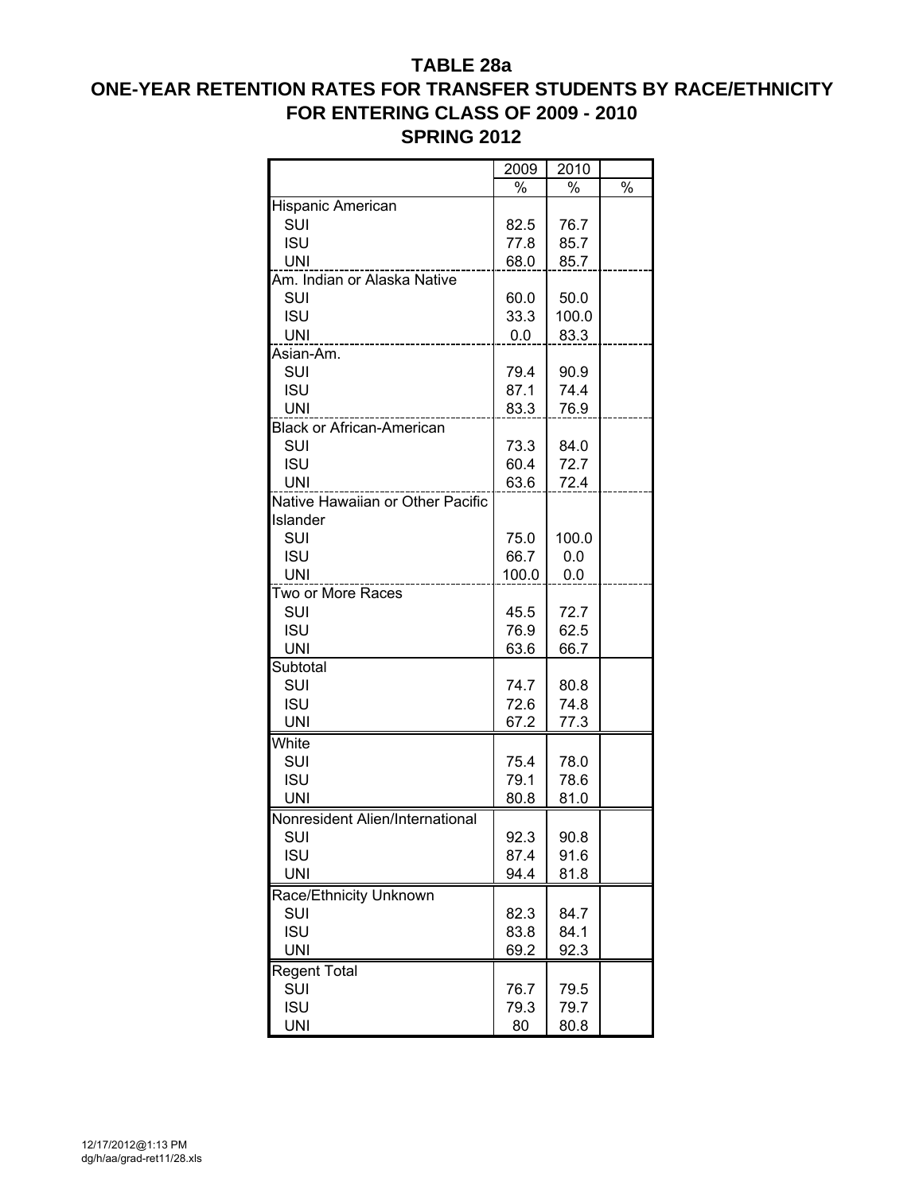# TABLE 28a

## ONE-YEAR RETENTION RATES FOR TRANSFER STUDENTS BY RACE/ETHNICITY FOR ENTERING CLASS OF 2009 - 2010

## SPRING 2012

| | 2009 | 2010 | |
|---|---|---|---|
| | % | % | % |
| Hispanic American | | | |
| SUI | 82.5 | 76.7 | |
| ISU | 77.8 | 85.7 | |
| UNI | 68.0 | 85.7 | |
| Am. Indian or Alaska Native | | | |
| SUI | 60.0 | 50.0 | |
| ISU | 33.3 | 100.0 | |
| UNI | 0.0 | 83.3 | |
| Asian-Am. | | | |
| SUI | 79.4 | 90.9 | |
| ISU | 87.1 | 74.4 | |
| UNI | 83.3 | 76.9 | |
| Black or African-American | | | |
| SUI | 73.3 | 84.0 | |
| ISU | 60.4 | 72.7 | |
| UNI | 63.6 | 72.4 | |
| Native Hawaiian or Other Pacific Islander | | | |
| SUI | 75.0 | 100.0 | |
| ISU | 66.7 | 0.0 | |
| UNI | 100.0 | 0.0 | |
| Two or More Races | | | |
| SUI | 45.5 | 72.7 | |
| ISU | 76.9 | 62.5 | |
| UNI | 63.6 | 66.7 | |
| Subtotal | | | |
| SUI | 74.7 | 80.8 | |
| ISU | 72.6 | 74.8 | |
| UNI | 67.2 | 77.3 | |
| White | | | |
| SUI | 75.4 | 78.0 | |
| ISU | 79.1 | 78.6 | |
| UNI | 80.8 | 81.0 | |
| Nonresident Alien/International | | | |
| SUI | 92.3 | 90.8 | |
| ISU | 87.4 | 91.6 | |
| UNI | 94.4 | 81.8 | |
| Race/Ethnicity Unknown | | | |
| SUI | 82.3 | 84.7 | |
| ISU | 83.8 | 84.1 | |
| UNI | 69.2 | 92.3 | |
| Regent Total | | | |
| SUI | 76.7 | 79.5 | |
| ISU | 79.3 | 79.7 | |
| UNI | 80 | 80.8 | |

12/17/2012@1:13 PM
dg/h/aa/grad-ret11/28.xls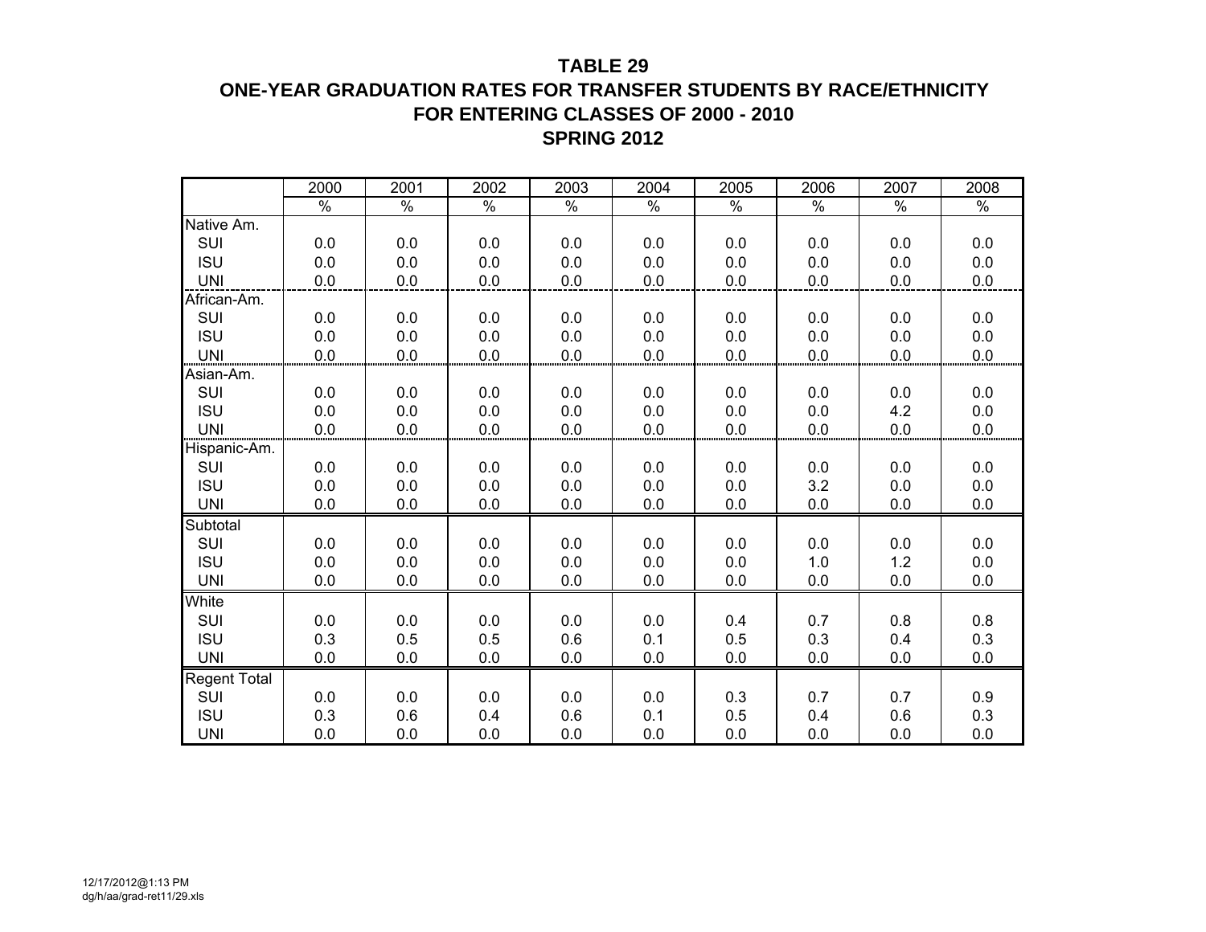# TABLE 29

## ONE-YEAR GRADUATION RATES FOR TRANSFER STUDENTS BY RACE/ETHNICITY FOR ENTERING CLASSES OF 2000 - 2010

## SPRING 2012

| | 2000 | 2001 | 2002 | 2003 | 2004 | 2005 | 2006 | 2007 | 2008 |
|---|---|---|---|---|---|---|---|---|---|
| | % | % | % | % | % | % | % | % | % |
| Native Am. | | | | | | | | | |
| SUI | 0.0 | 0.0 | 0.0 | 0.0 | 0.0 | 0.0 | 0.0 | 0.0 | 0.0 |
| ISU | 0.0 | 0.0 | 0.0 | 0.0 | 0.0 | 0.0 | 0.0 | 0.0 | 0.0 |
| UNI | 0.0 | 0.0 | 0.0 | 0.0 | 0.0 | 0.0 | 0.0 | 0.0 | 0.0 |
| African-Am. | | | | | | | | | |
| SUI | 0.0 | 0.0 | 0.0 | 0.0 | 0.0 | 0.0 | 0.0 | 0.0 | 0.0 |
| ISU | 0.0 | 0.0 | 0.0 | 0.0 | 0.0 | 0.0 | 0.0 | 0.0 | 0.0 |
| UNI | 0.0 | 0.0 | 0.0 | 0.0 | 0.0 | 0.0 | 0.0 | 0.0 | 0.0 |
| Asian-Am. | | | | | | | | | |
| SUI | 0.0 | 0.0 | 0.0 | 0.0 | 0.0 | 0.0 | 0.0 | 0.0 | 0.0 |
| ISU | 0.0 | 0.0 | 0.0 | 0.0 | 0.0 | 0.0 | 0.0 | 4.2 | 0.0 |
| UNI | 0.0 | 0.0 | 0.0 | 0.0 | 0.0 | 0.0 | 0.0 | 0.0 | 0.0 |
| Hispanic-Am. | | | | | | | | | |
| SUI | 0.0 | 0.0 | 0.0 | 0.0 | 0.0 | 0.0 | 0.0 | 0.0 | 0.0 |
| ISU | 0.0 | 0.0 | 0.0 | 0.0 | 0.0 | 0.0 | 3.2 | 0.0 | 0.0 |
| UNI | 0.0 | 0.0 | 0.0 | 0.0 | 0.0 | 0.0 | 0.0 | 0.0 | 0.0 |
| Subtotal | | | | | | | | | |
| SUI | 0.0 | 0.0 | 0.0 | 0.0 | 0.0 | 0.0 | 0.0 | 0.0 | 0.0 |
| ISU | 0.0 | 0.0 | 0.0 | 0.0 | 0.0 | 0.0 | 1.0 | 1.2 | 0.0 |
| UNI | 0.0 | 0.0 | 0.0 | 0.0 | 0.0 | 0.0 | 0.0 | 0.0 | 0.0 |
| White | | | | | | | | | |
| SUI | 0.0 | 0.0 | 0.0 | 0.0 | 0.0 | 0.4 | 0.7 | 0.8 | 0.8 |
| ISU | 0.3 | 0.5 | 0.5 | 0.6 | 0.1 | 0.5 | 0.3 | 0.4 | 0.3 |
| UNI | 0.0 | 0.0 | 0.0 | 0.0 | 0.0 | 0.0 | 0.0 | 0.0 | 0.0 |
| Regent Total | | | | | | | | | |
| SUI | 0.0 | 0.0 | 0.0 | 0.0 | 0.0 | 0.3 | 0.7 | 0.7 | 0.9 |
| ISU | 0.3 | 0.6 | 0.4 | 0.6 | 0.1 | 0.5 | 0.4 | 0.6 | 0.3 |
| UNI | 0.0 | 0.0 | 0.0 | 0.0 | 0.0 | 0.0 | 0.0 | 0.0 | 0.0 |

12/17/2012@1:13 PM
dg/h/aa/grad-ret11/29.xls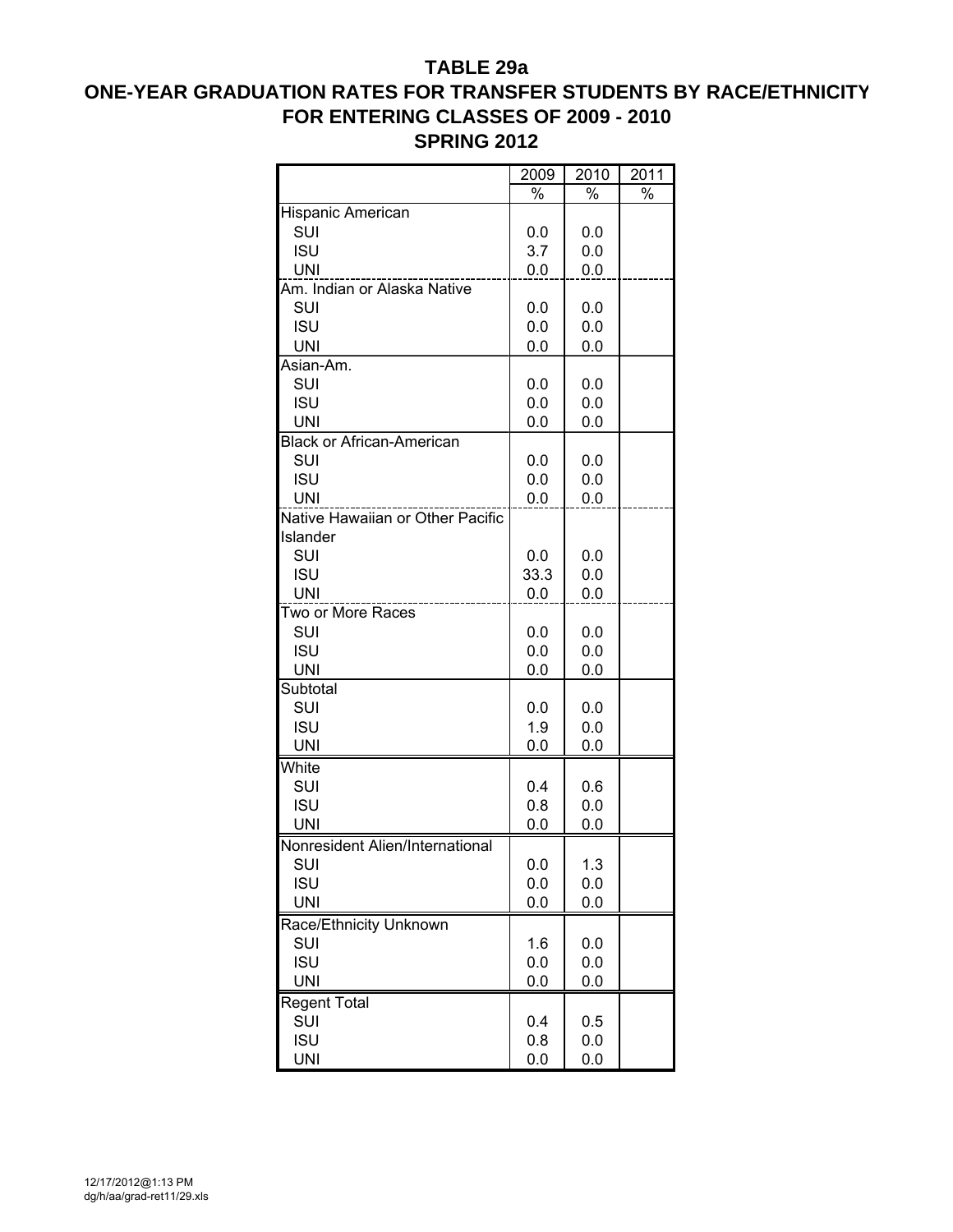# TABLE 29a

## ONE-YEAR GRADUATION RATES FOR TRANSFER STUDENTS BY RACE/ETHNICITY FOR ENTERING CLASSES OF 2009 - 2010

## SPRING 2012

| | 2009 | 2010 | 2011 |
|---|---|---|---|
| | % | % | % |
| Hispanic American | | | |
| SUI | 0.0 | 0.0 | |
| ISU | 3.7 | 0.0 | |
| UNI | 0.0 | 0.0 | |
| Am. Indian or Alaska Native | | | |
| SUI | 0.0 | 0.0 | |
| ISU | 0.0 | 0.0 | |
| UNI | 0.0 | 0.0 | |
| Asian-Am. | | | |
| SUI | 0.0 | 0.0 | |
| ISU | 0.0 | 0.0 | |
| UNI | 0.0 | 0.0 | |
| Black or African-American | | | |
| SUI | 0.0 | 0.0 | |
| ISU | 0.0 | 0.0 | |
| UNI | 0.0 | 0.0 | |
| Native Hawaiian or Other Pacific Islander | | | |
| SUI | 0.0 | 0.0 | |
| ISU | 33.3 | 0.0 | |
| UNI | 0.0 | 0.0 | |
| Two or More Races | | | |
| SUI | 0.0 | 0.0 | |
| ISU | 0.0 | 0.0 | |
| UNI | 0.0 | 0.0 | |
| Subtotal | | | |
| SUI | 0.0 | 0.0 | |
| ISU | 1.9 | 0.0 | |
| UNI | 0.0 | 0.0 | |
| White | | | |
| SUI | 0.4 | 0.6 | |
| ISU | 0.8 | 0.0 | |
| UNI | 0.0 | 0.0 | |
| Nonresident Alien/International | | | |
| SUI | 0.0 | 1.3 | |
| ISU | 0.0 | 0.0 | |
| UNI | 0.0 | 0.0 | |
| Race/Ethnicity Unknown | | | |
| SUI | 1.6 | 0.0 | |
| ISU | 0.0 | 0.0 | |
| UNI | 0.0 | 0.0 | |
| Regent Total | | | |
| SUI | 0.4 | 0.5 | |
| ISU | 0.8 | 0.0 | |
| UNI | 0.0 | 0.0 | |

12/17/2012@1:13 PM
dg/h/aa/grad-ret11/29.xls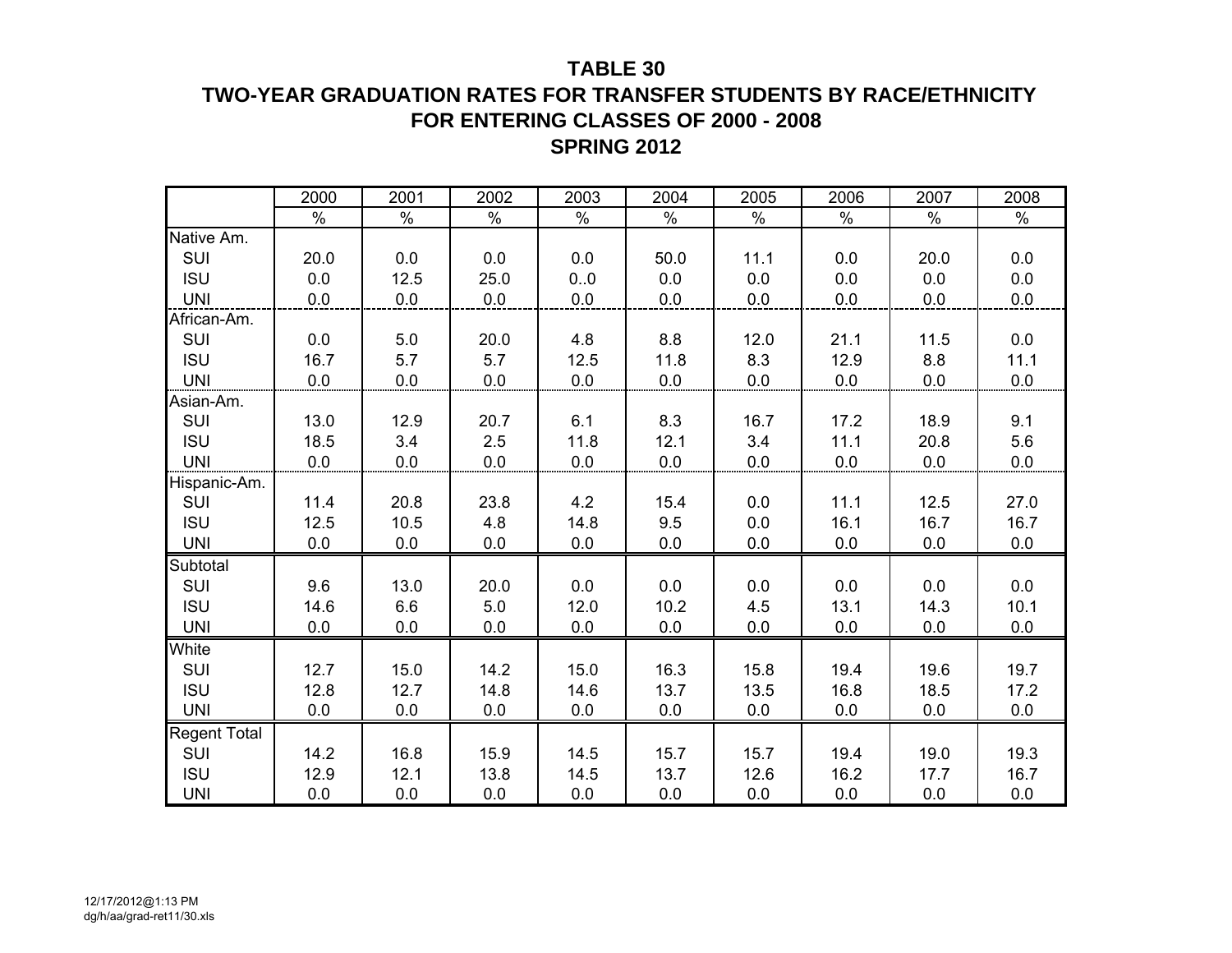# TABLE 30
## TWO-YEAR GRADUATION RATES FOR TRANSFER STUDENTS BY RACE/ETHNICITY FOR ENTERING CLASSES OF 2000 - 2008
## SPRING 2012

| | 2000 | 2001 | 2002 | 2003 | 2004 | 2005 | 2006 | 2007 | 2008 |
|---|---|---|---|---|---|---|---|---|---|
| | % | % | % | % | % | % | % | % | % |
| Native Am. | | | | | | | | | |
| SUI | 20.0 | 0.0 | 0.0 | 0.0 | 50.0 | 11.1 | 0.0 | 20.0 | 0.0 |
| ISU | 0.0 | 12.5 | 25.0 | 0..0 | 0.0 | 0.0 | 0.0 | 0.0 | 0.0 |
| UNI | 0.0 | 0.0 | 0.0 | 0.0 | 0.0 | 0.0 | 0.0 | 0.0 | 0.0 |
| African-Am. | | | | | | | | | |
| SUI | 0.0 | 5.0 | 20.0 | 4.8 | 8.8 | 12.0 | 21.1 | 11.5 | 0.0 |
| ISU | 16.7 | 5.7 | 5.7 | 12.5 | 11.8 | 8.3 | 12.9 | 8.8 | 11.1 |
| UNI | 0.0 | 0.0 | 0.0 | 0.0 | 0.0 | 0.0 | 0.0 | 0.0 | 0.0 |
| Asian-Am. | | | | | | | | | |
| SUI | 13.0 | 12.9 | 20.7 | 6.1 | 8.3 | 16.7 | 17.2 | 18.9 | 9.1 |
| ISU | 18.5 | 3.4 | 2.5 | 11.8 | 12.1 | 3.4 | 11.1 | 20.8 | 5.6 |
| UNI | 0.0 | 0.0 | 0.0 | 0.0 | 0.0 | 0.0 | 0.0 | 0.0 | 0.0 |
| Hispanic-Am. | | | | | | | | | |
| SUI | 11.4 | 20.8 | 23.8 | 4.2 | 15.4 | 0.0 | 11.1 | 12.5 | 27.0 |
| ISU | 12.5 | 10.5 | 4.8 | 14.8 | 9.5 | 0.0 | 16.1 | 16.7 | 16.7 |
| UNI | 0.0 | 0.0 | 0.0 | 0.0 | 0.0 | 0.0 | 0.0 | 0.0 | 0.0 |
| Subtotal | | | | | | | | | |
| SUI | 9.6 | 13.0 | 20.0 | 0.0 | 0.0 | 0.0 | 0.0 | 0.0 | 0.0 |
| ISU | 14.6 | 6.6 | 5.0 | 12.0 | 10.2 | 4.5 | 13.1 | 14.3 | 10.1 |
| UNI | 0.0 | 0.0 | 0.0 | 0.0 | 0.0 | 0.0 | 0.0 | 0.0 | 0.0 |
| White | | | | | | | | | |
| SUI | 12.7 | 15.0 | 14.2 | 15.0 | 16.3 | 15.8 | 19.4 | 19.6 | 19.7 |
| ISU | 12.8 | 12.7 | 14.8 | 14.6 | 13.7 | 13.5 | 16.8 | 18.5 | 17.2 |
| UNI | 0.0 | 0.0 | 0.0 | 0.0 | 0.0 | 0.0 | 0.0 | 0.0 | 0.0 |
| Regent Total | | | | | | | | | |
| SUI | 14.2 | 16.8 | 15.9 | 14.5 | 15.7 | 15.7 | 19.4 | 19.0 | 19.3 |
| ISU | 12.9 | 12.1 | 13.8 | 14.5 | 13.7 | 12.6 | 16.2 | 17.7 | 16.7 |
| UNI | 0.0 | 0.0 | 0.0 | 0.0 | 0.0 | 0.0 | 0.0 | 0.0 | 0.0 |

12/17/2012@1:13 PM
dg/h/aa/grad-ret11/30.xls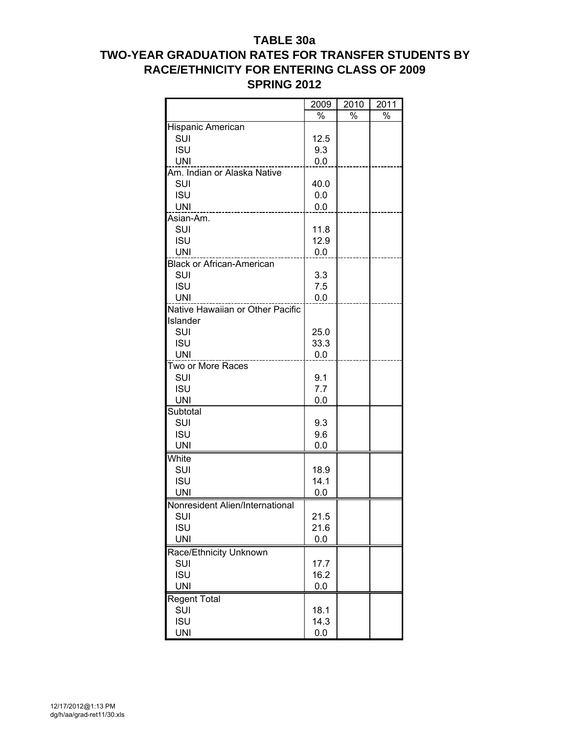# TABLE 30a
## TWO-YEAR GRADUATION RATES FOR TRANSFER STUDENTS BY RACE/ETHNICITY FOR ENTERING CLASS OF 2009
## SPRING 2012

| | 2009 | 2010 | 2011 |
|---|---|---|---|
| | % | % | % |
| Hispanic American | | | |
| SUI | 12.5 | | |
| ISU | 9.3 | | |
| UNI | 0.0 | | |
| Am. Indian or Alaska Native | | | |
| SUI | 40.0 | | |
| ISU | 0.0 | | |
| UNI | 0.0 | | |
| Asian-Am. | | | |
| SUI | 11.8 | | |
| ISU | 12.9 | | |
| UNI | 0.0 | | |
| Black or African-American | | | |
| SUI | 3.3 | | |
| ISU | 7.5 | | |
| UNI | 0.0 | | |
| Native Hawaiian or Other Pacific Islander | | | |
| SUI | 25.0 | | |
| ISU | 33.3 | | |
| UNI | 0.0 | | |
| Two or More Races | | | |
| SUI | 9.1 | | |
| ISU | 7.7 | | |
| UNI | 0.0 | | |
| Subtotal | | | |
| SUI | 9.3 | | |
| ISU | 9.6 | | |
| UNI | 0.0 | | |
| White | | | |
| SUI | 18.9 | | |
| ISU | 14.1 | | |
| UNI | 0.0 | | |
| Nonresident Alien/International | | | |
| SUI | 21.5 | | |
| ISU | 21.6 | | |
| UNI | 0.0 | | |
| Race/Ethnicity Unknown | | | |
| SUI | 17.7 | | |
| ISU | 16.2 | | |
| UNI | 0.0 | | |
| Regent Total | | | |
| SUI | 18.1 | | |
| ISU | 14.3 | | |
| UNI | 0.0 | | |

12/17/2012@1:13 PM
dg/h/aa/grad-ret11/30.xls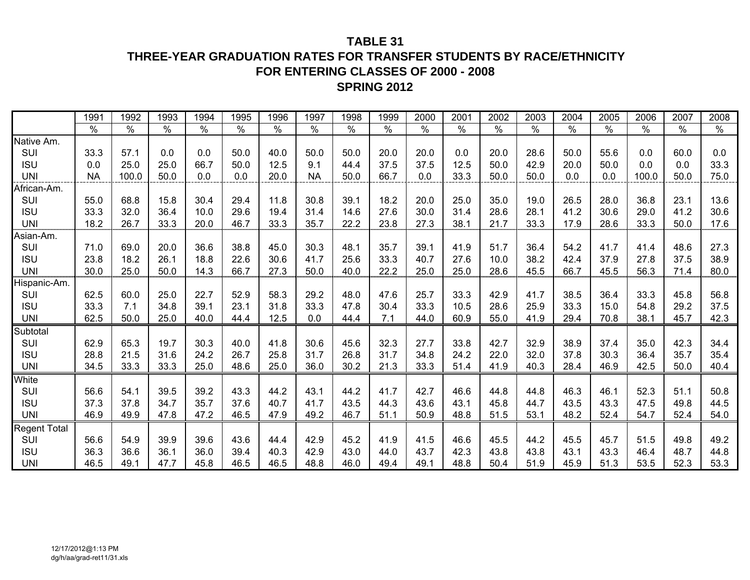# TABLE 31
## THREE-YEAR GRADUATION RATES FOR TRANSFER STUDENTS BY RACE/ETHNICITY
## FOR ENTERING CLASSES OF 2000 - 2008
## SPRING 2012

| | 1991 | 1992 | 1993 | 1994 | 1995 | 1996 | 1997 | 1998 | 1999 | 2000 | 2001 | 2002 | 2003 | 2004 | 2005 | 2006 | 2007 | 2008 |
|---|---|---|---|---|---|---|---|---|---|---|---|---|---|---|---|---|---|---|
| | % | % | % | % | % | % | % | % | % | % | % | % | % | % | % | % | % | % |
| Native Am. | | | | | | | | | | | | | | | | | | |
| SUI | 33.3 | 57.1 | 0.0 | 0.0 | 50.0 | 40.0 | 50.0 | 50.0 | 20.0 | 20.0 | 0.0 | 20.0 | 28.6 | 50.0 | 55.6 | 0.0 | 60.0 | 0.0 |
| ISU | 0.0 | 25.0 | 25.0 | 66.7 | 50.0 | 12.5 | 9.1 | 44.4 | 37.5 | 37.5 | 12.5 | 50.0 | 42.9 | 20.0 | 50.0 | 0.0 | 0.0 | 33.3 |
| UNI | NA | 100.0 | 50.0 | 0.0 | 0.0 | 20.0 | NA | 50.0 | 66.7 | 0.0 | 33.3 | 50.0 | 50.0 | 0.0 | 0.0 | 100.0 | 50.0 | 75.0 |
| African-Am. | | | | | | | | | | | | | | | | | | |
| SUI | 55.0 | 68.8 | 15.8 | 30.4 | 29.4 | 11.8 | 30.8 | 39.1 | 18.2 | 20.0 | 25.0 | 35.0 | 19.0 | 26.5 | 28.0 | 36.8 | 23.1 | 13.6 |
| ISU | 33.3 | 32.0 | 36.4 | 10.0 | 29.6 | 19.4 | 31.4 | 14.6 | 27.6 | 30.0 | 31.4 | 28.6 | 28.1 | 41.2 | 30.6 | 29.0 | 41.2 | 30.6 |
| UNI | 18.2 | 26.7 | 33.3 | 20.0 | 46.7 | 33.3 | 35.7 | 22.2 | 23.8 | 27.3 | 38.1 | 21.7 | 33.3 | 17.9 | 28.6 | 33.3 | 50.0 | 17.6 |
| Asian-Am. | | | | | | | | | | | | | | | | | | |
| SUI | 71.0 | 69.0 | 20.0 | 36.6 | 38.8 | 45.0 | 30.3 | 48.1 | 35.7 | 39.1 | 41.9 | 51.7 | 36.4 | 54.2 | 41.7 | 41.4 | 48.6 | 27.3 |
| ISU | 23.8 | 18.2 | 26.1 | 18.8 | 22.6 | 30.6 | 41.7 | 25.6 | 33.3 | 40.7 | 27.6 | 10.0 | 38.2 | 42.4 | 37.9 | 27.8 | 37.5 | 38.9 |
| UNI | 30.0 | 25.0 | 50.0 | 14.3 | 66.7 | 27.3 | 50.0 | 40.0 | 22.2 | 25.0 | 25.0 | 28.6 | 45.5 | 66.7 | 45.5 | 56.3 | 71.4 | 80.0 |
| Hispanic-Am. | | | | | | | | | | | | | | | | | | |
| SUI | 62.5 | 60.0 | 25.0 | 22.7 | 52.9 | 58.3 | 29.2 | 48.0 | 47.6 | 25.7 | 33.3 | 42.9 | 41.7 | 38.5 | 36.4 | 33.3 | 45.8 | 56.8 |
| ISU | 33.3 | 7.1 | 34.8 | 39.1 | 23.1 | 31.8 | 33.3 | 47.8 | 30.4 | 33.3 | 10.5 | 28.6 | 25.9 | 33.3 | 15.0 | 54.8 | 29.2 | 37.5 |
| UNI | 62.5 | 50.0 | 25.0 | 40.0 | 44.4 | 12.5 | 0.0 | 44.4 | 7.1 | 44.0 | 60.9 | 55.0 | 41.9 | 29.4 | 70.8 | 38.1 | 45.7 | 42.3 |
| Subtotal | | | | | | | | | | | | | | | | | | |
| SUI | 62.9 | 65.3 | 19.7 | 30.3 | 40.0 | 41.8 | 30.6 | 45.6 | 32.3 | 27.7 | 33.8 | 42.7 | 32.9 | 38.9 | 37.4 | 35.0 | 42.3 | 34.4 |
| ISU | 28.8 | 21.5 | 31.6 | 24.2 | 26.7 | 25.8 | 31.7 | 26.8 | 31.7 | 34.8 | 24.2 | 22.0 | 32.0 | 37.8 | 30.3 | 36.4 | 35.7 | 35.4 |
| UNI | 34.5 | 33.3 | 33.3 | 25.0 | 48.6 | 25.0 | 36.0 | 30.2 | 21.3 | 33.3 | 51.4 | 41.9 | 40.3 | 28.4 | 46.9 | 42.5 | 50.0 | 40.4 |
| White | | | | | | | | | | | | | | | | | | |
| SUI | 56.6 | 54.1 | 39.5 | 39.2 | 43.3 | 44.2 | 43.1 | 44.2 | 41.7 | 42.7 | 46.6 | 44.8 | 44.8 | 46.3 | 46.1 | 52.3 | 51.1 | 50.8 |
| ISU | 37.3 | 37.8 | 34.7 | 35.7 | 37.6 | 40.7 | 41.7 | 43.5 | 44.3 | 43.6 | 43.1 | 45.8 | 44.7 | 43.5 | 43.3 | 47.5 | 49.8 | 44.5 |
| UNI | 46.9 | 49.9 | 47.8 | 47.2 | 46.5 | 47.9 | 49.2 | 46.7 | 51.1 | 50.9 | 48.8 | 51.5 | 53.1 | 48.2 | 52.4 | 54.7 | 52.4 | 54.0 |
| Regent Total | | | | | | | | | | | | | | | | | | |
| SUI | 56.6 | 54.9 | 39.9 | 39.6 | 43.6 | 44.4 | 42.9 | 45.2 | 41.9 | 41.5 | 46.6 | 45.5 | 44.2 | 45.5 | 45.7 | 51.5 | 49.8 | 49.2 |
| ISU | 36.3 | 36.6 | 36.1 | 36.0 | 39.4 | 40.3 | 42.9 | 43.0 | 44.0 | 43.7 | 42.3 | 43.8 | 43.8 | 43.1 | 43.3 | 46.4 | 48.7 | 44.8 |
| UNI | 46.5 | 49.1 | 47.7 | 45.8 | 46.5 | 46.5 | 48.8 | 46.0 | 49.4 | 49.1 | 48.8 | 50.4 | 51.9 | 45.9 | 51.3 | 53.5 | 52.3 | 53.3 |

12/17/2012@1:13 PM
dg/h/aa/grad-ret11/31.xls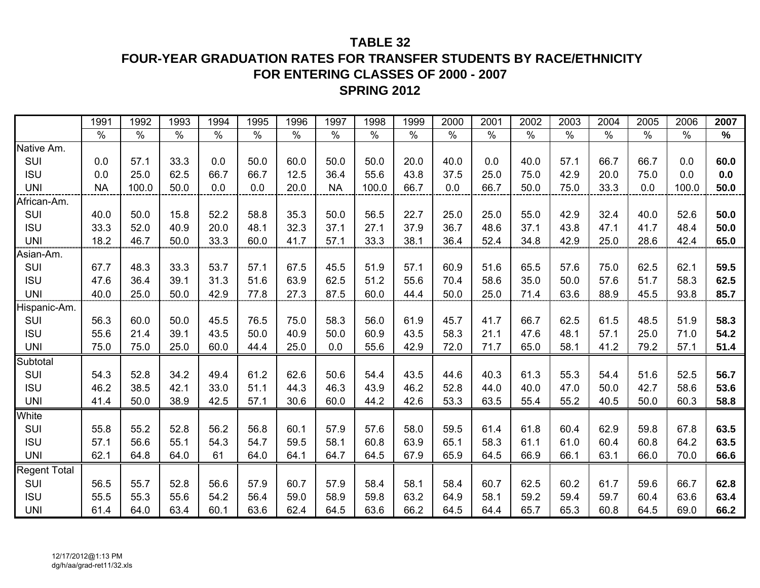# TABLE 32
## FOUR-YEAR GRADUATION RATES FOR TRANSFER STUDENTS BY RACE/ETHNICITY
## FOR ENTERING CLASSES OF 2000 - 2007
## SPRING 2012

| | 1991 | 1992 | 1993 | 1994 | 1995 | 1996 | 1997 | 1998 | 1999 | 2000 | 2001 | 2002 | 2003 | 2004 | 2005 | 2006 | **2007** |
|---|---|---|---|---|---|---|---|---|---|---|---|---|---|---|---|---|---|
| | % | % | % | % | % | % | % | % | % | % | % | % | % | % | % | % | **%** |
| Native Am. | | | | | | | | | | | | | | | | | |
| SUI | 0.0 | 57.1 | 33.3 | 0.0 | 50.0 | 60.0 | 50.0 | 50.0 | 20.0 | 40.0 | 0.0 | 40.0 | 57.1 | 66.7 | 66.7 | 0.0 | **60.0** |
| ISU | 0.0 | 25.0 | 62.5 | 66.7 | 66.7 | 12.5 | 36.4 | 55.6 | 43.8 | 37.5 | 25.0 | 75.0 | 42.9 | 20.0 | 75.0 | 0.0 | **0.0** |
| UNI | NA | 100.0 | 50.0 | 0.0 | 0.0 | 20.0 | NA | 100.0 | 66.7 | 0.0 | 66.7 | 50.0 | 75.0 | 33.3 | 0.0 | 100.0 | **50.0** |
| African-Am. | | | | | | | | | | | | | | | | | |
| SUI | 40.0 | 50.0 | 15.8 | 52.2 | 58.8 | 35.3 | 50.0 | 56.5 | 22.7 | 25.0 | 25.0 | 55.0 | 42.9 | 32.4 | 40.0 | 52.6 | **50.0** |
| ISU | 33.3 | 52.0 | 40.9 | 20.0 | 48.1 | 32.3 | 37.1 | 27.1 | 37.9 | 36.7 | 48.6 | 37.1 | 43.8 | 47.1 | 41.7 | 48.4 | **50.0** |
| UNI | 18.2 | 46.7 | 50.0 | 33.3 | 60.0 | 41.7 | 57.1 | 33.3 | 38.1 | 36.4 | 52.4 | 34.8 | 42.9 | 25.0 | 28.6 | 42.4 | **65.0** |
| Asian-Am. | | | | | | | | | | | | | | | | | |
| SUI | 67.7 | 48.3 | 33.3 | 53.7 | 57.1 | 67.5 | 45.5 | 51.9 | 57.1 | 60.9 | 51.6 | 65.5 | 57.6 | 75.0 | 62.5 | 62.1 | **59.5** |
| ISU | 47.6 | 36.4 | 39.1 | 31.3 | 51.6 | 63.9 | 62.5 | 51.2 | 55.6 | 70.4 | 58.6 | 35.0 | 50.0 | 57.6 | 51.7 | 58.3 | **62.5** |
| UNI | 40.0 | 25.0 | 50.0 | 42.9 | 77.8 | 27.3 | 87.5 | 60.0 | 44.4 | 50.0 | 25.0 | 71.4 | 63.6 | 88.9 | 45.5 | 93.8 | **85.7** |
| Hispanic-Am. | | | | | | | | | | | | | | | | | |
| SUI | 56.3 | 60.0 | 50.0 | 45.5 | 76.5 | 75.0 | 58.3 | 56.0 | 61.9 | 45.7 | 41.7 | 66.7 | 62.5 | 61.5 | 48.5 | 51.9 | **58.3** |
| ISU | 55.6 | 21.4 | 39.1 | 43.5 | 50.0 | 40.9 | 50.0 | 60.9 | 43.5 | 58.3 | 21.1 | 47.6 | 48.1 | 57.1 | 25.0 | 71.0 | **54.2** |
| UNI | 75.0 | 75.0 | 25.0 | 60.0 | 44.4 | 25.0 | 0.0 | 55.6 | 42.9 | 72.0 | 71.7 | 65.0 | 58.1 | 41.2 | 79.2 | 57.1 | **51.4** |
| Subtotal | | | | | | | | | | | | | | | | | |
| SUI | 54.3 | 52.8 | 34.2 | 49.4 | 61.2 | 62.6 | 50.6 | 54.4 | 43.5 | 44.6 | 40.3 | 61.3 | 55.3 | 54.4 | 51.6 | 52.5 | **56.7** |
| ISU | 46.2 | 38.5 | 42.1 | 33.0 | 51.1 | 44.3 | 46.3 | 43.9 | 46.2 | 52.8 | 44.0 | 40.0 | 47.0 | 50.0 | 42.7 | 58.6 | **53.6** |
| UNI | 41.4 | 50.0 | 38.9 | 42.5 | 57.1 | 30.6 | 60.0 | 44.2 | 42.6 | 53.3 | 63.5 | 55.4 | 55.2 | 40.5 | 50.0 | 60.3 | **58.8** |
| White | | | | | | | | | | | | | | | | | |
| SUI | 55.8 | 55.2 | 52.8 | 56.2 | 56.8 | 60.1 | 57.9 | 57.6 | 58.0 | 59.5 | 61.4 | 61.8 | 60.4 | 62.9 | 59.8 | 67.8 | **63.5** |
| ISU | 57.1 | 56.6 | 55.1 | 54.3 | 54.7 | 59.5 | 58.1 | 60.8 | 63.9 | 65.1 | 58.3 | 61.1 | 61.0 | 60.4 | 60.8 | 64.2 | **63.5** |
| UNI | 62.1 | 64.8 | 64.0 | 61 | 64.0 | 64.1 | 64.7 | 64.5 | 67.9 | 65.9 | 64.5 | 66.9 | 66.1 | 63.1 | 66.0 | 70.0 | **66.6** |
| Regent Total | | | | | | | | | | | | | | | | | |
| SUI | 56.5 | 55.7 | 52.8 | 56.6 | 57.9 | 60.7 | 57.9 | 58.4 | 58.1 | 58.4 | 60.7 | 62.5 | 60.2 | 61.7 | 59.6 | 66.7 | **62.8** |
| ISU | 55.5 | 55.3 | 55.6 | 54.2 | 56.4 | 59.0 | 58.9 | 59.8 | 63.2 | 64.9 | 58.1 | 59.2 | 59.4 | 59.7 | 60.4 | 63.6 | **63.4** |
| UNI | 61.4 | 64.0 | 63.4 | 60.1 | 63.6 | 62.4 | 64.5 | 63.6 | 66.2 | 64.5 | 64.4 | 65.7 | 65.3 | 60.8 | 64.5 | 69.0 | **66.2** |

12/17/2012@1:13 PM
dg/h/aa/grad-ret11/32.xls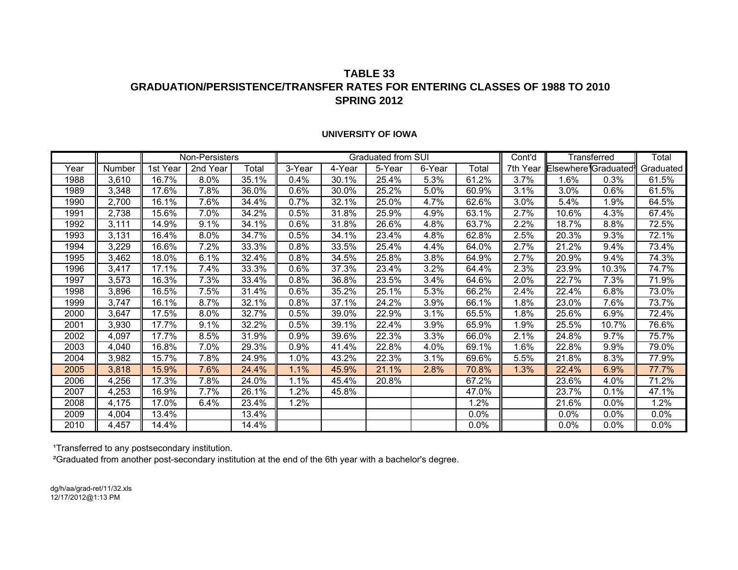**TABLE 33**
**GRADUATION/PERSISTENCE/TRANSFER RATES FOR ENTERING CLASSES OF 1988 TO 2010**
**SPRING 2012**

**UNIVERSITY OF IOWA**

| | | Non-Persisters | | | Graduated from SUI | | | | | Cont'd | Transferred | | Total |
|---|---|---|---|---|---|---|---|---|---|---|---|---|---|
| Year | Number | 1st Year | 2nd Year | Total | 3-Year | 4-Year | 5-Year | 6-Year | Total | 7th Year | Elsewhere[1] | Graduated[2] | Graduated |
| 1988 | 3,610 | 16.7% | 8.0% | 35.1% | 0.4% | 30.1% | 25.4% | 5.3% | 61.2% | 3.7% | 1.6% | 0.3% | 61.5% |
| 1989 | 3,348 | 17.6% | 7.8% | 36.0% | 0.6% | 30.0% | 25.2% | 5.0% | 60.9% | 3.1% | 3.0% | 0.6% | 61.5% |
| 1990 | 2,700 | 16.1% | 7.6% | 34.4% | 0.7% | 32.1% | 25.0% | 4.7% | 62.6% | 3.0% | 5.4% | 1.9% | 64.5% |
| 1991 | 2,738 | 15.6% | 7.0% | 34.2% | 0.5% | 31.8% | 25.9% | 4.9% | 63.1% | 2.7% | 10.6% | 4.3% | 67.4% |
| 1992 | 3,111 | 14.9% | 9.1% | 34.1% | 0.6% | 31.8% | 26.6% | 4.8% | 63.7% | 2.2% | 18.7% | 8.8% | 72.5% |
| 1993 | 3,131 | 16.4% | 8.0% | 34.7% | 0.5% | 34.1% | 23.4% | 4.8% | 62.8% | 2.5% | 20.3% | 9.3% | 72.1% |
| 1994 | 3,229 | 16.6% | 7.2% | 33.3% | 0.8% | 33.5% | 25.4% | 4.4% | 64.0% | 2.7% | 21.2% | 9.4% | 73.4% |
| 1995 | 3,462 | 18.0% | 6.1% | 32.4% | 0.8% | 34.5% | 25.8% | 3.8% | 64.9% | 2.7% | 20.9% | 9.4% | 74.3% |
| 1996 | 3,417 | 17.1% | 7.4% | 33.3% | 0.6% | 37.3% | 23.4% | 3.2% | 64.4% | 2.3% | 23.9% | 10.3% | 74.7% |
| 1997 | 3,573 | 16.3% | 7.3% | 33.4% | 0.8% | 36.8% | 23.5% | 3.4% | 64.6% | 2.0% | 22.7% | 7.3% | 71.9% |
| 1998 | 3,896 | 16.5% | 7.5% | 31.4% | 0.6% | 35.2% | 25.1% | 5.3% | 66.2% | 2.4% | 22.4% | 6.8% | 73.0% |
| 1999 | 3,747 | 16.1% | 8.7% | 32.1% | 0.8% | 37.1% | 24.2% | 3.9% | 66.1% | 1.8% | 23.0% | 7.6% | 73.7% |
| 2000 | 3,647 | 17.5% | 8.0% | 32.7% | 0.5% | 39.0% | 22.9% | 3.1% | 65.5% | 1.8% | 25.6% | 6.9% | 72.4% |
| 2001 | 3,930 | 17.7% | 9.1% | 32.2% | 0.5% | 39.1% | 22.4% | 3.9% | 65.9% | 1.9% | 25.5% | 10.7% | 76.6% |
| 2002 | 4,097 | 17.7% | 8.5% | 31.9% | 0.9% | 39.6% | 22.3% | 3.3% | 66.0% | 2.1% | 24.8% | 9.7% | 75.7% |
| 2003 | 4,040 | 16.8% | 7.0% | 29.3% | 0.9% | 41.4% | 22.8% | 4.0% | 69.1% | 1.6% | 22.8% | 9.9% | 79.0% |
| 2004 | 3,982 | 15.7% | 7.8% | 24.9% | 1.0% | 43.2% | 22.3% | 3.1% | 69.6% | 5.5% | 21.8% | 8.3% | 77.9% |
| 2005 | 3,818 | 15.9% | 7.6% | 24.4% | 1.1% | 45.9% | 21.1% | 2.8% | 70.8% | 1.3% | 22.4% | 6.9% | 77.7% |
| 2006 | 4,256 | 17.3% | 7.8% | 24.0% | 1.1% | 45.4% | 20.8% | | 67.2% | | 23.6% | 4.0% | 71.2% |
| 2007 | 4,253 | 16.9% | 7.7% | 26.1% | 1.2% | 45.8% | | | 47.0% | | 23.7% | 0.1% | 47.1% |
| 2008 | 4,175 | 17.0% | 6.4% | 23.4% | 1.2% | | | | 1.2% | | 21.6% | 0.0% | 1.2% |
| 2009 | 4,004 | 13.4% | | 13.4% | | | | | 0.0% | | 0.0% | 0.0% | 0.0% |
| 2010 | 4,457 | 14.4% | | 14.4% | | | | | 0.0% | | 0.0% | 0.0% | 0.0% |

[1]Transferred to any postsecondary institution.

[2]Graduated from another post-secondary institution at the end of the 6th year with a bachelor's degree.

dg/h/aa/grad-ret/11/32.xls
12/17/2012@1:13 PM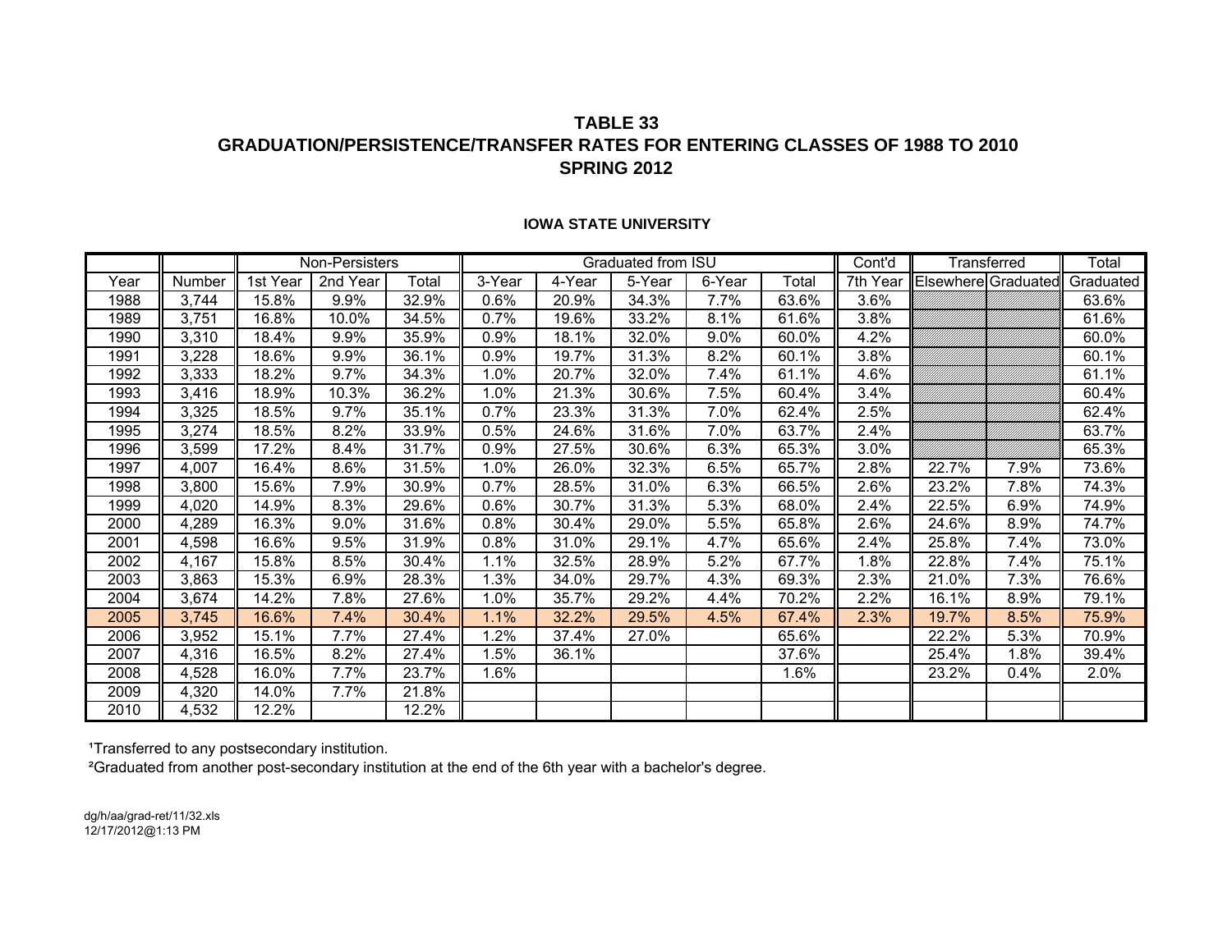# TABLE 33
## GRADUATION/PERSISTENCE/TRANSFER RATES FOR ENTERING CLASSES OF 1988 TO 2010
## SPRING 2012

### IOWA STATE UNIVERSITY

| | | Non-Persisters | | | Graduated from ISU | | | | | Cont'd | Transferred | | Total |
|---|---|---|---|---|---|---|---|---|---|---|---|---|---|
| Year | Number | 1st Year | 2nd Year | Total | 3-Year | 4-Year | 5-Year | 6-Year | Total | 7th Year | Elsewhere | Graduated | Graduated |
| 1988 | 3,744 | 15.8% | 9.9% | 32.9% | 0.6% | 20.9% | 34.3% | 7.7% | 63.6% | 3.6% | | | 63.6% |
| 1989 | 3,751 | 16.8% | 10.0% | 34.5% | 0.7% | 19.6% | 33.2% | 8.1% | 61.6% | 3.8% | | | 61.6% |
| 1990 | 3,310 | 18.4% | 9.9% | 35.9% | 0.9% | 18.1% | 32.0% | 9.0% | 60.0% | 4.2% | | | 60.0% |
| 1991 | 3,228 | 18.6% | 9.9% | 36.1% | 0.9% | 19.7% | 31.3% | 8.2% | 60.1% | 3.8% | | | 60.1% |
| 1992 | 3,333 | 18.2% | 9.7% | 34.3% | 1.0% | 20.7% | 32.0% | 7.4% | 61.1% | 4.6% | | | 61.1% |
| 1993 | 3,416 | 18.9% | 10.3% | 36.2% | 1.0% | 21.3% | 30.6% | 7.5% | 60.4% | 3.4% | | | 60.4% |
| 1994 | 3,325 | 18.5% | 9.7% | 35.1% | 0.7% | 23.3% | 31.3% | 7.0% | 62.4% | 2.5% | | | 62.4% |
| 1995 | 3,274 | 18.5% | 8.2% | 33.9% | 0.5% | 24.6% | 31.6% | 7.0% | 63.7% | 2.4% | | | 63.7% |
| 1996 | 3,599 | 17.2% | 8.4% | 31.7% | 0.9% | 27.5% | 30.6% | 6.3% | 65.3% | 3.0% | | | 65.3% |
| 1997 | 4,007 | 16.4% | 8.6% | 31.5% | 1.0% | 26.0% | 32.3% | 6.5% | 65.7% | 2.8% | 22.7% | 7.9% | 73.6% |
| 1998 | 3,800 | 15.6% | 7.9% | 30.9% | 0.7% | 28.5% | 31.0% | 6.3% | 66.5% | 2.6% | 23.2% | 7.8% | 74.3% |
| 1999 | 4,020 | 14.9% | 8.3% | 29.6% | 0.6% | 30.7% | 31.3% | 5.3% | 68.0% | 2.4% | 22.5% | 6.9% | 74.9% |
| 2000 | 4,289 | 16.3% | 9.0% | 31.6% | 0.8% | 30.4% | 29.0% | 5.5% | 65.8% | 2.6% | 24.6% | 8.9% | 74.7% |
| 2001 | 4,598 | 16.6% | 9.5% | 31.9% | 0.8% | 31.0% | 29.1% | 4.7% | 65.6% | 2.4% | 25.8% | 7.4% | 73.0% |
| 2002 | 4,167 | 15.8% | 8.5% | 30.4% | 1.1% | 32.5% | 28.9% | 5.2% | 67.7% | 1.8% | 22.8% | 7.4% | 75.1% |
| 2003 | 3,863 | 15.3% | 6.9% | 28.3% | 1.3% | 34.0% | 29.7% | 4.3% | 69.3% | 2.3% | 21.0% | 7.3% | 76.6% |
| 2004 | 3,674 | 14.2% | 7.8% | 27.6% | 1.0% | 35.7% | 29.2% | 4.4% | 70.2% | 2.2% | 16.1% | 8.9% | 79.1% |
| 2005 | 3,745 | 16.6% | 7.4% | 30.4% | 1.1% | 32.2% | 29.5% | 4.5% | 67.4% | 2.3% | 19.7% | 8.5% | 75.9% |
| 2006 | 3,952 | 15.1% | 7.7% | 27.4% | 1.2% | 37.4% | 27.0% | | 65.6% | | 22.2% | 5.3% | 70.9% |
| 2007 | 4,316 | 16.5% | 8.2% | 27.4% | 1.5% | 36.1% | | | 37.6% | | 25.4% | 1.8% | 39.4% |
| 2008 | 4,528 | 16.0% | 7.7% | 23.7% | 1.6% | | | | 1.6% | | 23.2% | 0.4% | 2.0% |
| 2009 | 4,320 | 14.0% | 7.7% | 21.8% | | | | | | | | | |
| 2010 | 4,532 | 12.2% | | 12.2% | | | | | | | | | |

[1]Transferred to any postsecondary institution.

[2]Graduated from another post-secondary institution at the end of the 6th year with a bachelor's degree.

dg/h/aa/grad-ret/11/32.xls
12/17/2012@1:13 PM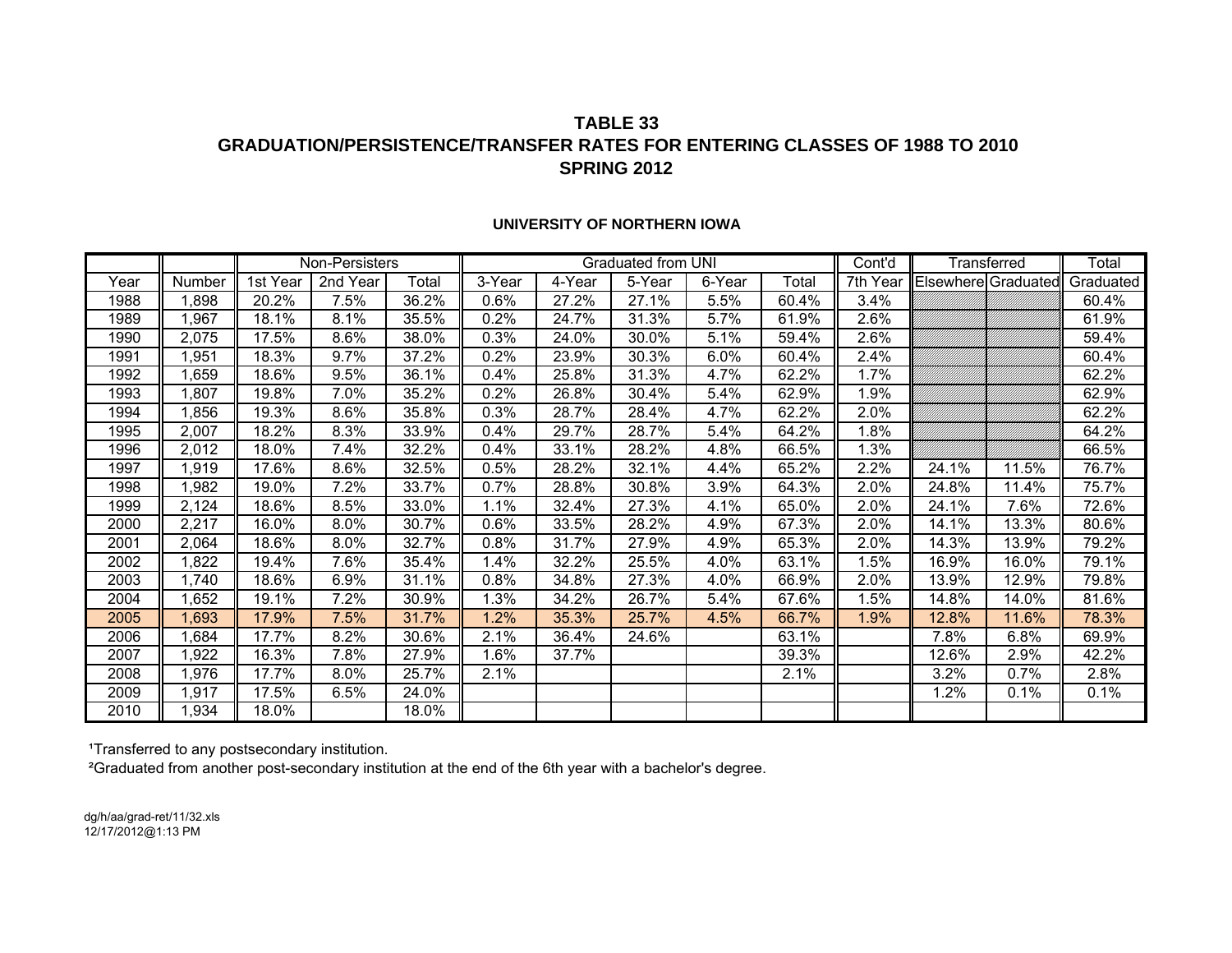# TABLE 33
## GRADUATION/PERSISTENCE/TRANSFER RATES FOR ENTERING CLASSES OF 1988 TO 2010
## SPRING 2012

### UNIVERSITY OF NORTHERN IOWA

| | | Non-Persisters | | | Graduated from UNI | | | | | Cont'd | Transferred | | Total |
|---|---|---|---|---|---|---|---|---|---|---|---|---|---|
| Year | Number | 1st Year | 2nd Year | Total | 3-Year | 4-Year | 5-Year | 6-Year | Total | 7th Year | Elsewhere | Graduated | Graduated |
| 1988 | 1,898 | 20.2% | 7.5% | 36.2% | 0.6% | 27.2% | 27.1% | 5.5% | 60.4% | 3.4% | | | 60.4% |
| 1989 | 1,967 | 18.1% | 8.1% | 35.5% | 0.2% | 24.7% | 31.3% | 5.7% | 61.9% | 2.6% | | | 61.9% |
| 1990 | 2,075 | 17.5% | 8.6% | 38.0% | 0.3% | 24.0% | 30.0% | 5.1% | 59.4% | 2.6% | | | 59.4% |
| 1991 | 1,951 | 18.3% | 9.7% | 37.2% | 0.2% | 23.9% | 30.3% | 6.0% | 60.4% | 2.4% | | | 60.4% |
| 1992 | 1,659 | 18.6% | 9.5% | 36.1% | 0.4% | 25.8% | 31.3% | 4.7% | 62.2% | 1.7% | | | 62.2% |
| 1993 | 1,807 | 19.8% | 7.0% | 35.2% | 0.2% | 26.8% | 30.4% | 5.4% | 62.9% | 1.9% | | | 62.9% |
| 1994 | 1,856 | 19.3% | 8.6% | 35.8% | 0.3% | 28.7% | 28.4% | 4.7% | 62.2% | 2.0% | | | 62.2% |
| 1995 | 2,007 | 18.2% | 8.3% | 33.9% | 0.4% | 29.7% | 28.7% | 5.4% | 64.2% | 1.8% | | | 64.2% |
| 1996 | 2,012 | 18.0% | 7.4% | 32.2% | 0.4% | 33.1% | 28.2% | 4.8% | 66.5% | 1.3% | | | 66.5% |
| 1997 | 1,919 | 17.6% | 8.6% | 32.5% | 0.5% | 28.2% | 32.1% | 4.4% | 65.2% | 2.2% | 24.1% | 11.5% | 76.7% |
| 1998 | 1,982 | 19.0% | 7.2% | 33.7% | 0.7% | 28.8% | 30.8% | 3.9% | 64.3% | 2.0% | 24.8% | 11.4% | 75.7% |
| 1999 | 2,124 | 18.6% | 8.5% | 33.0% | 1.1% | 32.4% | 27.3% | 4.1% | 65.0% | 2.0% | 24.1% | 7.6% | 72.6% |
| 2000 | 2,217 | 16.0% | 8.0% | 30.7% | 0.6% | 33.5% | 28.2% | 4.9% | 67.3% | 2.0% | 14.1% | 13.3% | 80.6% |
| 2001 | 2,064 | 18.6% | 8.0% | 32.7% | 0.8% | 31.7% | 27.9% | 4.9% | 65.3% | 2.0% | 14.3% | 13.9% | 79.2% |
| 2002 | 1,822 | 19.4% | 7.6% | 35.4% | 1.4% | 32.2% | 25.5% | 4.0% | 63.1% | 1.5% | 16.9% | 16.0% | 79.1% |
| 2003 | 1,740 | 18.6% | 6.9% | 31.1% | 0.8% | 34.8% | 27.3% | 4.0% | 66.9% | 2.0% | 13.9% | 12.9% | 79.8% |
| 2004 | 1,652 | 19.1% | 7.2% | 30.9% | 1.3% | 34.2% | 26.7% | 5.4% | 67.6% | 1.5% | 14.8% | 14.0% | 81.6% |
| 2005 | 1,693 | 17.9% | 7.5% | 31.7% | 1.2% | 35.3% | 25.7% | 4.5% | 66.7% | 1.9% | 12.8% | 11.6% | 78.3% |
| 2006 | 1,684 | 17.7% | 8.2% | 30.6% | 2.1% | 36.4% | 24.6% | | 63.1% | | 7.8% | 6.8% | 69.9% |
| 2007 | 1,922 | 16.3% | 7.8% | 27.9% | 1.6% | 37.7% | | | 39.3% | | 12.6% | 2.9% | 42.2% |
| 2008 | 1,976 | 17.7% | 8.0% | 25.7% | 2.1% | | | | 2.1% | | 3.2% | 0.7% | 2.8% |
| 2009 | 1,917 | 17.5% | 6.5% | 24.0% | | | | | | | 1.2% | 0.1% | 0.1% |
| 2010 | 1,934 | 18.0% | | 18.0% | | | | | | | | | |

[1]Transferred to any postsecondary institution.

[2]Graduated from another post-secondary institution at the end of the 6th year with a bachelor's degree.

dg/h/aa/grad-ret/11/32.xls
12/17/2012@1:13 PM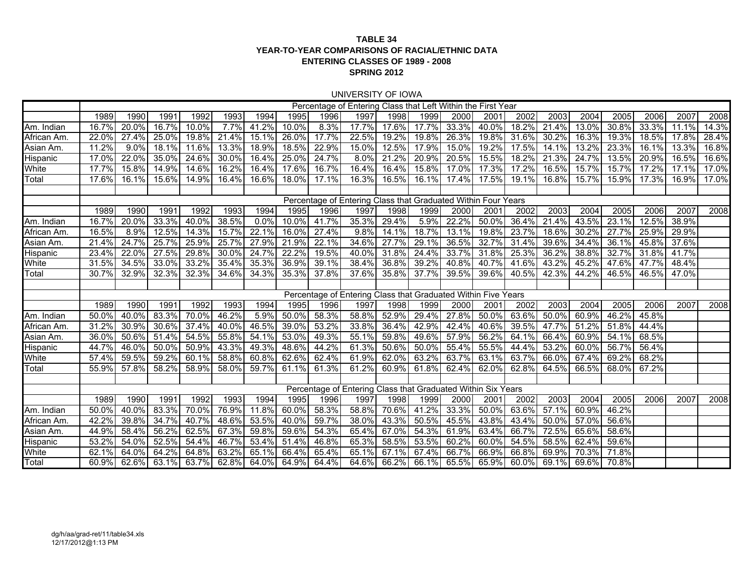**TABLE 34**
**YEAR-TO-YEAR COMPARISONS OF RACIAL/ETHNIC DATA**
**ENTERING CLASSES OF 1989 - 2008**
**SPRING 2012**

UNIVERSITY OF IOWA

| | Percentage of Entering Class that Left Within the First Year | | | | | | | | | | | | | | | | | | | |
|---|---|---|---|---|---|---|---|---|---|---|---|---|---|---|---|---|---|---|---|---|
| | 1989 | 1990 | 1991 | 1992 | 1993 | 1994 | 1995 | 1996 | 1997 | 1998 | 1999 | 2000 | 2001 | 2002 | 2003 | 2004 | 2005 | 2006 | 2007 | 2008 |
| Am. Indian | 16.7% | 20.0% | 16.7% | 10.0% | 7.7% | 41.2% | 10.0% | 8.3% | 17.7% | 17.6% | 17.7% | 33.3% | 40.0% | 18.2% | 21.4% | 13.0% | 30.8% | 33.3% | 11.1% | 14.3% |
| African Am. | 22.0% | 27.4% | 25.0% | 19.8% | 21.4% | 15.1% | 26.0% | 17.7% | 22.5% | 19.2% | 19.8% | 26.3% | 19.8% | 31.6% | 30.2% | 16.3% | 19.3% | 18.5% | 17.8% | 28.4% |
| Asian Am. | 11.2% | 9.0% | 18.1% | 11.6% | 13.3% | 18.9% | 18.5% | 22.9% | 15.0% | 12.5% | 17.9% | 15.0% | 19.2% | 17.5% | 14.1% | 13.2% | 23.3% | 16.1% | 13.3% | 16.8% |
| Hispanic | 17.0% | 22.0% | 35.0% | 24.6% | 30.0% | 16.4% | 25.0% | 24.7% | 8.0% | 21.2% | 20.9% | 20.5% | 15.5% | 18.2% | 21.3% | 24.7% | 13.5% | 20.9% | 16.5% | 16.6% |
| White | 17.7% | 15.8% | 14.9% | 14.6% | 16.2% | 16.4% | 17.6% | 16.7% | 16.4% | 16.4% | 15.8% | 17.0% | 17.3% | 17.2% | 16.5% | 15.7% | 15.7% | 17.2% | 17.1% | 17.0% |
| Total | 17.6% | 16.1% | 15.6% | 14.9% | 16.4% | 16.6% | 18.0% | 17.1% | 16.3% | 16.5% | 16.1% | 17.4% | 17.5% | 19.1% | 16.8% | 15.7% | 15.9% | 17.3% | 16.9% | 17.0% |
| | | | | | | | | | | | | | | | | | | | | |
| | Percentage of Entering Class that Graduated Within Four Years | | | | | | | | | | | | | | | | | | | |
| | 1989 | 1990 | 1991 | 1992 | 1993 | 1994 | 1995 | 1996 | 1997 | 1998 | 1999 | 2000 | 2001 | 2002 | 2003 | 2004 | 2005 | 2006 | 2007 | 2008 |
| Am. Indian | 16.7% | 20.0% | 33.3% | 40.0% | 38.5% | 0.0% | 10.0% | 41.7% | 35.3% | 29.4% | 5.9% | 22.2% | 50.0% | 36.4% | 21.4% | 43.5% | 23.1% | 12.5% | 38.9% | |
| African Am. | 16.5% | 8.9% | 12.5% | 14.3% | 15.7% | 22.1% | 16.0% | 27.4% | 9.8% | 14.1% | 18.7% | 13.1% | 19.8% | 23.7% | 18.6% | 30.2% | 27.7% | 25.9% | 29.9% | |
| Asian Am. | 21.4% | 24.7% | 25.7% | 25.9% | 25.7% | 27.9% | 21.9% | 22.1% | 34.6% | 27.7% | 29.1% | 36.5% | 32.7% | 31.4% | 39.6% | 34.4% | 36.1% | 45.8% | 37.6% | |
| Hispanic | 23.4% | 22.0% | 27.5% | 29.8% | 30.0% | 24.7% | 22.2% | 19.5% | 40.0% | 31.8% | 24.4% | 33.7% | 31.8% | 25.3% | 36.2% | 38.8% | 32.7% | 31.8% | 41.7% | |
| White | 31.5% | 34.5% | 33.0% | 33.2% | 35.4% | 35.3% | 36.9% | 39.1% | 38.4% | 36.8% | 39.2% | 40.8% | 40.7% | 41.6% | 43.2% | 45.2% | 47.6% | 47.7% | 48.4% | |
| Total | 30.7% | 32.9% | 32.3% | 32.3% | 34.6% | 34.3% | 35.3% | 37.8% | 37.6% | 35.8% | 37.7% | 39.5% | 39.6% | 40.5% | 42.3% | 44.2% | 46.5% | 46.5% | 47.0% | |
| | | | | | | | | | | | | | | | | | | | | |
| | Percentage of Entering Class that Graduated Within Five Years | | | | | | | | | | | | | | | | | | | |
| | 1989 | 1990 | 1991 | 1992 | 1993 | 1994 | 1995 | 1996 | 1997 | 1998 | 1999 | 2000 | 2001 | 2002 | 2003 | 2004 | 2005 | 2006 | 2007 | 2008 |
| Am. Indian | 50.0% | 40.0% | 83.3% | 70.0% | 46.2% | 5.9% | 50.0% | 58.3% | 58.8% | 52.9% | 29.4% | 27.8% | 50.0% | 63.6% | 50.0% | 60.9% | 46.2% | 45.8% | | |
| African Am. | 31.2% | 30.9% | 30.6% | 37.4% | 40.0% | 46.5% | 39.0% | 53.2% | 33.8% | 36.4% | 42.9% | 42.4% | 40.6% | 39.5% | 47.7% | 51.2% | 51.8% | 44.4% | | |
| Asian Am. | 36.0% | 50.6% | 51.4% | 54.5% | 55.8% | 54.1% | 53.0% | 49.3% | 55.1% | 59.8% | 49.6% | 57.9% | 56.2% | 64.1% | 66.4% | 60.9% | 54.1% | 68.5% | | |
| Hispanic | 44.7% | 46.0% | 50.0% | 50.9% | 43.3% | 49.3% | 48.6% | 44.2% | 61.3% | 50.6% | 50.0% | 55.4% | 55.5% | 44.4% | 53.2% | 60.0% | 56.7% | 56.4% | | |
| White | 57.4% | 59.5% | 59.2% | 60.1% | 58.8% | 60.8% | 62.6% | 62.4% | 61.9% | 62.0% | 63.2% | 63.7% | 63.1% | 63.7% | 66.0% | 67.4% | 69.2% | 68.2% | | |
| Total | 55.9% | 57.8% | 58.2% | 58.9% | 58.0% | 59.7% | 61.1% | 61.3% | 61.2% | 60.9% | 61.8% | 62.4% | 62.0% | 62.8% | 64.5% | 66.5% | 68.0% | 67.2% | | |
| | | | | | | | | | | | | | | | | | | | | |
| | Percentage of Entering Class that Graduated Within Six Years | | | | | | | | | | | | | | | | | | | |
| | 1989 | 1990 | 1991 | 1992 | 1993 | 1994 | 1995 | 1996 | 1997 | 1998 | 1999 | 2000 | 2001 | 2002 | 2003 | 2004 | 2005 | 2006 | 2007 | 2008 |
| Am. Indian | 50.0% | 40.0% | 83.3% | 70.0% | 76.9% | 11.8% | 60.0% | 58.3% | 58.8% | 70.6% | 41.2% | 33.3% | 50.0% | 63.6% | 57.1% | 60.9% | 46.2% | | | |
| African Am. | 42.2% | 39.8% | 34.7% | 40.7% | 48.6% | 53.5% | 40.0% | 59.7% | 38.0% | 43.3% | 50.5% | 45.5% | 43.8% | 43.4% | 50.0% | 57.0% | 56.6% | | | |
| Asian Am. | 44.9% | 58.4% | 56.2% | 62.5% | 67.3% | 59.8% | 59.6% | 54.3% | 65.4% | 67.0% | 54.3% | 61.9% | 63.4% | 66.7% | 72.5% | 65.6% | 58.6% | | | |
| Hispanic | 53.2% | 54.0% | 52.5% | 54.4% | 46.7% | 53.4% | 51.4% | 46.8% | 65.3% | 58.5% | 53.5% | 60.2% | 60.0% | 54.5% | 58.5% | 62.4% | 59.6% | | | |
| White | 62.1% | 64.0% | 64.2% | 64.8% | 63.2% | 65.1% | 66.4% | 65.4% | 65.1% | 67.1% | 67.4% | 66.7% | 66.9% | 66.8% | 69.9% | 70.3% | 71.8% | | | |
| Total | 60.9% | 62.6% | 63.1% | 63.7% | 62.8% | 64.0% | 64.9% | 64.4% | 64.6% | 66.2% | 66.1% | 65.5% | 65.9% | 60.0% | 69.1% | 69.6% | 70.8% | | | |

dg/h/aa/grad-ret/11/table34.xls
12/17/2012@1:13 PM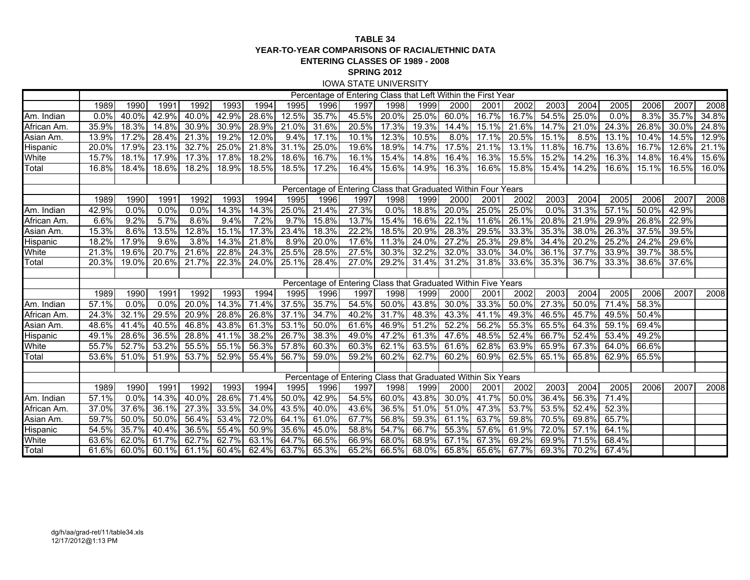**TABLE 34**
**YEAR-TO-YEAR COMPARISONS OF RACIAL/ETHNIC DATA**
**ENTERING CLASSES OF 1989 - 2008**
**SPRING 2012**
IOWA STATE UNIVERSITY

| | Percentage of Entering Class that Left Within the First Year | | | | | | | | | | | | | | | | | | | |
|---|---|---|---|---|---|---|---|---|---|---|---|---|---|---|---|---|---|---|---|---|
| | 1989 | 1990 | 1991 | 1992 | 1993 | 1994 | 1995 | 1996 | 1997 | 1998 | 1999 | 2000 | 2001 | 2002 | 2003 | 2004 | 2005 | 2006 | 2007 | 2008 |
| Am. Indian | 0.0% | 40.0% | 42.9% | 40.0% | 42.9% | 28.6% | 12.5% | 35.7% | 45.5% | 20.0% | 25.0% | 60.0% | 16.7% | 16.7% | 54.5% | 25.0% | 0.0% | 8.3% | 35.7% | 34.8% |
| African Am. | 35.9% | 18.3% | 14.8% | 30.9% | 30.9% | 28.9% | 21.0% | 31.6% | 20.5% | 17.3% | 19.3% | 14.4% | 15.1% | 21.6% | 14.7% | 21.0% | 24.3% | 26.8% | 30.0% | 24.8% |
| Asian Am. | 13.9% | 17.2% | 28.4% | 21.3% | 19.2% | 12.0% | 9.4% | 17.1% | 10.1% | 12.3% | 10.5% | 8.0% | 17.1% | 20.5% | 15.1% | 8.5% | 13.1% | 10.4% | 14.5% | 12.9% |
| Hispanic | 20.0% | 17.9% | 23.1% | 32.7% | 25.0% | 21.8% | 31.1% | 25.0% | 19.6% | 18.9% | 14.7% | 17.5% | 21.1% | 13.1% | 11.8% | 16.7% | 13.6% | 16.7% | 12.6% | 21.1% |
| White | 15.7% | 18.1% | 17.9% | 17.3% | 17.8% | 18.2% | 18.6% | 16.7% | 16.1% | 15.4% | 14.8% | 16.4% | 16.3% | 15.5% | 15.2% | 14.2% | 16.3% | 14.8% | 16.4% | 15.6% |
| Total | 16.8% | 18.4% | 18.6% | 18.2% | 18.9% | 18.5% | 18.5% | 17.2% | 16.4% | 15.6% | 14.9% | 16.3% | 16.6% | 15.8% | 15.4% | 14.2% | 16.6% | 15.1% | 16.5% | 16.0% |
| | | | | | | | | | | | | | | | | | | | | |
| | Percentage of Entering Class that Graduated Within Four Years | | | | | | | | | | | | | | | | | | | |
| | 1989 | 1990 | 1991 | 1992 | 1993 | 1994 | 1995 | 1996 | 1997 | 1998 | 1999 | 2000 | 2001 | 2002 | 2003 | 2004 | 2005 | 2006 | 2007 | 2008 |
| Am. Indian | 42.9% | 0.0% | 0.0% | 0.0% | 14.3% | 14.3% | 25.0% | 21.4% | 27.3% | 0.0% | 18.8% | 20.0% | 25.0% | 25.0% | 0.0% | 31.3% | 57.1% | 50.0% | 42.9% | |
| African Am. | 6.6% | 9.2% | 5.7% | 8.6% | 9.4% | 7.2% | 9.7% | 15.8% | 13.7% | 15.4% | 16.6% | 22.1% | 11.6% | 26.1% | 20.8% | 21.9% | 29.9% | 26.8% | 22.9% | |
| Asian Am. | 15.3% | 8.6% | 13.5% | 12.8% | 15.1% | 17.3% | 23.4% | 18.3% | 22.2% | 18.5% | 20.9% | 28.3% | 29.5% | 33.3% | 35.3% | 38.0% | 26.3% | 37.5% | 39.5% | |
| Hispanic | 18.2% | 17.9% | 9.6% | 3.8% | 14.3% | 21.8% | 8.9% | 20.0% | 17.6% | 11.3% | 24.0% | 27.2% | 25.3% | 29.8% | 34.4% | 20.2% | 25.2% | 24.2% | 29.6% | |
| White | 21.3% | 19.6% | 20.7% | 21.6% | 22.8% | 24.3% | 25.5% | 28.5% | 27.5% | 30.3% | 32.2% | 32.0% | 33.0% | 34.0% | 36.1% | 37.7% | 33.9% | 39.7% | 38.5% | |
| Total | 20.3% | 19.0% | 20.6% | 21.7% | 22.3% | 24.0% | 25.1% | 28.4% | 27.0% | 29.2% | 31.4% | 31.2% | 31.8% | 33.6% | 35.3% | 36.7% | 33.3% | 38.6% | 37.6% | |
| | | | | | | | | | | | | | | | | | | | | |
| | Percentage of Entering Class that Graduated Within Five Years | | | | | | | | | | | | | | | | | | | |
| | 1989 | 1990 | 1991 | 1992 | 1993 | 1994 | 1995 | 1996 | 1997 | 1998 | 1999 | 2000 | 2001 | 2002 | 2003 | 2004 | 2005 | 2006 | 2007 | 2008 |
| Am. Indian | 57.1% | 0.0% | 0.0% | 20.0% | 14.3% | 71.4% | 37.5% | 35.7% | 54.5% | 50.0% | 43.8% | 30.0% | 33.3% | 50.0% | 27.3% | 50.0% | 71.4% | 58.3% | | |
| African Am. | 24.3% | 32.1% | 29.5% | 20.9% | 28.8% | 26.8% | 37.1% | 34.7% | 40.2% | 31.7% | 48.3% | 43.3% | 41.1% | 49.3% | 46.5% | 45.7% | 49.5% | 50.4% | | |
| Asian Am. | 48.6% | 41.4% | 40.5% | 46.8% | 43.8% | 61.3% | 53.1% | 50.0% | 61.6% | 46.9% | 51.2% | 52.2% | 56.2% | 55.3% | 65.5% | 64.3% | 59.1% | 69.4% | | |
| Hispanic | 49.1% | 28.6% | 36.5% | 28.8% | 41.1% | 38.2% | 26.7% | 38.3% | 49.0% | 47.2% | 61.3% | 47.6% | 48.5% | 52.4% | 66.7% | 52.4% | 53.4% | 49.2% | | |
| White | 55.7% | 52.7% | 53.2% | 55.5% | 55.1% | 56.3% | 57.8% | 60.3% | 60.3% | 62.1% | 63.5% | 61.6% | 62.8% | 63.9% | 65.9% | 67.3% | 64.0% | 66.6% | | |
| Total | 53.6% | 51.0% | 51.9% | 53.7% | 52.9% | 55.4% | 56.7% | 59.0% | 59.2% | 60.2% | 62.7% | 60.2% | 60.9% | 62.5% | 65.1% | 65.8% | 62.9% | 65.5% | | |
| | | | | | | | | | | | | | | | | | | | | |
| | Percentage of Entering Class that Graduated Within Six Years | | | | | | | | | | | | | | | | | | | |
| | 1989 | 1990 | 1991 | 1992 | 1993 | 1994 | 1995 | 1996 | 1997 | 1998 | 1999 | 2000 | 2001 | 2002 | 2003 | 2004 | 2005 | 2006 | 2007 | 2008 |
| Am. Indian | 57.1% | 0.0% | 14.3% | 40.0% | 28.6% | 71.4% | 50.0% | 42.9% | 54.5% | 60.0% | 43.8% | 30.0% | 41.7% | 50.0% | 36.4% | 56.3% | 71.4% | | | |
| African Am. | 37.0% | 37.6% | 36.1% | 27.3% | 33.5% | 34.0% | 43.5% | 40.0% | 43.6% | 36.5% | 51.0% | 51.0% | 47.3% | 53.7% | 53.5% | 52.4% | 52.3% | | | |
| Asian Am. | 59.7% | 50.0% | 50.0% | 56.4% | 53.4% | 72.0% | 64.1% | 61.0% | 67.7% | 56.8% | 59.3% | 61.1% | 63.7% | 59.8% | 70.5% | 69.8% | 65.7% | | | |
| Hispanic | 54.5% | 35.7% | 40.4% | 36.5% | 55.4% | 50.9% | 35.6% | 45.0% | 58.8% | 54.7% | 66.7% | 55.3% | 57.6% | 61.9% | 72.0% | 57.1% | 64.1% | | | |
| White | 63.6% | 62.0% | 61.7% | 62.7% | 62.7% | 63.1% | 64.7% | 66.5% | 66.9% | 68.0% | 68.9% | 67.1% | 67.3% | 69.2% | 69.9% | 71.5% | 68.4% | | | |
| Total | 61.6% | 60.0% | 60.1% | 61.1% | 60.4% | 62.4% | 63.7% | 65.3% | 65.2% | 66.5% | 68.0% | 65.8% | 65.6% | 67.7% | 69.3% | 70.2% | 67.4% | | | |

dg/h/aa/grad-ret/11/table34.xls
12/17/2012@1:13 PM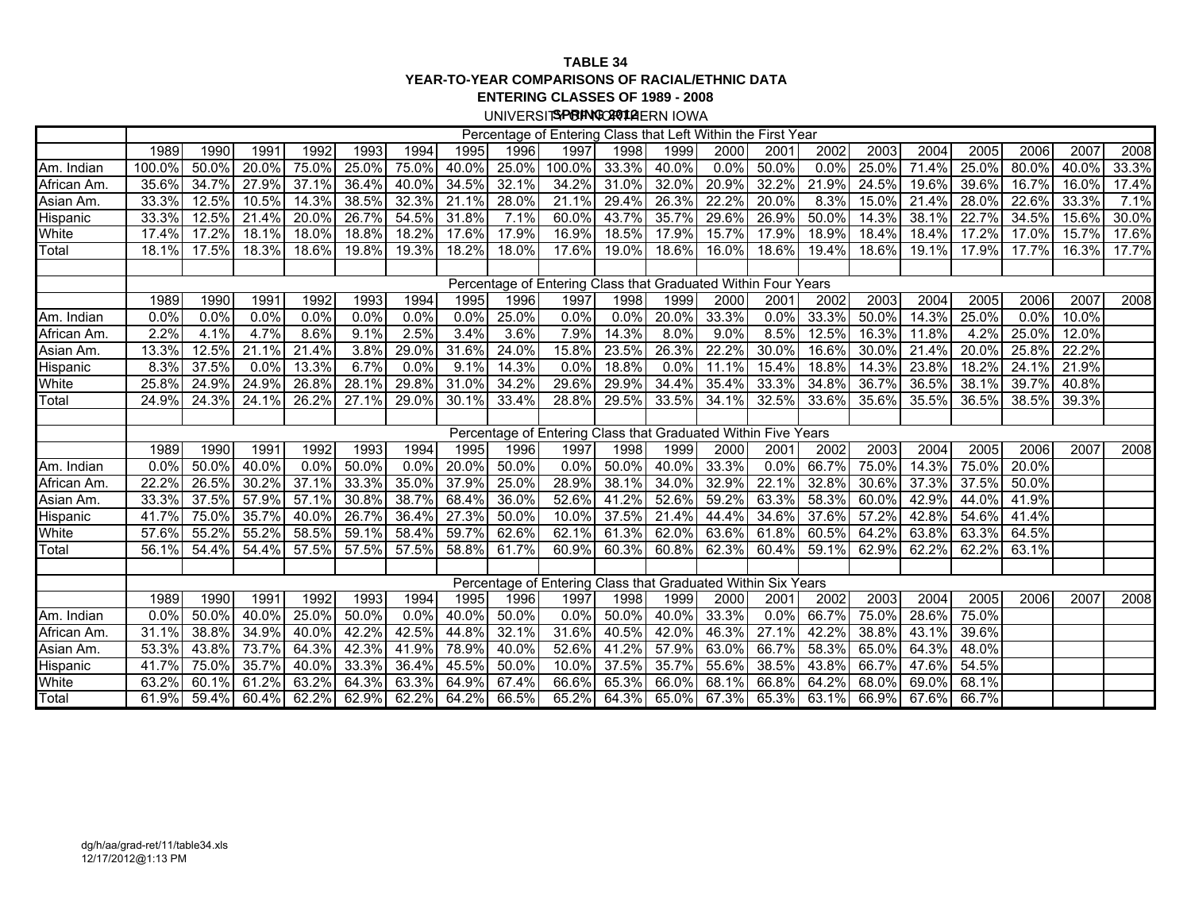**TABLE 34**

**YEAR-TO-YEAR COMPARISONS OF RACIAL/ETHNIC DATA**

**ENTERING CLASSES OF 1989 - 2008**

**SPRING 2012**

UNIVERSITY OF NORTHERN IOWA

| | Percentage of Entering Class that Left Within the First Year | | | | | | | | | | | | | | | | | | | |
|---|---|---|---|---|---|---|---|---|---|---|---|---|---|---|---|---|---|---|---|---|
| | 1989 | 1990 | 1991 | 1992 | 1993 | 1994 | 1995 | 1996 | 1997 | 1998 | 1999 | 2000 | 2001 | 2002 | 2003 | 2004 | 2005 | 2006 | 2007 | 2008 |
| Am. Indian | 100.0% | 50.0% | 20.0% | 75.0% | 25.0% | 75.0% | 40.0% | 25.0% | 100.0% | 33.3% | 40.0% | 0.0% | 50.0% | 0.0% | 25.0% | 71.4% | 25.0% | 80.0% | 40.0% | 33.3% |
| African Am. | 35.6% | 34.7% | 27.9% | 37.1% | 36.4% | 40.0% | 34.5% | 32.1% | 34.2% | 31.0% | 32.0% | 20.9% | 32.2% | 21.9% | 24.5% | 19.6% | 39.6% | 16.7% | 16.0% | 17.4% |
| Asian Am. | 33.3% | 12.5% | 10.5% | 14.3% | 38.5% | 32.3% | 21.1% | 28.0% | 21.1% | 29.4% | 26.3% | 22.2% | 20.0% | 8.3% | 15.0% | 21.4% | 28.0% | 22.6% | 33.3% | 7.1% |
| Hispanic | 33.3% | 12.5% | 21.4% | 20.0% | 26.7% | 54.5% | 31.8% | 7.1% | 60.0% | 43.7% | 35.7% | 29.6% | 26.9% | 50.0% | 14.3% | 38.1% | 22.7% | 34.5% | 15.6% | 30.0% |
| White | 17.4% | 17.2% | 18.1% | 18.0% | 18.8% | 18.2% | 17.6% | 17.9% | 16.9% | 18.5% | 17.9% | 15.7% | 17.9% | 18.9% | 18.4% | 18.4% | 17.2% | 17.0% | 15.7% | 17.6% |
| Total | 18.1% | 17.5% | 18.3% | 18.6% | 19.8% | 19.3% | 18.2% | 18.0% | 17.6% | 19.0% | 18.6% | 16.0% | 18.6% | 19.4% | 18.6% | 19.1% | 17.9% | 17.7% | 16.3% | 17.7% |
| | | | | | | | | | | | | | | | | | | | | |
| | Percentage of Entering Class that Graduated Within Four Years | | | | | | | | | | | | | | | | | | | |
| | 1989 | 1990 | 1991 | 1992 | 1993 | 1994 | 1995 | 1996 | 1997 | 1998 | 1999 | 2000 | 2001 | 2002 | 2003 | 2004 | 2005 | 2006 | 2007 | 2008 |
| Am. Indian | 0.0% | 0.0% | 0.0% | 0.0% | 0.0% | 0.0% | 0.0% | 25.0% | 0.0% | 0.0% | 20.0% | 33.3% | 0.0% | 33.3% | 50.0% | 14.3% | 25.0% | 0.0% | 10.0% | |
| African Am. | 2.2% | 4.1% | 4.7% | 8.6% | 9.1% | 2.5% | 3.4% | 3.6% | 7.9% | 14.3% | 8.0% | 9.0% | 8.5% | 12.5% | 16.3% | 11.8% | 4.2% | 25.0% | 12.0% | |
| Asian Am. | 13.3% | 12.5% | 21.1% | 21.4% | 3.8% | 29.0% | 31.6% | 24.0% | 15.8% | 23.5% | 26.3% | 22.2% | 30.0% | 16.6% | 30.0% | 21.4% | 20.0% | 25.8% | 22.2% | |
| Hispanic | 8.3% | 37.5% | 0.0% | 13.3% | 6.7% | 0.0% | 9.1% | 14.3% | 0.0% | 18.8% | 0.0% | 11.1% | 15.4% | 18.8% | 14.3% | 23.8% | 18.2% | 24.1% | 21.9% | |
| White | 25.8% | 24.9% | 24.9% | 26.8% | 28.1% | 29.8% | 31.0% | 34.2% | 29.6% | 29.9% | 34.4% | 35.4% | 33.3% | 34.8% | 36.7% | 36.5% | 38.1% | 39.7% | 40.8% | |
| Total | 24.9% | 24.3% | 24.1% | 26.2% | 27.1% | 29.0% | 30.1% | 33.4% | 28.8% | 29.5% | 33.5% | 34.1% | 32.5% | 33.6% | 35.6% | 35.5% | 36.5% | 38.5% | 39.3% | |
| | | | | | | | | | | | | | | | | | | | | |
| | Percentage of Entering Class that Graduated Within Five Years | | | | | | | | | | | | | | | | | | | |
| | 1989 | 1990 | 1991 | 1992 | 1993 | 1994 | 1995 | 1996 | 1997 | 1998 | 1999 | 2000 | 2001 | 2002 | 2003 | 2004 | 2005 | 2006 | 2007 | 2008 |
| Am. Indian | 0.0% | 50.0% | 40.0% | 0.0% | 50.0% | 0.0% | 20.0% | 50.0% | 0.0% | 50.0% | 40.0% | 33.3% | 0.0% | 66.7% | 75.0% | 14.3% | 75.0% | 20.0% | | |
| African Am. | 22.2% | 26.5% | 30.2% | 37.1% | 33.3% | 35.0% | 37.9% | 25.0% | 28.9% | 38.1% | 34.0% | 32.9% | 22.1% | 32.8% | 30.6% | 37.3% | 37.5% | 50.0% | | |
| Asian Am. | 33.3% | 37.5% | 57.9% | 57.1% | 30.8% | 38.7% | 68.4% | 36.0% | 52.6% | 41.2% | 52.6% | 59.2% | 63.3% | 58.3% | 60.0% | 42.9% | 44.0% | 41.9% | | |
| Hispanic | 41.7% | 75.0% | 35.7% | 40.0% | 26.7% | 36.4% | 27.3% | 50.0% | 10.0% | 37.5% | 21.4% | 44.4% | 34.6% | 37.6% | 57.2% | 42.8% | 54.6% | 41.4% | | |
| White | 57.6% | 55.2% | 55.2% | 58.5% | 59.1% | 58.4% | 59.7% | 62.6% | 62.1% | 61.3% | 62.0% | 63.6% | 61.8% | 60.5% | 64.2% | 63.8% | 63.3% | 64.5% | | |
| Total | 56.1% | 54.4% | 54.4% | 57.5% | 57.5% | 57.5% | 58.8% | 61.7% | 60.9% | 60.3% | 60.8% | 62.3% | 60.4% | 59.1% | 62.9% | 62.2% | 62.2% | 63.1% | | |
| | | | | | | | | | | | | | | | | | | | | |
| | Percentage of Entering Class that Graduated Within Six Years | | | | | | | | | | | | | | | | | | | |
| | 1989 | 1990 | 1991 | 1992 | 1993 | 1994 | 1995 | 1996 | 1997 | 1998 | 1999 | 2000 | 2001 | 2002 | 2003 | 2004 | 2005 | 2006 | 2007 | 2008 |
| Am. Indian | 0.0% | 50.0% | 40.0% | 25.0% | 50.0% | 0.0% | 40.0% | 50.0% | 0.0% | 50.0% | 40.0% | 33.3% | 0.0% | 66.7% | 75.0% | 28.6% | 75.0% | | | |
| African Am. | 31.1% | 38.8% | 34.9% | 40.0% | 42.2% | 42.5% | 44.8% | 32.1% | 31.6% | 40.5% | 42.0% | 46.3% | 27.1% | 42.2% | 38.8% | 43.1% | 39.6% | | | |
| Asian Am. | 53.3% | 43.8% | 73.7% | 64.3% | 42.3% | 41.9% | 78.9% | 40.0% | 52.6% | 41.2% | 57.9% | 63.0% | 66.7% | 58.3% | 65.0% | 64.3% | 48.0% | | | |
| Hispanic | 41.7% | 75.0% | 35.7% | 40.0% | 33.3% | 36.4% | 45.5% | 50.0% | 10.0% | 37.5% | 35.7% | 55.6% | 38.5% | 43.8% | 66.7% | 47.6% | 54.5% | | | |
| White | 63.2% | 60.1% | 61.2% | 63.2% | 64.3% | 63.3% | 64.9% | 67.4% | 66.6% | 65.3% | 66.0% | 68.1% | 66.8% | 64.2% | 68.0% | 69.0% | 68.1% | | | |
| Total | 61.9% | 59.4% | 60.4% | 62.2% | 62.9% | 62.2% | 64.2% | 66.5% | 65.2% | 64.3% | 65.0% | 67.3% | 65.3% | 63.1% | 66.9% | 67.6% | 66.7% | | | |

dg/h/aa/grad-ret/11/table34.xls
12/17/2012@1:13 PM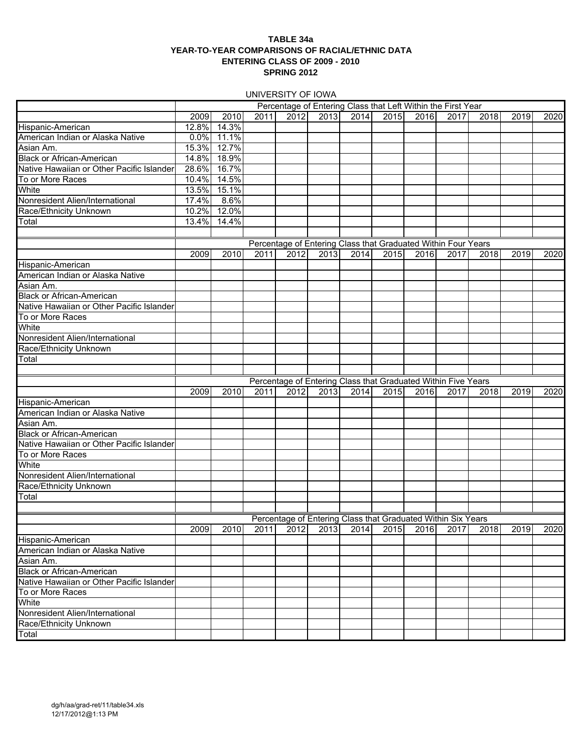**TABLE 34a**
**YEAR-TO-YEAR COMPARISONS OF RACIAL/ETHNIC DATA**
**ENTERING CLASS OF 2009 - 2010**
**SPRING 2012**

UNIVERSITY OF IOWA

| | Percentage of Entering Class that Left Within the First Year | | | | | | | | | | | |
|---|---|---|---|---|---|---|---|---|---|---|---|---|
| | 2009 | 2010 | 2011 | 2012 | 2013 | 2014 | 2015 | 2016 | 2017 | 2018 | 2019 | 2020 |
| Hispanic-American | 12.8% | 14.3% | | | | | | | | | | |
| American Indian or Alaska Native | 0.0% | 11.1% | | | | | | | | | | |
| Asian Am. | 15.3% | 12.7% | | | | | | | | | | |
| Black or African-American | 14.8% | 18.9% | | | | | | | | | | |
| Native Hawaiian or Other Pacific Islander | 28.6% | 16.7% | | | | | | | | | | |
| To or More Races | 10.4% | 14.5% | | | | | | | | | | |
| White | 13.5% | 15.1% | | | | | | | | | | |
| Nonresident Alien/International | 17.4% | 8.6% | | | | | | | | | | |
| Race/Ethnicity Unknown | 10.2% | 12.0% | | | | | | | | | | |
| Total | 13.4% | 14.4% | | | | | | | | | | |
| | | | | | | | | | | | | |
| | Percentage of Entering Class that Graduated Within Four Years | | | | | | | | | | | |
| | 2009 | 2010 | 2011 | 2012 | 2013 | 2014 | 2015 | 2016 | 2017 | 2018 | 2019 | 2020 |
| Hispanic-American | | | | | | | | | | | | |
| American Indian or Alaska Native | | | | | | | | | | | | |
| Asian Am. | | | | | | | | | | | | |
| Black or African-American | | | | | | | | | | | | |
| Native Hawaiian or Other Pacific Islander | | | | | | | | | | | | |
| To or More Races | | | | | | | | | | | | |
| White | | | | | | | | | | | | |
| Nonresident Alien/International | | | | | | | | | | | | |
| Race/Ethnicity Unknown | | | | | | | | | | | | |
| Total | | | | | | | | | | | | |
| | | | | | | | | | | | | |
| | Percentage of Entering Class that Graduated Within Five Years | | | | | | | | | | | |
| | 2009 | 2010 | 2011 | 2012 | 2013 | 2014 | 2015 | 2016 | 2017 | 2018 | 2019 | 2020 |
| Hispanic-American | | | | | | | | | | | | |
| American Indian or Alaska Native | | | | | | | | | | | | |
| Asian Am. | | | | | | | | | | | | |
| Black or African-American | | | | | | | | | | | | |
| Native Hawaiian or Other Pacific Islander | | | | | | | | | | | | |
| To or More Races | | | | | | | | | | | | |
| White | | | | | | | | | | | | |
| Nonresident Alien/International | | | | | | | | | | | | |
| Race/Ethnicity Unknown | | | | | | | | | | | | |
| Total | | | | | | | | | | | | |
| | | | | | | | | | | | | |
| | Percentage of Entering Class that Graduated Within Six Years | | | | | | | | | | | |
| | 2009 | 2010 | 2011 | 2012 | 2013 | 2014 | 2015 | 2016 | 2017 | 2018 | 2019 | 2020 |
| Hispanic-American | | | | | | | | | | | | |
| American Indian or Alaska Native | | | | | | | | | | | | |
| Asian Am. | | | | | | | | | | | | |
| Black or African-American | | | | | | | | | | | | |
| Native Hawaiian or Other Pacific Islander | | | | | | | | | | | | |
| To or More Races | | | | | | | | | | | | |
| White | | | | | | | | | | | | |
| Nonresident Alien/International | | | | | | | | | | | | |
| Race/Ethnicity Unknown | | | | | | | | | | | | |
| Total | | | | | | | | | | | | |

dg/h/aa/grad-ret/11/table34.xls
12/17/2012@1:13 PM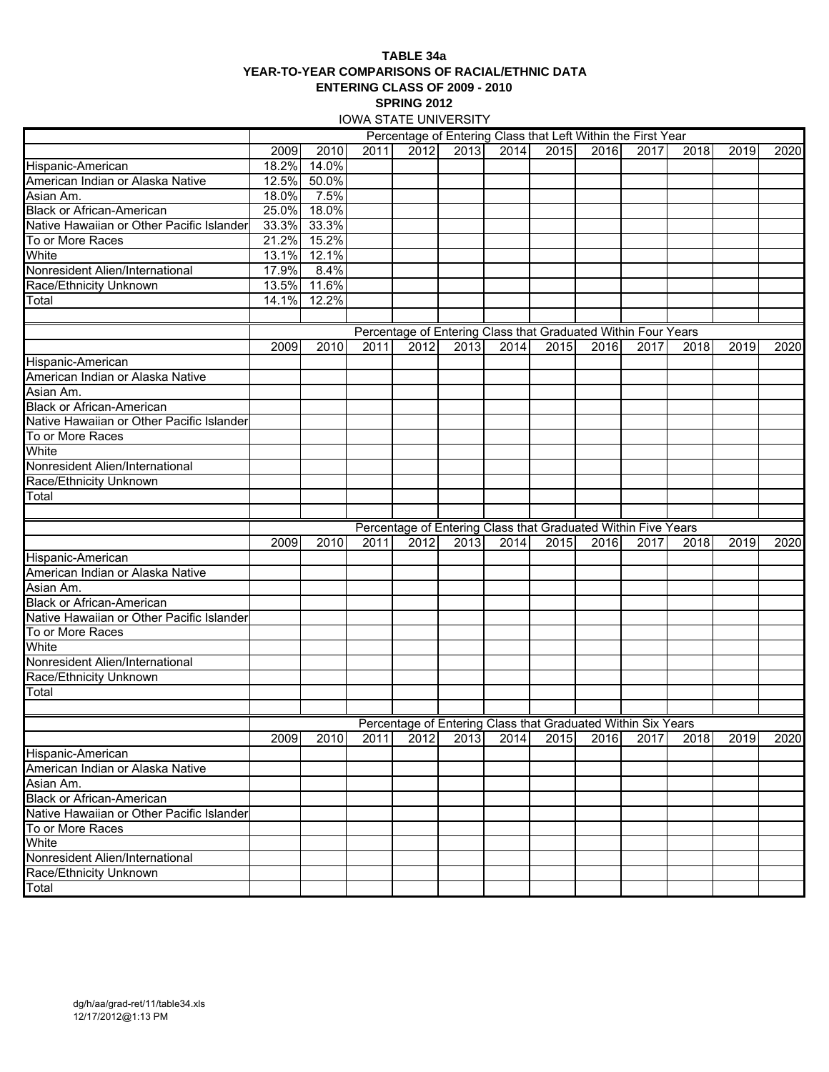**TABLE 34a**
**YEAR-TO-YEAR COMPARISONS OF RACIAL/ETHNIC DATA**
**ENTERING CLASS OF 2009 - 2010**
**SPRING 2012**
IOWA STATE UNIVERSITY

| | Percentage of Entering Class that Left Within the First Year | | | | | | | | | | | |
|---|---|---|---|---|---|---|---|---|---|---|---|---|
| | 2009 | 2010 | 2011 | 2012 | 2013 | 2014 | 2015 | 2016 | 2017 | 2018 | 2019 | 2020 |
| Hispanic-American | 18.2% | 14.0% | | | | | | | | | | |
| American Indian or Alaska Native | 12.5% | 50.0% | | | | | | | | | | |
| Asian Am. | 18.0% | 7.5% | | | | | | | | | | |
| Black or African-American | 25.0% | 18.0% | | | | | | | | | | |
| Native Hawaiian or Other Pacific Islander | 33.3% | 33.3% | | | | | | | | | | |
| To or More Races | 21.2% | 15.2% | | | | | | | | | | |
| White | 13.1% | 12.1% | | | | | | | | | | |
| Nonresident Alien/International | 17.9% | 8.4% | | | | | | | | | | |
| Race/Ethnicity Unknown | 13.5% | 11.6% | | | | | | | | | | |
| Total | 14.1% | 12.2% | | | | | | | | | | |

| | Percentage of Entering Class that Graduated Within Four Years | | | | | | | | | | | |
|---|---|---|---|---|---|---|---|---|---|---|---|---|
| | 2009 | 2010 | 2011 | 2012 | 2013 | 2014 | 2015 | 2016 | 2017 | 2018 | 2019 | 2020 |
| Hispanic-American | | | | | | | | | | | | |
| American Indian or Alaska Native | | | | | | | | | | | | |
| Asian Am. | | | | | | | | | | | | |
| Black or African-American | | | | | | | | | | | | |
| Native Hawaiian or Other Pacific Islander | | | | | | | | | | | | |
| To or More Races | | | | | | | | | | | | |
| White | | | | | | | | | | | | |
| Nonresident Alien/International | | | | | | | | | | | | |
| Race/Ethnicity Unknown | | | | | | | | | | | | |
| Total | | | | | | | | | | | | |

| | Percentage of Entering Class that Graduated Within Five Years | | | | | | | | | | | |
|---|---|---|---|---|---|---|---|---|---|---|---|---|
| | 2009 | 2010 | 2011 | 2012 | 2013 | 2014 | 2015 | 2016 | 2017 | 2018 | 2019 | 2020 |
| Hispanic-American | | | | | | | | | | | | |
| American Indian or Alaska Native | | | | | | | | | | | | |
| Asian Am. | | | | | | | | | | | | |
| Black or African-American | | | | | | | | | | | | |
| Native Hawaiian or Other Pacific Islander | | | | | | | | | | | | |
| To or More Races | | | | | | | | | | | | |
| White | | | | | | | | | | | | |
| Nonresident Alien/International | | | | | | | | | | | | |
| Race/Ethnicity Unknown | | | | | | | | | | | | |
| Total | | | | | | | | | | | | |

| | Percentage of Entering Class that Graduated Within Six Years | | | | | | | | | | | |
|---|---|---|---|---|---|---|---|---|---|---|---|---|
| | 2009 | 2010 | 2011 | 2012 | 2013 | 2014 | 2015 | 2016 | 2017 | 2018 | 2019 | 2020 |
| Hispanic-American | | | | | | | | | | | | |
| American Indian or Alaska Native | | | | | | | | | | | | |
| Asian Am. | | | | | | | | | | | | |
| Black or African-American | | | | | | | | | | | | |
| Native Hawaiian or Other Pacific Islander | | | | | | | | | | | | |
| To or More Races | | | | | | | | | | | | |
| White | | | | | | | | | | | | |
| Nonresident Alien/International | | | | | | | | | | | | |
| Race/Ethnicity Unknown | | | | | | | | | | | | |
| Total | | | | | | | | | | | | |

dg/h/aa/grad-ret/11/table34.xls
12/17/2012@1:13 PM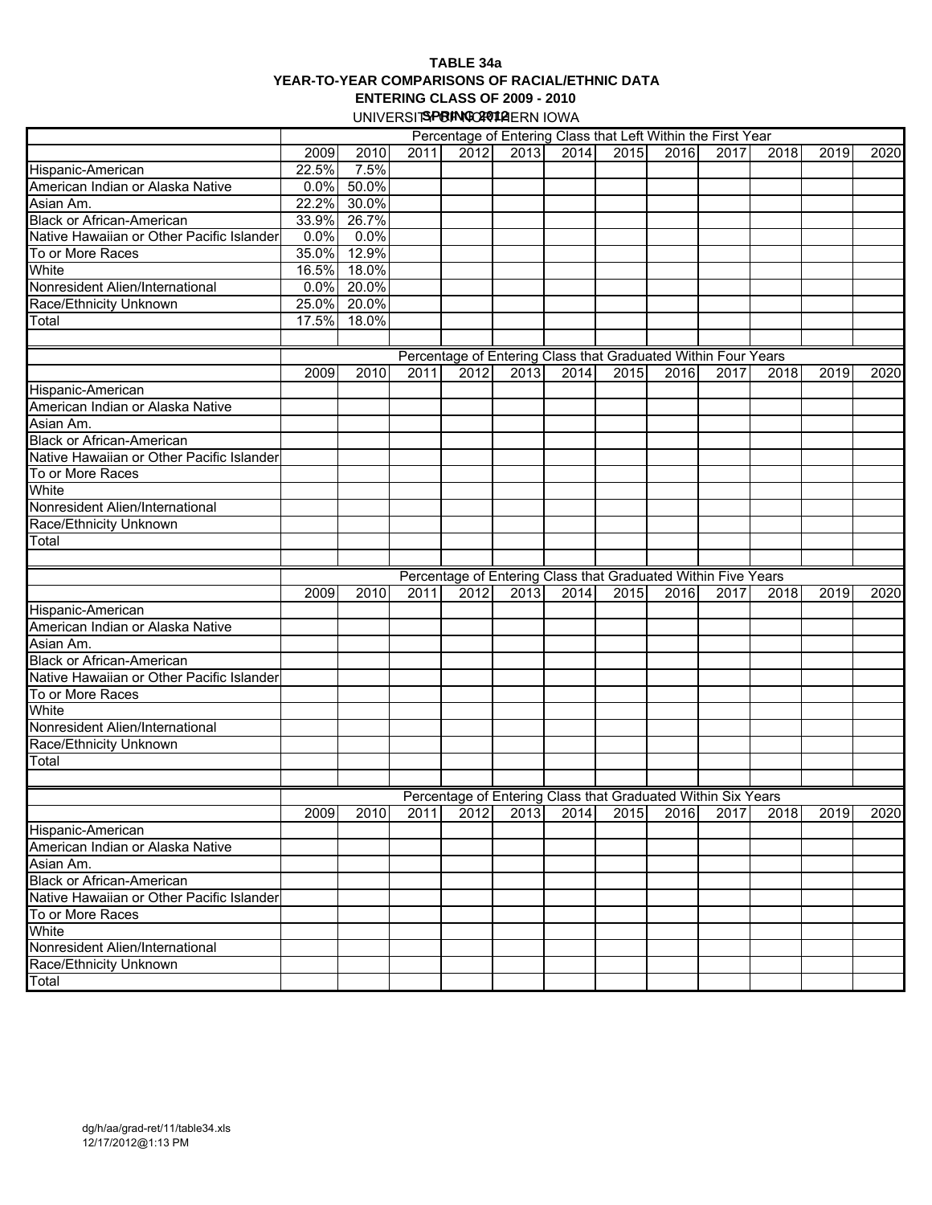**TABLE 34a**

**YEAR-TO-YEAR COMPARISONS OF RACIAL/ETHNIC DATA**

**ENTERING CLASS OF 2009 - 2010**

**SPRING 2012** UNIVERSITY OF NORTHERN IOWA

| | Percentage of Entering Class that Left Within the First Year | | | | | | | | | | | |
|---|---|---|---|---|---|---|---|---|---|---|---|---|
| | 2009 | 2010 | 2011 | 2012 | 2013 | 2014 | 2015 | 2016 | 2017 | 2018 | 2019 | 2020 |
| Hispanic-American | 22.5% | 7.5% | | | | | | | | | | |
| American Indian or Alaska Native | 0.0% | 50.0% | | | | | | | | | | |
| Asian Am. | 22.2% | 30.0% | | | | | | | | | | |
| Black or African-American | 33.9% | 26.7% | | | | | | | | | | |
| Native Hawaiian or Other Pacific Islander | 0.0% | 0.0% | | | | | | | | | | |
| To or More Races | 35.0% | 12.9% | | | | | | | | | | |
| White | 16.5% | 18.0% | | | | | | | | | | |
| Nonresident Alien/International | 0.0% | 20.0% | | | | | | | | | | |
| Race/Ethnicity Unknown | 25.0% | 20.0% | | | | | | | | | | |
| Total | 17.5% | 18.0% | | | | | | | | | | |

| | Percentage of Entering Class that Graduated Within Four Years | | | | | | | | | | | |
|---|---|---|---|---|---|---|---|---|---|---|---|---|
| | 2009 | 2010 | 2011 | 2012 | 2013 | 2014 | 2015 | 2016 | 2017 | 2018 | 2019 | 2020 |
| Hispanic-American | | | | | | | | | | | | |
| American Indian or Alaska Native | | | | | | | | | | | | |
| Asian Am. | | | | | | | | | | | | |
| Black or African-American | | | | | | | | | | | | |
| Native Hawaiian or Other Pacific Islander | | | | | | | | | | | | |
| To or More Races | | | | | | | | | | | | |
| White | | | | | | | | | | | | |
| Nonresident Alien/International | | | | | | | | | | | | |
| Race/Ethnicity Unknown | | | | | | | | | | | | |
| Total | | | | | | | | | | | | |

| | Percentage of Entering Class that Graduated Within Five Years | | | | | | | | | | | |
|---|---|---|---|---|---|---|---|---|---|---|---|---|
| | 2009 | 2010 | 2011 | 2012 | 2013 | 2014 | 2015 | 2016 | 2017 | 2018 | 2019 | 2020 |
| Hispanic-American | | | | | | | | | | | | |
| American Indian or Alaska Native | | | | | | | | | | | | |
| Asian Am. | | | | | | | | | | | | |
| Black or African-American | | | | | | | | | | | | |
| Native Hawaiian or Other Pacific Islander | | | | | | | | | | | | |
| To or More Races | | | | | | | | | | | | |
| White | | | | | | | | | | | | |
| Nonresident Alien/International | | | | | | | | | | | | |
| Race/Ethnicity Unknown | | | | | | | | | | | | |
| Total | | | | | | | | | | | | |

| | Percentage of Entering Class that Graduated Within Six Years | | | | | | | | | | | |
|---|---|---|---|---|---|---|---|---|---|---|---|---|
| | 2009 | 2010 | 2011 | 2012 | 2013 | 2014 | 2015 | 2016 | 2017 | 2018 | 2019 | 2020 |
| Hispanic-American | | | | | | | | | | | | |
| American Indian or Alaska Native | | | | | | | | | | | | |
| Asian Am. | | | | | | | | | | | | |
| Black or African-American | | | | | | | | | | | | |
| Native Hawaiian or Other Pacific Islander | | | | | | | | | | | | |
| To or More Races | | | | | | | | | | | | |
| White | | | | | | | | | | | | |
| Nonresident Alien/International | | | | | | | | | | | | |
| Race/Ethnicity Unknown | | | | | | | | | | | | |
| Total | | | | | | | | | | | | |

dg/h/aa/grad-ret/11/table34.xls
12/17/2012@1:13 PM